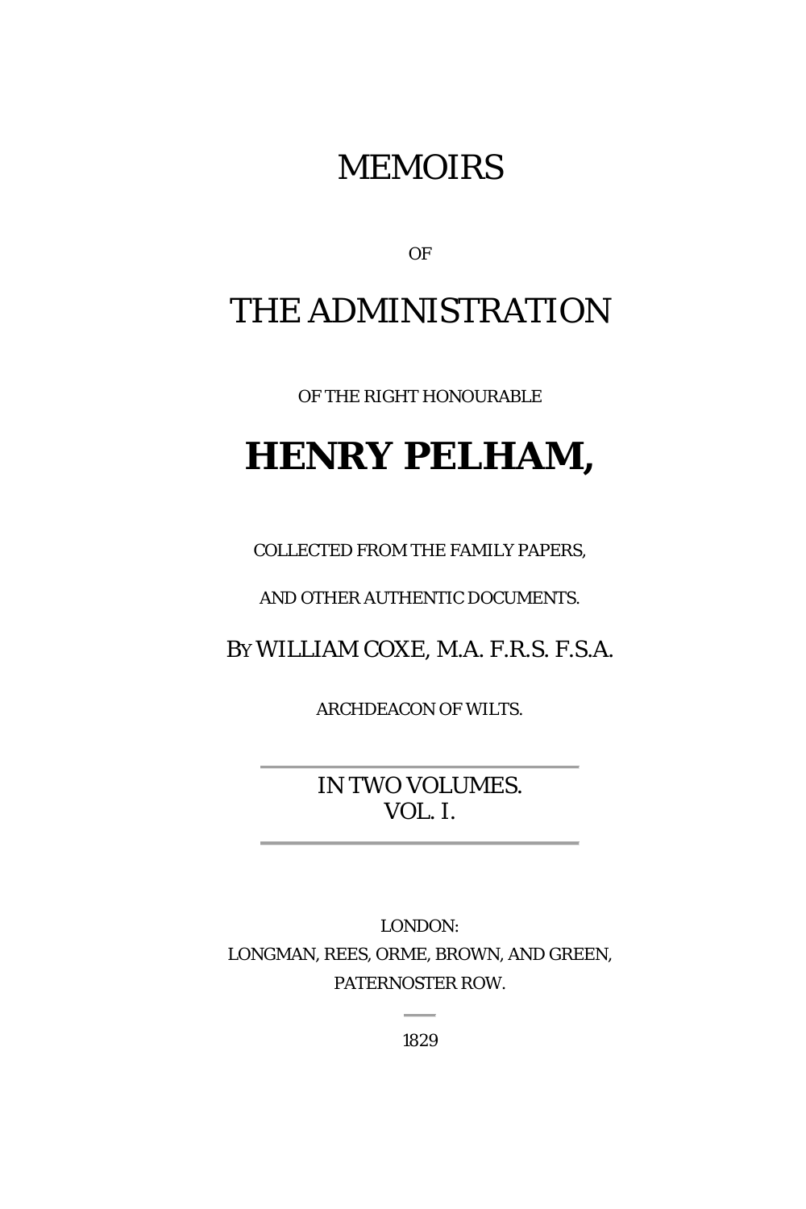# MEMOIRS

OF

# THE ADMINISTRATION

OF THE RIGHT HONOURABLE

# **HENRY PELHAM,**

COLLECTED FROM THE FAMILY PAPERS,

AND OTHER AUTHENTIC DOCUMENTS.

BY WILLIAM COXE, M.A. F.R.S. F.S.A.

ARCHDEACON OF WILTS.

---

IN TWO VOLUMES.
VOL. I.

---

LONDON:
LONGMAN, REES, ORME, BROWN, AND GREEN,
PATERNOSTER ROW.

1829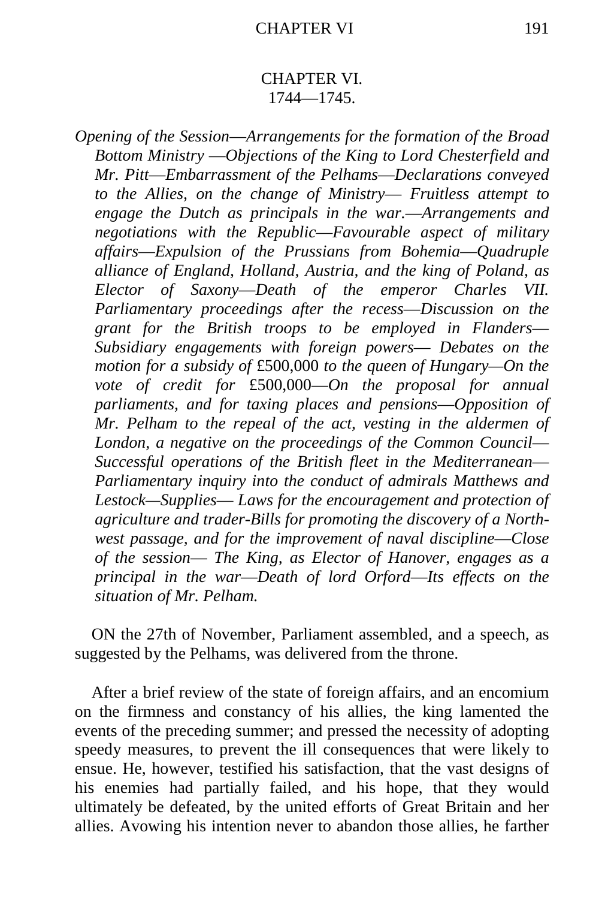# CHAPTER VI.

## 1744—1745.

*Opening of the Session—Arrangements for the formation of the Broad Bottom Ministry —Objections of the King to Lord Chesterfield and Mr. Pitt—Embarrassment of the Pelhams—Declarations conveyed to the Allies, on the change of Ministry— Fruitless attempt to engage the Dutch as principals in the war.—Arrangements and negotiations with the Republic—Favourable aspect of military affairs—Expulsion of the Prussians from Bohemia—Quadruple alliance of England, Holland, Austria, and the king of Poland, as Elector of Saxony—Death of the emperor Charles VII. Parliamentary proceedings after the recess—Discussion on the grant for the British troops to be employed in Flanders—Subsidiary engagements with foreign powers— Debates on the motion for a subsidy of* £500,000 *to the queen of Hungary—On the vote of credit for* £500,000*—On the proposal for annual parliaments, and for taxing places and pensions—Opposition of Mr. Pelham to the repeal of the act, vesting in the aldermen of London, a negative on the proceedings of the Common Council—Successful operations of the British fleet in the Mediterranean—Parliamentary inquiry into the conduct of admirals Matthews and Lestock—Supplies— Laws for the encouragement and protection of agriculture and trader-Bills for promoting the discovery of a North-west passage, and for the improvement of naval discipline—Close of the session— The King, as Elector of Hanover, engages as a principal in the war—Death of lord Orford—Its effects on the situation of Mr. Pelham.*

ON the 27th of November, Parliament assembled, and a speech, as suggested by the Pelhams, was delivered from the throne.

After a brief review of the state of foreign affairs, and an encomium on the firmness and constancy of his allies, the king lamented the events of the preceding summer; and pressed the necessity of adopting speedy measures, to prevent the ill consequences that were likely to ensue. He, however, testified his satisfaction, that the vast designs of his enemies had partially failed, and his hope, that they would ultimately be defeated, by the united efforts of Great Britain and her allies. Avowing his intention never to abandon those allies, he farther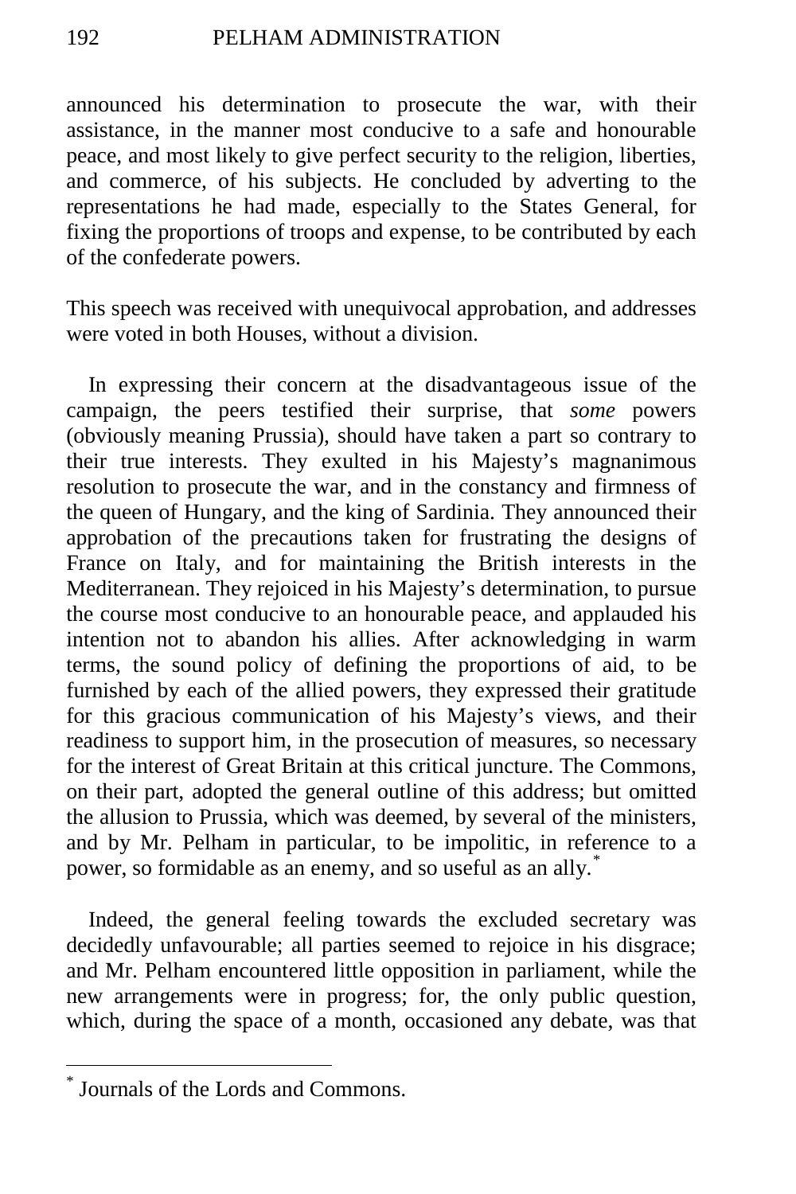announced his determination to prosecute the war, with their assistance, in the manner most conducive to a safe and honourable peace, and most likely to give perfect security to the religion, liberties, and commerce, of his subjects. He concluded by adverting to the representations he had made, especially to the States General, for fixing the proportions of troops and expense, to be contributed by each of the confederate powers.

This speech was received with unequivocal approbation, and addresses were voted in both Houses, without a division.

In expressing their concern at the disadvantageous issue of the campaign, the peers testified their surprise, that *some* powers (obviously meaning Prussia), should have taken a part so contrary to their true interests. They exulted in his Majesty's magnanimous resolution to prosecute the war, and in the constancy and firmness of the queen of Hungary, and the king of Sardinia. They announced their approbation of the precautions taken for frustrating the designs of France on Italy, and for maintaining the British interests in the Mediterranean. They rejoiced in his Majesty's determination, to pursue the course most conducive to an honourable peace, and applauded his intention not to abandon his allies. After acknowledging in warm terms, the sound policy of defining the proportions of aid, to be furnished by each of the allied powers, they expressed their gratitude for this gracious communication of his Majesty's views, and their readiness to support him, in the prosecution of measures, so necessary for the interest of Great Britain at this critical juncture. The Commons, on their part, adopted the general outline of this address; but omitted the allusion to Prussia, which was deemed, by several of the ministers, and by Mr. Pelham in particular, to be impolitic, in reference to a power, so formidable as an enemy, and so useful as an ally.*

Indeed, the general feeling towards the excluded secretary was decidedly unfavourable; all parties seemed to rejoice in his disgrace; and Mr. Pelham encountered little opposition in parliament, while the new arrangements were in progress; for, the only public question, which, during the space of a month, occasioned any debate, was that

---

* Journals of the Lords and Commons.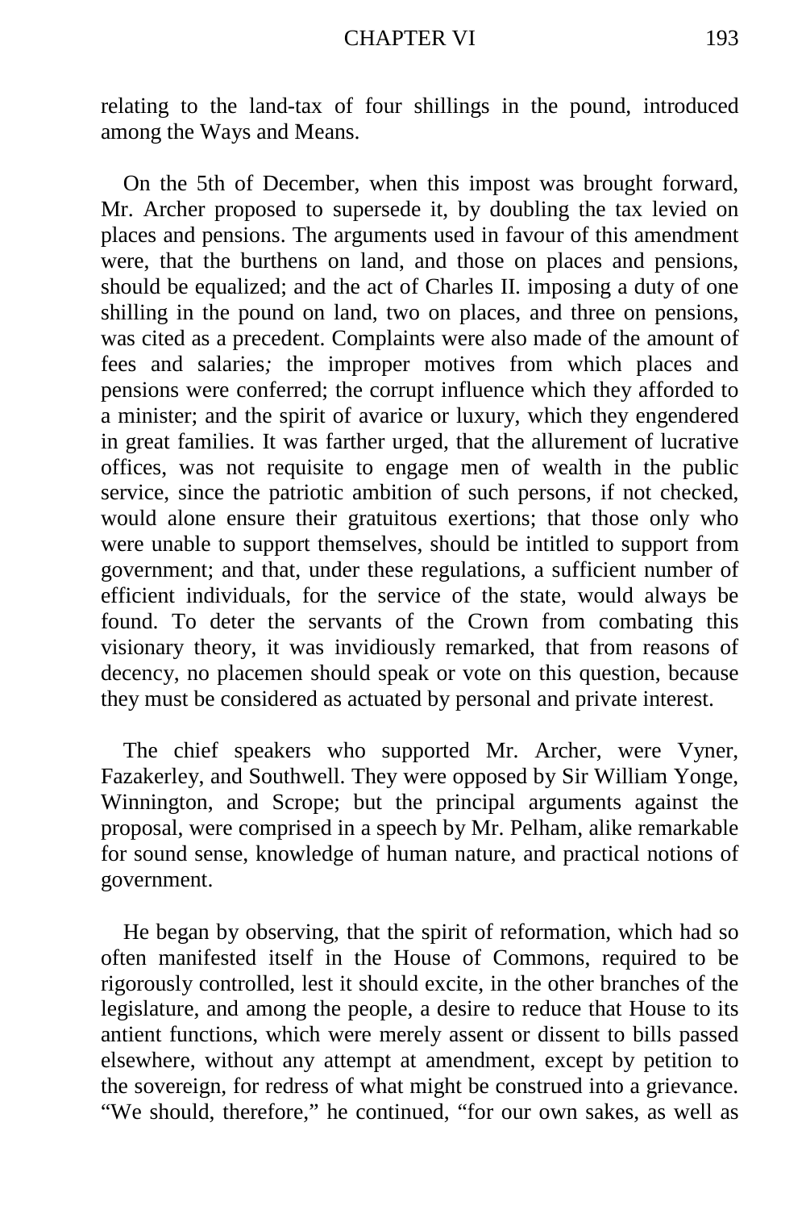relating to the land-tax of four shillings in the pound, introduced among the Ways and Means.

On the 5th of December, when this impost was brought forward, Mr. Archer proposed to supersede it, by doubling the tax levied on places and pensions. The arguments used in favour of this amendment were, that the burthens on land, and those on places and pensions, should be equalized; and the act of Charles II. imposing a duty of one shilling in the pound on land, two on places, and three on pensions, was cited as a precedent. Complaints were also made of the amount of fees and salaries*;* the improper motives from which places and pensions were conferred; the corrupt influence which they afforded to a minister; and the spirit of avarice or luxury, which they engendered in great families. It was farther urged, that the allurement of lucrative offices, was not requisite to engage men of wealth in the public service, since the patriotic ambition of such persons, if not checked, would alone ensure their gratuitous exertions; that those only who were unable to support themselves, should be intitled to support from government; and that, under these regulations, a sufficient number of efficient individuals, for the service of the state, would always be found. To deter the servants of the Crown from combating this visionary theory, it was invidiously remarked, that from reasons of decency, no placemen should speak or vote on this question, because they must be considered as actuated by personal and private interest.

The chief speakers who supported Mr. Archer, were Vyner, Fazakerley, and Southwell. They were opposed by Sir William Yonge, Winnington, and Scrope; but the principal arguments against the proposal, were comprised in a speech by Mr. Pelham, alike remarkable for sound sense, knowledge of human nature, and practical notions of government.

He began by observing, that the spirit of reformation, which had so often manifested itself in the House of Commons, required to be rigorously controlled, lest it should excite, in the other branches of the legislature, and among the people, a desire to reduce that House to its antient functions, which were merely assent or dissent to bills passed elsewhere, without any attempt at amendment, except by petition to the sovereign, for redress of what might be construed into a grievance. "We should, therefore," he continued, "for our own sakes, as well as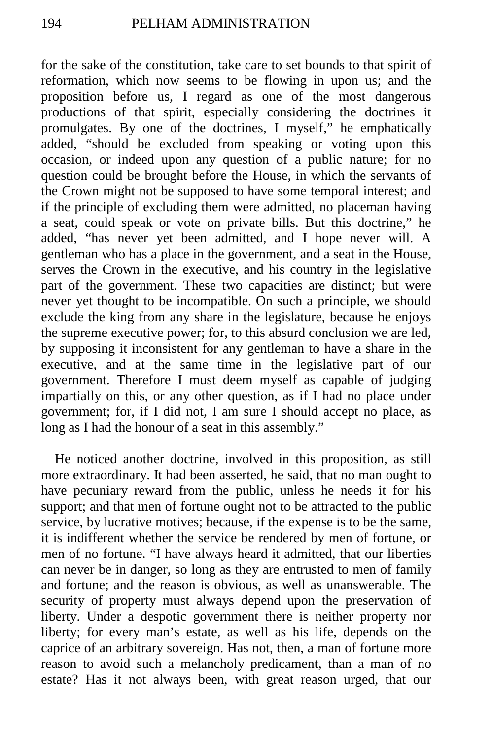for the sake of the constitution, take care to set bounds to that spirit of reformation, which now seems to be flowing in upon us; and the proposition before us, I regard as one of the most dangerous productions of that spirit, especially considering the doctrines it promulgates. By one of the doctrines, I myself," he emphatically added, "should be excluded from speaking or voting upon this occasion, or indeed upon any question of a public nature; for no question could be brought before the House, in which the servants of the Crown might not be supposed to have some temporal interest; and if the principle of excluding them were admitted, no placeman having a seat, could speak or vote on private bills. But this doctrine," he added, "has never yet been admitted, and I hope never will. A gentleman who has a place in the government, and a seat in the House, serves the Crown in the executive, and his country in the legislative part of the government. These two capacities are distinct; but were never yet thought to be incompatible. On such a principle, we should exclude the king from any share in the legislature, because he enjoys the supreme executive power; for, to this absurd conclusion we are led, by supposing it inconsistent for any gentleman to have a share in the executive, and at the same time in the legislative part of our government. Therefore I must deem myself as capable of judging impartially on this, or any other question, as if I had no place under government; for, if I did not, I am sure I should accept no place, as long as I had the honour of a seat in this assembly."

He noticed another doctrine, involved in this proposition, as still more extraordinary. It had been asserted, he said, that no man ought to have pecuniary reward from the public, unless he needs it for his support; and that men of fortune ought not to be attracted to the public service, by lucrative motives; because, if the expense is to be the same, it is indifferent whether the service be rendered by men of fortune, or men of no fortune. "I have always heard it admitted, that our liberties can never be in danger, so long as they are entrusted to men of family and fortune; and the reason is obvious, as well as unanswerable. The security of property must always depend upon the preservation of liberty. Under a despotic government there is neither property nor liberty; for every man's estate, as well as his life, depends on the caprice of an arbitrary sovereign. Has not, then, a man of fortune more reason to avoid such a melancholy predicament, than a man of no estate? Has it not always been, with great reason urged, that our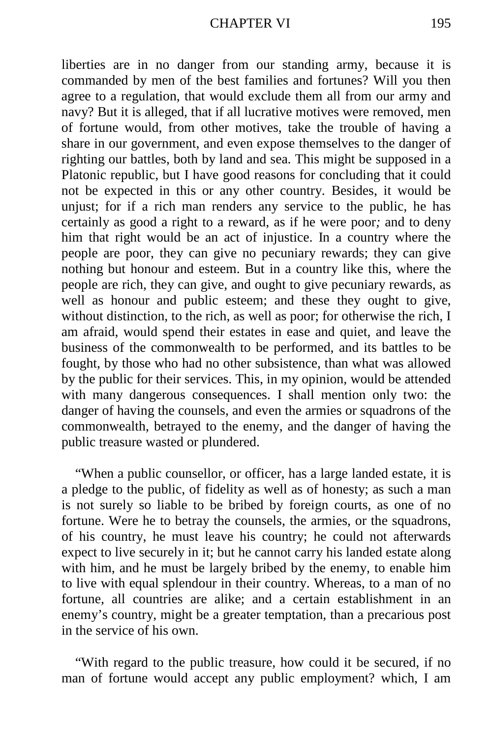liberties are in no danger from our standing army, because it is commanded by men of the best families and fortunes? Will you then agree to a regulation, that would exclude them all from our army and navy? But it is alleged, that if all lucrative motives were removed, men of fortune would, from other motives, take the trouble of having a share in our government, and even expose themselves to the danger of righting our battles, both by land and sea. This might be supposed in a Platonic republic, but I have good reasons for concluding that it could not be expected in this or any other country. Besides, it would be unjust; for if a rich man renders any service to the public, he has certainly as good a right to a reward, as if he were poor*;* and to deny him that right would be an act of injustice. In a country where the people are poor, they can give no pecuniary rewards; they can give nothing but honour and esteem. But in a country like this, where the people are rich, they can give, and ought to give pecuniary rewards, as well as honour and public esteem; and these they ought to give, without distinction, to the rich, as well as poor; for otherwise the rich, I am afraid, would spend their estates in ease and quiet, and leave the business of the commonwealth to be performed, and its battles to be fought, by those who had no other subsistence, than what was allowed by the public for their services. This, in my opinion, would be attended with many dangerous consequences. I shall mention only two: the danger of having the counsels, and even the armies or squadrons of the commonwealth, betrayed to the enemy, and the danger of having the public treasure wasted or plundered.

"When a public counsellor, or officer, has a large landed estate, it is a pledge to the public, of fidelity as well as of honesty; as such a man is not surely so liable to be bribed by foreign courts, as one of no fortune. Were he to betray the counsels, the armies, or the squadrons, of his country, he must leave his country; he could not afterwards expect to live securely in it; but he cannot carry his landed estate along with him, and he must be largely bribed by the enemy, to enable him to live with equal splendour in their country. Whereas, to a man of no fortune, all countries are alike; and a certain establishment in an enemy's country, might be a greater temptation, than a precarious post in the service of his own.

"With regard to the public treasure, how could it be secured, if no man of fortune would accept any public employment? which, I am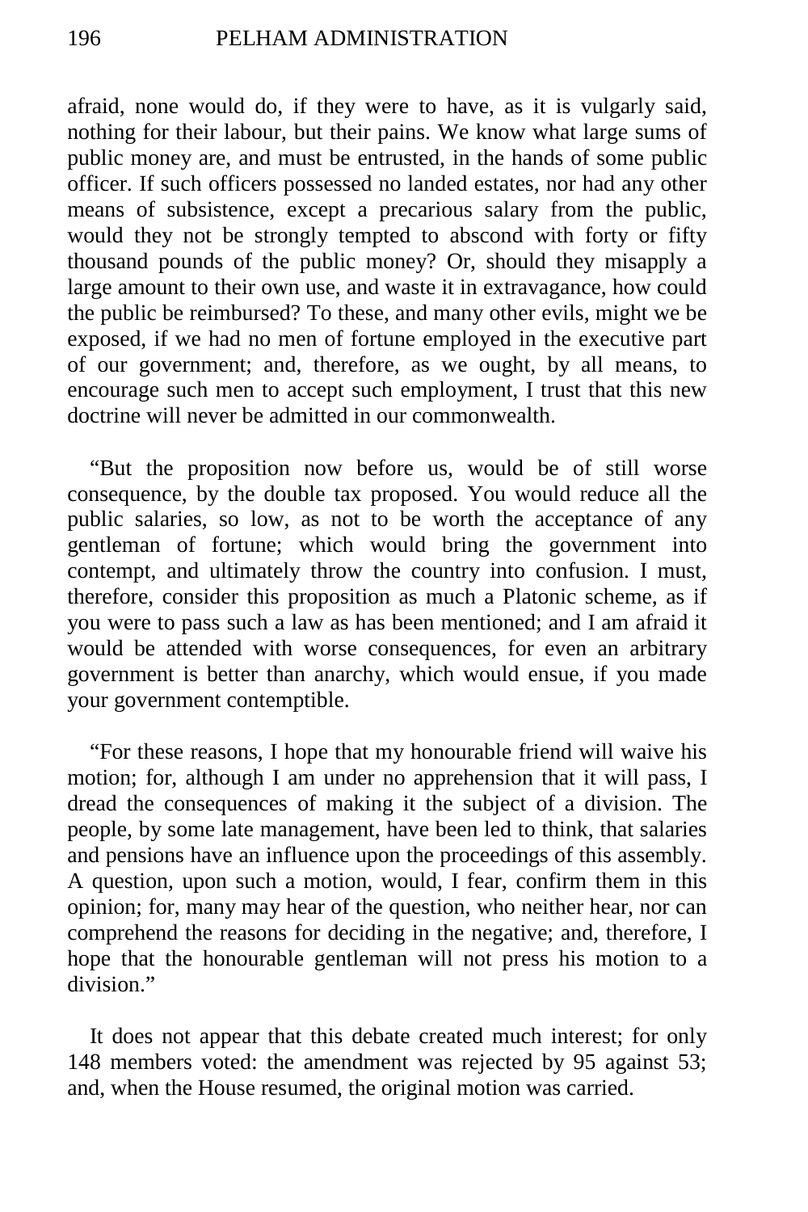afraid, none would do, if they were to have, as it is vulgarly said, nothing for their labour, but their pains. We know what large sums of public money are, and must be entrusted, in the hands of some public officer. If such officers possessed no landed estates, nor had any other means of subsistence, except a precarious salary from the public, would they not be strongly tempted to abscond with forty or fifty thousand pounds of the public money? Or, should they misapply a large amount to their own use, and waste it in extravagance, how could the public be reimbursed? To these, and many other evils, might we be exposed, if we had no men of fortune employed in the executive part of our government; and, therefore, as we ought, by all means, to encourage such men to accept such employment, I trust that this new doctrine will never be admitted in our commonwealth.

"But the proposition now before us, would be of still worse consequence, by the double tax proposed. You would reduce all the public salaries, so low, as not to be worth the acceptance of any gentleman of fortune; which would bring the government into contempt, and ultimately throw the country into confusion. I must, therefore, consider this proposition as much a Platonic scheme, as if you were to pass such a law as has been mentioned; and I am afraid it would be attended with worse consequences, for even an arbitrary government is better than anarchy, which would ensue, if you made your government contemptible.

"For these reasons, I hope that my honourable friend will waive his motion; for, although I am under no apprehension that it will pass, I dread the consequences of making it the subject of a division. The people, by some late management, have been led to think, that salaries and pensions have an influence upon the proceedings of this assembly. A question, upon such a motion, would, I fear, confirm them in this opinion; for, many may hear of the question, who neither hear, nor can comprehend the reasons for deciding in the negative; and, therefore, I hope that the honourable gentleman will not press his motion to a division."

It does not appear that this debate created much interest; for only 148 members voted: the amendment was rejected by 95 against 53; and, when the House resumed, the original motion was carried.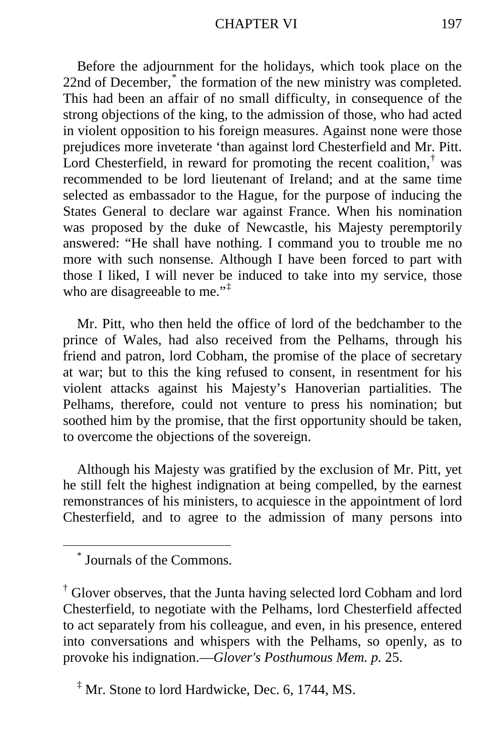Before the adjournment for the holidays, which took place on the 22nd of December,[*] the formation of the new ministry was completed. This had been an affair of no small difficulty, in consequence of the strong objections of the king, to the admission of those, who had acted in violent opposition to his foreign measures. Against none were those prejudices more inveterate 'than against lord Chesterfield and Mr. Pitt. Lord Chesterfield, in reward for promoting the recent coalition,[†] was recommended to be lord lieutenant of Ireland; and at the same time selected as embassador to the Hague, for the purpose of inducing the States General to declare war against France. When his nomination was proposed by the duke of Newcastle, his Majesty peremptorily answered: "He shall have nothing. I command you to trouble me no more with such nonsense. Although I have been forced to part with those I liked, I will never be induced to take into my service, those who are disagreeable to me."[‡]

Mr. Pitt, who then held the office of lord of the bedchamber to the prince of Wales, had also received from the Pelhams, through his friend and patron, lord Cobham, the promise of the place of secretary at war; but to this the king refused to consent, in resentment for his violent attacks against his Majesty's Hanoverian partialities. The Pelhams, therefore, could not venture to press his nomination; but soothed him by the promise, that the first opportunity should be taken, to overcome the objections of the sovereign.

Although his Majesty was gratified by the exclusion of Mr. Pitt, yet he still felt the highest indignation at being compelled, by the earnest remonstrances of his ministers, to acquiesce in the appointment of lord Chesterfield, and to agree to the admission of many persons into

---

[*] Journals of the Commons.

[†] Glover observes, that the Junta having selected lord Cobham and lord Chesterfield, to negotiate with the Pelhams, lord Chesterfield affected to act separately from his colleague, and even, in his presence, entered into conversations and whispers with the Pelhams, so openly, as to provoke his indignation.—*Glover's Posthumous Mem. p.* 25.

[‡] Mr. Stone to lord Hardwicke, Dec. 6, 1744, MS.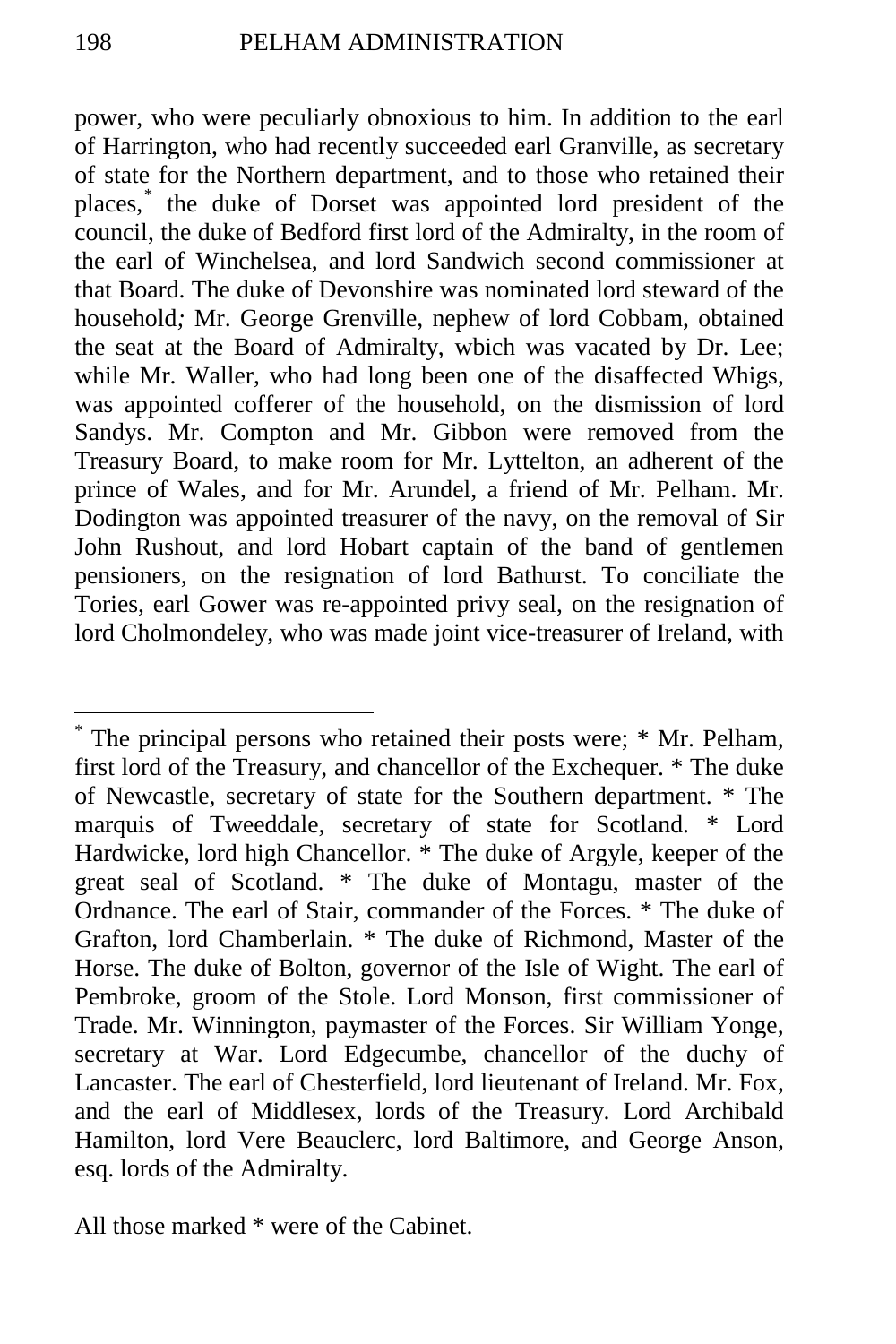power, who were peculiarly obnoxious to him. In addition to the earl of Harrington, who had recently succeeded earl Granville, as secretary of state for the Northern department, and to those who retained their places,* the duke of Dorset was appointed lord president of the council, the duke of Bedford first lord of the Admiralty, in the room of the earl of Winchelsea, and lord Sandwich second commissioner at that Board. The duke of Devonshire was nominated lord steward of the household; Mr. George Grenville, nephew of lord Cobbam, obtained the seat at the Board of Admiralty, wbich was vacated by Dr. Lee; while Mr. Waller, who had long been one of the disaffected Whigs, was appointed cofferer of the household, on the dismission of lord Sandys. Mr. Compton and Mr. Gibbon were removed from the Treasury Board, to make room for Mr. Lyttelton, an adherent of the prince of Wales, and for Mr. Arundel, a friend of Mr. Pelham. Mr. Dodington was appointed treasurer of the navy, on the removal of Sir John Rushout, and lord Hobart captain of the band of gentlemen pensioners, on the resignation of lord Bathurst. To conciliate the Tories, earl Gower was re-appointed privy seal, on the resignation of lord Cholmondeley, who was made joint vice-treasurer of Ireland, with

---

* The principal persons who retained their posts were; * Mr. Pelham, first lord of the Treasury, and chancellor of the Exchequer. * The duke of Newcastle, secretary of state for the Southern department. * The marquis of Tweeddale, secretary of state for Scotland. * Lord Hardwicke, lord high Chancellor. * The duke of Argyle, keeper of the great seal of Scotland. * The duke of Montagu, master of the Ordnance. The earl of Stair, commander of the Forces. * The duke of Grafton, lord Chamberlain. * The duke of Richmond, Master of the Horse. The duke of Bolton, governor of the Isle of Wight. The earl of Pembroke, groom of the Stole. Lord Monson, first commissioner of Trade. Mr. Winnington, paymaster of the Forces. Sir William Yonge, secretary at War. Lord Edgecumbe, chancellor of the duchy of Lancaster. The earl of Chesterfield, lord lieutenant of Ireland. Mr. Fox, and the earl of Middlesex, lords of the Treasury. Lord Archibald Hamilton, lord Vere Beauclerc, lord Baltimore, and George Anson, esq. lords of the Admiralty.

All those marked * were of the Cabinet.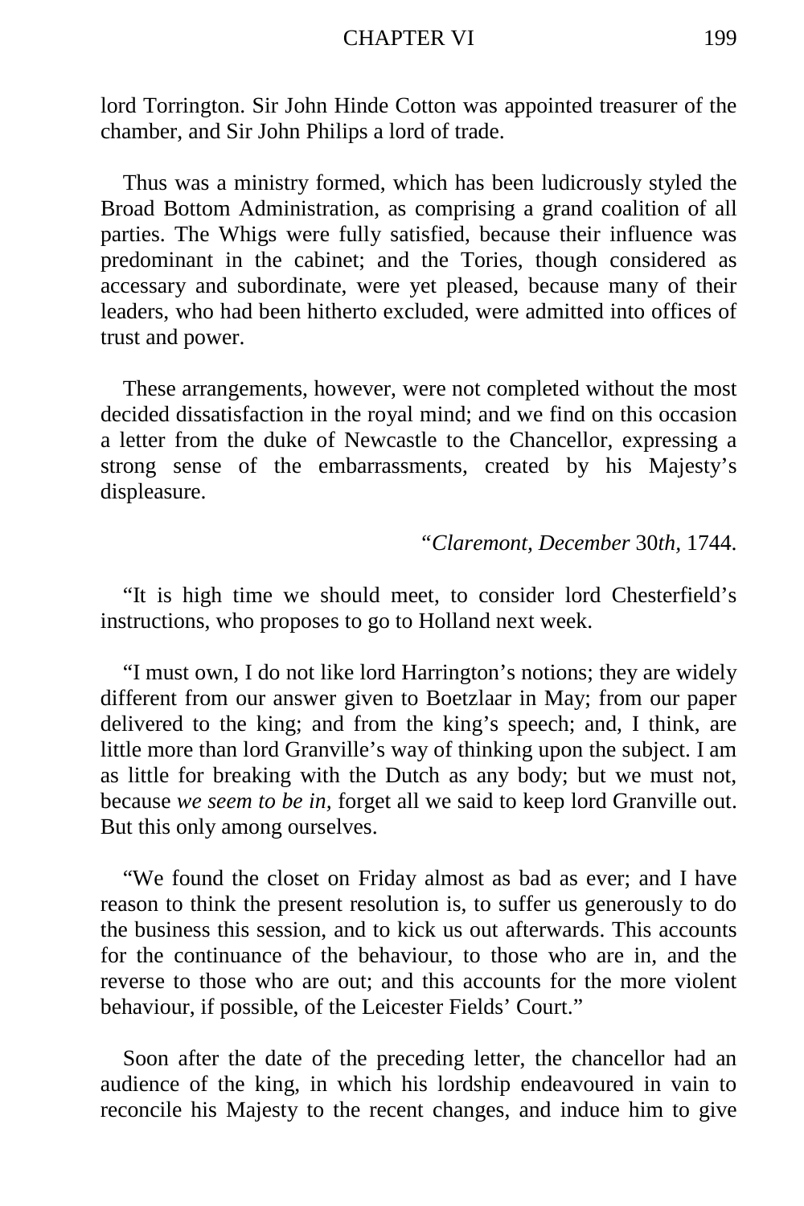lord Torrington. Sir John Hinde Cotton was appointed treasurer of the chamber, and Sir John Philips a lord of trade.

Thus was a ministry formed, which has been ludicrously styled the Broad Bottom Administration, as comprising a grand coalition of all parties. The Whigs were fully satisfied, because their influence was predominant in the cabinet; and the Tories, though considered as accessary and subordinate, were yet pleased, because many of their leaders, who had been hitherto excluded, were admitted into offices of trust and power.

These arrangements, however, were not completed without the most decided dissatisfaction in the royal mind; and we find on this occasion a letter from the duke of Newcastle to the Chancellor, expressing a strong sense of the embarrassments, created by his Majesty's displeasure.

*"Claremont, December* 30*th,* 1744.

"It is high time we should meet, to consider lord Chesterfield's instructions, who proposes to go to Holland next week.

"I must own, I do not like lord Harrington's notions; they are widely different from our answer given to Boetzlaar in May; from our paper delivered to the king; and from the king's speech; and, I think, are little more than lord Granville's way of thinking upon the subject. I am as little for breaking with the Dutch as any body; but we must not, because *we seem to be in*, forget all we said to keep lord Granville out. But this only among ourselves.

"We found the closet on Friday almost as bad as ever; and I have reason to think the present resolution is, to suffer us generously to do the business this session, and to kick us out afterwards. This accounts for the continuance of the behaviour, to those who are in, and the reverse to those who are out; and this accounts for the more violent behaviour, if possible, of the Leicester Fields' Court."

Soon after the date of the preceding letter, the chancellor had an audience of the king, in which his lordship endeavoured in vain to reconcile his Majesty to the recent changes, and induce him to give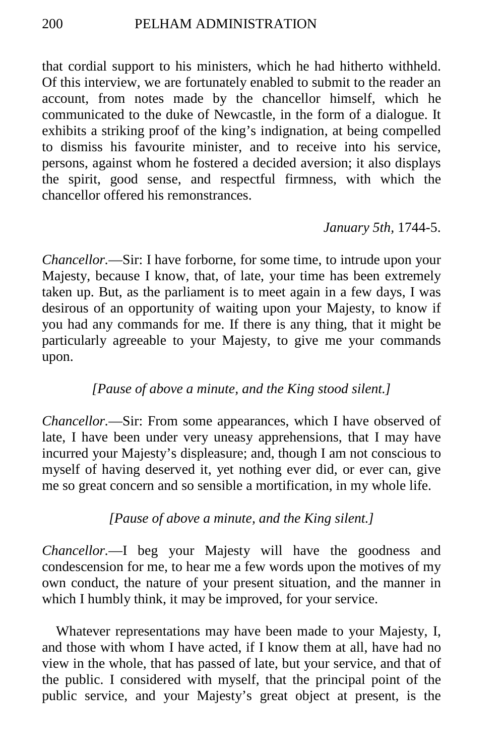that cordial support to his ministers, which he had hitherto withheld. Of this interview, we are fortunately enabled to submit to the reader an account, from notes made by the chancellor himself, which he communicated to the duke of Newcastle, in the form of a dialogue. It exhibits a striking proof of the king's indignation, at being compelled to dismiss his favourite minister, and to receive into his service, persons, against whom he fostered a decided aversion; it also displays the spirit, good sense, and respectful firmness, with which the chancellor offered his remonstrances.

*January 5th,* 1744-5.

*Chancellor.*—Sir: I have forborne, for some time, to intrude upon your Majesty, because I know, that, of late, your time has been extremely taken up. But, as the parliament is to meet again in a few days, I was desirous of an opportunity of waiting upon your Majesty, to know if you had any commands for me. If there is any thing, that it might be particularly agreeable to your Majesty, to give me your commands upon.

*[Pause of above a minute, and the King stood silent.]*

*Chancellor.*—Sir: From some appearances, which I have observed of late, I have been under very uneasy apprehensions, that I may have incurred your Majesty's displeasure; and, though I am not conscious to myself of having deserved it, yet nothing ever did, or ever can, give me so great concern and so sensible a mortification, in my whole life.

*[Pause of above a minute, and the King silent.]*

*Chancellor.*—I beg your Majesty will have the goodness and condescension for me, to hear me a few words upon the motives of my own conduct, the nature of your present situation, and the manner in which I humbly think, it may be improved, for your service.

Whatever representations may have been made to your Majesty, I, and those with whom I have acted, if I know them at all, have had no view in the whole, that has passed of late, but your service, and that of the public. I considered with myself, that the principal point of the public service, and your Majesty's great object at present, is the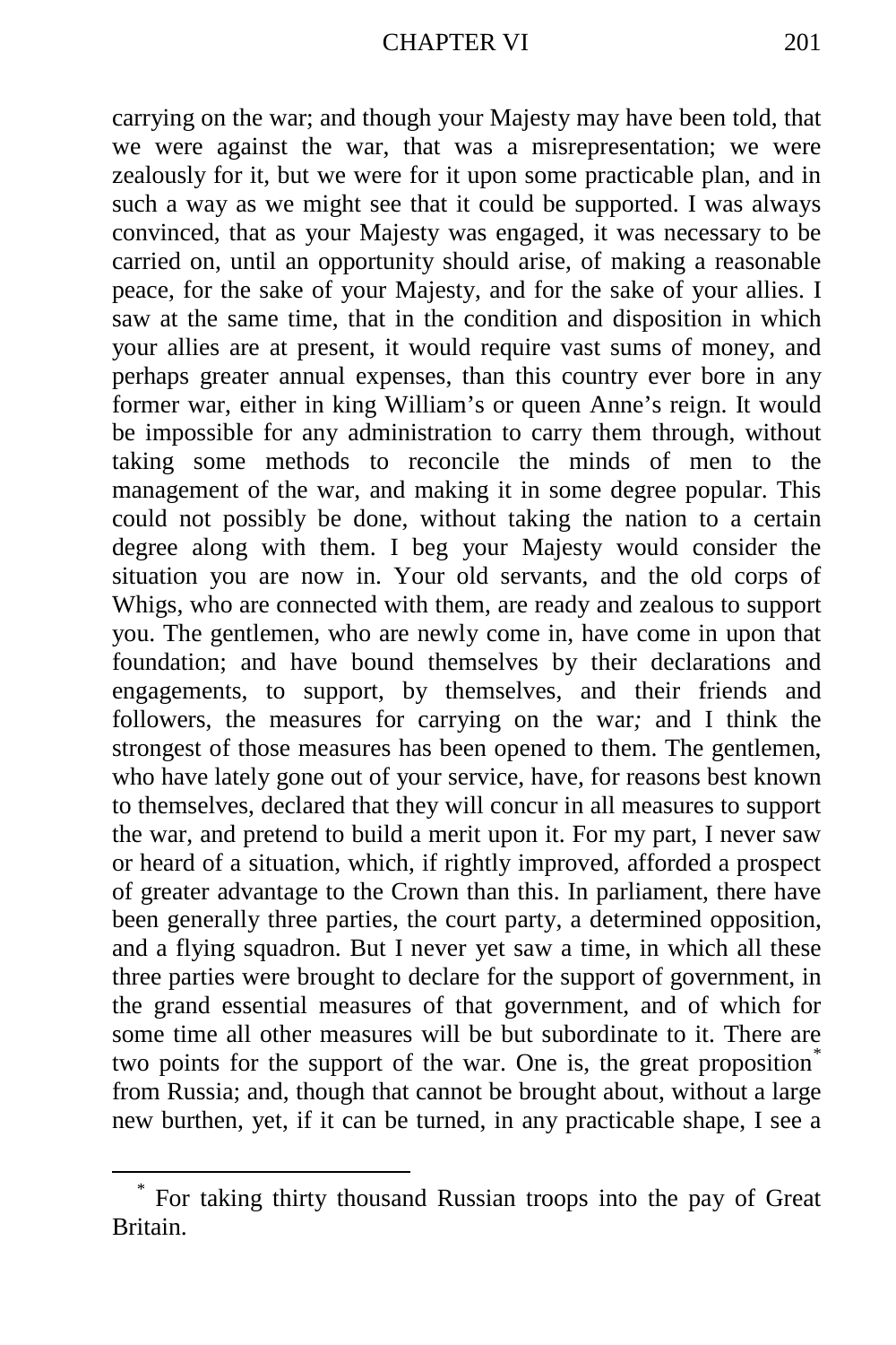carrying on the war; and though your Majesty may have been told, that we were against the war, that was a misrepresentation; we were zealously for it, but we were for it upon some practicable plan, and in such a way as we might see that it could be supported. I was always convinced, that as your Majesty was engaged, it was necessary to be carried on, until an opportunity should arise, of making a reasonable peace, for the sake of your Majesty, and for the sake of your allies. I saw at the same time, that in the condition and disposition in which your allies are at present, it would require vast sums of money, and perhaps greater annual expenses, than this country ever bore in any former war, either in king William's or queen Anne's reign. It would be impossible for any administration to carry them through, without taking some methods to reconcile the minds of men to the management of the war, and making it in some degree popular. This could not possibly be done, without taking the nation to a certain degree along with them. I beg your Majesty would consider the situation you are now in. Your old servants, and the old corps of Whigs, who are connected with them, are ready and zealous to support you. The gentlemen, who are newly come in, have come in upon that foundation; and have bound themselves by their declarations and engagements, to support, by themselves, and their friends and followers, the measures for carrying on the war*;* and I think the strongest of those measures has been opened to them. The gentlemen, who have lately gone out of your service, have, for reasons best known to themselves, declared that they will concur in all measures to support the war, and pretend to build a merit upon it. For my part, I never saw or heard of a situation, which, if rightly improved, afforded a prospect of greater advantage to the Crown than this. In parliament, there have been generally three parties, the court party, a determined opposition, and a flying squadron. But I never yet saw a time, in which all these three parties were brought to declare for the support of government, in the grand essential measures of that government, and of which for some time all other measures will be but subordinate to it. There are two points for the support of the war. One is, the great proposition[*] from Russia; and, though that cannot be brought about, without a large new burthen, yet, if it can be turned, in any practicable shape, I see a

---

[*] For taking thirty thousand Russian troops into the pay of Great Britain.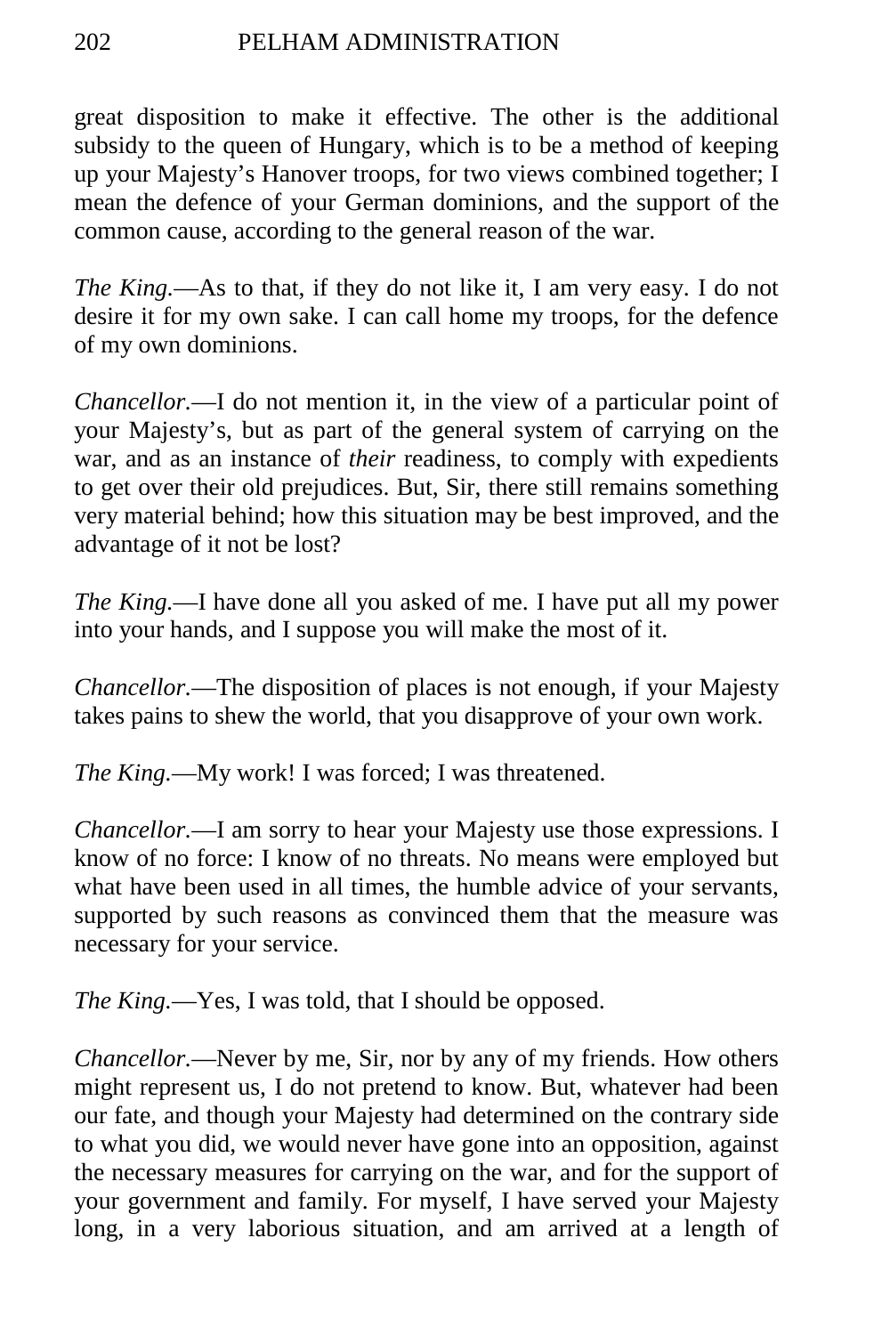great disposition to make it effective. The other is the additional subsidy to the queen of Hungary, which is to be a method of keeping up your Majesty's Hanover troops, for two views combined together; I mean the defence of your German dominions, and the support of the common cause, according to the general reason of the war.

*The King.*—As to that, if they do not like it, I am very easy. I do not desire it for my own sake. I can call home my troops, for the defence of my own dominions.

*Chancellor.*—I do not mention it, in the view of a particular point of your Majesty's, but as part of the general system of carrying on the war, and as an instance of *their* readiness, to comply with expedients to get over their old prejudices. But, Sir, there still remains something very material behind; how this situation may be best improved, and the advantage of it not be lost?

*The King.*—I have done all you asked of me. I have put all my power into your hands, and I suppose you will make the most of it.

*Chancellor.*—The disposition of places is not enough, if your Majesty takes pains to shew the world, that you disapprove of your own work.

*The King.*—My work! I was forced; I was threatened.

*Chancellor.*—I am sorry to hear your Majesty use those expressions. I know of no force: I know of no threats. No means were employed but what have been used in all times, the humble advice of your servants, supported by such reasons as convinced them that the measure was necessary for your service.

*The King.*—Yes, I was told, that I should be opposed.

*Chancellor.*—Never by me, Sir, nor by any of my friends. How others might represent us, I do not pretend to know. But, whatever had been our fate, and though your Majesty had determined on the contrary side to what you did, we would never have gone into an opposition, against the necessary measures for carrying on the war, and for the support of your government and family. For myself, I have served your Majesty long, in a very laborious situation, and am arrived at a length of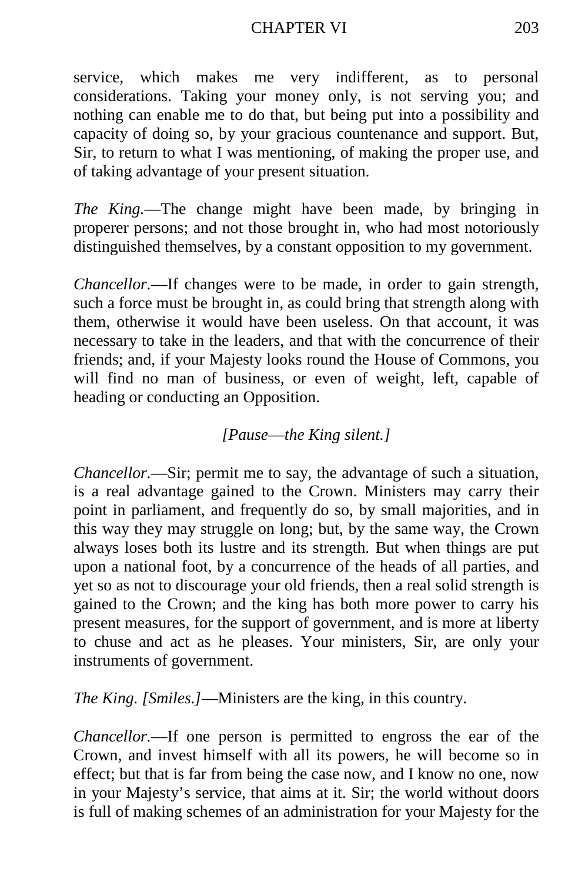service, which makes me very indifferent, as to personal considerations. Taking your money only, is not serving you; and nothing can enable me to do that, but being put into a possibility and capacity of doing so, by your gracious countenance and support. But, Sir, to return to what I was mentioning, of making the proper use, and of taking advantage of your present situation.

*The King.*—The change might have been made, by bringing in properer persons; and not those brought in, who had most notoriously distinguished themselves, by a constant opposition to my government.

*Chancellor.*—If changes were to be made, in order to gain strength, such a force must be brought in, as could bring that strength along with them, otherwise it would have been useless. On that account, it was necessary to take in the leaders, and that with the concurrence of their friends; and, if your Majesty looks round the House of Commons, you will find no man of business, or even of weight, left, capable of heading or conducting an Opposition.

*[Pause—the King silent.]*

*Chancellor.*—Sir; permit me to say, the advantage of such a situation, is a real advantage gained to the Crown. Ministers may carry their point in parliament, and frequently do so, by small majorities, and in this way they may struggle on long; but, by the same way, the Crown always loses both its lustre and its strength. But when things are put upon a national foot, by a concurrence of the heads of all parties, and yet so as not to discourage your old friends, then a real solid strength is gained to the Crown; and the king has both more power to carry his present measures, for the support of government, and is more at liberty to chuse and act as he pleases. Your ministers, Sir, are only your instruments of government.

*The King. [Smiles.]*—Ministers are the king, in this country.

*Chancellor.*—If one person is permitted to engross the ear of the Crown, and invest himself with all its powers, he will become so in effect; but that is far from being the case now, and I know no one, now in your Majesty's service, that aims at it. Sir; the world without doors is full of making schemes of an administration for your Majesty for the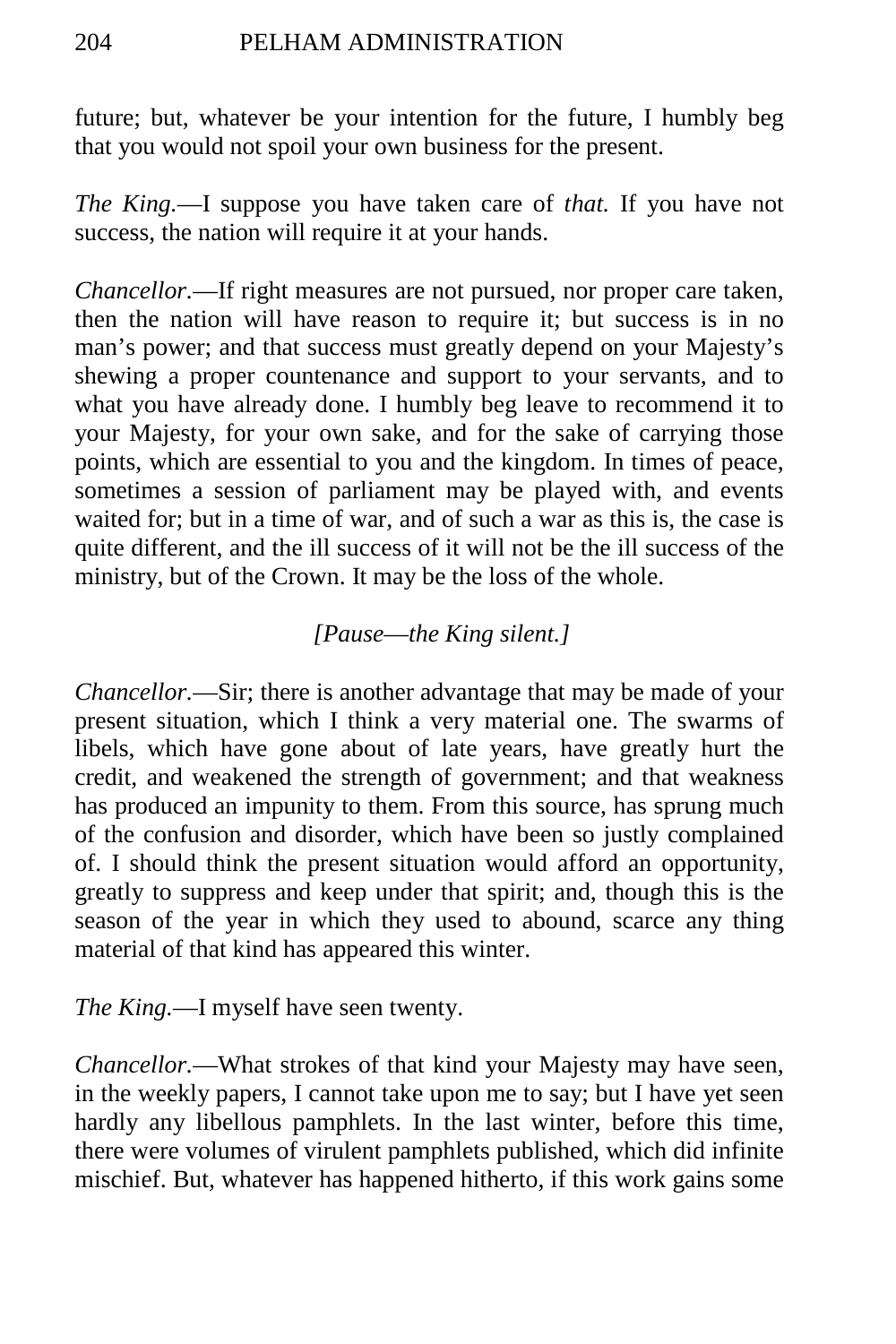future; but, whatever be your intention for the future, I humbly beg that you would not spoil your own business for the present.

*The King.*—I suppose you have taken care of *that.* If you have not success, the nation will require it at your hands.

*Chancellor.*—If right measures are not pursued, nor proper care taken, then the nation will have reason to require it; but success is in no man's power; and that success must greatly depend on your Majesty's shewing a proper countenance and support to your servants, and to what you have already done. I humbly beg leave to recommend it to your Majesty, for your own sake, and for the sake of carrying those points, which are essential to you and the kingdom. In times of peace, sometimes a session of parliament may be played with, and events waited for; but in a time of war, and of such a war as this is, the case is quite different, and the ill success of it will not be the ill success of the ministry, but of the Crown. It may be the loss of the whole.

*[Pause—the King silent.]*

*Chancellor.*—Sir; there is another advantage that may be made of your present situation, which I think a very material one. The swarms of libels, which have gone about of late years, have greatly hurt the credit, and weakened the strength of government; and that weakness has produced an impunity to them. From this source, has sprung much of the confusion and disorder, which have been so justly complained of. I should think the present situation would afford an opportunity, greatly to suppress and keep under that spirit; and, though this is the season of the year in which they used to abound, scarce any thing material of that kind has appeared this winter.

*The King.*—I myself have seen twenty.

*Chancellor.*—What strokes of that kind your Majesty may have seen, in the weekly papers, I cannot take upon me to say; but I have yet seen hardly any libellous pamphlets. In the last winter, before this time, there were volumes of virulent pamphlets published, which did infinite mischief. But, whatever has happened hitherto, if this work gains some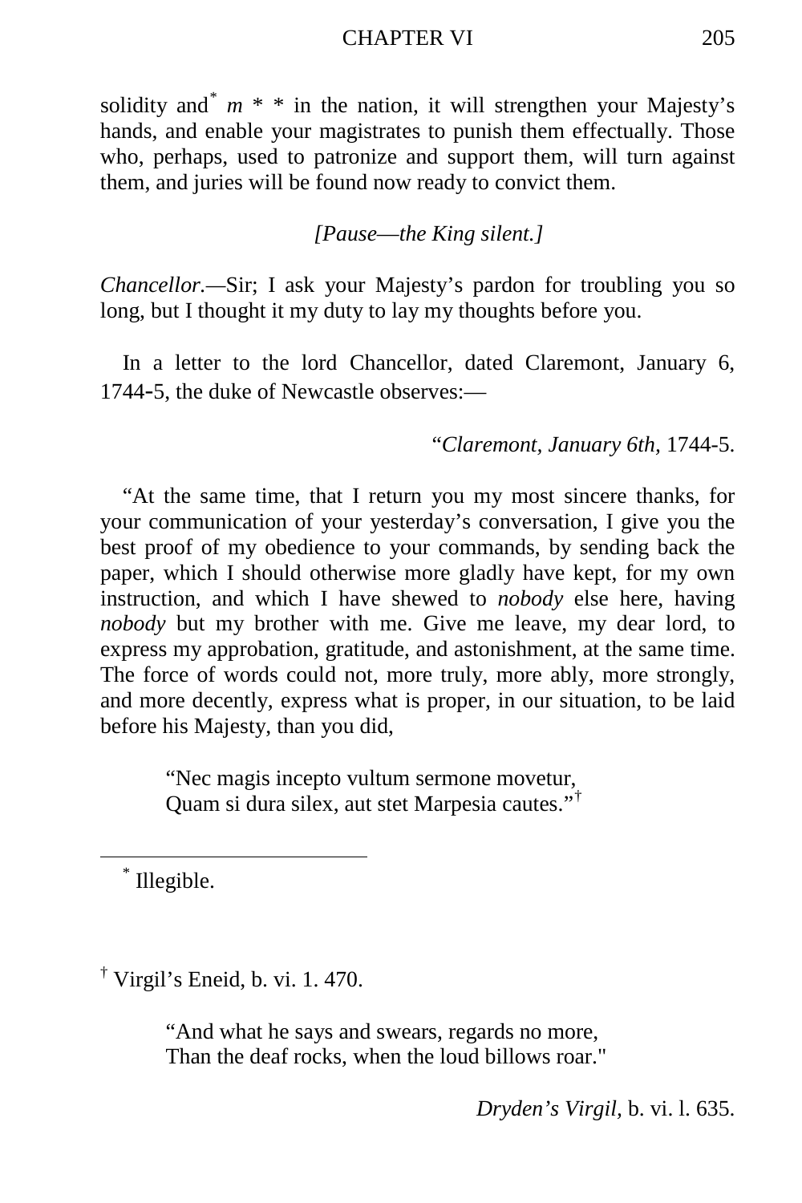solidity and[*] *m* * * in the nation, it will strengthen your Majesty's hands, and enable your magistrates to punish them effectually. Those who, perhaps, used to patronize and support them, will turn against them, and juries will be found now ready to convict them.

*[Pause—the King silent.]*

*Chancellor.*—Sir; I ask your Majesty's pardon for troubling you so long, but I thought it my duty to lay my thoughts before you.

In a letter to the lord Chancellor, dated Claremont, January 6, 1744-5, the duke of Newcastle observes:—

"*Claremont, January 6th,* 1744-5.

"At the same time, that I return you my most sincere thanks, for your communication of your yesterday's conversation, I give you the best proof of my obedience to your commands, by sending back the paper, which I should otherwise more gladly have kept, for my own instruction, and which I have shewed to *nobody* else here, having *nobody* but my brother with me. Give me leave, my dear lord, to express my approbation, gratitude, and astonishment, at the same time. The force of words could not, more truly, more ably, more strongly, and more decently, express what is proper, in our situation, to be laid before his Majesty, than you did,

> "Nec magis incepto vultum sermone movetur,
> Quam si dura silex, aut stet Marpesia cautes."[†]

---

[*] Illegible.

[†] Virgil's Eneid, b. vi. 1. 470.

> "And what he says and swears, regards no more,
> Than the deaf rocks, when the loud billows roar."

*Dryden's Virgil,* b. vi. l. 635.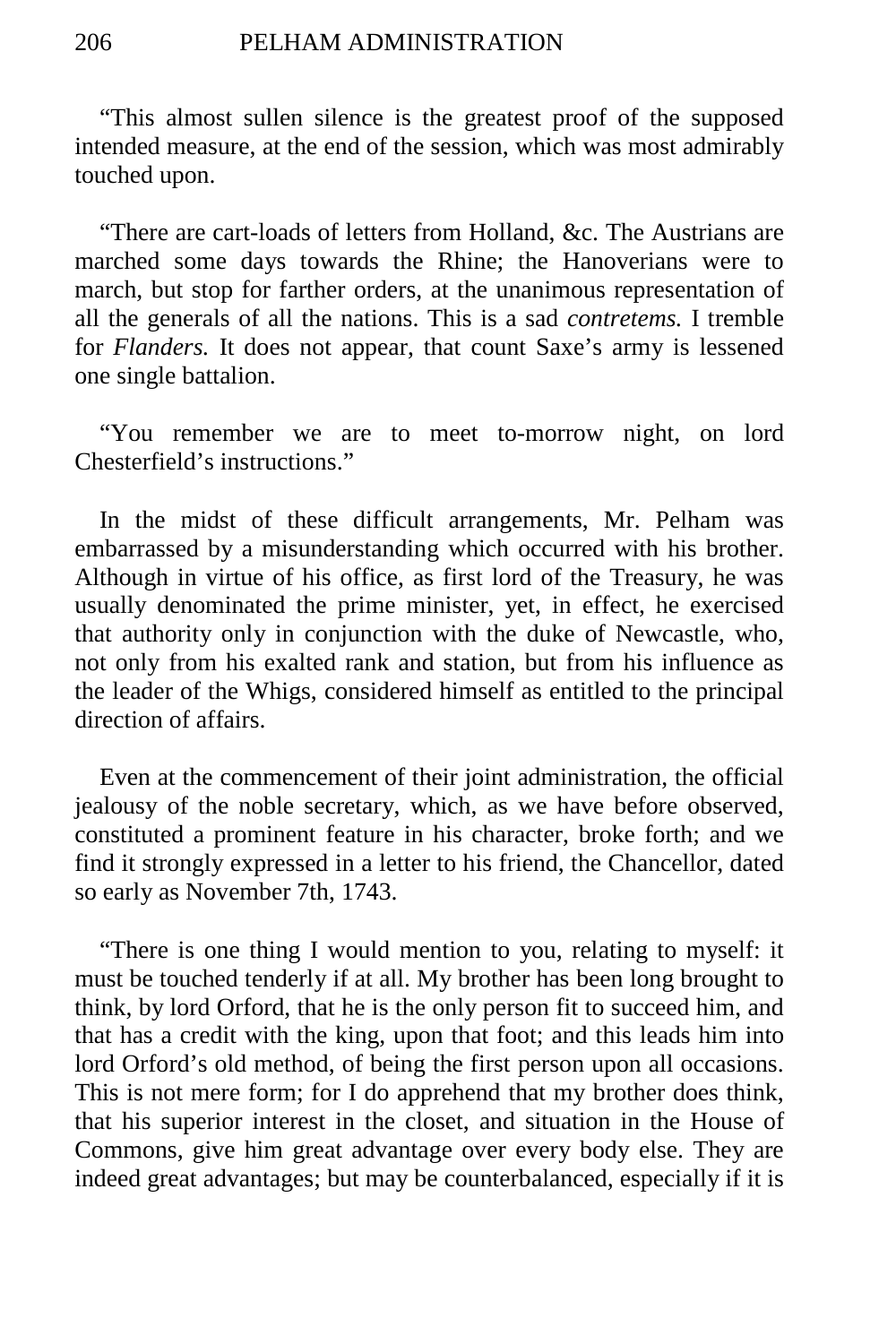"This almost sullen silence is the greatest proof of the supposed intended measure, at the end of the session, which was most admirably touched upon.

"There are cart-loads of letters from Holland, &c. The Austrians are marched some days towards the Rhine; the Hanoverians were to march, but stop for farther orders, at the unanimous representation of all the generals of all the nations. This is a sad *contretems.* I tremble for *Flanders.* It does not appear, that count Saxe's army is lessened one single battalion.

"You remember we are to meet to-morrow night, on lord Chesterfield's instructions."

In the midst of these difficult arrangements, Mr. Pelham was embarrassed by a misunderstanding which occurred with his brother. Although in virtue of his office, as first lord of the Treasury, he was usually denominated the prime minister, yet, in effect, he exercised that authority only in conjunction with the duke of Newcastle, who, not only from his exalted rank and station, but from his influence as the leader of the Whigs, considered himself as entitled to the principal direction of affairs.

Even at the commencement of their joint administration, the official jealousy of the noble secretary, which, as we have before observed, constituted a prominent feature in his character, broke forth; and we find it strongly expressed in a letter to his friend, the Chancellor, dated so early as November 7th, 1743.

"There is one thing I would mention to you, relating to myself: it must be touched tenderly if at all. My brother has been long brought to think, by lord Orford, that he is the only person fit to succeed him, and that has a credit with the king, upon that foot; and this leads him into lord Orford's old method, of being the first person upon all occasions. This is not mere form; for I do apprehend that my brother does think, that his superior interest in the closet, and situation in the House of Commons, give him great advantage over every body else. They are indeed great advantages; but may be counterbalanced, especially if it is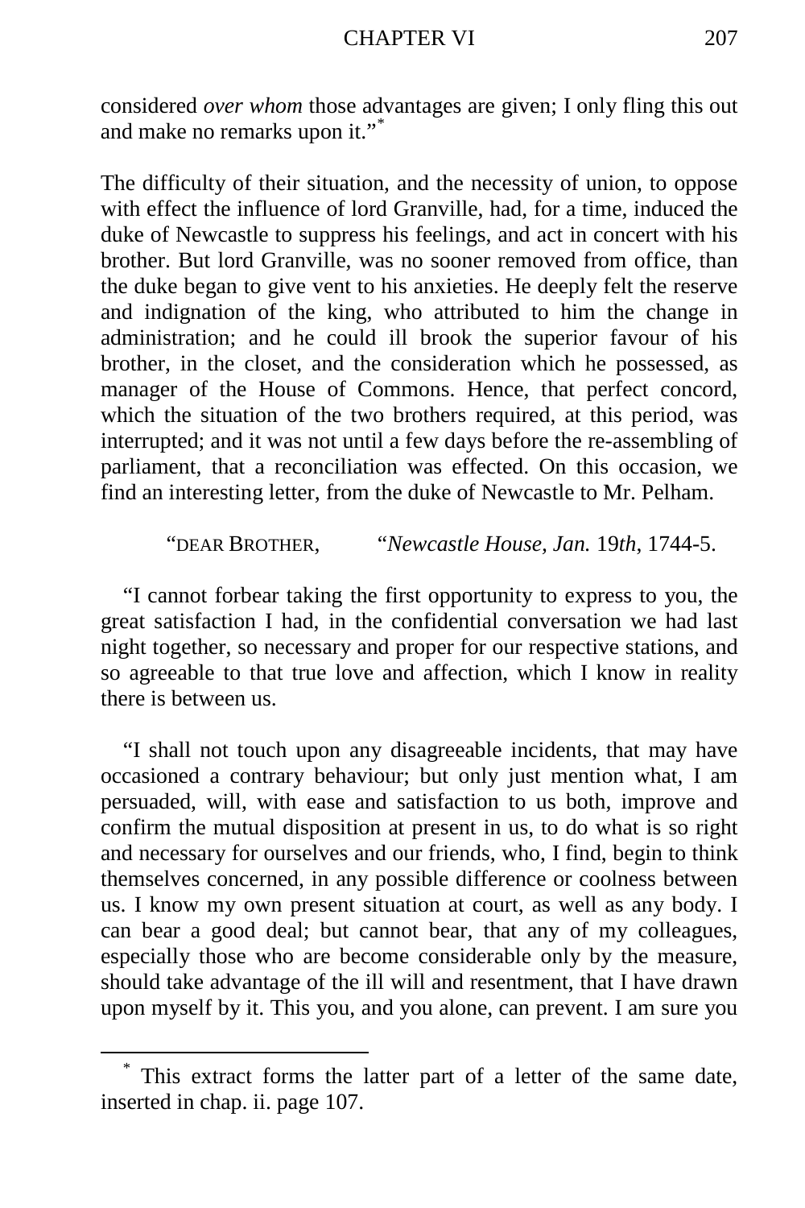considered *over whom* those advantages are given; I only fling this out and make no remarks upon it."[*]

The difficulty of their situation, and the necessity of union, to oppose with effect the influence of lord Granville, had, for a time, induced the duke of Newcastle to suppress his feelings, and act in concert with his brother. But lord Granville, was no sooner removed from office, than the duke began to give vent to his anxieties. He deeply felt the reserve and indignation of the king, who attributed to him the change in administration; and he could ill brook the superior favour of his brother, in the closet, and the consideration which he possessed, as manager of the House of Commons. Hence, that perfect concord, which the situation of the two brothers required, at this period, was interrupted; and it was not until a few days before the re-assembling of parliament, that a reconciliation was effected. On this occasion, we find an interesting letter, from the duke of Newcastle to Mr. Pelham.

"DEAR BROTHER, "*Newcastle House, Jan.* 19*th*, 1744-5.

"I cannot forbear taking the first opportunity to express to you, the great satisfaction I had, in the confidential conversation we had last night together, so necessary and proper for our respective stations, and so agreeable to that true love and affection, which I know in reality there is between us.

"I shall not touch upon any disagreeable incidents, that may have occasioned a contrary behaviour; but only just mention what, I am persuaded, will, with ease and satisfaction to us both, improve and confirm the mutual disposition at present in us, to do what is so right and necessary for ourselves and our friends, who, I find, begin to think themselves concerned, in any possible difference or coolness between us. I know my own present situation at court, as well as any body. I can bear a good deal; but cannot bear, that any of my colleagues, especially those who are become considerable only by the measure, should take advantage of the ill will and resentment, that I have drawn upon myself by it. This you, and you alone, can prevent. I am sure you

---

[*] This extract forms the latter part of a letter of the same date, inserted in chap. ii. page 107.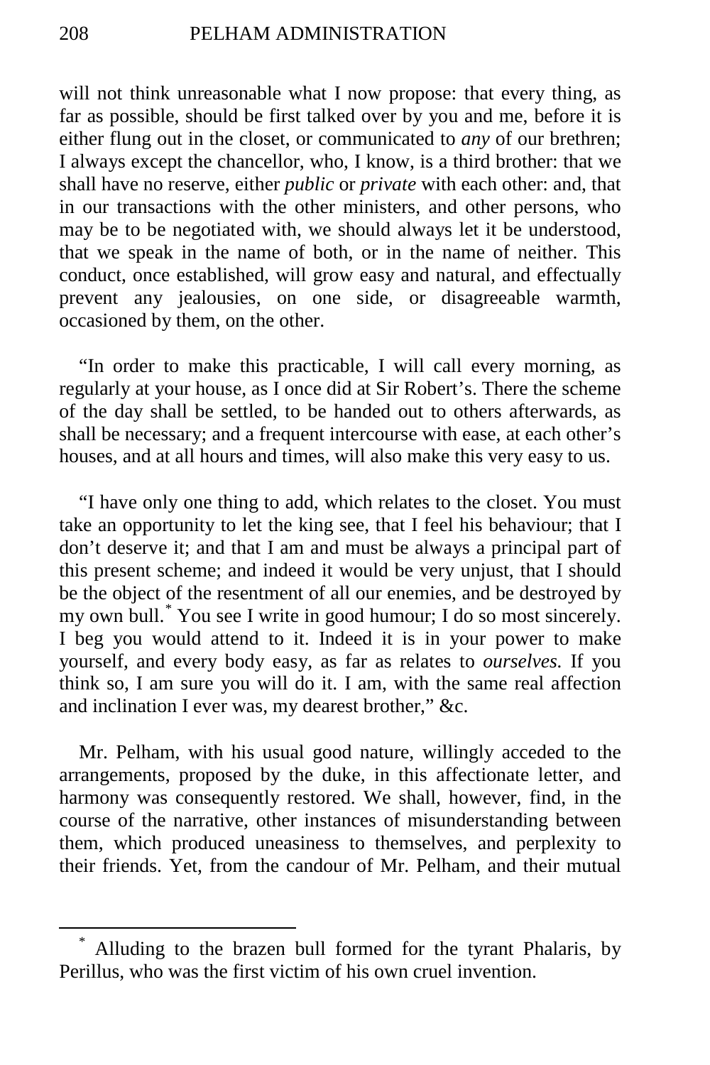will not think unreasonable what I now propose: that every thing, as far as possible, should be first talked over by you and me, before it is either flung out in the closet, or communicated to *any* of our brethren; I always except the chancellor, who, I know, is a third brother: that we shall have no reserve, either *public* or *private* with each other: and, that in our transactions with the other ministers, and other persons, who may be to be negotiated with, we should always let it be understood, that we speak in the name of both, or in the name of neither. This conduct, once established, will grow easy and natural, and effectually prevent any jealousies, on one side, or disagreeable warmth, occasioned by them, on the other.

"In order to make this practicable, I will call every morning, as regularly at your house, as I once did at Sir Robert's. There the scheme of the day shall be settled, to be handed out to others afterwards, as shall be necessary; and a frequent intercourse with ease, at each other's houses, and at all hours and times, will also make this very easy to us.

"I have only one thing to add, which relates to the closet. You must take an opportunity to let the king see, that I feel his behaviour; that I don't deserve it; and that I am and must be always a principal part of this present scheme; and indeed it would be very unjust, that I should be the object of the resentment of all our enemies, and be destroyed by my own bull.[*] You see I write in good humour; I do so most sincerely. I beg you would attend to it. Indeed it is in your power to make yourself, and every body easy, as far as relates to *ourselves*. If you think so, I am sure you will do it. I am, with the same real affection and inclination I ever was, my dearest brother," &c.

Mr. Pelham, with his usual good nature, willingly acceded to the arrangements, proposed by the duke, in this affectionate letter, and harmony was consequently restored. We shall, however, find, in the course of the narrative, other instances of misunderstanding between them, which produced uneasiness to themselves, and perplexity to their friends. Yet, from the candour of Mr. Pelham, and their mutual

---

[*] Alluding to the brazen bull formed for the tyrant Phalaris, by Perillus, who was the first victim of his own cruel invention.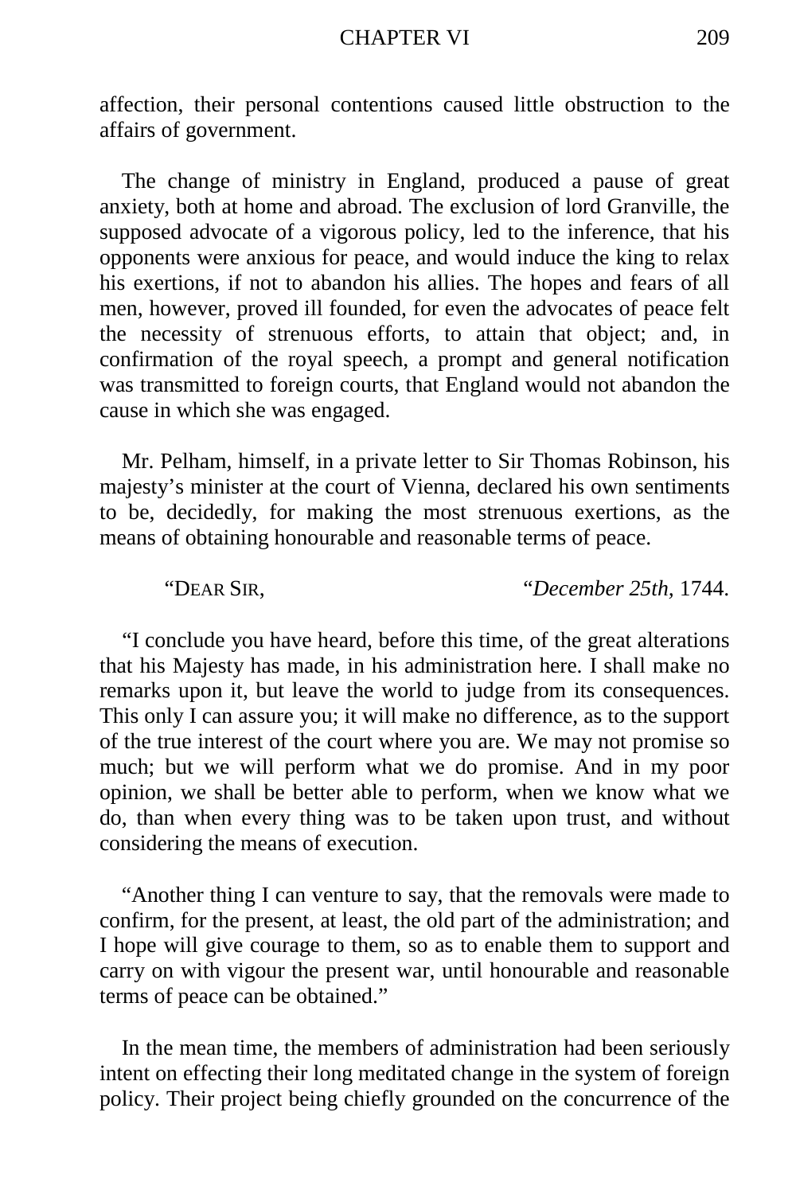affection, their personal contentions caused little obstruction to the affairs of government.

The change of ministry in England, produced a pause of great anxiety, both at home and abroad. The exclusion of lord Granville, the supposed advocate of a vigorous policy, led to the inference, that his opponents were anxious for peace, and would induce the king to relax his exertions, if not to abandon his allies. The hopes and fears of all men, however, proved ill founded, for even the advocates of peace felt the necessity of strenuous efforts, to attain that object; and, in confirmation of the royal speech, a prompt and general notification was transmitted to foreign courts, that England would not abandon the cause in which she was engaged.

Mr. Pelham, himself, in a private letter to Sir Thomas Robinson, his majesty's minister at the court of Vienna, declared his own sentiments to be, decidedly, for making the most strenuous exertions, as the means of obtaining honourable and reasonable terms of peace.

"Dear Sir, "*December 25th,* 1744.

"I conclude you have heard, before this time, of the great alterations that his Majesty has made, in his administration here. I shall make no remarks upon it, but leave the world to judge from its consequences. This only I can assure you; it will make no difference, as to the support of the true interest of the court where you are. We may not promise so much; but we will perform what we do promise. And in my poor opinion, we shall be better able to perform, when we know what we do, than when every thing was to be taken upon trust, and without considering the means of execution.

"Another thing I can venture to say, that the removals were made to confirm, for the present, at least, the old part of the administration; and I hope will give courage to them, so as to enable them to support and carry on with vigour the present war, until honourable and reasonable terms of peace can be obtained."

In the mean time, the members of administration had been seriously intent on effecting their long meditated change in the system of foreign policy. Their project being chiefly grounded on the concurrence of the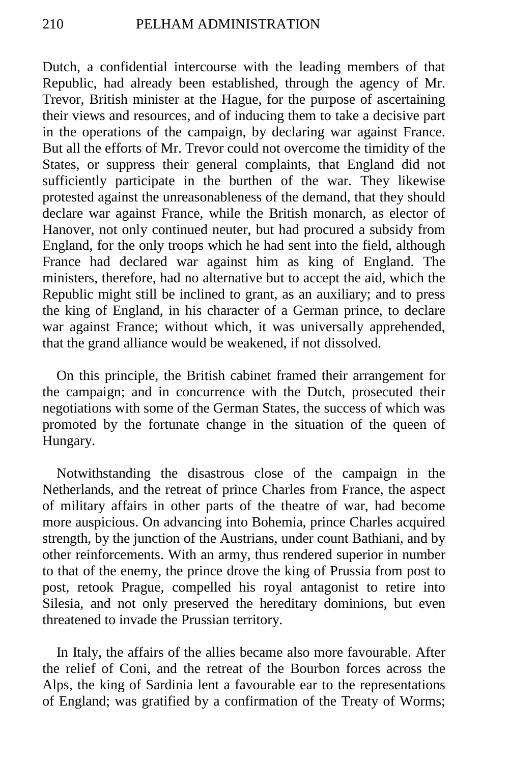Dutch, a confidential intercourse with the leading members of that Republic, had already been established, through the agency of Mr. Trevor, British minister at the Hague, for the purpose of ascertaining their views and resources, and of inducing them to take a decisive part in the operations of the campaign, by declaring war against France. But all the efforts of Mr. Trevor could not overcome the timidity of the States, or suppress their general complaints, that England did not sufficiently participate in the burthen of the war. They likewise protested against the unreasonableness of the demand, that they should declare war against France, while the British monarch, as elector of Hanover, not only continued neuter, but had procured a subsidy from England, for the only troops which he had sent into the field, although France had declared war against him as king of England. The ministers, therefore, had no alternative but to accept the aid, which the Republic might still be inclined to grant, as an auxiliary; and to press the king of England, in his character of a German prince, to declare war against France; without which, it was universally apprehended, that the grand alliance would be weakened, if not dissolved.

On this principle, the British cabinet framed their arrangement for the campaign; and in concurrence with the Dutch, prosecuted their negotiations with some of the German States, the success of which was promoted by the fortunate change in the situation of the queen of Hungary.

Notwithstanding the disastrous close of the campaign in the Netherlands, and the retreat of prince Charles from France, the aspect of military affairs in other parts of the theatre of war, had become more auspicious. On advancing into Bohemia, prince Charles acquired strength, by the junction of the Austrians, under count Bathiani, and by other reinforcements. With an army, thus rendered superior in number to that of the enemy, the prince drove the king of Prussia from post to post, retook Prague, compelled his royal antagonist to retire into Silesia, and not only preserved the hereditary dominions, but even threatened to invade the Prussian territory.

In Italy, the affairs of the allies became also more favourable. After the relief of Coni, and the retreat of the Bourbon forces across the Alps, the king of Sardinia lent a favourable ear to the representations of England; was gratified by a confirmation of the Treaty of Worms;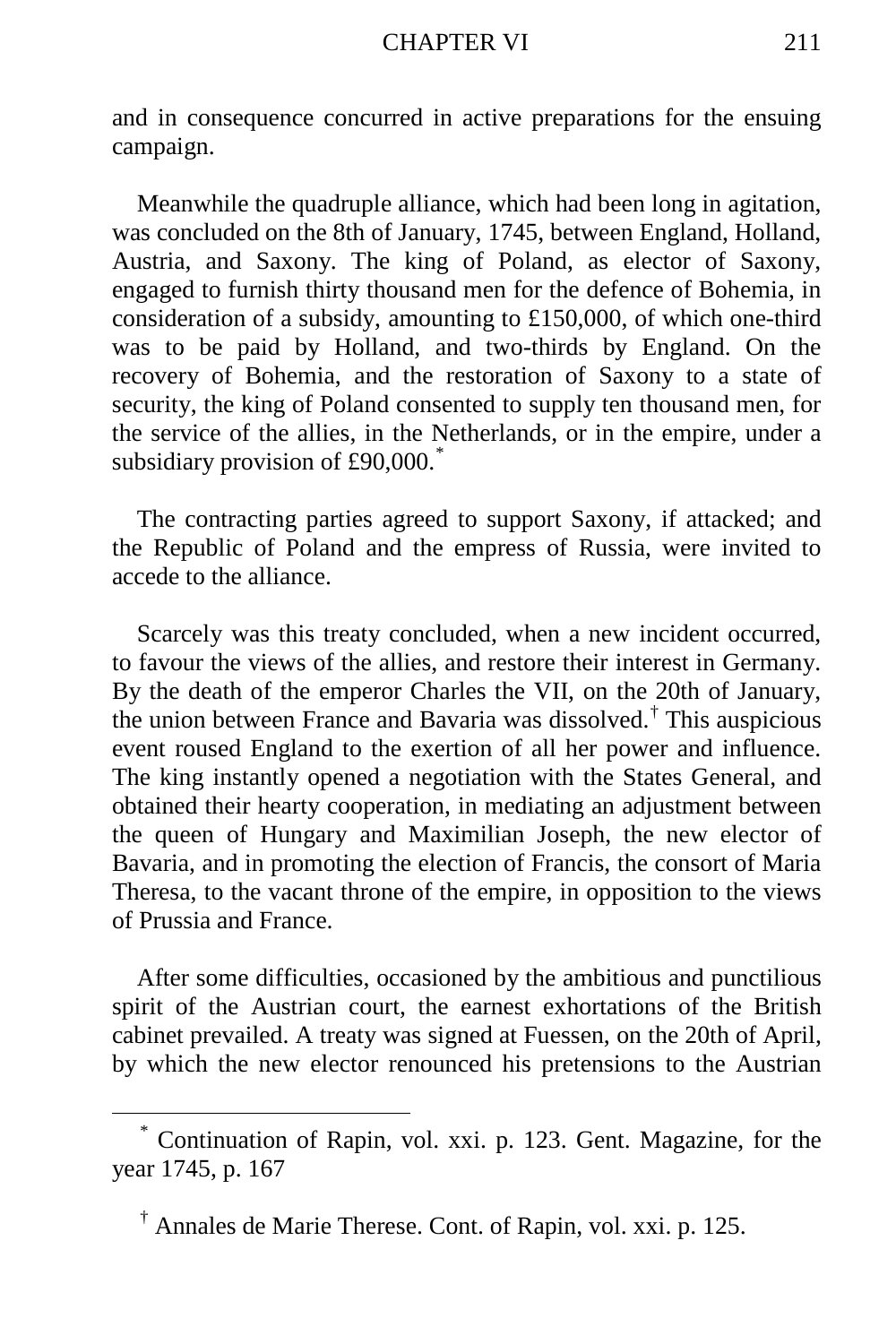and in consequence concurred in active preparations for the ensuing campaign.

Meanwhile the quadruple alliance, which had been long in agitation, was concluded on the 8th of January, 1745, between England, Holland, Austria, and Saxony. The king of Poland, as elector of Saxony, engaged to furnish thirty thousand men for the defence of Bohemia, in consideration of a subsidy, amounting to £150,000, of which one-third was to be paid by Holland, and two-thirds by England. On the recovery of Bohemia, and the restoration of Saxony to a state of security, the king of Poland consented to supply ten thousand men, for the service of the allies, in the Netherlands, or in the empire, under a subsidiary provision of £90,000.[*]

The contracting parties agreed to support Saxony, if attacked; and the Republic of Poland and the empress of Russia, were invited to accede to the alliance.

Scarcely was this treaty concluded, when a new incident occurred, to favour the views of the allies, and restore their interest in Germany. By the death of the emperor Charles the VII, on the 20th of January, the union between France and Bavaria was dissolved.[†] This auspicious event roused England to the exertion of all her power and influence. The king instantly opened a negotiation with the States General, and obtained their hearty cooperation, in mediating an adjustment between the queen of Hungary and Maximilian Joseph, the new elector of Bavaria, and in promoting the election of Francis, the consort of Maria Theresa, to the vacant throne of the empire, in opposition to the views of Prussia and France.

After some difficulties, occasioned by the ambitious and punctilious spirit of the Austrian court, the earnest exhortations of the British cabinet prevailed. A treaty was signed at Fuessen, on the 20th of April, by which the new elector renounced his pretensions to the Austrian

---

[*] Continuation of Rapin, vol. xxi. p. 123. Gent. Magazine, for the year 1745, p. 167

[†] Annales de Marie Therese. Cont. of Rapin, vol. xxi. p. 125.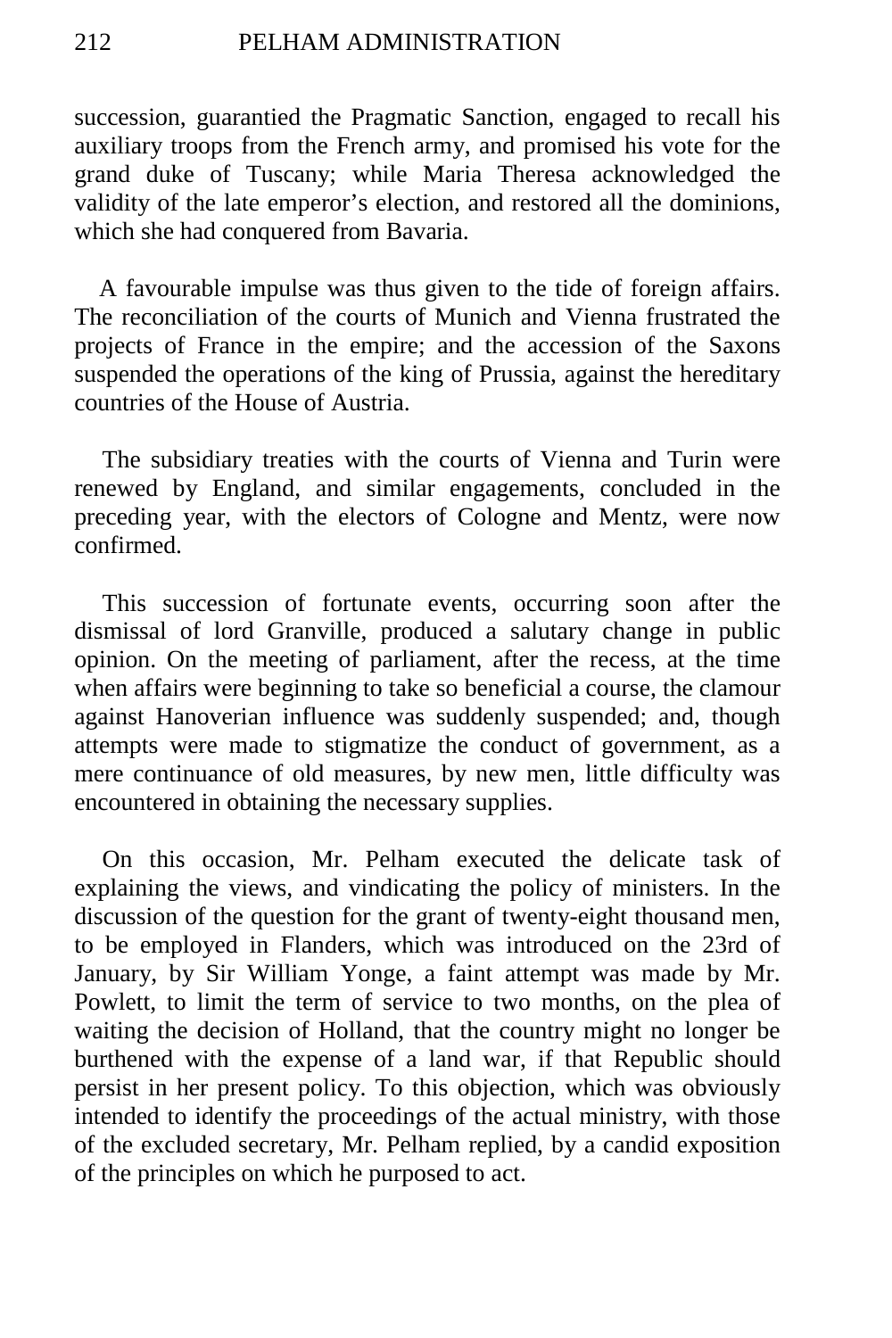succession, guarantied the Pragmatic Sanction, engaged to recall his auxiliary troops from the French army, and promised his vote for the grand duke of Tuscany; while Maria Theresa acknowledged the validity of the late emperor's election, and restored all the dominions, which she had conquered from Bavaria.

A favourable impulse was thus given to the tide of foreign affairs. The reconciliation of the courts of Munich and Vienna frustrated the projects of France in the empire; and the accession of the Saxons suspended the operations of the king of Prussia, against the hereditary countries of the House of Austria.

The subsidiary treaties with the courts of Vienna and Turin were renewed by England, and similar engagements, concluded in the preceding year, with the electors of Cologne and Mentz, were now confirmed.

This succession of fortunate events, occurring soon after the dismissal of lord Granville, produced a salutary change in public opinion. On the meeting of parliament, after the recess, at the time when affairs were beginning to take so beneficial a course, the clamour against Hanoverian influence was suddenly suspended; and, though attempts were made to stigmatize the conduct of government, as a mere continuance of old measures, by new men, little difficulty was encountered in obtaining the necessary supplies.

On this occasion, Mr. Pelham executed the delicate task of explaining the views, and vindicating the policy of ministers. In the discussion of the question for the grant of twenty-eight thousand men, to be employed in Flanders, which was introduced on the 23rd of January, by Sir William Yonge, a faint attempt was made by Mr. Powlett, to limit the term of service to two months, on the plea of waiting the decision of Holland, that the country might no longer be burthened with the expense of a land war, if that Republic should persist in her present policy. To this objection, which was obviously intended to identify the proceedings of the actual ministry, with those of the excluded secretary, Mr. Pelham replied, by a candid exposition of the principles on which he purposed to act.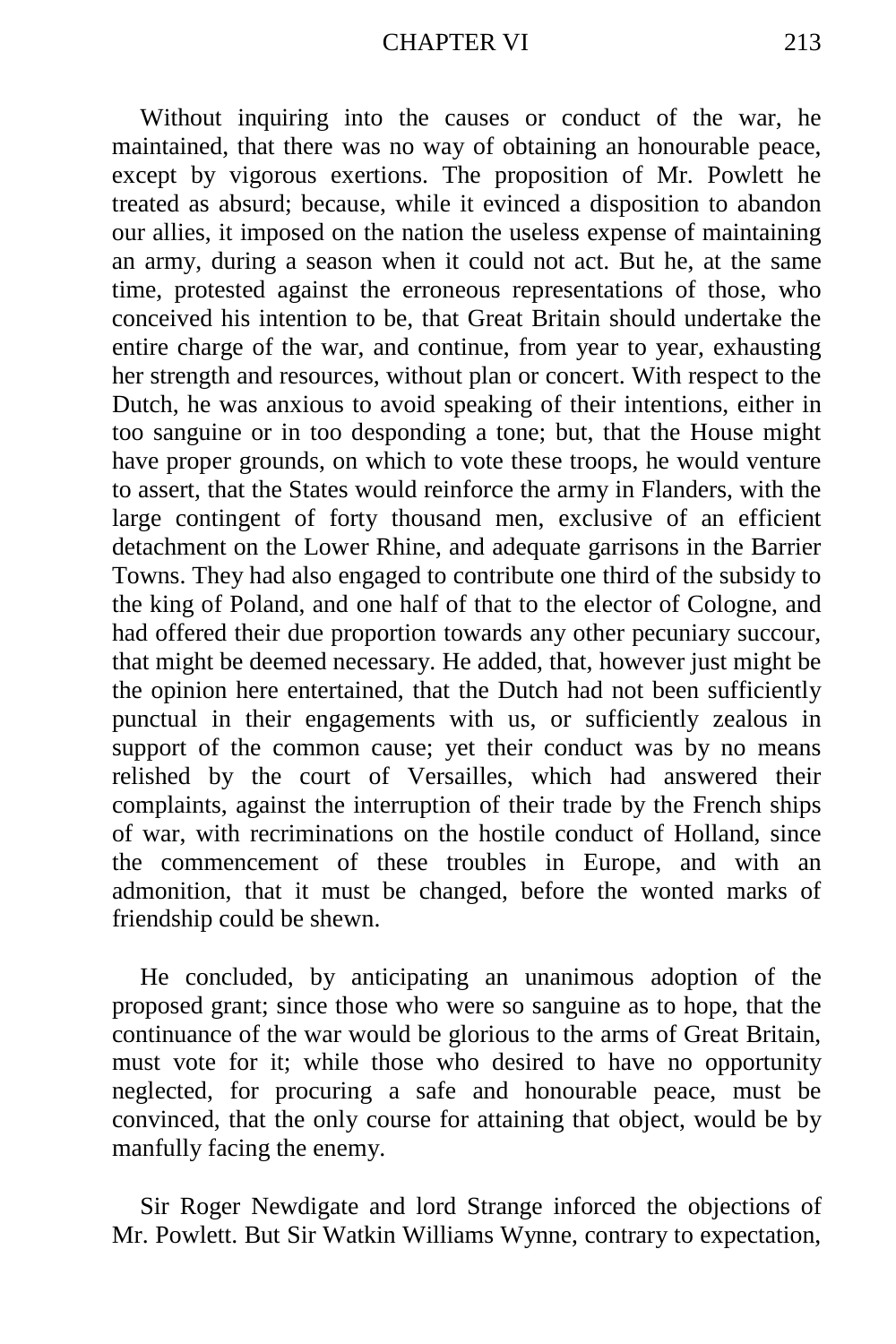Without inquiring into the causes or conduct of the war, he maintained, that there was no way of obtaining an honourable peace, except by vigorous exertions. The proposition of Mr. Powlett he treated as absurd; because, while it evinced a disposition to abandon our allies, it imposed on the nation the useless expense of maintaining an army, during a season when it could not act. But he, at the same time, protested against the erroneous representations of those, who conceived his intention to be, that Great Britain should undertake the entire charge of the war, and continue, from year to year, exhausting her strength and resources, without plan or concert. With respect to the Dutch, he was anxious to avoid speaking of their intentions, either in too sanguine or in too desponding a tone; but, that the House might have proper grounds, on which to vote these troops, he would venture to assert, that the States would reinforce the army in Flanders, with the large contingent of forty thousand men, exclusive of an efficient detachment on the Lower Rhine, and adequate garrisons in the Barrier Towns. They had also engaged to contribute one third of the subsidy to the king of Poland, and one half of that to the elector of Cologne, and had offered their due proportion towards any other pecuniary succour, that might be deemed necessary. He added, that, however just might be the opinion here entertained, that the Dutch had not been sufficiently punctual in their engagements with us, or sufficiently zealous in support of the common cause; yet their conduct was by no means relished by the court of Versailles, which had answered their complaints, against the interruption of their trade by the French ships of war, with recriminations on the hostile conduct of Holland, since the commencement of these troubles in Europe, and with an admonition, that it must be changed, before the wonted marks of friendship could be shewn.

He concluded, by anticipating an unanimous adoption of the proposed grant; since those who were so sanguine as to hope, that the continuance of the war would be glorious to the arms of Great Britain, must vote for it; while those who desired to have no opportunity neglected, for procuring a safe and honourable peace, must be convinced, that the only course for attaining that object, would be by manfully facing the enemy.

Sir Roger Newdigate and lord Strange inforced the objections of Mr. Powlett. But Sir Watkin Williams Wynne, contrary to expectation,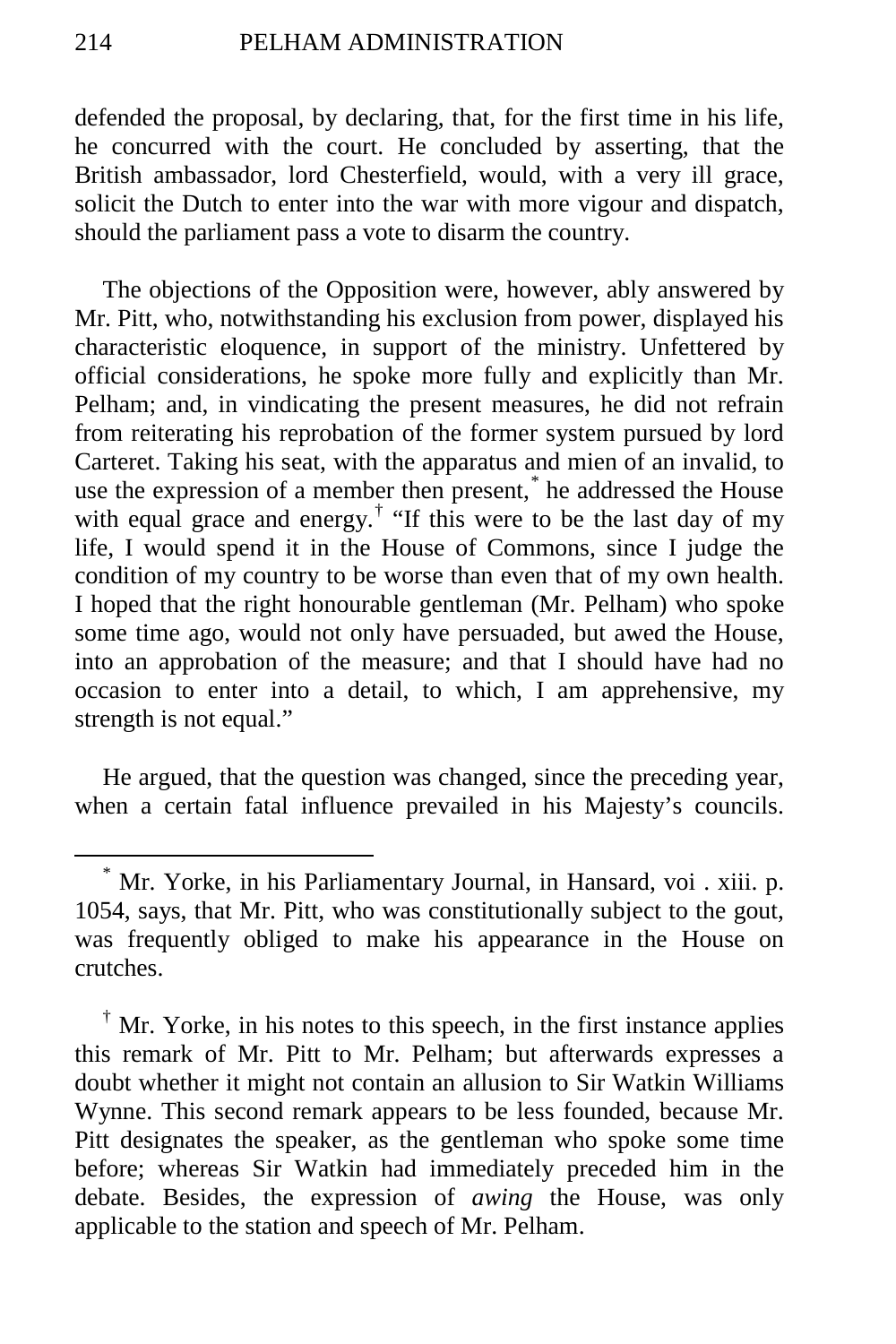defended the proposal, by declaring, that, for the first time in his life, he concurred with the court. He concluded by asserting, that the British ambassador, lord Chesterfield, would, with a very ill grace, solicit the Dutch to enter into the war with more vigour and dispatch, should the parliament pass a vote to disarm the country.

The objections of the Opposition were, however, ably answered by Mr. Pitt, who, notwithstanding his exclusion from power, displayed his characteristic eloquence, in support of the ministry. Unfettered by official considerations, he spoke more fully and explicitly than Mr. Pelham; and, in vindicating the present measures, he did not refrain from reiterating his reprobation of the former system pursued by lord Carteret. Taking his seat, with the apparatus and mien of an invalid, to use the expression of a member then present,[*] he addressed the House with equal grace and energy.[†] "If this were to be the last day of my life, I would spend it in the House of Commons, since I judge the condition of my country to be worse than even that of my own health. I hoped that the right honourable gentleman (Mr. Pelham) who spoke some time ago, would not only have persuaded, but awed the House, into an approbation of the measure; and that I should have had no occasion to enter into a detail, to which, I am apprehensive, my strength is not equal."

He argued, that the question was changed, since the preceding year, when a certain fatal influence prevailed in his Majesty's councils.

---

[*] Mr. Yorke, in his Parliamentary Journal, in Hansard, voi . xiii. p. 1054, says, that Mr. Pitt, who was constitutionally subject to the gout, was frequently obliged to make his appearance in the House on crutches.

[†] Mr. Yorke, in his notes to this speech, in the first instance applies this remark of Mr. Pitt to Mr. Pelham; but afterwards expresses a doubt whether it might not contain an allusion to Sir Watkin Williams Wynne. This second remark appears to be less founded, because Mr. Pitt designates the speaker, as the gentleman who spoke some time before; whereas Sir Watkin had immediately preceded him in the debate. Besides, the expression of *awing* the House, was only applicable to the station and speech of Mr. Pelham.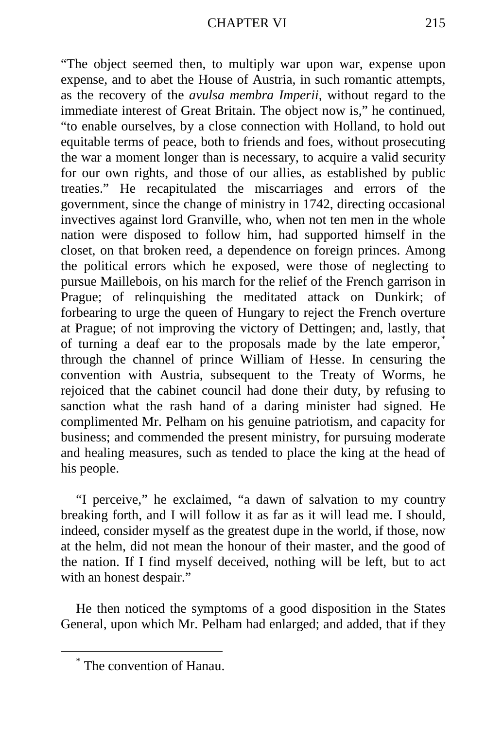"The object seemed then, to multiply war upon war, expense upon expense, and to abet the House of Austria, in such romantic attempts, as the recovery of the *avulsa membra Imperii*, without regard to the immediate interest of Great Britain. The object now is," he continued, "to enable ourselves, by a close connection with Holland, to hold out equitable terms of peace, both to friends and foes, without prosecuting the war a moment longer than is necessary, to acquire a valid security for our own rights, and those of our allies, as established by public treaties." He recapitulated the miscarriages and errors of the government, since the change of ministry in 1742, directing occasional invectives against lord Granville, who, when not ten men in the whole nation were disposed to follow him, had supported himself in the closet, on that broken reed, a dependence on foreign princes. Among the political errors which he exposed, were those of neglecting to pursue Maillebois, on his march for the relief of the French garrison in Prague; of relinquishing the meditated attack on Dunkirk; of forbearing to urge the queen of Hungary to reject the French overture at Prague; of not improving the victory of Dettingen; and, lastly, that of turning a deaf ear to the proposals made by the late emperor,[*] through the channel of prince William of Hesse. In censuring the convention with Austria, subsequent to the Treaty of Worms, he rejoiced that the cabinet council had done their duty, by refusing to sanction what the rash hand of a daring minister had signed. He complimented Mr. Pelham on his genuine patriotism, and capacity for business; and commended the present ministry, for pursuing moderate and healing measures, such as tended to place the king at the head of his people.

"I perceive," he exclaimed, "a dawn of salvation to my country breaking forth, and I will follow it as far as it will lead me. I should, indeed, consider myself as the greatest dupe in the world, if those, now at the helm, did not mean the honour of their master, and the good of the nation. If I find myself deceived, nothing will be left, but to act with an honest despair."

He then noticed the symptoms of a good disposition in the States General, upon which Mr. Pelham had enlarged; and added, that if they

[*] The convention of Hanau.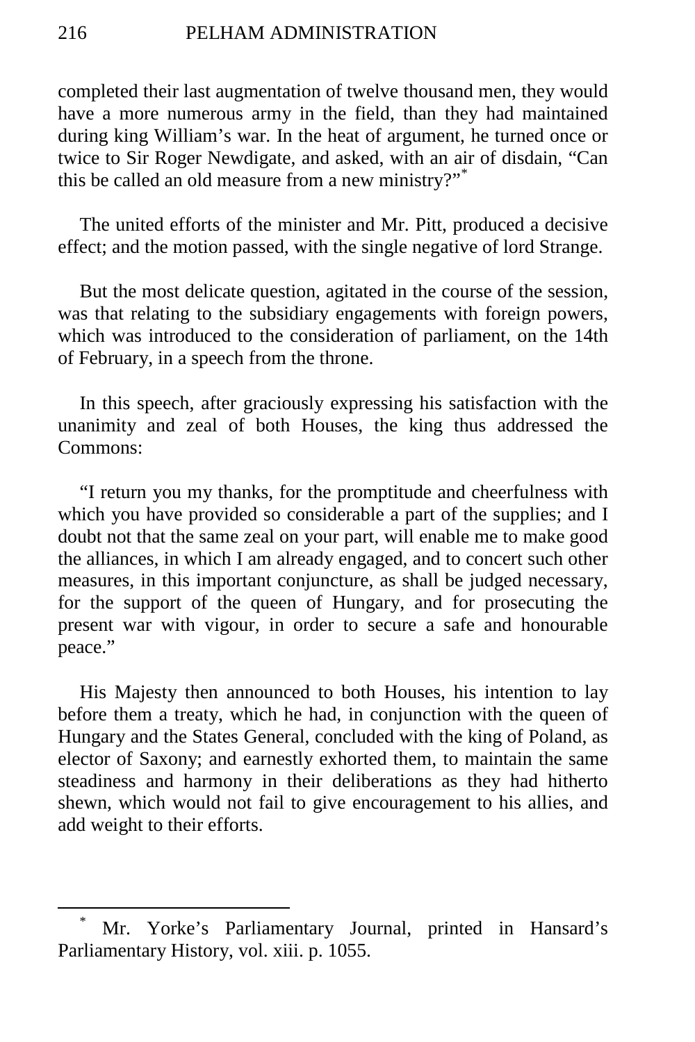completed their last augmentation of twelve thousand men, they would have a more numerous army in the field, than they had maintained during king William's war. In the heat of argument, he turned once or twice to Sir Roger Newdigate, and asked, with an air of disdain, "Can this be called an old measure from a new ministry?"*

The united efforts of the minister and Mr. Pitt, produced a decisive effect; and the motion passed, with the single negative of lord Strange.

But the most delicate question, agitated in the course of the session, was that relating to the subsidiary engagements with foreign powers, which was introduced to the consideration of parliament, on the 14th of February, in a speech from the throne.

In this speech, after graciously expressing his satisfaction with the unanimity and zeal of both Houses, the king thus addressed the Commons:

"I return you my thanks, for the promptitude and cheerfulness with which you have provided so considerable a part of the supplies; and I doubt not that the same zeal on your part, will enable me to make good the alliances, in which I am already engaged, and to concert such other measures, in this important conjuncture, as shall be judged necessary, for the support of the queen of Hungary, and for prosecuting the present war with vigour, in order to secure a safe and honourable peace."

His Majesty then announced to both Houses, his intention to lay before them a treaty, which he had, in conjunction with the queen of Hungary and the States General, concluded with the king of Poland, as elector of Saxony; and earnestly exhorted them, to maintain the same steadiness and harmony in their deliberations as they had hitherto shewn, which would not fail to give encouragement to his allies, and add weight to their efforts.

---

* Mr. Yorke's Parliamentary Journal, printed in Hansard's Parliamentary History, vol. xiii. p. 1055.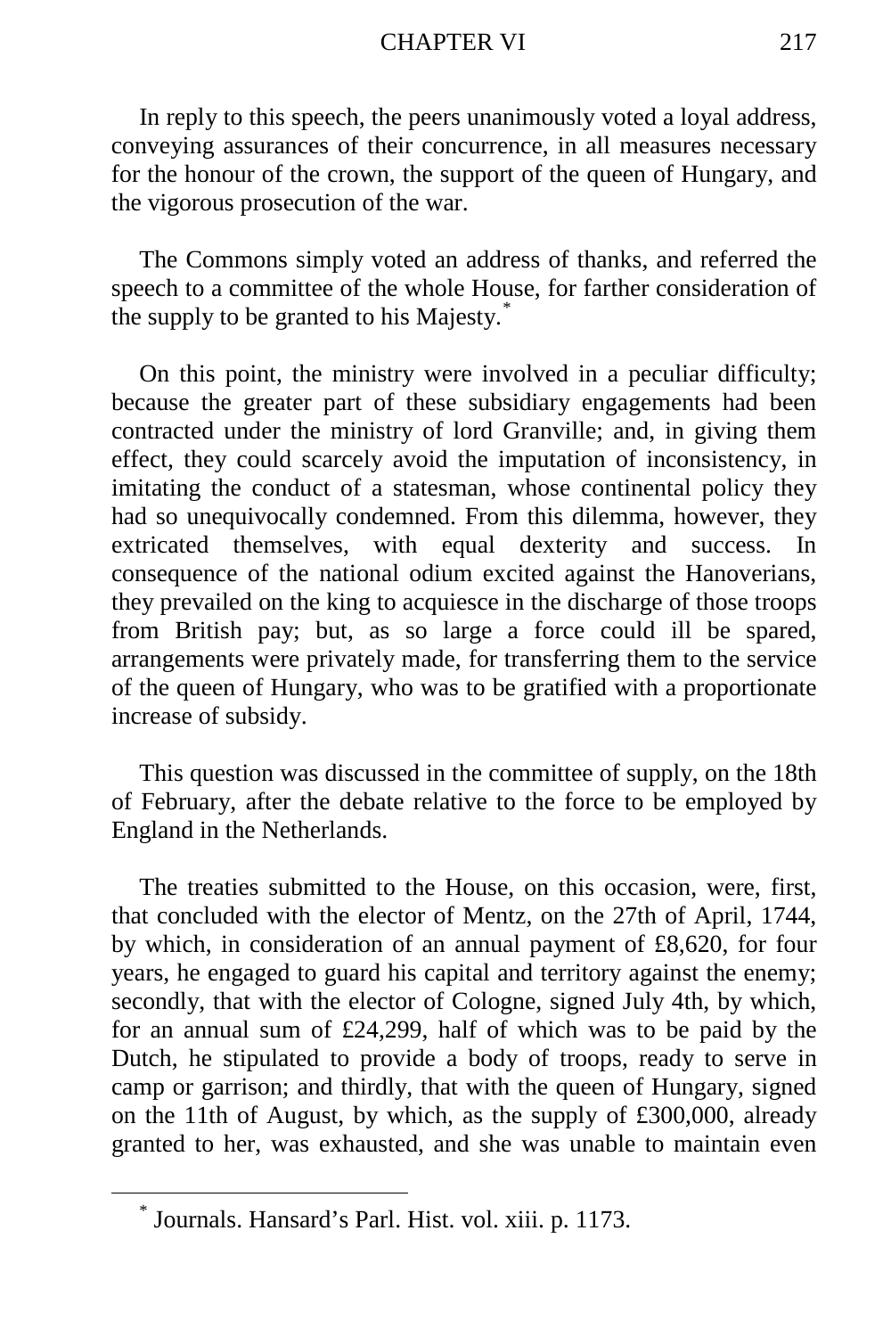In reply to this speech, the peers unanimously voted a loyal address, conveying assurances of their concurrence, in all measures necessary for the honour of the crown, the support of the queen of Hungary, and the vigorous prosecution of the war.

The Commons simply voted an address of thanks, and referred the speech to a committee of the whole House, for farther consideration of the supply to be granted to his Majesty.*

On this point, the ministry were involved in a peculiar difficulty; because the greater part of these subsidiary engagements had been contracted under the ministry of lord Granville; and, in giving them effect, they could scarcely avoid the imputation of inconsistency, in imitating the conduct of a statesman, whose continental policy they had so unequivocally condemned. From this dilemma, however, they extricated themselves, with equal dexterity and success. In consequence of the national odium excited against the Hanoverians, they prevailed on the king to acquiesce in the discharge of those troops from British pay; but, as so large a force could ill be spared, arrangements were privately made, for transferring them to the service of the queen of Hungary, who was to be gratified with a proportionate increase of subsidy.

This question was discussed in the committee of supply, on the 18th of February, after the debate relative to the force to be employed by England in the Netherlands.

The treaties submitted to the House, on this occasion, were, first, that concluded with the elector of Mentz, on the 27th of April, 1744, by which, in consideration of an annual payment of £8,620, for four years, he engaged to guard his capital and territory against the enemy; secondly, that with the elector of Cologne, signed July 4th, by which, for an annual sum of £24,299, half of which was to be paid by the Dutch, he stipulated to provide a body of troops, ready to serve in camp or garrison; and thirdly, that with the queen of Hungary, signed on the 11th of August, by which, as the supply of £300,000, already granted to her, was exhausted, and she was unable to maintain even

---

* Journals. Hansard's Parl. Hist. vol. xiii. p. 1173.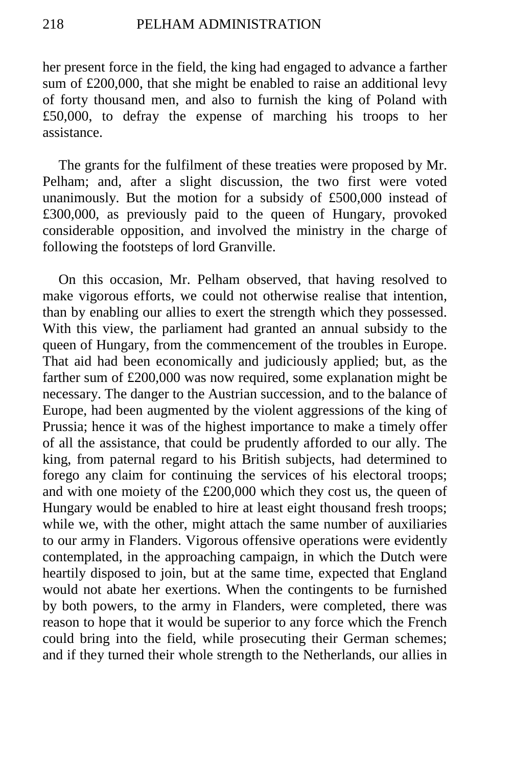her present force in the field, the king had engaged to advance a farther sum of £200,000, that she might be enabled to raise an additional levy of forty thousand men, and also to furnish the king of Poland with £50,000, to defray the expense of marching his troops to her assistance.

The grants for the fulfilment of these treaties were proposed by Mr. Pelham; and, after a slight discussion, the two first were voted unanimously. But the motion for a subsidy of £500,000 instead of £300,000, as previously paid to the queen of Hungary, provoked considerable opposition, and involved the ministry in the charge of following the footsteps of lord Granville.

On this occasion, Mr. Pelham observed, that having resolved to make vigorous efforts, we could not otherwise realise that intention, than by enabling our allies to exert the strength which they possessed. With this view, the parliament had granted an annual subsidy to the queen of Hungary, from the commencement of the troubles in Europe. That aid had been economically and judiciously applied; but, as the farther sum of £200,000 was now required, some explanation might be necessary. The danger to the Austrian succession, and to the balance of Europe, had been augmented by the violent aggressions of the king of Prussia; hence it was of the highest importance to make a timely offer of all the assistance, that could be prudently afforded to our ally. The king, from paternal regard to his British subjects, had determined to forego any claim for continuing the services of his electoral troops; and with one moiety of the £200,000 which they cost us, the queen of Hungary would be enabled to hire at least eight thousand fresh troops; while we, with the other, might attach the same number of auxiliaries to our army in Flanders. Vigorous offensive operations were evidently contemplated, in the approaching campaign, in which the Dutch were heartily disposed to join, but at the same time, expected that England would not abate her exertions. When the contingents to be furnished by both powers, to the army in Flanders, were completed, there was reason to hope that it would be superior to any force which the French could bring into the field, while prosecuting their German schemes; and if they turned their whole strength to the Netherlands, our allies in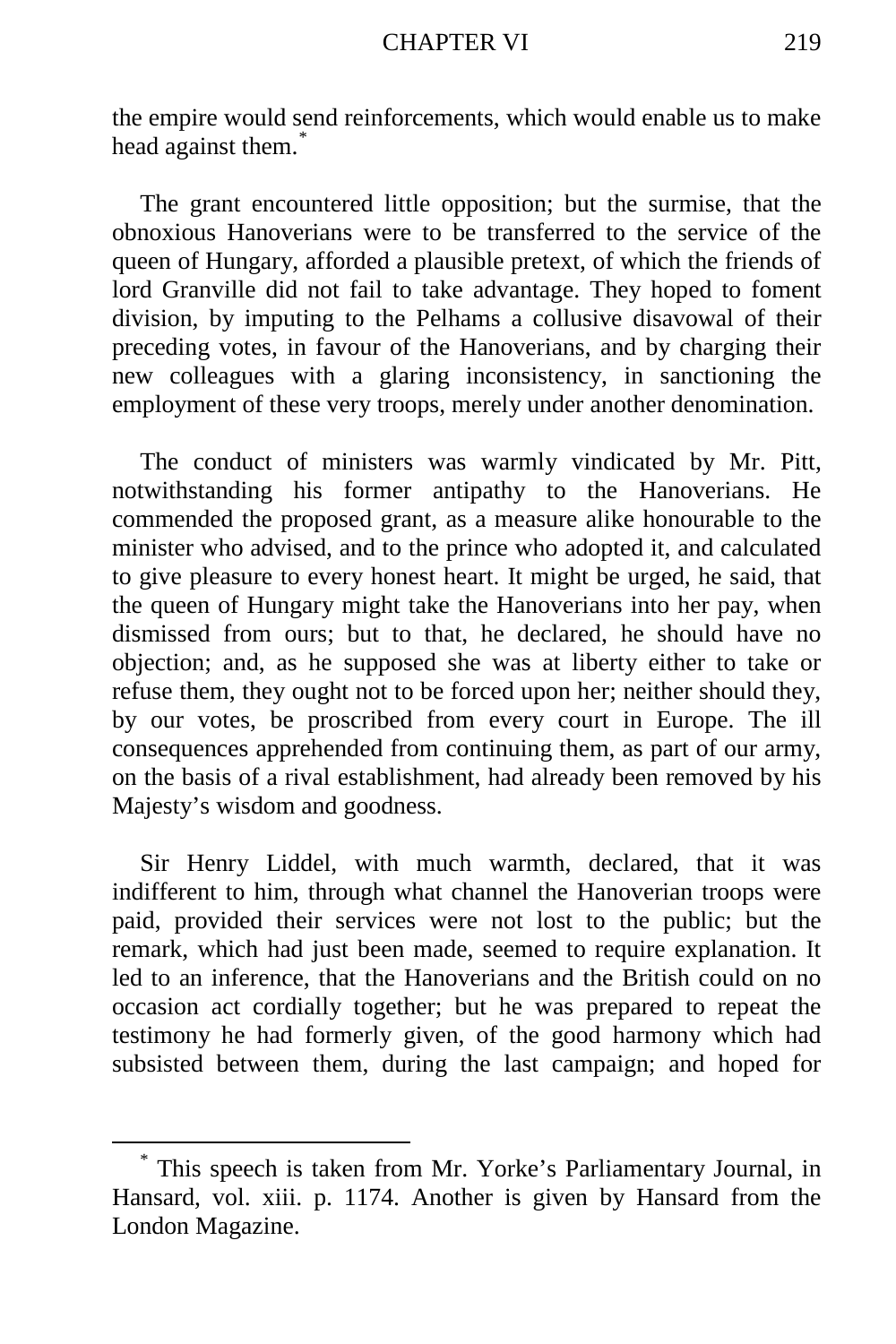the empire would send reinforcements, which would enable us to make head against them.*

The grant encountered little opposition; but the surmise, that the obnoxious Hanoverians were to be transferred to the service of the queen of Hungary, afforded a plausible pretext, of which the friends of lord Granville did not fail to take advantage. They hoped to foment division, by imputing to the Pelhams a collusive disavowal of their preceding votes, in favour of the Hanoverians, and by charging their new colleagues with a glaring inconsistency, in sanctioning the employment of these very troops, merely under another denomination.

The conduct of ministers was warmly vindicated by Mr. Pitt, notwithstanding his former antipathy to the Hanoverians. He commended the proposed grant, as a measure alike honourable to the minister who advised, and to the prince who adopted it, and calculated to give pleasure to every honest heart. It might be urged, he said, that the queen of Hungary might take the Hanoverians into her pay, when dismissed from ours; but to that, he declared, he should have no objection; and, as he supposed she was at liberty either to take or refuse them, they ought not to be forced upon her; neither should they, by our votes, be proscribed from every court in Europe. The ill consequences apprehended from continuing them, as part of our army, on the basis of a rival establishment, had already been removed by his Majesty's wisdom and goodness.

Sir Henry Liddel, with much warmth, declared, that it was indifferent to him, through what channel the Hanoverian troops were paid, provided their services were not lost to the public; but the remark, which had just been made, seemed to require explanation. It led to an inference, that the Hanoverians and the British could on no occasion act cordially together; but he was prepared to repeat the testimony he had formerly given, of the good harmony which had subsisted between them, during the last campaign; and hoped for

---

* This speech is taken from Mr. Yorke's Parliamentary Journal, in Hansard, vol. xiii. p. 1174. Another is given by Hansard from the London Magazine.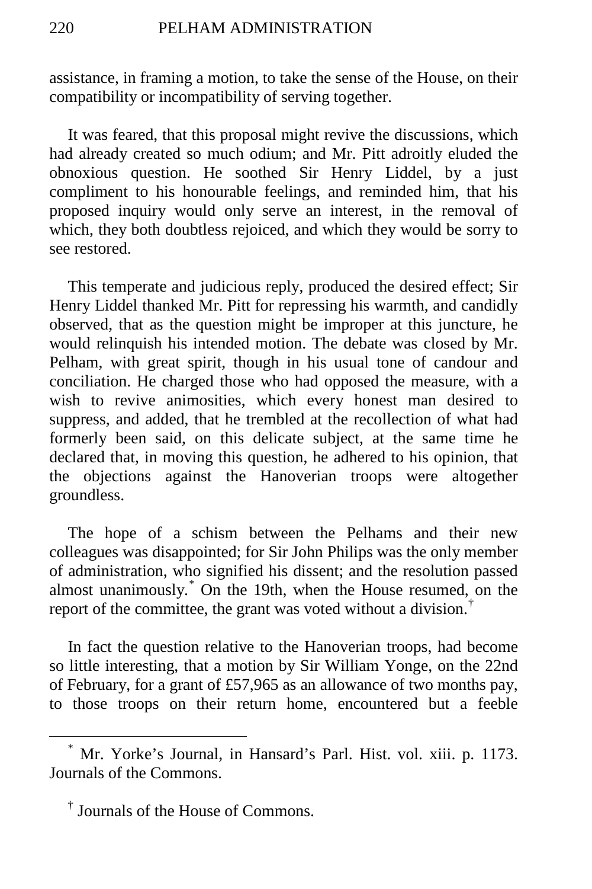assistance, in framing a motion, to take the sense of the House, on their compatibility or incompatibility of serving together.

It was feared, that this proposal might revive the discussions, which had already created so much odium; and Mr. Pitt adroitly eluded the obnoxious question. He soothed Sir Henry Liddel, by a just compliment to his honourable feelings, and reminded him, that his proposed inquiry would only serve an interest, in the removal of which, they both doubtless rejoiced, and which they would be sorry to see restored.

This temperate and judicious reply, produced the desired effect; Sir Henry Liddel thanked Mr. Pitt for repressing his warmth, and candidly observed, that as the question might be improper at this juncture, he would relinquish his intended motion. The debate was closed by Mr. Pelham, with great spirit, though in his usual tone of candour and conciliation. He charged those who had opposed the measure, with a wish to revive animosities, which every honest man desired to suppress, and added, that he trembled at the recollection of what had formerly been said, on this delicate subject, at the same time he declared that, in moving this question, he adhered to his opinion, that the objections against the Hanoverian troops were altogether groundless.

The hope of a schism between the Pelhams and their new colleagues was disappointed; for Sir John Philips was the only member of administration, who signified his dissent; and the resolution passed almost unanimously.[*] On the 19th, when the House resumed, on the report of the committee, the grant was voted without a division.[†]

In fact the question relative to the Hanoverian troops, had become so little interesting, that a motion by Sir William Yonge, on the 22nd of February, for a grant of £57,965 as an allowance of two months pay, to those troops on their return home, encountered but a feeble

---

[*] Mr. Yorke's Journal, in Hansard's Parl. Hist. vol. xiii. p. 1173. Journals of the Commons.

[†] Journals of the House of Commons.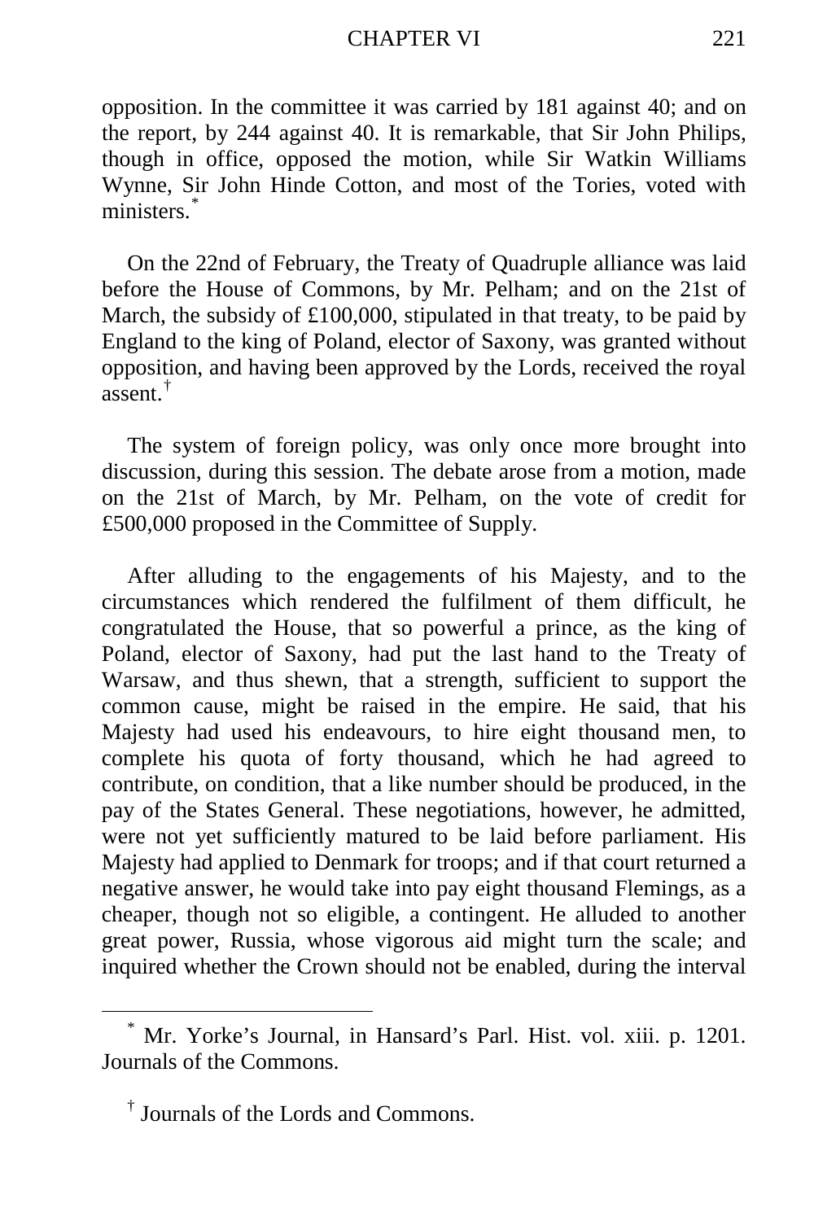opposition. In the committee it was carried by 181 against 40; and on the report, by 244 against 40. It is remarkable, that Sir John Philips, though in office, opposed the motion, while Sir Watkin Williams Wynne, Sir John Hinde Cotton, and most of the Tories, voted with ministers.[*]

On the 22nd of February, the Treaty of Quadruple alliance was laid before the House of Commons, by Mr. Pelham; and on the 21st of March, the subsidy of £100,000, stipulated in that treaty, to be paid by England to the king of Poland, elector of Saxony, was granted without opposition, and having been approved by the Lords, received the royal assent.[†]

The system of foreign policy, was only once more brought into discussion, during this session. The debate arose from a motion, made on the 21st of March, by Mr. Pelham, on the vote of credit for £500,000 proposed in the Committee of Supply.

After alluding to the engagements of his Majesty, and to the circumstances which rendered the fulfilment of them difficult, he congratulated the House, that so powerful a prince, as the king of Poland, elector of Saxony, had put the last hand to the Treaty of Warsaw, and thus shewn, that a strength, sufficient to support the common cause, might be raised in the empire. He said, that his Majesty had used his endeavours, to hire eight thousand men, to complete his quota of forty thousand, which he had agreed to contribute, on condition, that a like number should be produced, in the pay of the States General. These negotiations, however, he admitted, were not yet sufficiently matured to be laid before parliament. His Majesty had applied to Denmark for troops; and if that court returned a negative answer, he would take into pay eight thousand Flemings, as a cheaper, though not so eligible, a contingent. He alluded to another great power, Russia, whose vigorous aid might turn the scale; and inquired whether the Crown should not be enabled, during the interval

---

[*] Mr. Yorke's Journal, in Hansard's Parl. Hist. vol. xiii. p. 1201. Journals of the Commons.

[†] Journals of the Lords and Commons.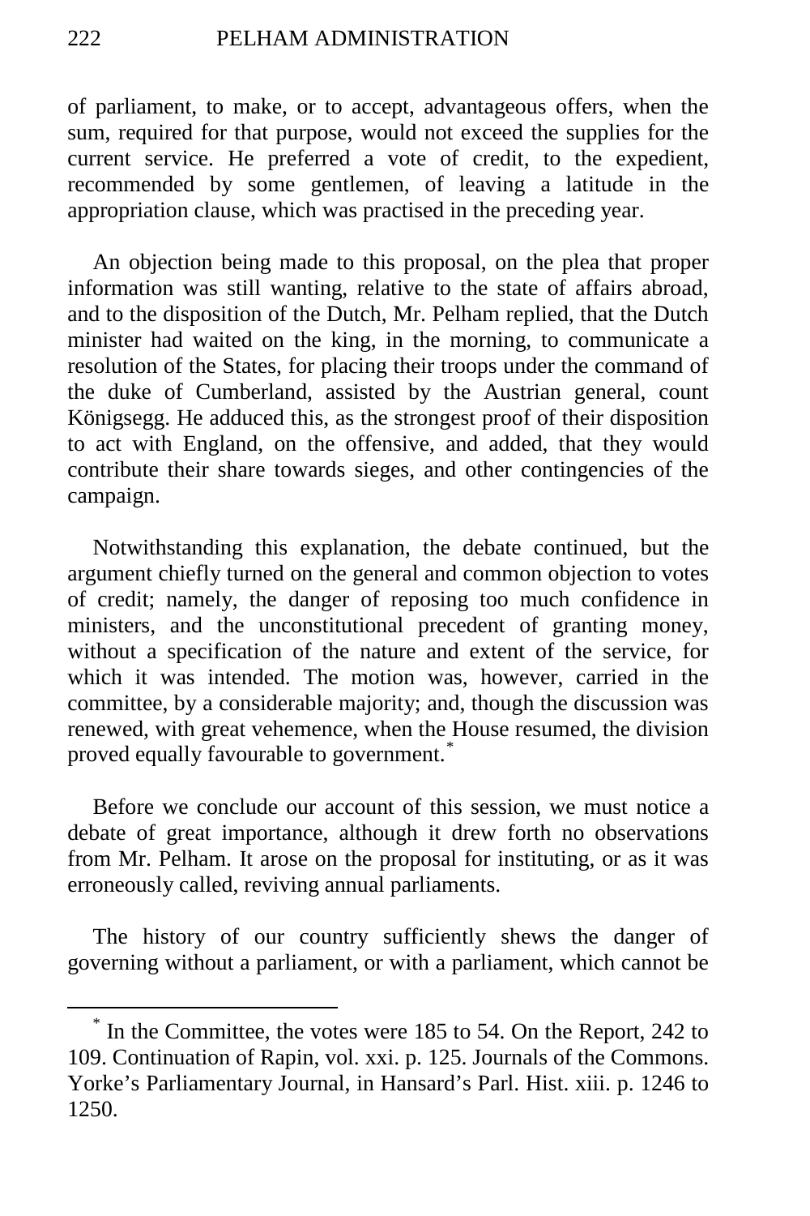of parliament, to make, or to accept, advantageous offers, when the sum, required for that purpose, would not exceed the supplies for the current service. He preferred a vote of credit, to the expedient, recommended by some gentlemen, of leaving a latitude in the appropriation clause, which was practised in the preceding year.

An objection being made to this proposal, on the plea that proper information was still wanting, relative to the state of affairs abroad, and to the disposition of the Dutch, Mr. Pelham replied, that the Dutch minister had waited on the king, in the morning, to communicate a resolution of the States, for placing their troops under the command of the duke of Cumberland, assisted by the Austrian general, count Königsegg. He adduced this, as the strongest proof of their disposition to act with England, on the offensive, and added, that they would contribute their share towards sieges, and other contingencies of the campaign.

Notwithstanding this explanation, the debate continued, but the argument chiefly turned on the general and common objection to votes of credit; namely, the danger of reposing too much confidence in ministers, and the unconstitutional precedent of granting money, without a specification of the nature and extent of the service, for which it was intended. The motion was, however, carried in the committee, by a considerable majority; and, though the discussion was renewed, with great vehemence, when the House resumed, the division proved equally favourable to government.*

Before we conclude our account of this session, we must notice a debate of great importance, although it drew forth no observations from Mr. Pelham. It arose on the proposal for instituting, or as it was erroneously called, reviving annual parliaments.

The history of our country sufficiently shews the danger of governing without a parliament, or with a parliament, which cannot be

---

* In the Committee, the votes were 185 to 54. On the Report, 242 to 109. Continuation of Rapin, vol. xxi. p. 125. Journals of the Commons. Yorke's Parliamentary Journal, in Hansard's Parl. Hist. xiii. p. 1246 to 1250.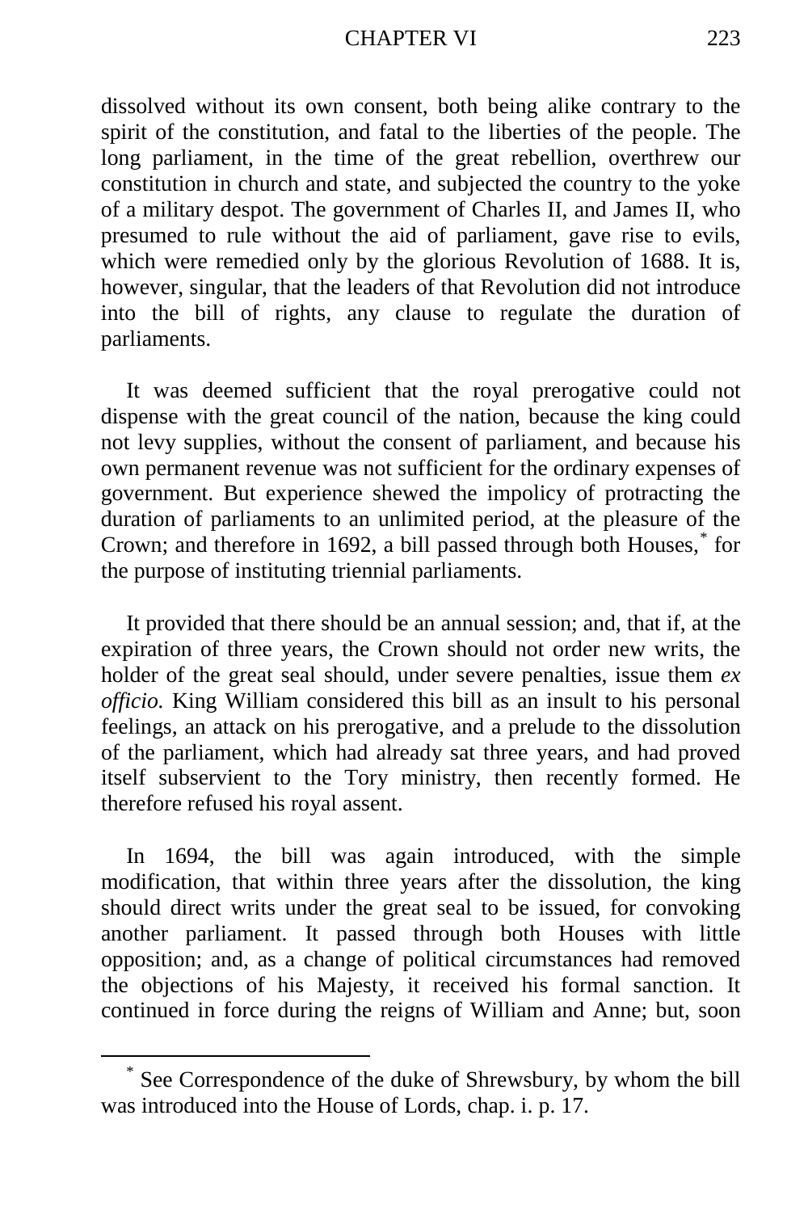dissolved without its own consent, both being alike contrary to the spirit of the constitution, and fatal to the liberties of the people. The long parliament, in the time of the great rebellion, overthrew our constitution in church and state, and subjected the country to the yoke of a military despot. The government of Charles II, and James II, who presumed to rule without the aid of parliament, gave rise to evils, which were remedied only by the glorious Revolution of 1688. It is, however, singular, that the leaders of that Revolution did not introduce into the bill of rights, any clause to regulate the duration of parliaments.

It was deemed sufficient that the royal prerogative could not dispense with the great council of the nation, because the king could not levy supplies, without the consent of parliament, and because his own permanent revenue was not sufficient for the ordinary expenses of government. But experience shewed the impolicy of protracting the duration of parliaments to an unlimited period, at the pleasure of the Crown; and therefore in 1692, a bill passed through both Houses,* for the purpose of instituting triennial parliaments.

It provided that there should be an annual session; and, that if, at the expiration of three years, the Crown should not order new writs, the holder of the great seal should, under severe penalties, issue them *ex officio.* King William considered this bill as an insult to his personal feelings, an attack on his prerogative, and a prelude to the dissolution of the parliament, which had already sat three years, and had proved itself subservient to the Tory ministry, then recently formed. He therefore refused his royal assent.

In 1694, the bill was again introduced, with the simple modification, that within three years after the dissolution, the king should direct writs under the great seal to be issued, for convoking another parliament. It passed through both Houses with little opposition; and, as a change of political circumstances had removed the objections of his Majesty, it received his formal sanction. It continued in force during the reigns of William and Anne; but, soon

* See Correspondence of the duke of Shrewsbury, by whom the bill was introduced into the House of Lords, chap. i. p. 17.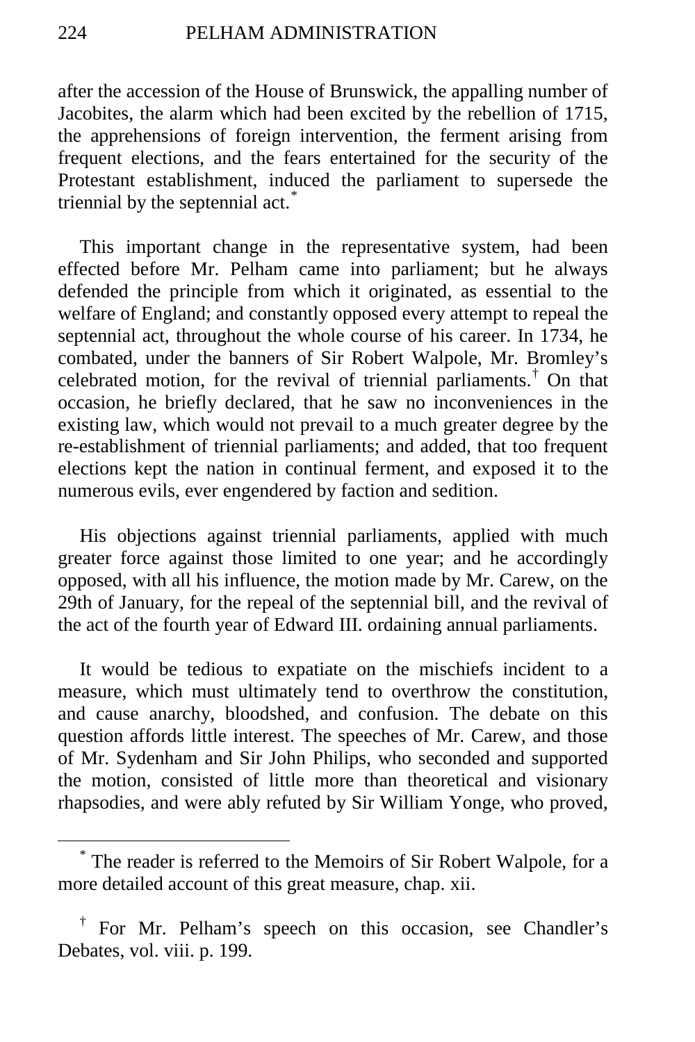after the accession of the House of Brunswick, the appalling number of Jacobites, the alarm which had been excited by the rebellion of 1715, the apprehensions of foreign intervention, the ferment arising from frequent elections, and the fears entertained for the security of the Protestant establishment, induced the parliament to supersede the triennial by the septennial act.[*]

This important change in the representative system, had been effected before Mr. Pelham came into parliament; but he always defended the principle from which it originated, as essential to the welfare of England; and constantly opposed every attempt to repeal the septennial act, throughout the whole course of his career. In 1734, he combated, under the banners of Sir Robert Walpole, Mr. Bromley's celebrated motion, for the revival of triennial parliaments.[†] On that occasion, he briefly declared, that he saw no inconveniences in the existing law, which would not prevail to a much greater degree by the re-establishment of triennial parliaments; and added, that too frequent elections kept the nation in continual ferment, and exposed it to the numerous evils, ever engendered by faction and sedition.

His objections against triennial parliaments, applied with much greater force against those limited to one year; and he accordingly opposed, with all his influence, the motion made by Mr. Carew, on the 29th of January, for the repeal of the septennial bill, and the revival of the act of the fourth year of Edward III. ordaining annual parliaments.

It would be tedious to expatiate on the mischiefs incident to a measure, which must ultimately tend to overthrow the constitution, and cause anarchy, bloodshed, and confusion. The debate on this question affords little interest. The speeches of Mr. Carew, and those of Mr. Sydenham and Sir John Philips, who seconded and supported the motion, consisted of little more than theoretical and visionary rhapsodies, and were ably refuted by Sir William Yonge, who proved,

---

[*] The reader is referred to the Memoirs of Sir Robert Walpole, for a more detailed account of this great measure, chap. xii.

[†] For Mr. Pelham's speech on this occasion, see Chandler's Debates, vol. viii. p. 199.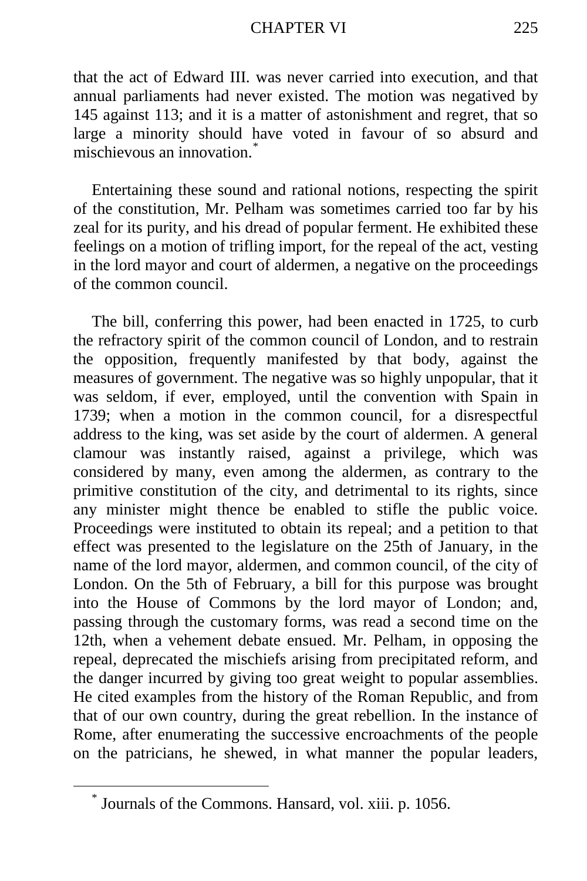that the act of Edward III. was never carried into execution, and that annual parliaments had never existed. The motion was negatived by 145 against 113; and it is a matter of astonishment and regret, that so large a minority should have voted in favour of so absurd and mischievous an innovation.[*]

Entertaining these sound and rational notions, respecting the spirit of the constitution, Mr. Pelham was sometimes carried too far by his zeal for its purity, and his dread of popular ferment. He exhibited these feelings on a motion of trifling import, for the repeal of the act, vesting in the lord mayor and court of aldermen, a negative on the proceedings of the common council.

The bill, conferring this power, had been enacted in 1725, to curb the refractory spirit of the common council of London, and to restrain the opposition, frequently manifested by that body, against the measures of government. The negative was so highly unpopular, that it was seldom, if ever, employed, until the convention with Spain in 1739; when a motion in the common council, for a disrespectful address to the king, was set aside by the court of aldermen. A general clamour was instantly raised, against a privilege, which was considered by many, even among the aldermen, as contrary to the primitive constitution of the city, and detrimental to its rights, since any minister might thence be enabled to stifle the public voice. Proceedings were instituted to obtain its repeal; and a petition to that effect was presented to the legislature on the 25th of January, in the name of the lord mayor, aldermen, and common council, of the city of London. On the 5th of February, a bill for this purpose was brought into the House of Commons by the lord mayor of London; and, passing through the customary forms, was read a second time on the 12th, when a vehement debate ensued. Mr. Pelham, in opposing the repeal, deprecated the mischiefs arising from precipitated reform, and the danger incurred by giving too great weight to popular assemblies. He cited examples from the history of the Roman Republic, and from that of our own country, during the great rebellion. In the instance of Rome, after enumerating the successive encroachments of the people on the patricians, he shewed, in what manner the popular leaders,

[*] Journals of the Commons. Hansard, vol. xiii. p. 1056.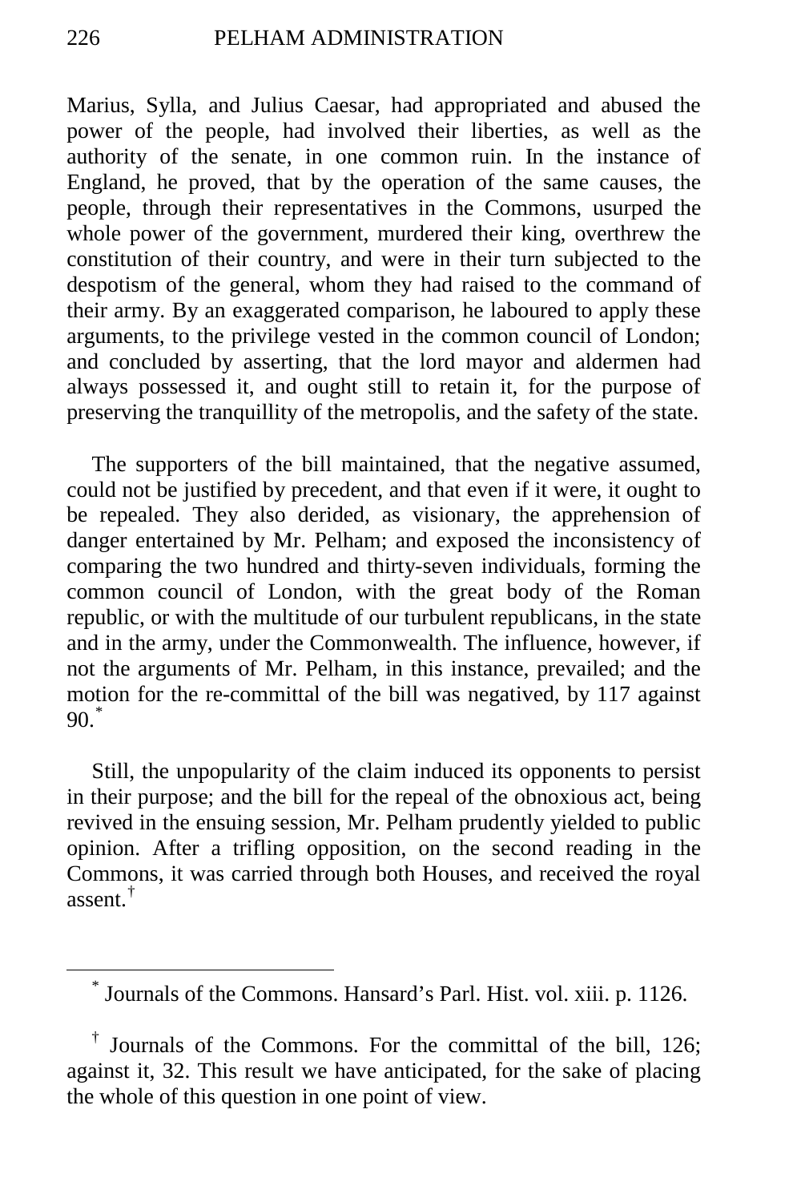Marius, Sylla, and Julius Caesar, had appropriated and abused the power of the people, had involved their liberties, as well as the authority of the senate, in one common ruin. In the instance of England, he proved, that by the operation of the same causes, the people, through their representatives in the Commons, usurped the whole power of the government, murdered their king, overthrew the constitution of their country, and were in their turn subjected to the despotism of the general, whom they had raised to the command of their army. By an exaggerated comparison, he laboured to apply these arguments, to the privilege vested in the common council of London; and concluded by asserting, that the lord mayor and aldermen had always possessed it, and ought still to retain it, for the purpose of preserving the tranquillity of the metropolis, and the safety of the state.

The supporters of the bill maintained, that the negative assumed, could not be justified by precedent, and that even if it were, it ought to be repealed. They also derided, as visionary, the apprehension of danger entertained by Mr. Pelham; and exposed the inconsistency of comparing the two hundred and thirty-seven individuals, forming the common council of London, with the great body of the Roman republic, or with the multitude of our turbulent republicans, in the state and in the army, under the Commonwealth. The influence, however, if not the arguments of Mr. Pelham, in this instance, prevailed; and the motion for the re-committal of the bill was negatived, by 117 against 90.[*]

Still, the unpopularity of the claim induced its opponents to persist in their purpose; and the bill for the repeal of the obnoxious act, being revived in the ensuing session, Mr. Pelham prudently yielded to public opinion. After a trifling opposition, on the second reading in the Commons, it was carried through both Houses, and received the royal assent.[†]

---

[*] Journals of the Commons. Hansard's Parl. Hist. vol. xiii. p. 1126.

[†] Journals of the Commons. For the committal of the bill, 126; against it, 32. This result we have anticipated, for the sake of placing the whole of this question in one point of view.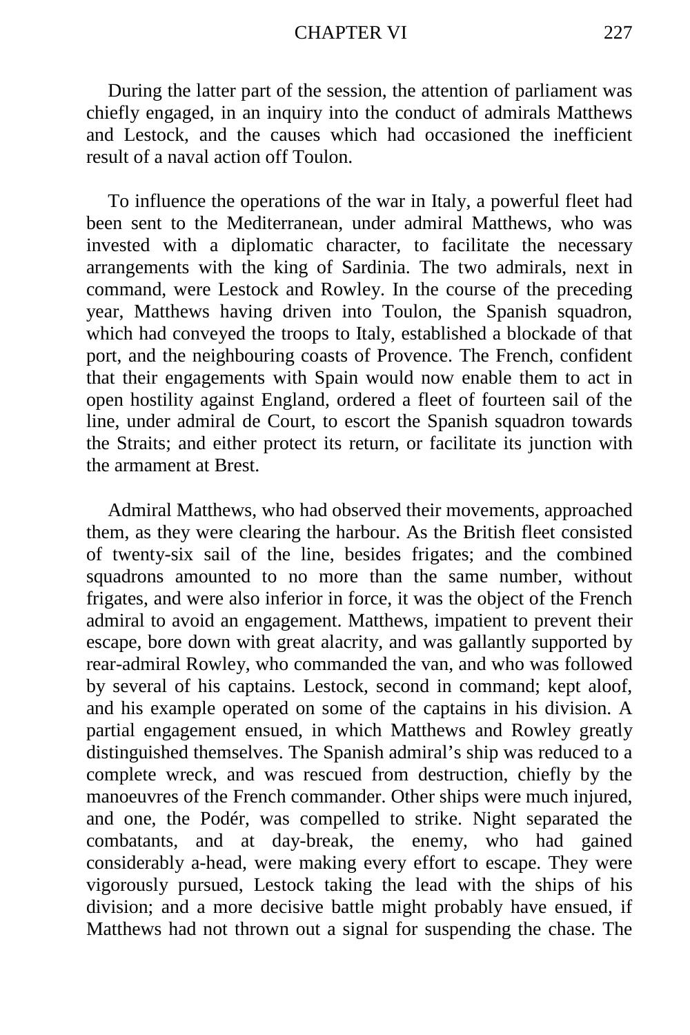During the latter part of the session, the attention of parliament was chiefly engaged, in an inquiry into the conduct of admirals Matthews and Lestock, and the causes which had occasioned the inefficient result of a naval action off Toulon.

To influence the operations of the war in Italy, a powerful fleet had been sent to the Mediterranean, under admiral Matthews, who was invested with a diplomatic character, to facilitate the necessary arrangements with the king of Sardinia. The two admirals, next in command, were Lestock and Rowley. In the course of the preceding year, Matthews having driven into Toulon, the Spanish squadron, which had conveyed the troops to Italy, established a blockade of that port, and the neighbouring coasts of Provence. The French, confident that their engagements with Spain would now enable them to act in open hostility against England, ordered a fleet of fourteen sail of the line, under admiral de Court, to escort the Spanish squadron towards the Straits; and either protect its return, or facilitate its junction with the armament at Brest.

Admiral Matthews, who had observed their movements, approached them, as they were clearing the harbour. As the British fleet consisted of twenty-six sail of the line, besides frigates; and the combined squadrons amounted to no more than the same number, without frigates, and were also inferior in force, it was the object of the French admiral to avoid an engagement. Matthews, impatient to prevent their escape, bore down with great alacrity, and was gallantly supported by rear-admiral Rowley, who commanded the van, and who was followed by several of his captains. Lestock, second in command; kept aloof, and his example operated on some of the captains in his division. A partial engagement ensued, in which Matthews and Rowley greatly distinguished themselves. The Spanish admiral's ship was reduced to a complete wreck, and was rescued from destruction, chiefly by the manoeuvres of the French commander. Other ships were much injured, and one, the Podér, was compelled to strike. Night separated the combatants, and at day-break, the enemy, who had gained considerably a-head, were making every effort to escape. They were vigorously pursued, Lestock taking the lead with the ships of his division; and a more decisive battle might probably have ensued, if Matthews had not thrown out a signal for suspending the chase. The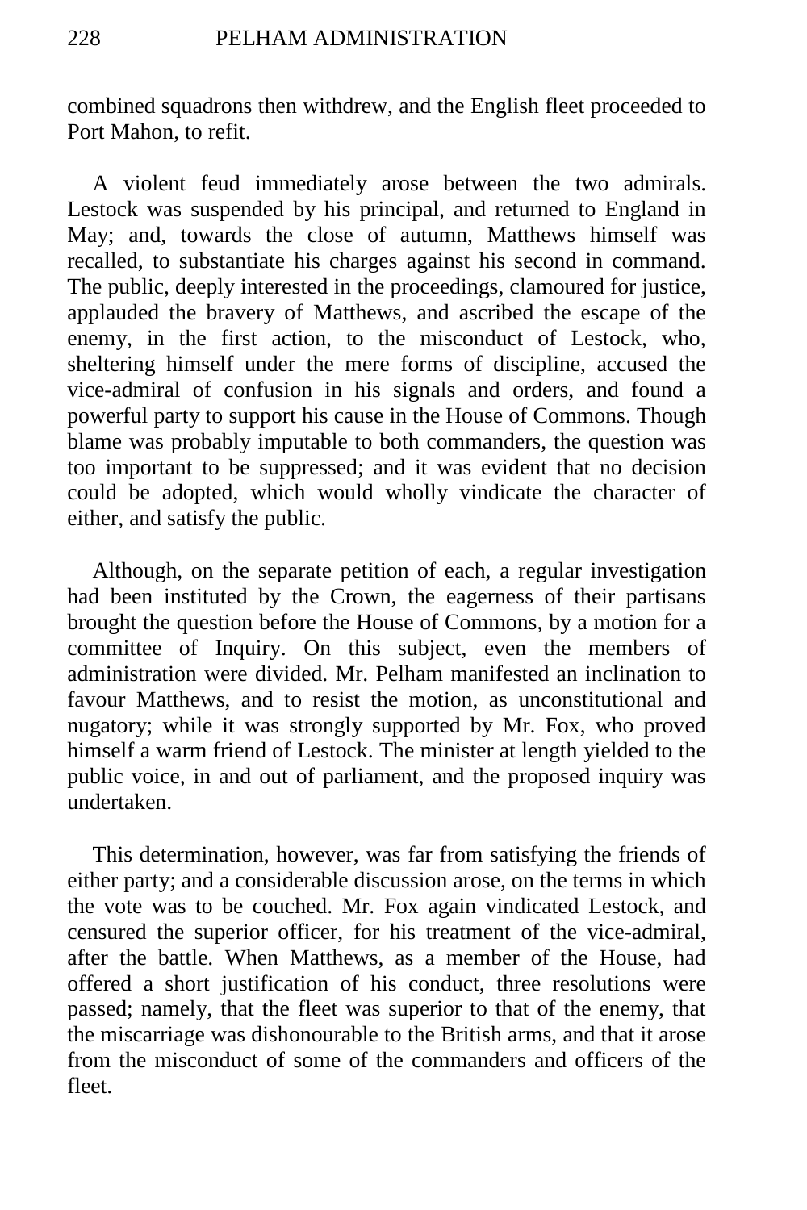combined squadrons then withdrew, and the English fleet proceeded to Port Mahon, to refit.

A violent feud immediately arose between the two admirals. Lestock was suspended by his principal, and returned to England in May; and, towards the close of autumn, Matthews himself was recalled, to substantiate his charges against his second in command. The public, deeply interested in the proceedings, clamoured for justice, applauded the bravery of Matthews, and ascribed the escape of the enemy, in the first action, to the misconduct of Lestock, who, sheltering himself under the mere forms of discipline, accused the vice-admiral of confusion in his signals and orders, and found a powerful party to support his cause in the House of Commons. Though blame was probably imputable to both commanders, the question was too important to be suppressed; and it was evident that no decision could be adopted, which would wholly vindicate the character of either, and satisfy the public.

Although, on the separate petition of each, a regular investigation had been instituted by the Crown, the eagerness of their partisans brought the question before the House of Commons, by a motion for a committee of Inquiry. On this subject, even the members of administration were divided. Mr. Pelham manifested an inclination to favour Matthews, and to resist the motion, as unconstitutional and nugatory; while it was strongly supported by Mr. Fox, who proved himself a warm friend of Lestock. The minister at length yielded to the public voice, in and out of parliament, and the proposed inquiry was undertaken.

This determination, however, was far from satisfying the friends of either party; and a considerable discussion arose, on the terms in which the vote was to be couched. Mr. Fox again vindicated Lestock, and censured the superior officer, for his treatment of the vice-admiral, after the battle. When Matthews, as a member of the House, had offered a short justification of his conduct, three resolutions were passed; namely, that the fleet was superior to that of the enemy, that the miscarriage was dishonourable to the British arms, and that it arose from the misconduct of some of the commanders and officers of the fleet.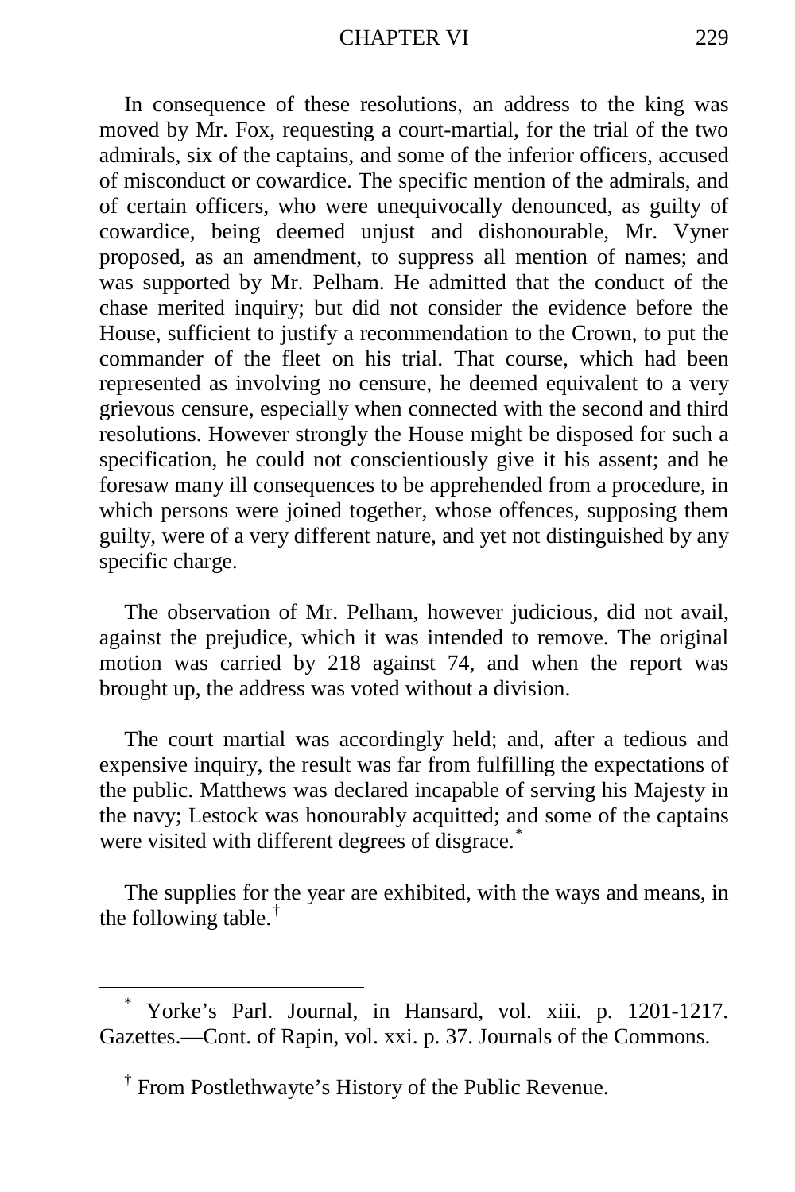In consequence of these resolutions, an address to the king was moved by Mr. Fox, requesting a court-martial, for the trial of the two admirals, six of the captains, and some of the inferior officers, accused of misconduct or cowardice. The specific mention of the admirals, and of certain officers, who were unequivocally denounced, as guilty of cowardice, being deemed unjust and dishonourable, Mr. Vyner proposed, as an amendment, to suppress all mention of names; and was supported by Mr. Pelham. He admitted that the conduct of the chase merited inquiry; but did not consider the evidence before the House, sufficient to justify a recommendation to the Crown, to put the commander of the fleet on his trial. That course, which had been represented as involving no censure, he deemed equivalent to a very grievous censure, especially when connected with the second and third resolutions. However strongly the House might be disposed for such a specification, he could not conscientiously give it his assent; and he foresaw many ill consequences to be apprehended from a procedure, in which persons were joined together, whose offences, supposing them guilty, were of a very different nature, and yet not distinguished by any specific charge.

The observation of Mr. Pelham, however judicious, did not avail, against the prejudice, which it was intended to remove. The original motion was carried by 218 against 74, and when the report was brought up, the address was voted without a division.

The court martial was accordingly held; and, after a tedious and expensive inquiry, the result was far from fulfilling the expectations of the public. Matthews was declared incapable of serving his Majesty in the navy; Lestock was honourably acquitted; and some of the captains were visited with different degrees of disgrace.*

The supplies for the year are exhibited, with the ways and means, in the following table.†

---

* Yorke's Parl. Journal, in Hansard, vol. xiii. p. 1201-1217. Gazettes.—Cont. of Rapin, vol. xxi. p. 37. Journals of the Commons.

† From Postlethwayte's History of the Public Revenue.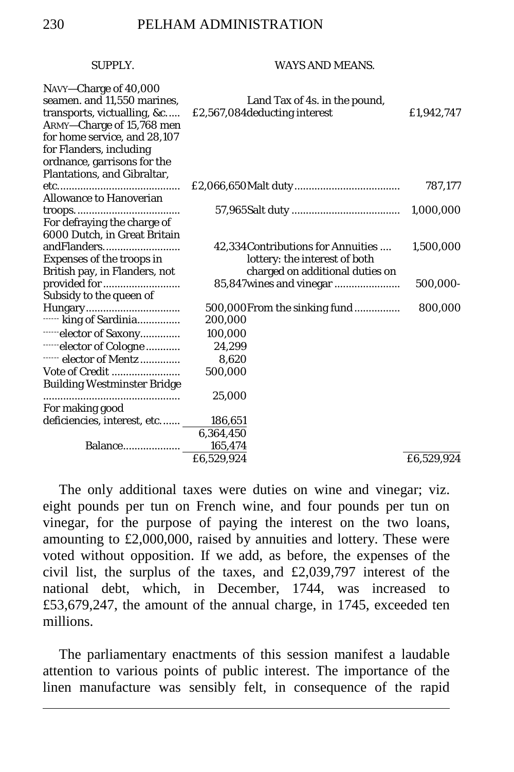| SUPPLY. | | WAYS AND MEANS. | |
|---|---|---|---|
| NAVY—Charge of 40,000 seamen. and 11,550 marines, transports, victualling, &c. | £2,567,084 | Land Tax of 4s. in the pound, deducting interest | £1,942,747 |
| ARMY—Charge of 15,768 men for home service, and 28,107 for Flanders, including ordnance, garrisons for the Plantations, and Gibraltar, etc. | £2,066,650 | Malt duty | 787,177 |
| Allowance to Hanoverian troops. | 57,965 | Salt duty | 1,000,000 |
| For defraying the charge of 6000 Dutch, in Great Britain andFlanders. | 42,334 | Contributions for Annuities | 1,500,000 |
| Expenses of the troops in British pay, in Flanders, not provided for | 85,847 | lottery: the interest of both charged on additional duties on wines and vinegar | 500,000- |
| Subsidy to the queen of Hungary | 500,000 | From the sinking fund | 800,000 |
| ------ king of Sardinia | 200,000 | | |
| ------elector of Saxony | 100,000 | | |
| ------elector of Cologne | 24,299 | | |
| ------ elector of Mentz | 8,620 | | |
| Vote of Credit | 500,000 | | |
| Building Westminster Bridge | 25,000 | | |
| For making good deficiencies, interest, etc. | 186,651 | | |
| | 6,364,450 | | |
| Balance | 165,474 | | |
| | £6,529,924 | | £6,529,924 |

The only additional taxes were duties on wine and vinegar; viz. eight pounds per tun on French wine, and four pounds per tun on vinegar, for the purpose of paying the interest on the two loans, amounting to £2,000,000, raised by annuities and lottery. These were voted without opposition. If we add, as before, the expenses of the civil list, the surplus of the taxes, and £2,039,797 interest of the national debt, which, in December, 1744, was increased to £53,679,247, the amount of the annual charge, in 1745, exceeded ten millions.

The parliamentary enactments of this session manifest a laudable attention to various points of public interest. The importance of the linen manufacture was sensibly felt, in consequence of the rapid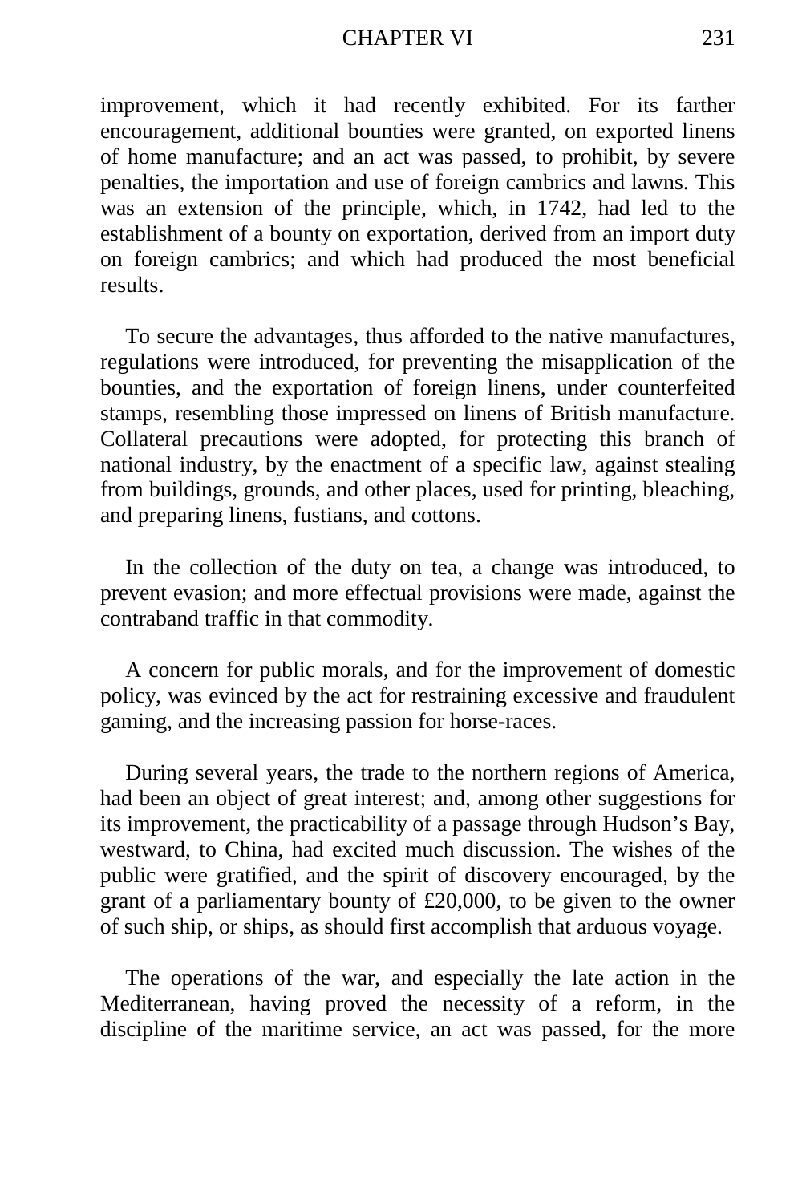improvement, which it had recently exhibited. For its farther encouragement, additional bounties were granted, on exported linens of home manufacture; and an act was passed, to prohibit, by severe penalties, the importation and use of foreign cambrics and lawns. This was an extension of the principle, which, in 1742, had led to the establishment of a bounty on exportation, derived from an import duty on foreign cambrics; and which had produced the most beneficial results.

To secure the advantages, thus afforded to the native manufactures, regulations were introduced, for preventing the misapplication of the bounties, and the exportation of foreign linens, under counterfeited stamps, resembling those impressed on linens of British manufacture. Collateral precautions were adopted, for protecting this branch of national industry, by the enactment of a specific law, against stealing from buildings, grounds, and other places, used for printing, bleaching, and preparing linens, fustians, and cottons.

In the collection of the duty on tea, a change was introduced, to prevent evasion; and more effectual provisions were made, against the contraband traffic in that commodity.

A concern for public morals, and for the improvement of domestic policy, was evinced by the act for restraining excessive and fraudulent gaming, and the increasing passion for horse-races.

During several years, the trade to the northern regions of America, had been an object of great interest; and, among other suggestions for its improvement, the practicability of a passage through Hudson's Bay, westward, to China, had excited much discussion. The wishes of the public were gratified, and the spirit of discovery encouraged, by the grant of a parliamentary bounty of £20,000, to be given to the owner of such ship, or ships, as should first accomplish that arduous voyage.

The operations of the war, and especially the late action in the Mediterranean, having proved the necessity of a reform, in the discipline of the maritime service, an act was passed, for the more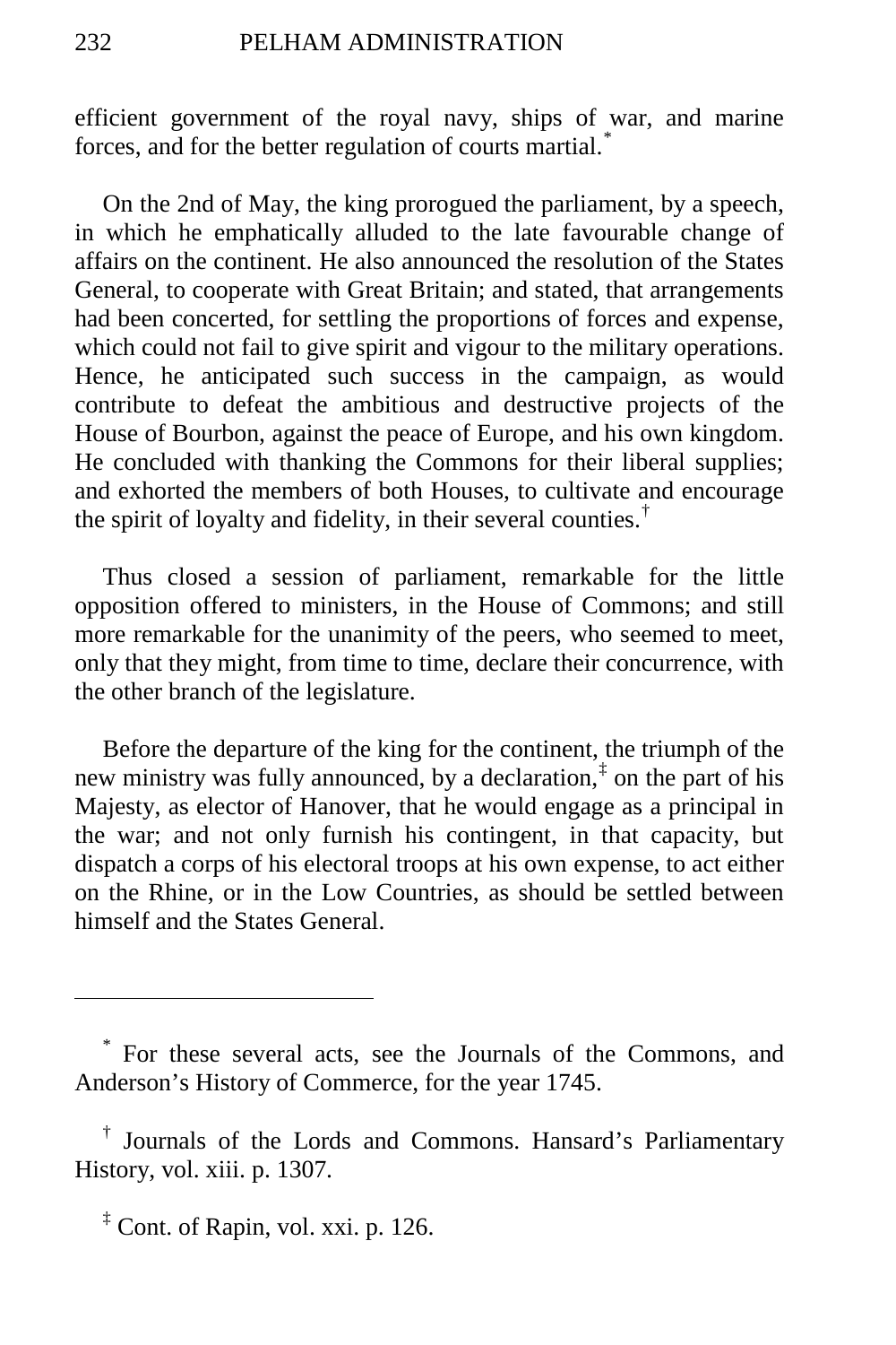efficient government of the royal navy, ships of war, and marine forces, and for the better regulation of courts martial.[*]

On the 2nd of May, the king prorogued the parliament, by a speech, in which he emphatically alluded to the late favourable change of affairs on the continent. He also announced the resolution of the States General, to cooperate with Great Britain; and stated, that arrangements had been concerted, for settling the proportions of forces and expense, which could not fail to give spirit and vigour to the military operations. Hence, he anticipated such success in the campaign, as would contribute to defeat the ambitious and destructive projects of the House of Bourbon, against the peace of Europe, and his own kingdom. He concluded with thanking the Commons for their liberal supplies; and exhorted the members of both Houses, to cultivate and encourage the spirit of loyalty and fidelity, in their several counties.[†]

Thus closed a session of parliament, remarkable for the little opposition offered to ministers, in the House of Commons; and still more remarkable for the unanimity of the peers, who seemed to meet, only that they might, from time to time, declare their concurrence, with the other branch of the legislature.

Before the departure of the king for the continent, the triumph of the new ministry was fully announced, by a declaration,[‡] on the part of his Majesty, as elector of Hanover, that he would engage as a principal in the war; and not only furnish his contingent, in that capacity, but dispatch a corps of his electoral troops at his own expense, to act either on the Rhine, or in the Low Countries, as should be settled between himself and the States General.

---

[*] For these several acts, see the Journals of the Commons, and Anderson's History of Commerce, for the year 1745.

[†] Journals of the Lords and Commons. Hansard's Parliamentary History, vol. xiii. p. 1307.

[‡] Cont. of Rapin, vol. xxi. p. 126.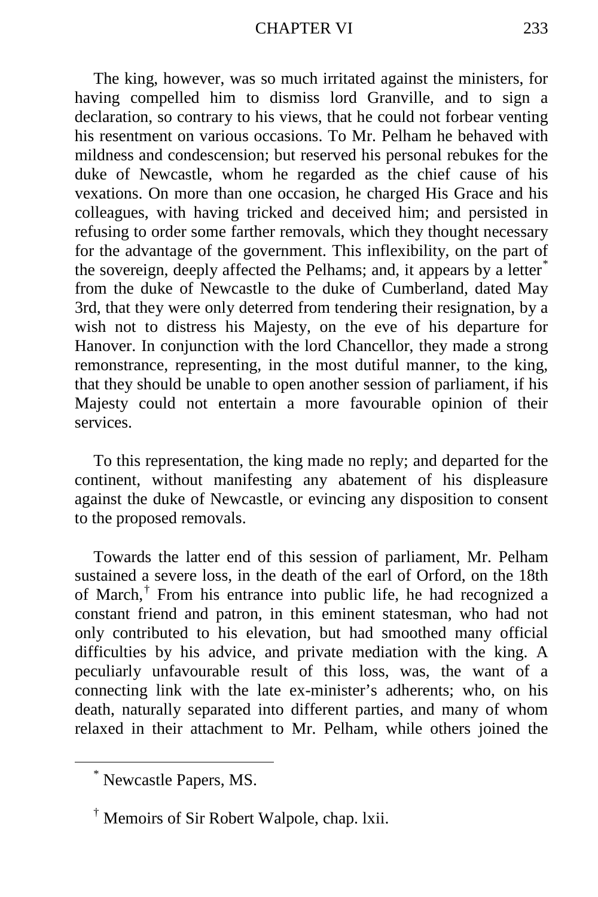The king, however, was so much irritated against the ministers, for having compelled him to dismiss lord Granville, and to sign a declaration, so contrary to his views, that he could not forbear venting his resentment on various occasions. To Mr. Pelham he behaved with mildness and condescension; but reserved his personal rebukes for the duke of Newcastle, whom he regarded as the chief cause of his vexations. On more than one occasion, he charged His Grace and his colleagues, with having tricked and deceived him; and persisted in refusing to order some farther removals, which they thought necessary for the advantage of the government. This inflexibility, on the part of the sovereign, deeply affected the Pelhams; and, it appears by a letter[*] from the duke of Newcastle to the duke of Cumberland, dated May 3rd, that they were only deterred from tendering their resignation, by a wish not to distress his Majesty, on the eve of his departure for Hanover. In conjunction with the lord Chancellor, they made a strong remonstrance, representing, in the most dutiful manner, to the king, that they should be unable to open another session of parliament, if his Majesty could not entertain a more favourable opinion of their services.

To this representation, the king made no reply; and departed for the continent, without manifesting any abatement of his displeasure against the duke of Newcastle, or evincing any disposition to consent to the proposed removals.

Towards the latter end of this session of parliament, Mr. Pelham sustained a severe loss, in the death of the earl of Orford, on the 18th of March,[†] From his entrance into public life, he had recognized a constant friend and patron, in this eminent statesman, who had not only contributed to his elevation, but had smoothed many official difficulties by his advice, and private mediation with the king. A peculiarly unfavourable result of this loss, was, the want of a connecting link with the late ex-minister's adherents; who, on his death, naturally separated into different parties, and many of whom relaxed in their attachment to Mr. Pelham, while others joined the

---

[*] Newcastle Papers, MS.

[†] Memoirs of Sir Robert Walpole, chap. lxii.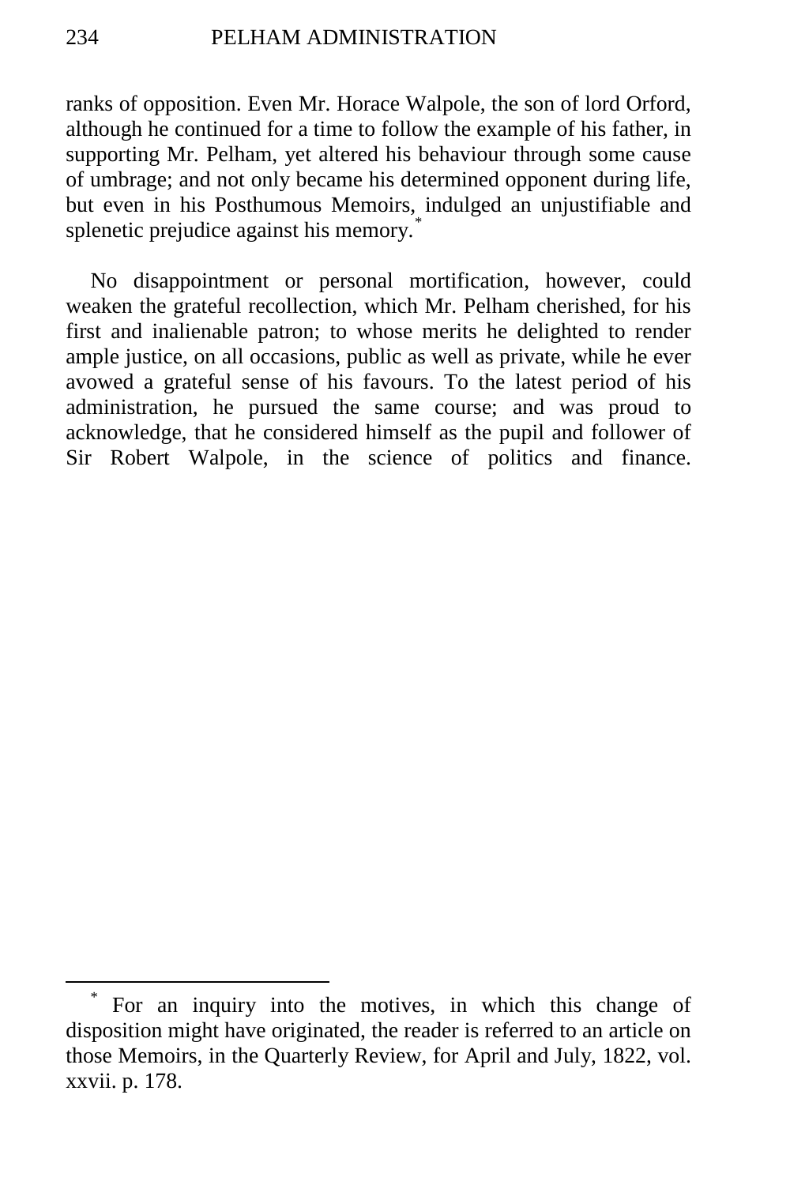ranks of opposition. Even Mr. Horace Walpole, the son of lord Orford, although he continued for a time to follow the example of his father, in supporting Mr. Pelham, yet altered his behaviour through some cause of umbrage; and not only became his determined opponent during life, but even in his Posthumous Memoirs, indulged an unjustifiable and splenetic prejudice against his memory.[*]

No disappointment or personal mortification, however, could weaken the grateful recollection, which Mr. Pelham cherished, for his first and inalienable patron; to whose merits he delighted to render ample justice, on all occasions, public as well as private, while he ever avowed a grateful sense of his favours. To the latest period of his administration, he pursued the same course; and was proud to acknowledge, that he considered himself as the pupil and follower of Sir Robert Walpole, in the science of politics and finance.

---

[*] For an inquiry into the motives, in which this change of disposition might have originated, the reader is referred to an article on those Memoirs, in the Quarterly Review, for April and July, 1822, vol. xxvii. p. 178.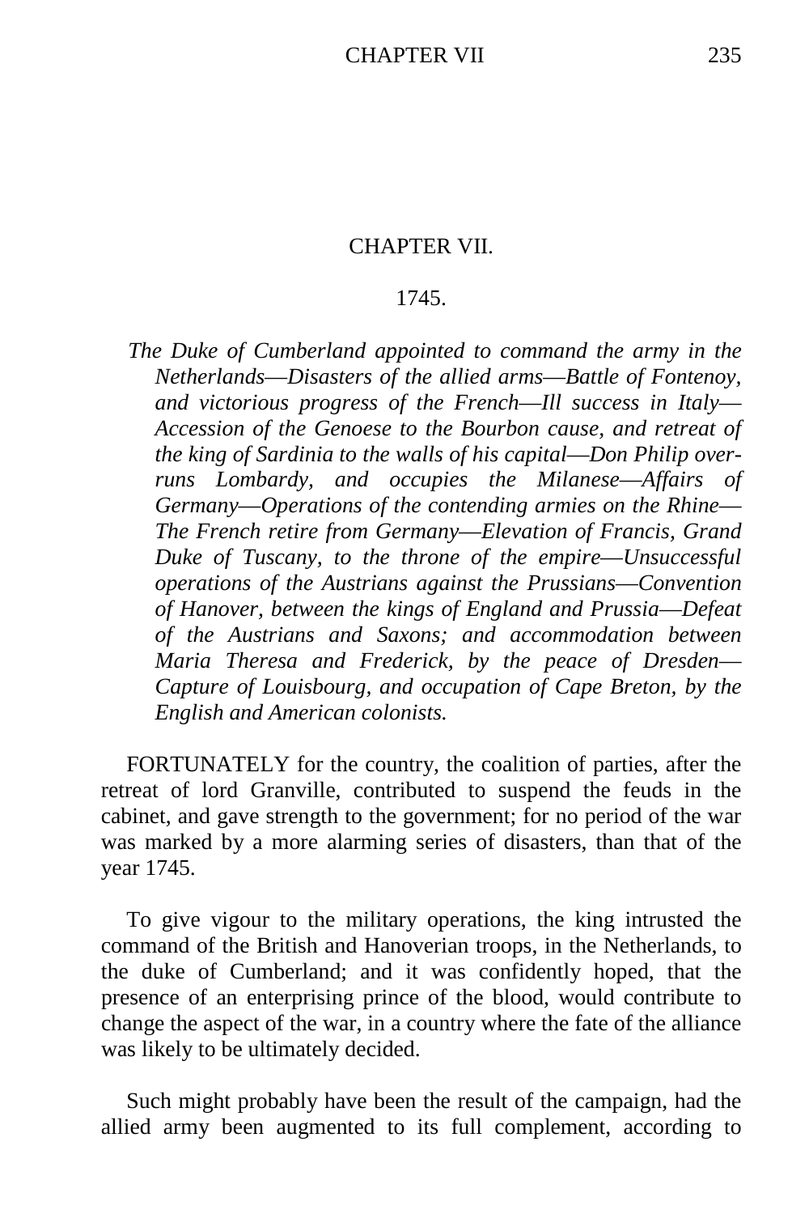## CHAPTER VII.

### 1745.

*The Duke of Cumberland appointed to command the army in the Netherlands—Disasters of the allied arms—Battle of Fontenoy, and victorious progress of the French—Ill success in Italy—Accession of the Genoese to the Bourbon cause, and retreat of the king of Sardinia to the walls of his capital—Don Philip over-runs Lombardy, and occupies the Milanese—Affairs of Germany—Operations of the contending armies on the Rhine—The French retire from Germany—Elevation of Francis, Grand Duke of Tuscany, to the throne of the empire—Unsuccessful operations of the Austrians against the Prussians—Convention of Hanover, between the kings of England and Prussia—Defeat of the Austrians and Saxons; and accommodation between Maria Theresa and Frederick, by the peace of Dresden—Capture of Louisbourg, and occupation of Cape Breton, by the English and American colonists.*

FORTUNATELY for the country, the coalition of parties, after the retreat of lord Granville, contributed to suspend the feuds in the cabinet, and gave strength to the government; for no period of the war was marked by a more alarming series of disasters, than that of the year 1745.

To give vigour to the military operations, the king intrusted the command of the British and Hanoverian troops, in the Netherlands, to the duke of Cumberland; and it was confidently hoped, that the presence of an enterprising prince of the blood, would contribute to change the aspect of the war, in a country where the fate of the alliance was likely to be ultimately decided.

Such might probably have been the result of the campaign, had the allied army been augmented to its full complement, according to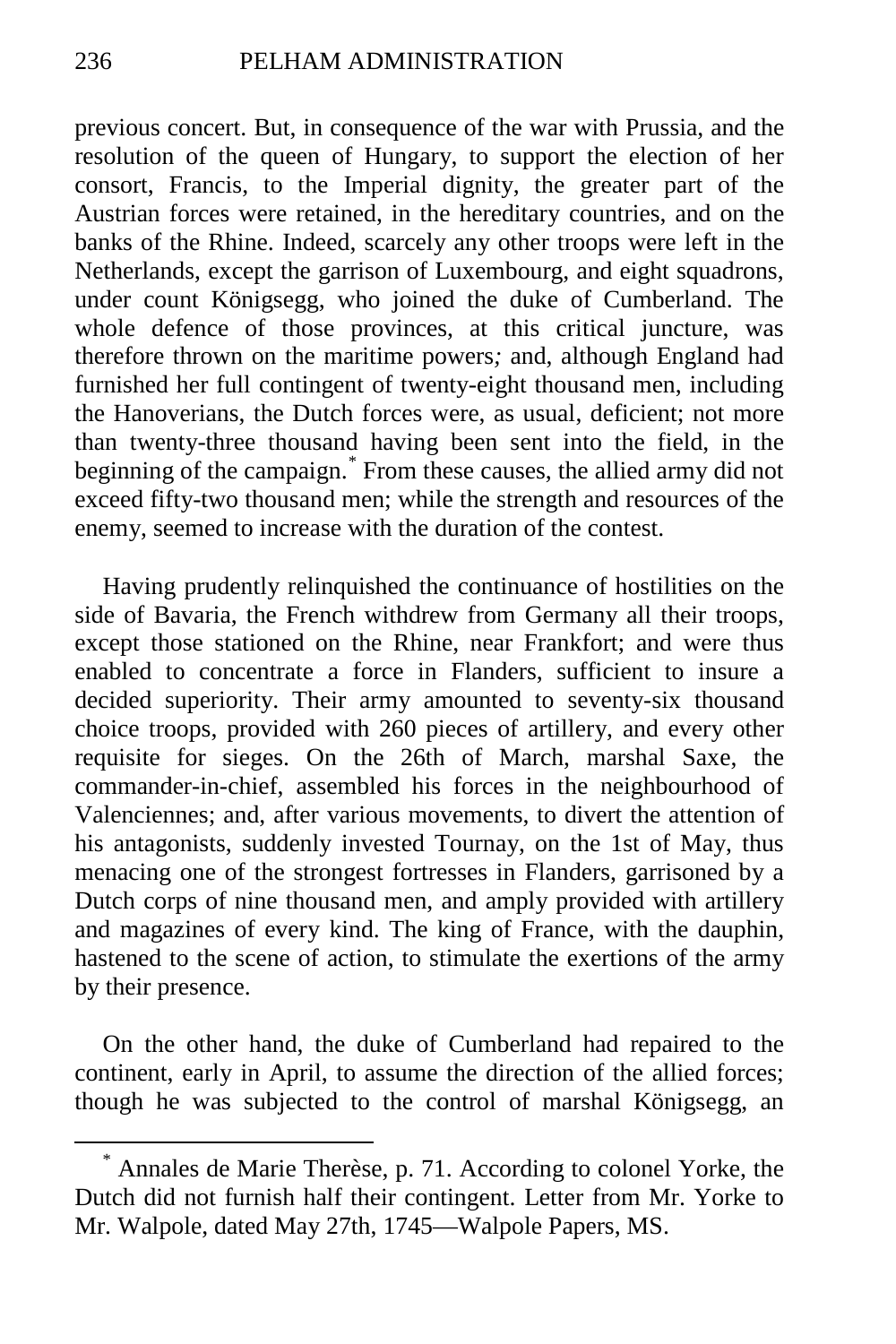previous concert. But, in consequence of the war with Prussia, and the resolution of the queen of Hungary, to support the election of her consort, Francis, to the Imperial dignity, the greater part of the Austrian forces were retained, in the hereditary countries, and on the banks of the Rhine. Indeed, scarcely any other troops were left in the Netherlands, except the garrison of Luxembourg, and eight squadrons, under count Königsegg, who joined the duke of Cumberland. The whole defence of those provinces, at this critical juncture, was therefore thrown on the maritime powers*;* and, although England had furnished her full contingent of twenty-eight thousand men, including the Hanoverians, the Dutch forces were, as usual, deficient; not more than twenty-three thousand having been sent into the field, in the beginning of the campaign.[*] From these causes, the allied army did not exceed fifty-two thousand men; while the strength and resources of the enemy, seemed to increase with the duration of the contest.

Having prudently relinquished the continuance of hostilities on the side of Bavaria, the French withdrew from Germany all their troops, except those stationed on the Rhine, near Frankfort; and were thus enabled to concentrate a force in Flanders, sufficient to insure a decided superiority. Their army amounted to seventy-six thousand choice troops, provided with 260 pieces of artillery, and every other requisite for sieges. On the 26th of March, marshal Saxe, the commander-in-chief, assembled his forces in the neighbourhood of Valenciennes; and, after various movements, to divert the attention of his antagonists, suddenly invested Tournay, on the 1st of May, thus menacing one of the strongest fortresses in Flanders, garrisoned by a Dutch corps of nine thousand men, and amply provided with artillery and magazines of every kind. The king of France, with the dauphin, hastened to the scene of action, to stimulate the exertions of the army by their presence.

On the other hand, the duke of Cumberland had repaired to the continent, early in April, to assume the direction of the allied forces; though he was subjected to the control of marshal Königsegg, an

---

[*] Annales de Marie Therèse, p. 71. According to colonel Yorke, the Dutch did not furnish half their contingent. Letter from Mr. Yorke to Mr. Walpole, dated May 27th, 1745—Walpole Papers, MS.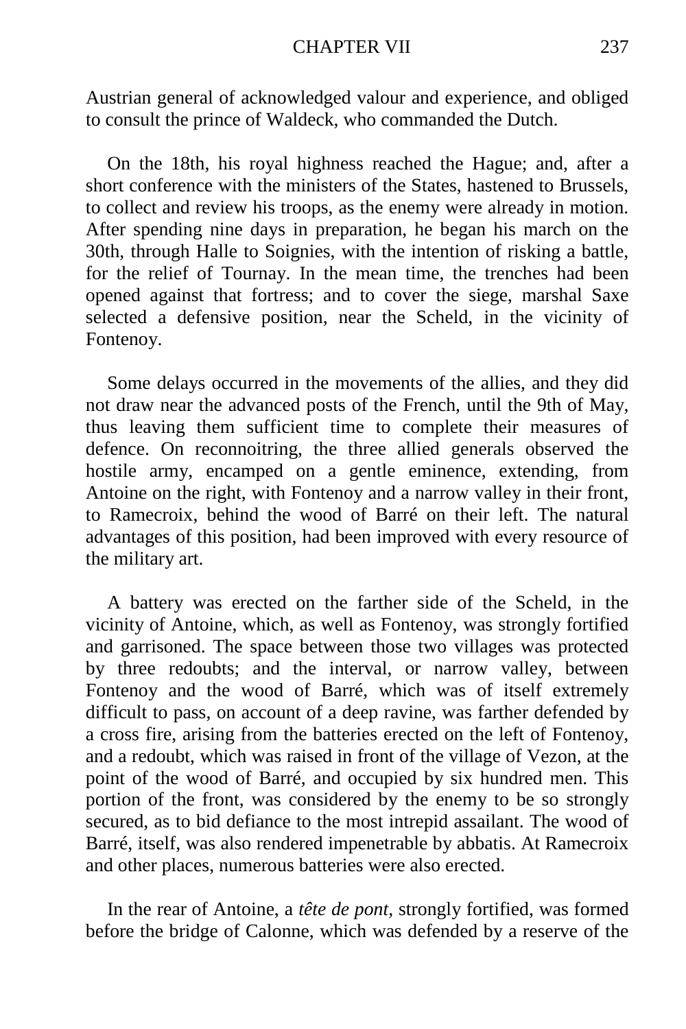Austrian general of acknowledged valour and experience, and obliged to consult the prince of Waldeck, who commanded the Dutch.

On the 18th, his royal highness reached the Hague; and, after a short conference with the ministers of the States, hastened to Brussels, to collect and review his troops, as the enemy were already in motion. After spending nine days in preparation, he began his march on the 30th, through Halle to Soignies, with the intention of risking a battle, for the relief of Tournay. In the mean time, the trenches had been opened against that fortress; and to cover the siege, marshal Saxe selected a defensive position, near the Scheld, in the vicinity of Fontenoy.

Some delays occurred in the movements of the allies, and they did not draw near the advanced posts of the French, until the 9th of May, thus leaving them sufficient time to complete their measures of defence. On reconnoitring, the three allied generals observed the hostile army, encamped on a gentle eminence, extending, from Antoine on the right, with Fontenoy and a narrow valley in their front, to Ramecroix, behind the wood of Barré on their left. The natural advantages of this position, had been improved with every resource of the military art.

A battery was erected on the farther side of the Scheld, in the vicinity of Antoine, which, as well as Fontenoy, was strongly fortified and garrisoned. The space between those two villages was protected by three redoubts; and the interval, or narrow valley, between Fontenoy and the wood of Barré, which was of itself extremely difficult to pass, on account of a deep ravine, was farther defended by a cross fire, arising from the batteries erected on the left of Fontenoy, and a redoubt, which was raised in front of the village of Vezon, at the point of the wood of Barré, and occupied by six hundred men. This portion of the front, was considered by the enemy to be so strongly secured, as to bid defiance to the most intrepid assailant. The wood of Barré, itself, was also rendered impenetrable by abbatis. At Ramecroix and other places, numerous batteries were also erected.

In the rear of Antoine, a *tête de pont,* strongly fortified, was formed before the bridge of Calonne, which was defended by a reserve of the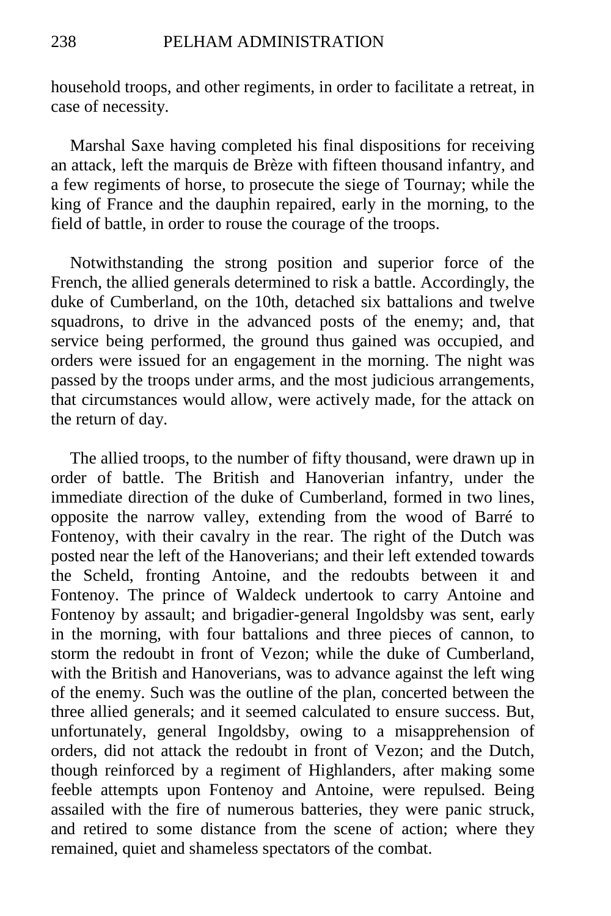household troops, and other regiments, in order to facilitate a retreat, in case of necessity.

Marshal Saxe having completed his final dispositions for receiving an attack, left the marquis de Brèze with fifteen thousand infantry, and a few regiments of horse, to prosecute the siege of Tournay; while the king of France and the dauphin repaired, early in the morning, to the field of battle, in order to rouse the courage of the troops.

Notwithstanding the strong position and superior force of the French, the allied generals determined to risk a battle. Accordingly, the duke of Cumberland, on the 10th, detached six battalions and twelve squadrons, to drive in the advanced posts of the enemy; and, that service being performed, the ground thus gained was occupied, and orders were issued for an engagement in the morning. The night was passed by the troops under arms, and the most judicious arrangements, that circumstances would allow, were actively made, for the attack on the return of day.

The allied troops, to the number of fifty thousand, were drawn up in order of battle. The British and Hanoverian infantry, under the immediate direction of the duke of Cumberland, formed in two lines, opposite the narrow valley, extending from the wood of Barré to Fontenoy, with their cavalry in the rear. The right of the Dutch was posted near the left of the Hanoverians; and their left extended towards the Scheld, fronting Antoine, and the redoubts between it and Fontenoy. The prince of Waldeck undertook to carry Antoine and Fontenoy by assault; and brigadier-general Ingoldsby was sent, early in the morning, with four battalions and three pieces of cannon, to storm the redoubt in front of Vezon; while the duke of Cumberland, with the British and Hanoverians, was to advance against the left wing of the enemy. Such was the outline of the plan, concerted between the three allied generals; and it seemed calculated to ensure success. But, unfortunately, general Ingoldsby, owing to a misapprehension of orders, did not attack the redoubt in front of Vezon; and the Dutch, though reinforced by a regiment of Highlanders, after making some feeble attempts upon Fontenoy and Antoine, were repulsed. Being assailed with the fire of numerous batteries, they were panic struck, and retired to some distance from the scene of action; where they remained, quiet and shameless spectators of the combat.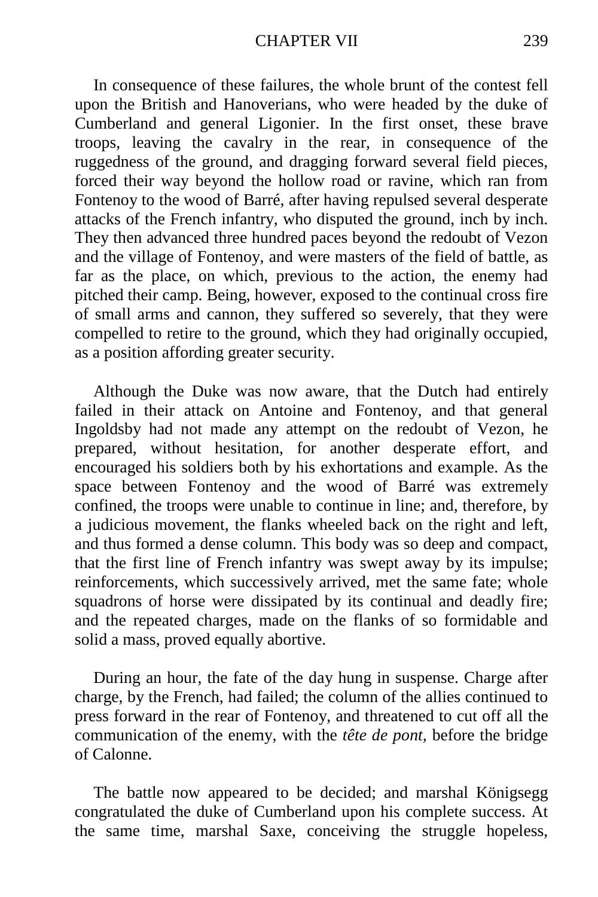In consequence of these failures, the whole brunt of the contest fell upon the British and Hanoverians, who were headed by the duke of Cumberland and general Ligonier. In the first onset, these brave troops, leaving the cavalry in the rear, in consequence of the ruggedness of the ground, and dragging forward several field pieces, forced their way beyond the hollow road or ravine, which ran from Fontenoy to the wood of Barré, after having repulsed several desperate attacks of the French infantry, who disputed the ground, inch by inch. They then advanced three hundred paces beyond the redoubt of Vezon and the village of Fontenoy, and were masters of the field of battle, as far as the place, on which, previous to the action, the enemy had pitched their camp. Being, however, exposed to the continual cross fire of small arms and cannon, they suffered so severely, that they were compelled to retire to the ground, which they had originally occupied, as a position affording greater security.

Although the Duke was now aware, that the Dutch had entirely failed in their attack on Antoine and Fontenoy, and that general Ingoldsby had not made any attempt on the redoubt of Vezon, he prepared, without hesitation, for another desperate effort, and encouraged his soldiers both by his exhortations and example. As the space between Fontenoy and the wood of Barré was extremely confined, the troops were unable to continue in line; and, therefore, by a judicious movement, the flanks wheeled back on the right and left, and thus formed a dense column. This body was so deep and compact, that the first line of French infantry was swept away by its impulse; reinforcements, which successively arrived, met the same fate; whole squadrons of horse were dissipated by its continual and deadly fire; and the repeated charges, made on the flanks of so formidable and solid a mass, proved equally abortive.

During an hour, the fate of the day hung in suspense. Charge after charge, by the French, had failed; the column of the allies continued to press forward in the rear of Fontenoy, and threatened to cut off all the communication of the enemy, with the *tête de pont*, before the bridge of Calonne.

The battle now appeared to be decided; and marshal Königsegg congratulated the duke of Cumberland upon his complete success. At the same time, marshal Saxe, conceiving the struggle hopeless,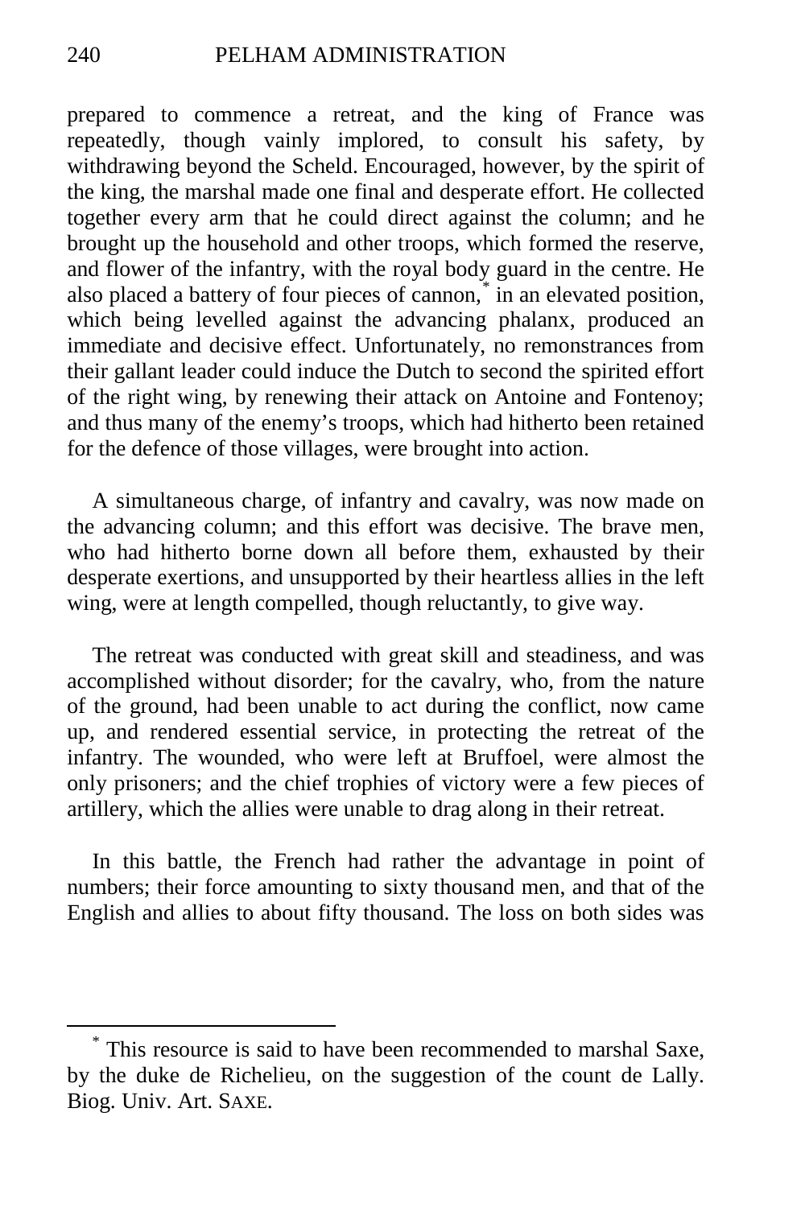prepared to commence a retreat, and the king of France was repeatedly, though vainly implored, to consult his safety, by withdrawing beyond the Scheld. Encouraged, however, by the spirit of the king, the marshal made one final and desperate effort. He collected together every arm that he could direct against the column; and he brought up the household and other troops, which formed the reserve, and flower of the infantry, with the royal body guard in the centre. He also placed a battery of four pieces of cannon,* in an elevated position, which being levelled against the advancing phalanx, produced an immediate and decisive effect. Unfortunately, no remonstrances from their gallant leader could induce the Dutch to second the spirited effort of the right wing, by renewing their attack on Antoine and Fontenoy; and thus many of the enemy's troops, which had hitherto been retained for the defence of those villages, were brought into action.

A simultaneous charge, of infantry and cavalry, was now made on the advancing column; and this effort was decisive. The brave men, who had hitherto borne down all before them, exhausted by their desperate exertions, and unsupported by their heartless allies in the left wing, were at length compelled, though reluctantly, to give way.

The retreat was conducted with great skill and steadiness, and was accomplished without disorder; for the cavalry, who, from the nature of the ground, had been unable to act during the conflict, now came up, and rendered essential service, in protecting the retreat of the infantry. The wounded, who were left at Bruffoel, were almost the only prisoners; and the chief trophies of victory were a few pieces of artillery, which the allies were unable to drag along in their retreat.

In this battle, the French had rather the advantage in point of numbers; their force amounting to sixty thousand men, and that of the English and allies to about fifty thousand. The loss on both sides was

---

* This resource is said to have been recommended to marshal Saxe, by the duke de Richelieu, on the suggestion of the count de Lally. Biog. Univ. Art. SAXE.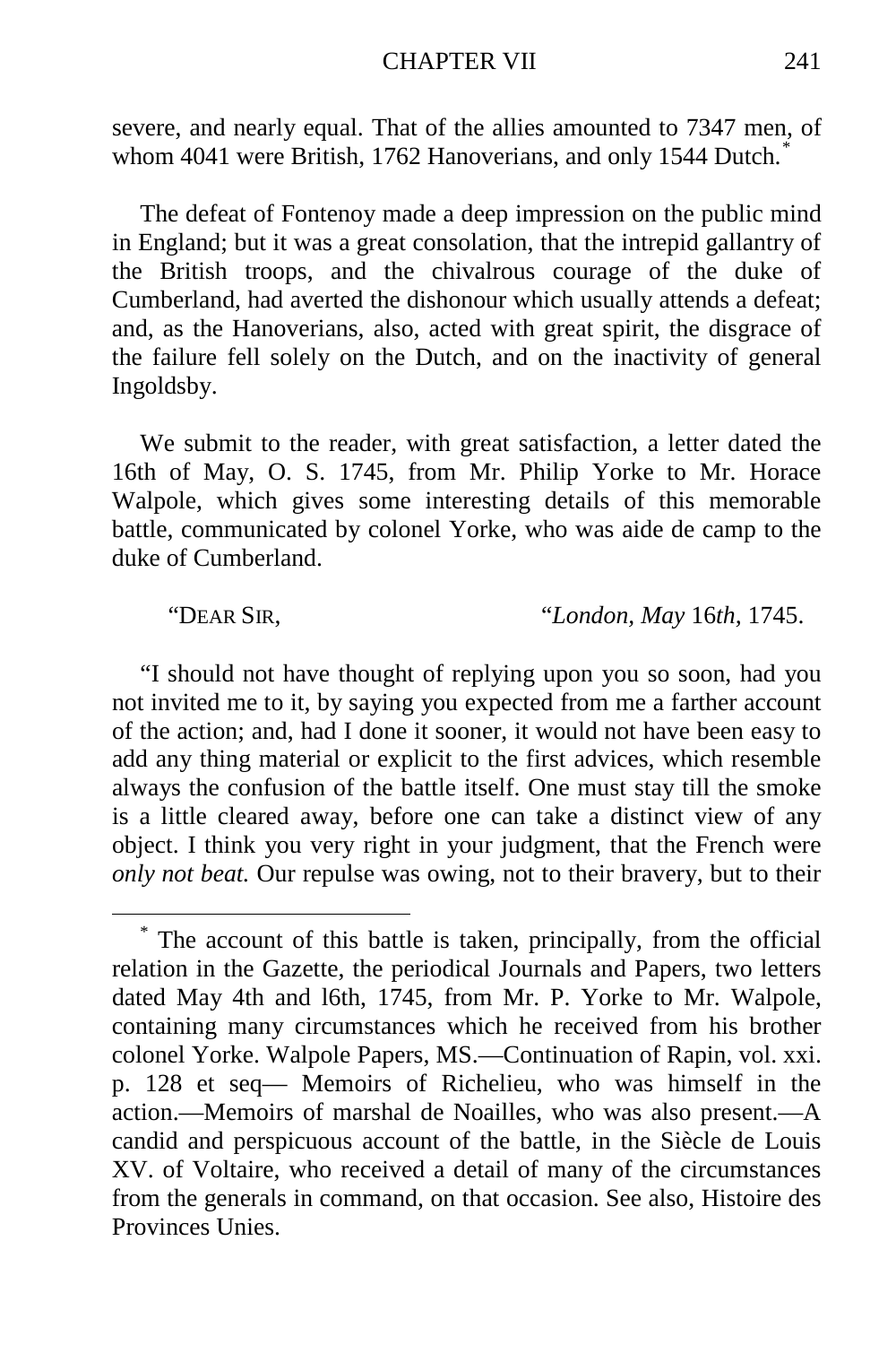severe, and nearly equal. That of the allies amounted to 7347 men, of whom 4041 were British, 1762 Hanoverians, and only 1544 Dutch.*

The defeat of Fontenoy made a deep impression on the public mind in England; but it was a great consolation, that the intrepid gallantry of the British troops, and the chivalrous courage of the duke of Cumberland, had averted the dishonour which usually attends a defeat; and, as the Hanoverians, also, acted with great spirit, the disgrace of the failure fell solely on the Dutch, and on the inactivity of general Ingoldsby.

We submit to the reader, with great satisfaction, a letter dated the 16th of May, O. S. 1745, from Mr. Philip Yorke to Mr. Horace Walpole, which gives some interesting details of this memorable battle, communicated by colonel Yorke, who was aide de camp to the duke of Cumberland.

"DEAR SIR, "*London, May* 16*th,* 1745.

"I should not have thought of replying upon you so soon, had you not invited me to it, by saying you expected from me a farther account of the action; and, had I done it sooner, it would not have been easy to add any thing material or explicit to the first advices, which resemble always the confusion of the battle itself. One must stay till the smoke is a little cleared away, before one can take a distinct view of any object. I think you very right in your judgment, that the French were *only not beat.* Our repulse was owing, not to their bravery, but to their

---

* The account of this battle is taken, principally, from the official relation in the Gazette, the periodical Journals and Papers, two letters dated May 4th and 16th, 1745, from Mr. P. Yorke to Mr. Walpole, containing many circumstances which he received from his brother colonel Yorke. Walpole Papers, MS.—Continuation of Rapin, vol. xxi. p. 128 et seq— Memoirs of Richelieu, who was himself in the action.—Memoirs of marshal de Noailles, who was also present.—A candid and perspicuous account of the battle, in the Siècle de Louis XV. of Voltaire, who received a detail of many of the circumstances from the generals in command, on that occasion. See also, Histoire des Provinces Unies.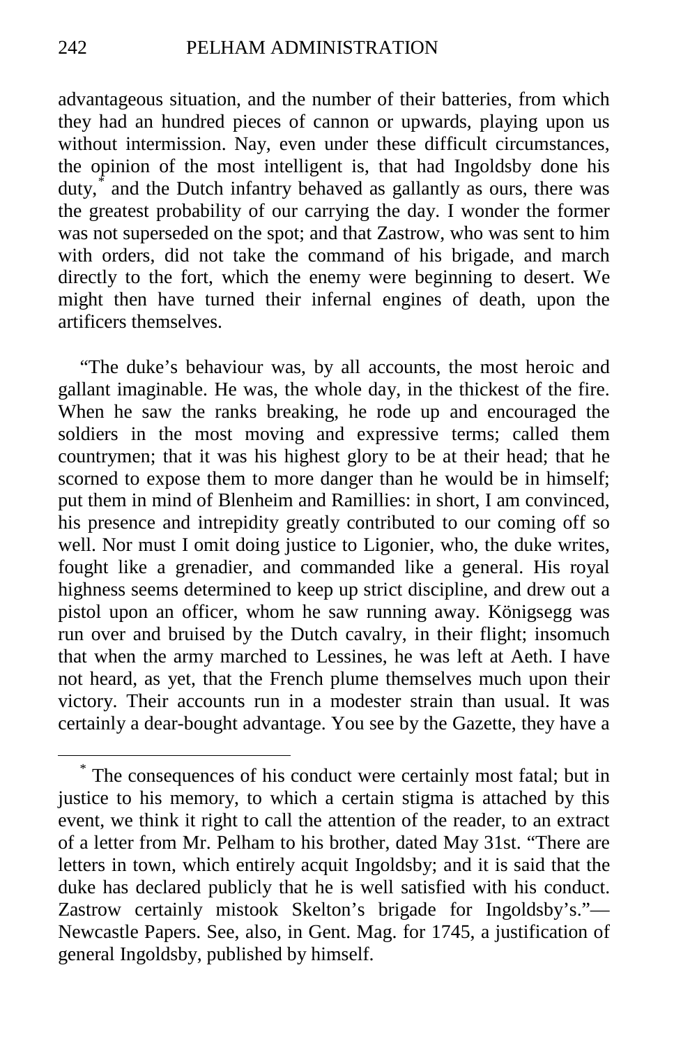advantageous situation, and the number of their batteries, from which they had an hundred pieces of cannon or upwards, playing upon us without intermission. Nay, even under these difficult circumstances, the opinion of the most intelligent is, that had Ingoldsby done his duty,* and the Dutch infantry behaved as gallantly as ours, there was the greatest probability of our carrying the day. I wonder the former was not superseded on the spot; and that Zastrow, who was sent to him with orders, did not take the command of his brigade, and march directly to the fort, which the enemy were beginning to desert. We might then have turned their infernal engines of death, upon the artificers themselves.

"The duke's behaviour was, by all accounts, the most heroic and gallant imaginable. He was, the whole day, in the thickest of the fire. When he saw the ranks breaking, he rode up and encouraged the soldiers in the most moving and expressive terms; called them countrymen; that it was his highest glory to be at their head; that he scorned to expose them to more danger than he would be in himself; put them in mind of Blenheim and Ramillies: in short, I am convinced, his presence and intrepidity greatly contributed to our coming off so well. Nor must I omit doing justice to Ligonier, who, the duke writes, fought like a grenadier, and commanded like a general. His royal highness seems determined to keep up strict discipline, and drew out a pistol upon an officer, whom he saw running away. Königsegg was run over and bruised by the Dutch cavalry, in their flight; insomuch that when the army marched to Lessines, he was left at Aeth. I have not heard, as yet, that the French plume themselves much upon their victory. Their accounts run in a modester strain than usual. It was certainly a dear-bought advantage. You see by the Gazette, they have a

---

* The consequences of his conduct were certainly most fatal; but in justice to his memory, to which a certain stigma is attached by this event, we think it right to call the attention of the reader, to an extract of a letter from Mr. Pelham to his brother, dated May 31st. "There are letters in town, which entirely acquit Ingoldsby; and it is said that the duke has declared publicly that he is well satisfied with his conduct. Zastrow certainly mistook Skelton's brigade for Ingoldsby's."—Newcastle Papers. See, also, in Gent. Mag. for 1745, a justification of general Ingoldsby, published by himself.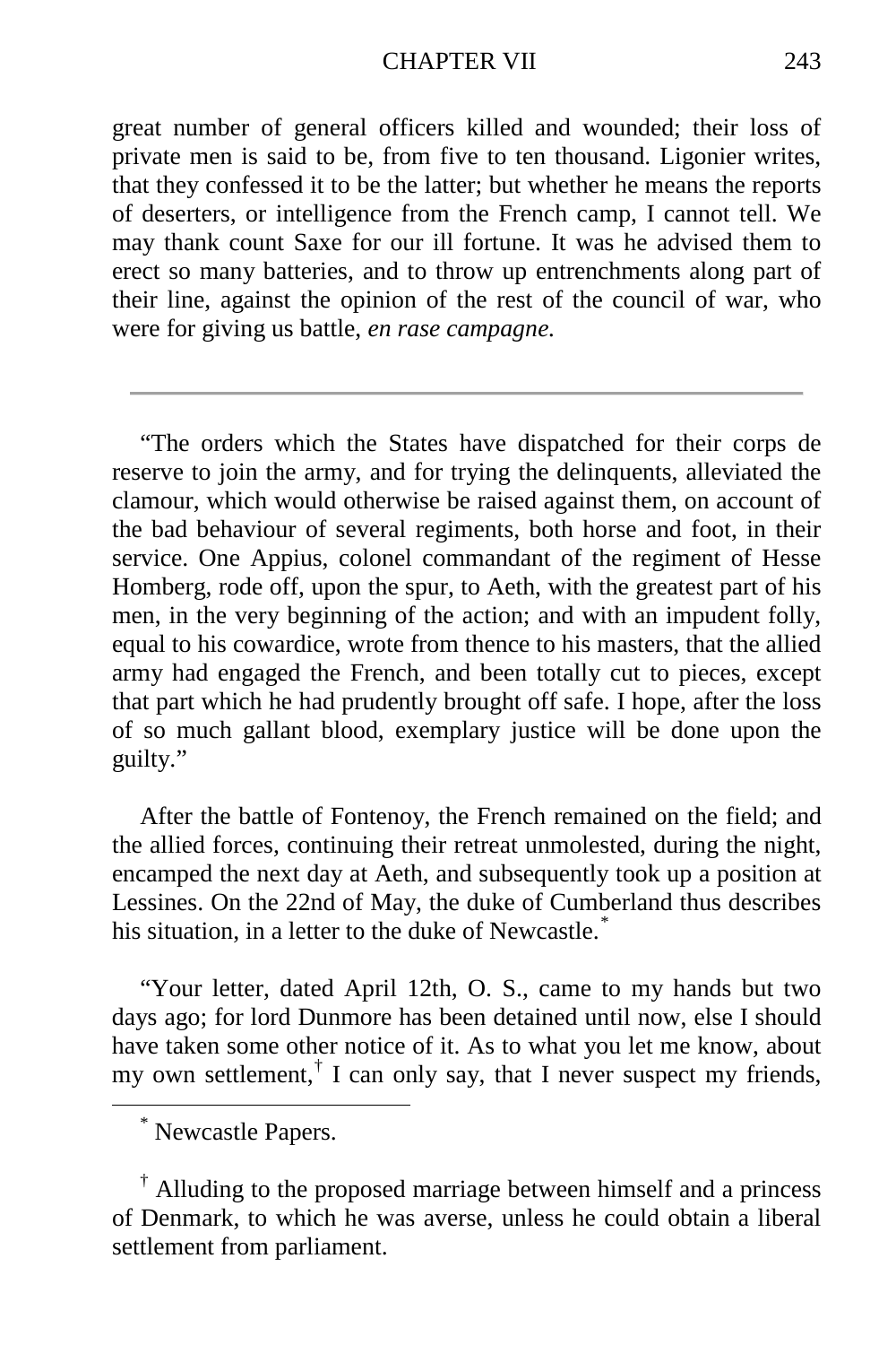great number of general officers killed and wounded; their loss of private men is said to be, from five to ten thousand. Ligonier writes, that they confessed it to be the latter; but whether he means the reports of deserters, or intelligence from the French camp, I cannot tell. We may thank count Saxe for our ill fortune. It was he advised them to erect so many batteries, and to throw up entrenchments along part of their line, against the opinion of the rest of the council of war, who were for giving us battle, *en rase campagne.*

---

"The orders which the States have dispatched for their corps de reserve to join the army, and for trying the delinquents, alleviated the clamour, which would otherwise be raised against them, on account of the bad behaviour of several regiments, both horse and foot, in their service. One Appius, colonel commandant of the regiment of Hesse Homberg, rode off, upon the spur, to Aeth, with the greatest part of his men, in the very beginning of the action; and with an impudent folly, equal to his cowardice, wrote from thence to his masters, that the allied army had engaged the French, and been totally cut to pieces, except that part which he had prudently brought off safe. I hope, after the loss of so much gallant blood, exemplary justice will be done upon the guilty."

After the battle of Fontenoy, the French remained on the field; and the allied forces, continuing their retreat unmolested, during the night, encamped the next day at Aeth, and subsequently took up a position at Lessines. On the 22nd of May, the duke of Cumberland thus describes his situation, in a letter to the duke of Newcastle.[*]

"Your letter, dated April 12th, O. S., came to my hands but two days ago; for lord Dunmore has been detained until now, else I should have taken some other notice of it. As to what you let me know, about my own settlement,[†] I can only say, that I never suspect my friends,

---

[*] Newcastle Papers.

[†] Alluding to the proposed marriage between himself and a princess of Denmark, to which he was averse, unless he could obtain a liberal settlement from parliament.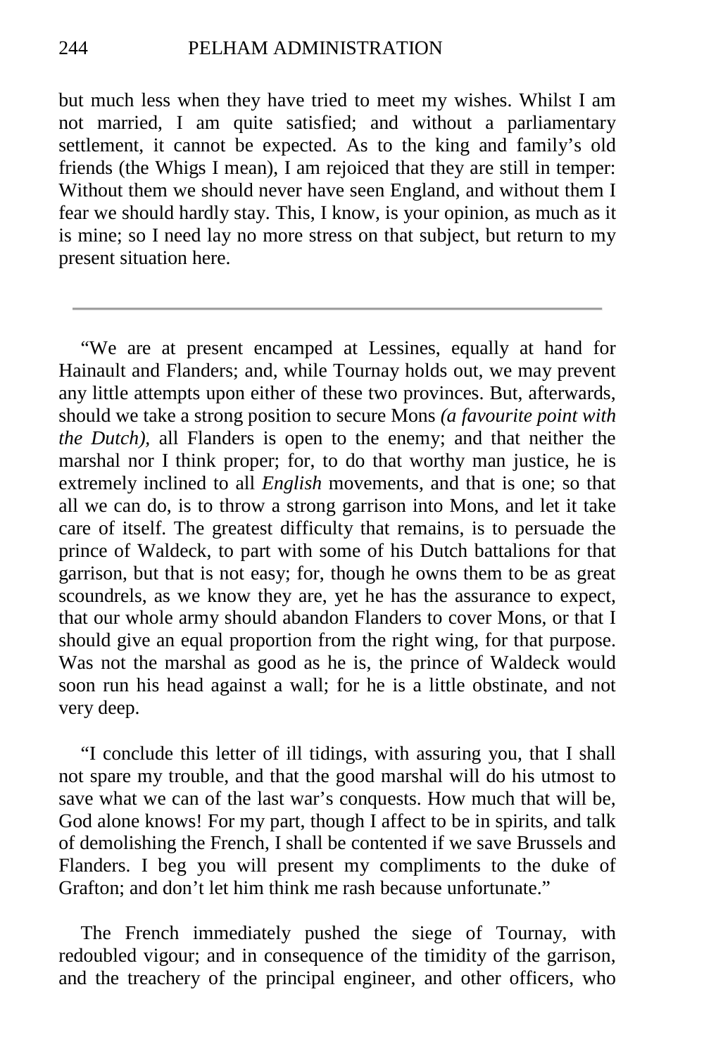but much less when they have tried to meet my wishes. Whilst I am not married, I am quite satisfied; and without a parliamentary settlement, it cannot be expected. As to the king and family's old friends (the Whigs I mean), I am rejoiced that they are still in temper: Without them we should never have seen England, and without them I fear we should hardly stay. This, I know, is your opinion, as much as it is mine; so I need lay no more stress on that subject, but return to my present situation here.

---

"We are at present encamped at Lessines, equally at hand for Hainault and Flanders; and, while Tournay holds out, we may prevent any little attempts upon either of these two provinces. But, afterwards, should we take a strong position to secure Mons *(a favourite point with the Dutch),* all Flanders is open to the enemy; and that neither the marshal nor I think proper; for, to do that worthy man justice, he is extremely inclined to all *English* movements, and that is one; so that all we can do, is to throw a strong garrison into Mons, and let it take care of itself. The greatest difficulty that remains, is to persuade the prince of Waldeck, to part with some of his Dutch battalions for that garrison, but that is not easy; for, though he owns them to be as great scoundrels, as we know they are, yet he has the assurance to expect, that our whole army should abandon Flanders to cover Mons, or that I should give an equal proportion from the right wing, for that purpose. Was not the marshal as good as he is, the prince of Waldeck would soon run his head against a wall; for he is a little obstinate, and not very deep.

"I conclude this letter of ill tidings, with assuring you, that I shall not spare my trouble, and that the good marshal will do his utmost to save what we can of the last war's conquests. How much that will be, God alone knows! For my part, though I affect to be in spirits, and talk of demolishing the French, I shall be contented if we save Brussels and Flanders. I beg you will present my compliments to the duke of Grafton; and don't let him think me rash because unfortunate."

The French immediately pushed the siege of Tournay, with redoubled vigour; and in consequence of the timidity of the garrison, and the treachery of the principal engineer, and other officers, who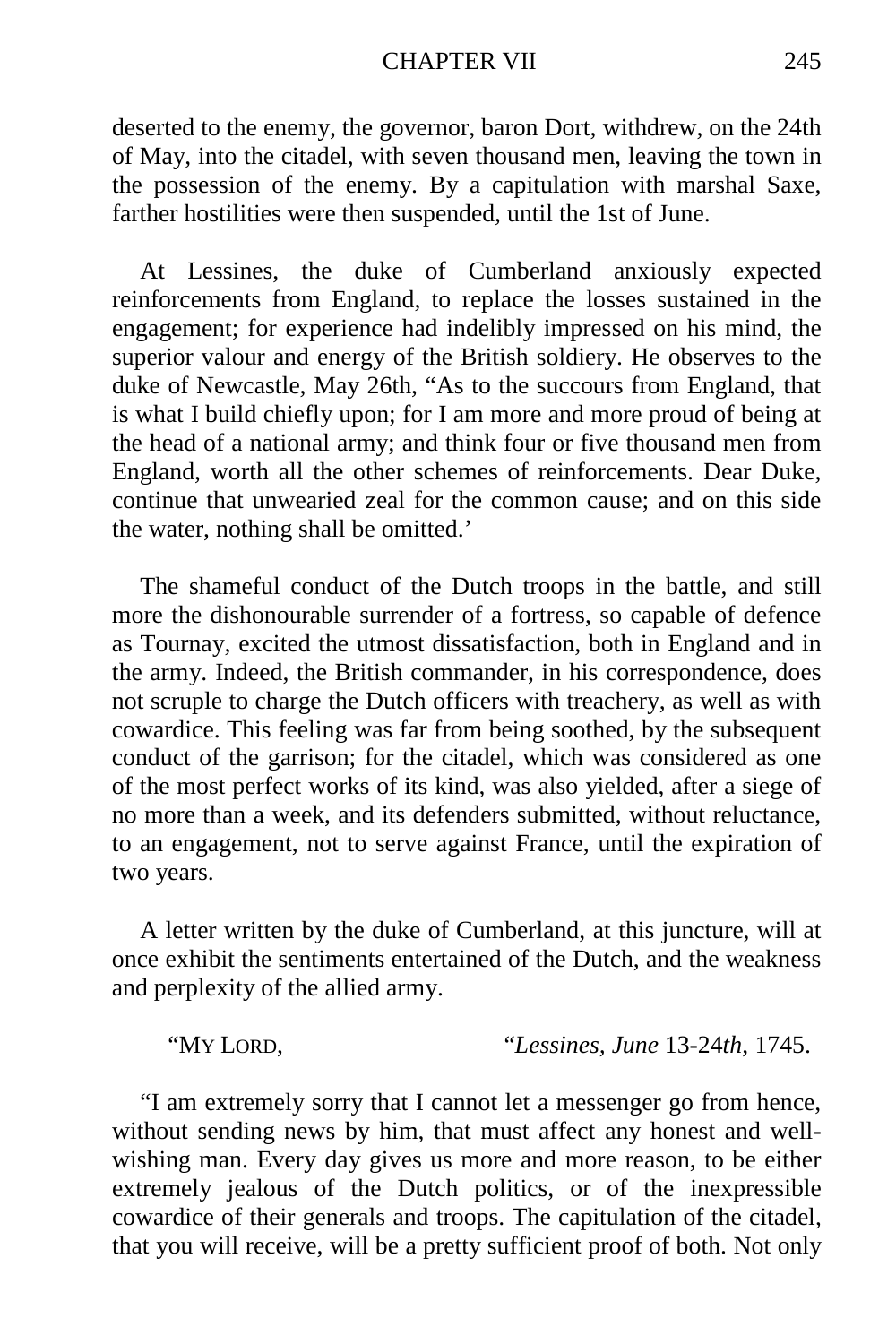deserted to the enemy, the governor, baron Dort, withdrew, on the 24th of May, into the citadel, with seven thousand men, leaving the town in the possession of the enemy. By a capitulation with marshal Saxe, farther hostilities were then suspended, until the 1st of June.

At Lessines, the duke of Cumberland anxiously expected reinforcements from England, to replace the losses sustained in the engagement; for experience had indelibly impressed on his mind, the superior valour and energy of the British soldiery. He observes to the duke of Newcastle, May 26th, "As to the succours from England, that is what I build chiefly upon; for I am more and more proud of being at the head of a national army; and think four or five thousand men from England, worth all the other schemes of reinforcements. Dear Duke, continue that unwearied zeal for the common cause; and on this side the water, nothing shall be omitted.'

The shameful conduct of the Dutch troops in the battle, and still more the dishonourable surrender of a fortress, so capable of defence as Tournay, excited the utmost dissatisfaction, both in England and in the army. Indeed, the British commander, in his correspondence, does not scruple to charge the Dutch officers with treachery, as well as with cowardice. This feeling was far from being soothed, by the subsequent conduct of the garrison; for the citadel, which was considered as one of the most perfect works of its kind, was also yielded, after a siege of no more than a week, and its defenders submitted, without reluctance, to an engagement, not to serve against France, until the expiration of two years.

A letter written by the duke of Cumberland, at this juncture, will at once exhibit the sentiments entertained of the Dutch, and the weakness and perplexity of the allied army.

"MY LORD, "*Lessines, June* 13-24*th*, 1745.

"I am extremely sorry that I cannot let a messenger go from hence, without sending news by him, that must affect any honest and well-wishing man. Every day gives us more and more reason, to be either extremely jealous of the Dutch politics, or of the inexpressible cowardice of their generals and troops. The capitulation of the citadel, that you will receive, will be a pretty sufficient proof of both. Not only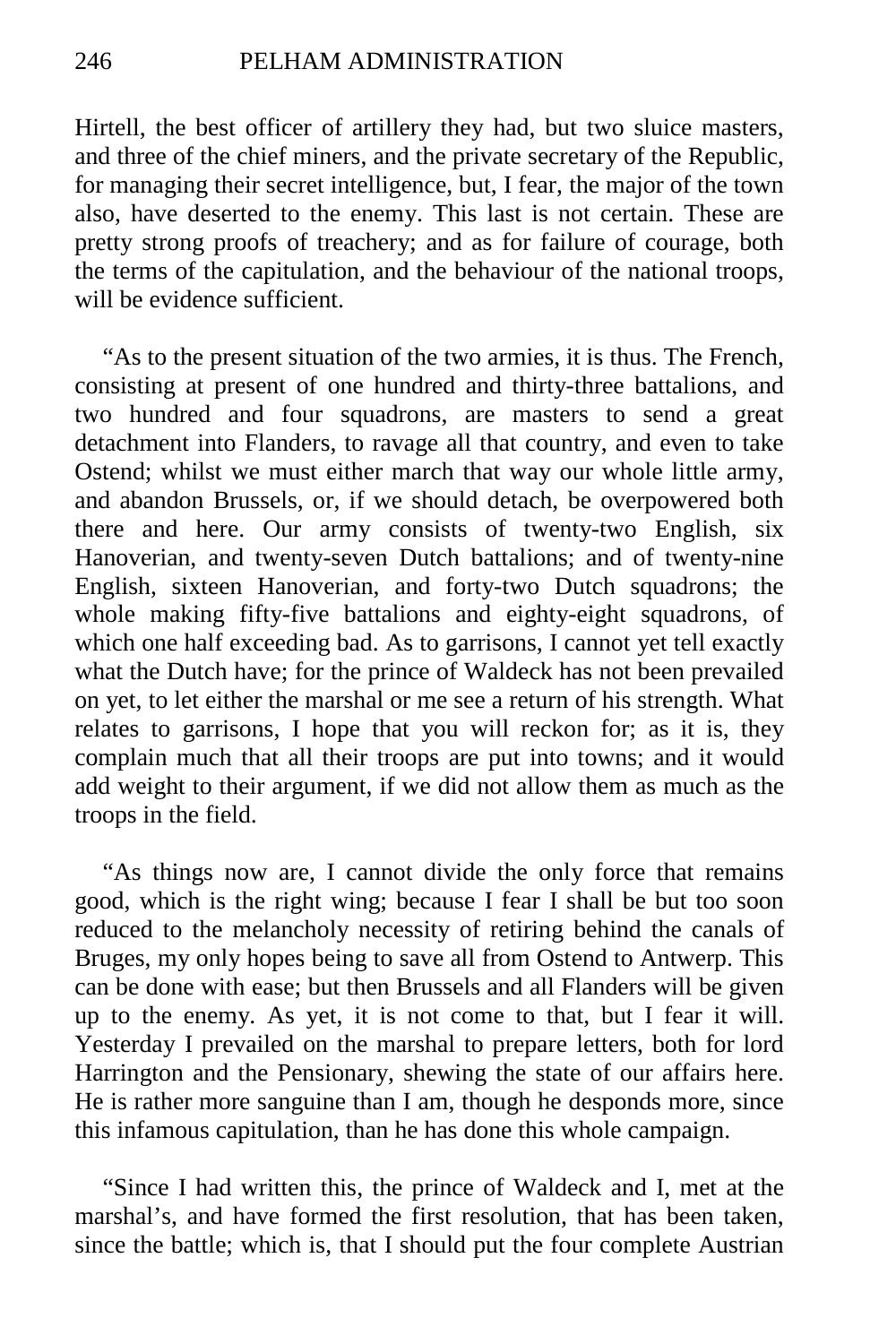Hirtell, the best officer of artillery they had, but two sluice masters, and three of the chief miners, and the private secretary of the Republic, for managing their secret intelligence, but, I fear, the major of the town also, have deserted to the enemy. This last is not certain. These are pretty strong proofs of treachery; and as for failure of courage, both the terms of the capitulation, and the behaviour of the national troops, will be evidence sufficient.

"As to the present situation of the two armies, it is thus. The French, consisting at present of one hundred and thirty-three battalions, and two hundred and four squadrons, are masters to send a great detachment into Flanders, to ravage all that country, and even to take Ostend; whilst we must either march that way our whole little army, and abandon Brussels, or, if we should detach, be overpowered both there and here. Our army consists of twenty-two English, six Hanoverian, and twenty-seven Dutch battalions; and of twenty-nine English, sixteen Hanoverian, and forty-two Dutch squadrons; the whole making fifty-five battalions and eighty-eight squadrons, of which one half exceeding bad. As to garrisons, I cannot yet tell exactly what the Dutch have; for the prince of Waldeck has not been prevailed on yet, to let either the marshal or me see a return of his strength. What relates to garrisons, I hope that you will reckon for; as it is, they complain much that all their troops are put into towns; and it would add weight to their argument, if we did not allow them as much as the troops in the field.

"As things now are, I cannot divide the only force that remains good, which is the right wing; because I fear I shall be but too soon reduced to the melancholy necessity of retiring behind the canals of Bruges, my only hopes being to save all from Ostend to Antwerp. This can be done with ease; but then Brussels and all Flanders will be given up to the enemy. As yet, it is not come to that, but I fear it will. Yesterday I prevailed on the marshal to prepare letters, both for lord Harrington and the Pensionary, shewing the state of our affairs here. He is rather more sanguine than I am, though he desponds more, since this infamous capitulation, than he has done this whole campaign.

"Since I had written this, the prince of Waldeck and I, met at the marshal's, and have formed the first resolution, that has been taken, since the battle; which is, that I should put the four complete Austrian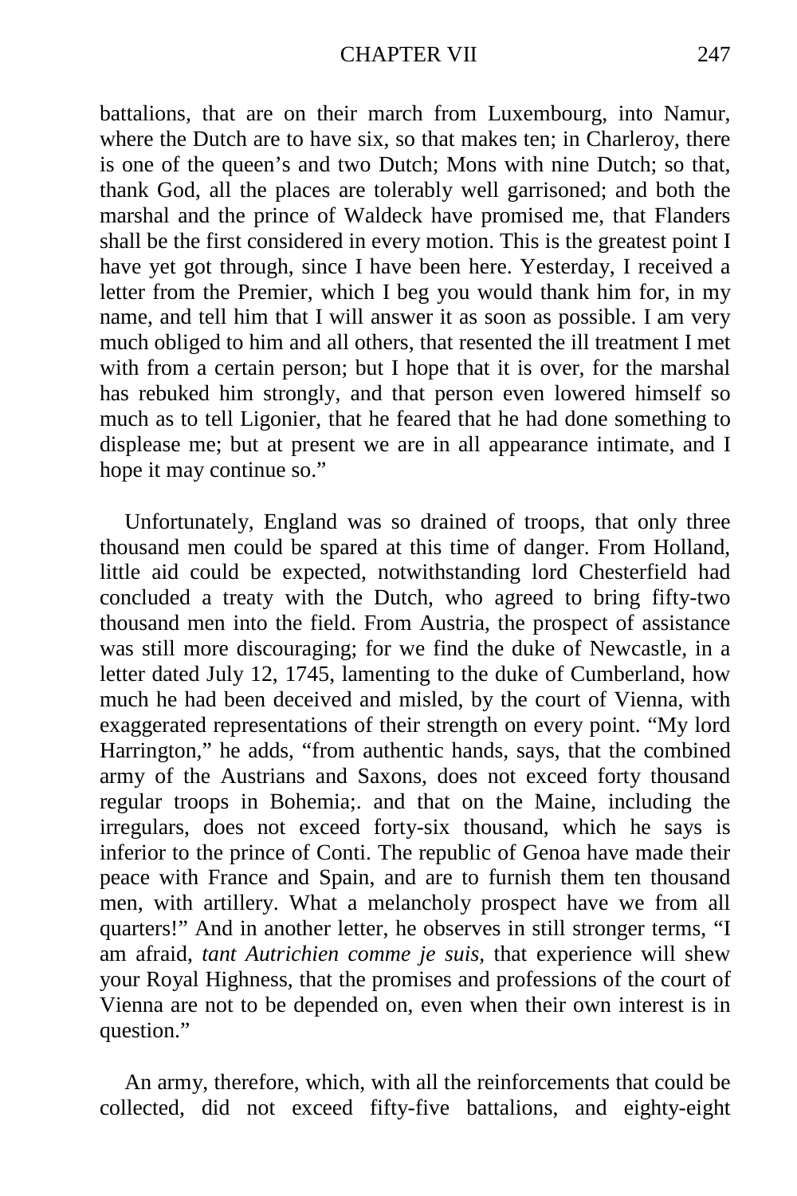battalions, that are on their march from Luxembourg, into Namur, where the Dutch are to have six, so that makes ten; in Charleroy, there is one of the queen's and two Dutch; Mons with nine Dutch; so that, thank God, all the places are tolerably well garrisoned; and both the marshal and the prince of Waldeck have promised me, that Flanders shall be the first considered in every motion. This is the greatest point I have yet got through, since I have been here. Yesterday, I received a letter from the Premier, which I beg you would thank him for, in my name, and tell him that I will answer it as soon as possible. I am very much obliged to him and all others, that resented the ill treatment I met with from a certain person; but I hope that it is over, for the marshal has rebuked him strongly, and that person even lowered himself so much as to tell Ligonier, that he feared that he had done something to displease me; but at present we are in all appearance intimate, and I hope it may continue so."

Unfortunately, England was so drained of troops, that only three thousand men could be spared at this time of danger. From Holland, little aid could be expected, notwithstanding lord Chesterfield had concluded a treaty with the Dutch, who agreed to bring fifty-two thousand men into the field. From Austria, the prospect of assistance was still more discouraging; for we find the duke of Newcastle, in a letter dated July 12, 1745, lamenting to the duke of Cumberland, how much he had been deceived and misled, by the court of Vienna, with exaggerated representations of their strength on every point. "My lord Harrington," he adds, "from authentic hands, says, that the combined army of the Austrians and Saxons, does not exceed forty thousand regular troops in Bohemia;. and that on the Maine, including the irregulars, does not exceed forty-six thousand, which he says is inferior to the prince of Conti. The republic of Genoa have made their peace with France and Spain, and are to furnish them ten thousand men, with artillery. What a melancholy prospect have we from all quarters!" And in another letter, he observes in still stronger terms, "I am afraid, *tant Autrichien comme je suis*, that experience will shew your Royal Highness, that the promises and professions of the court of Vienna are not to be depended on, even when their own interest is in question."

An army, therefore, which, with all the reinforcements that could be collected, did not exceed fifty-five battalions, and eighty-eight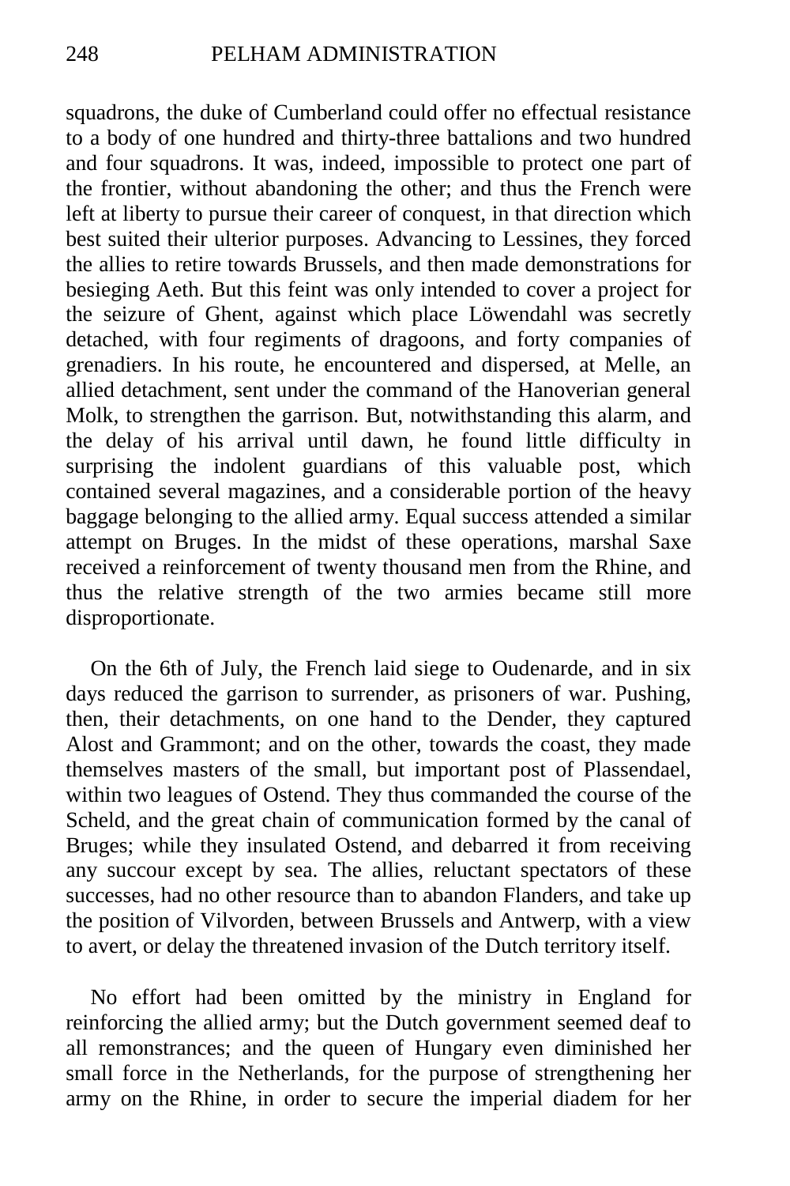squadrons, the duke of Cumberland could offer no effectual resistance to a body of one hundred and thirty-three battalions and two hundred and four squadrons. It was, indeed, impossible to protect one part of the frontier, without abandoning the other; and thus the French were left at liberty to pursue their career of conquest, in that direction which best suited their ulterior purposes. Advancing to Lessines, they forced the allies to retire towards Brussels, and then made demonstrations for besieging Aeth. But this feint was only intended to cover a project for the seizure of Ghent, against which place Löwendahl was secretly detached, with four regiments of dragoons, and forty companies of grenadiers. In his route, he encountered and dispersed, at Melle, an allied detachment, sent under the command of the Hanoverian general Molk, to strengthen the garrison. But, notwithstanding this alarm, and the delay of his arrival until dawn, he found little difficulty in surprising the indolent guardians of this valuable post, which contained several magazines, and a considerable portion of the heavy baggage belonging to the allied army. Equal success attended a similar attempt on Bruges. In the midst of these operations, marshal Saxe received a reinforcement of twenty thousand men from the Rhine, and thus the relative strength of the two armies became still more disproportionate.

On the 6th of July, the French laid siege to Oudenarde, and in six days reduced the garrison to surrender, as prisoners of war. Pushing, then, their detachments, on one hand to the Dender, they captured Alost and Grammont; and on the other, towards the coast, they made themselves masters of the small, but important post of Plassendael, within two leagues of Ostend. They thus commanded the course of the Scheld, and the great chain of communication formed by the canal of Bruges; while they insulated Ostend, and debarred it from receiving any succour except by sea. The allies, reluctant spectators of these successes, had no other resource than to abandon Flanders, and take up the position of Vilvorden, between Brussels and Antwerp, with a view to avert, or delay the threatened invasion of the Dutch territory itself.

No effort had been omitted by the ministry in England for reinforcing the allied army; but the Dutch government seemed deaf to all remonstrances; and the queen of Hungary even diminished her small force in the Netherlands, for the purpose of strengthening her army on the Rhine, in order to secure the imperial diadem for her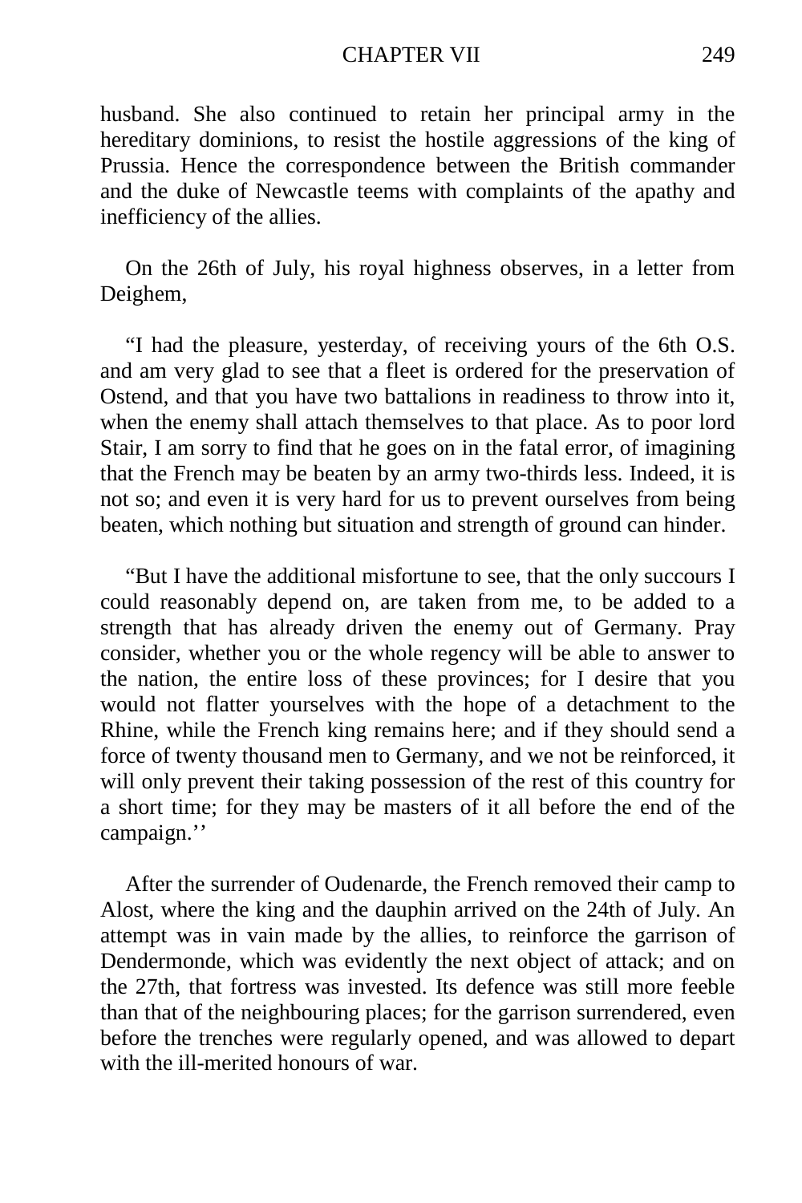husband. She also continued to retain her principal army in the hereditary dominions, to resist the hostile aggressions of the king of Prussia. Hence the correspondence between the British commander and the duke of Newcastle teems with complaints of the apathy and inefficiency of the allies.

On the 26th of July, his royal highness observes, in a letter from Deighem,

"I had the pleasure, yesterday, of receiving yours of the 6th O.S. and am very glad to see that a fleet is ordered for the preservation of Ostend, and that you have two battalions in readiness to throw into it, when the enemy shall attach themselves to that place. As to poor lord Stair, I am sorry to find that he goes on in the fatal error, of imagining that the French may be beaten by an army two-thirds less. Indeed, it is not so; and even it is very hard for us to prevent ourselves from being beaten, which nothing but situation and strength of ground can hinder.

"But I have the additional misfortune to see, that the only succours I could reasonably depend on, are taken from me, to be added to a strength that has already driven the enemy out of Germany. Pray consider, whether you or the whole regency will be able to answer to the nation, the entire loss of these provinces; for I desire that you would not flatter yourselves with the hope of a detachment to the Rhine, while the French king remains here; and if they should send a force of twenty thousand men to Germany, and we not be reinforced, it will only prevent their taking possession of the rest of this country for a short time; for they may be masters of it all before the end of the campaign.''

After the surrender of Oudenarde, the French removed their camp to Alost, where the king and the dauphin arrived on the 24th of July. An attempt was in vain made by the allies, to reinforce the garrison of Dendermonde, which was evidently the next object of attack; and on the 27th, that fortress was invested. Its defence was still more feeble than that of the neighbouring places; for the garrison surrendered, even before the trenches were regularly opened, and was allowed to depart with the ill-merited honours of war.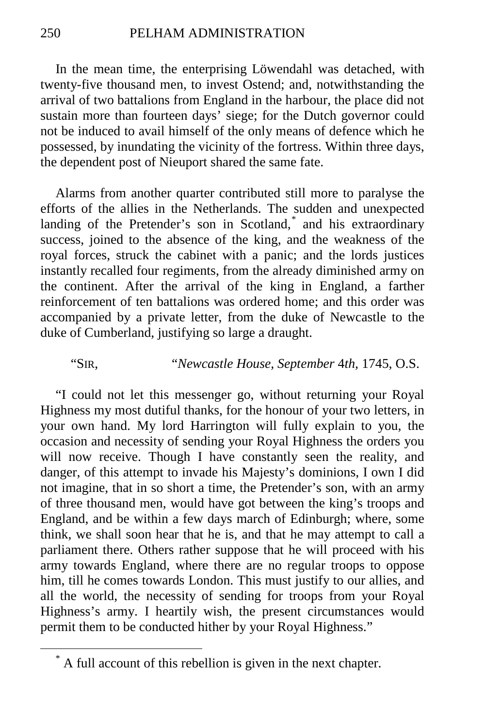In the mean time, the enterprising Löwendahl was detached, with twenty-five thousand men, to invest Ostend; and, notwithstanding the arrival of two battalions from England in the harbour, the place did not sustain more than fourteen days' siege; for the Dutch governor could not be induced to avail himself of the only means of defence which he possessed, by inundating the vicinity of the fortress. Within three days, the dependent post of Nieuport shared the same fate.

Alarms from another quarter contributed still more to paralyse the efforts of the allies in the Netherlands. The sudden and unexpected landing of the Pretender's son in Scotland,* and his extraordinary success, joined to the absence of the king, and the weakness of the royal forces, struck the cabinet with a panic; and the lords justices instantly recalled four regiments, from the already diminished army on the continent. After the arrival of the king in England, a farther reinforcement of ten battalions was ordered home; and this order was accompanied by a private letter, from the duke of Newcastle to the duke of Cumberland, justifying so large a draught.

"SIR, "*Newcastle House, September 4th,* 1745, O.S.

"I could not let this messenger go, without returning your Royal Highness my most dutiful thanks, for the honour of your two letters, in your own hand. My lord Harrington will fully explain to you, the occasion and necessity of sending your Royal Highness the orders you will now receive. Though I have constantly seen the reality, and danger, of this attempt to invade his Majesty's dominions, I own I did not imagine, that in so short a time, the Pretender's son, with an army of three thousand men, would have got between the king's troops and England, and be within a few days march of Edinburgh; where, some think, we shall soon hear that he is, and that he may attempt to call a parliament there. Others rather suppose that he will proceed with his army towards England, where there are no regular troops to oppose him, till he comes towards London. This must justify to our allies, and all the world, the necessity of sending for troops from your Royal Highness's army. I heartily wish, the present circumstances would permit them to be conducted hither by your Royal Highness."

* A full account of this rebellion is given in the next chapter.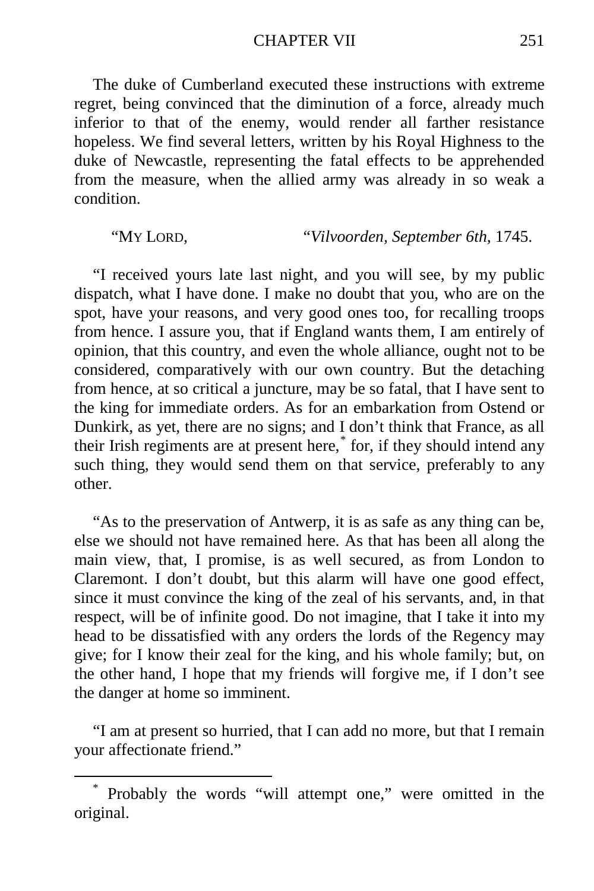The duke of Cumberland executed these instructions with extreme regret, being convinced that the diminution of a force, already much inferior to that of the enemy, would render all farther resistance hopeless. We find several letters, written by his Royal Highness to the duke of Newcastle, representing the fatal effects to be apprehended from the measure, when the allied army was already in so weak a condition.

"MY LORD, "*Vilvoorden, September 6th,* 1745.

"I received yours late last night, and you will see, by my public dispatch, what I have done. I make no doubt that you, who are on the spot, have your reasons, and very good ones too, for recalling troops from hence. I assure you, that if England wants them, I am entirely of opinion, that this country, and even the whole alliance, ought not to be considered, comparatively with our own country. But the detaching from hence, at so critical a juncture, may be so fatal, that I have sent to the king for immediate orders. As for an embarkation from Ostend or Dunkirk, as yet, there are no signs; and I don't think that France, as all their Irish regiments are at present here,* for, if they should intend any such thing, they would send them on that service, preferably to any other.

"As to the preservation of Antwerp, it is as safe as any thing can be, else we should not have remained here. As that has been all along the main view, that, I promise, is as well secured, as from London to Claremont. I don't doubt, but this alarm will have one good effect, since it must convince the king of the zeal of his servants, and, in that respect, will be of infinite good. Do not imagine, that I take it into my head to be dissatisfied with any orders the lords of the Regency may give; for I know their zeal for the king, and his whole family; but, on the other hand, I hope that my friends will forgive me, if I don't see the danger at home so imminent.

"I am at present so hurried, that I can add no more, but that I remain your affectionate friend."

---

* Probably the words "will attempt one," were omitted in the original.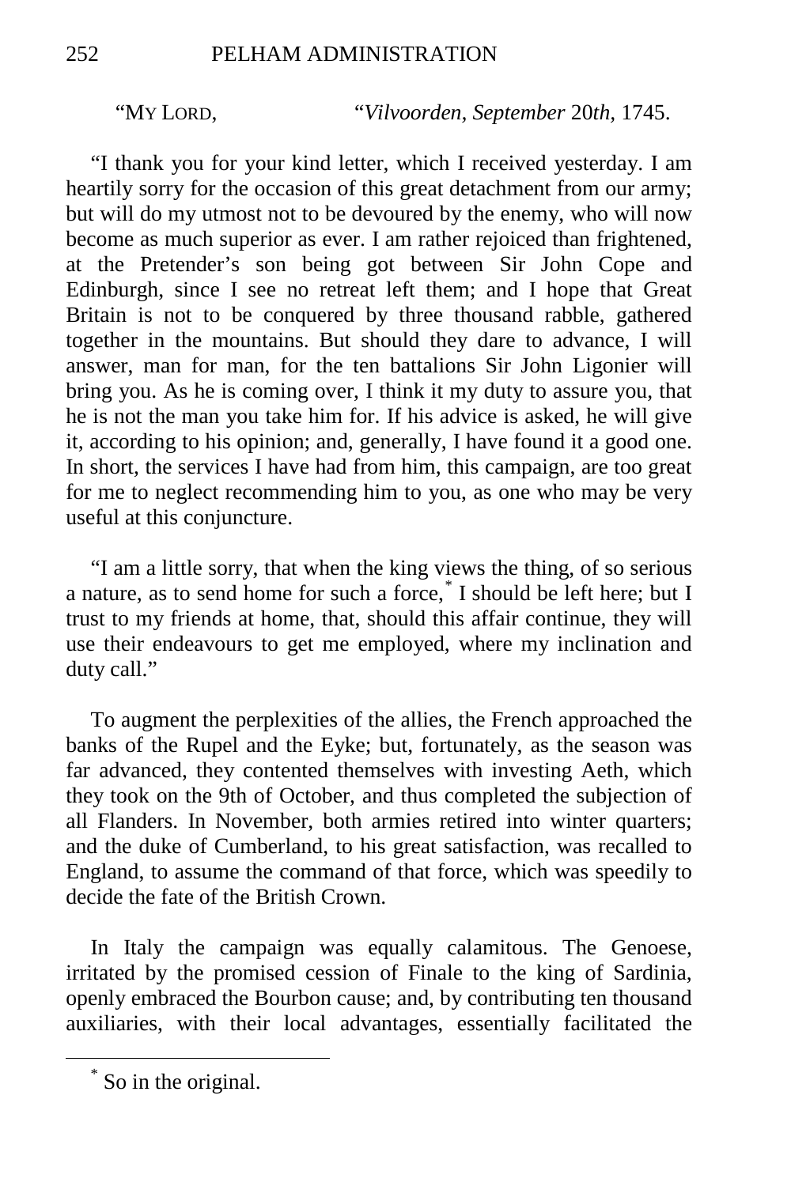"MY LORD, "*Vilvoorden, September* 20*th,* 1745.

"I thank you for your kind letter, which I received yesterday. I am heartily sorry for the occasion of this great detachment from our army; but will do my utmost not to be devoured by the enemy, who will now become as much superior as ever. I am rather rejoiced than frightened, at the Pretender's son being got between Sir John Cope and Edinburgh, since I see no retreat left them; and I hope that Great Britain is not to be conquered by three thousand rabble, gathered together in the mountains. But should they dare to advance, I will answer, man for man, for the ten battalions Sir John Ligonier will bring you. As he is coming over, I think it my duty to assure you, that he is not the man you take him for. If his advice is asked, he will give it, according to his opinion; and, generally, I have found it a good one. In short, the services I have had from him, this campaign, are too great for me to neglect recommending him to you, as one who may be very useful at this conjuncture.

"I am a little sorry, that when the king views the thing, of so serious a nature, as to send home for such a force,[*] I should be left here; but I trust to my friends at home, that, should this affair continue, they will use their endeavours to get me employed, where my inclination and duty call."

To augment the perplexities of the allies, the French approached the banks of the Rupel and the Eyke; but, fortunately, as the season was far advanced, they contented themselves with investing Aeth, which they took on the 9th of October, and thus completed the subjection of all Flanders. In November, both armies retired into winter quarters; and the duke of Cumberland, to his great satisfaction, was recalled to England, to assume the command of that force, which was speedily to decide the fate of the British Crown.

In Italy the campaign was equally calamitous. The Genoese, irritated by the promised cession of Finale to the king of Sardinia, openly embraced the Bourbon cause; and, by contributing ten thousand auxiliaries, with their local advantages, essentially facilitated the

---

[*] So in the original.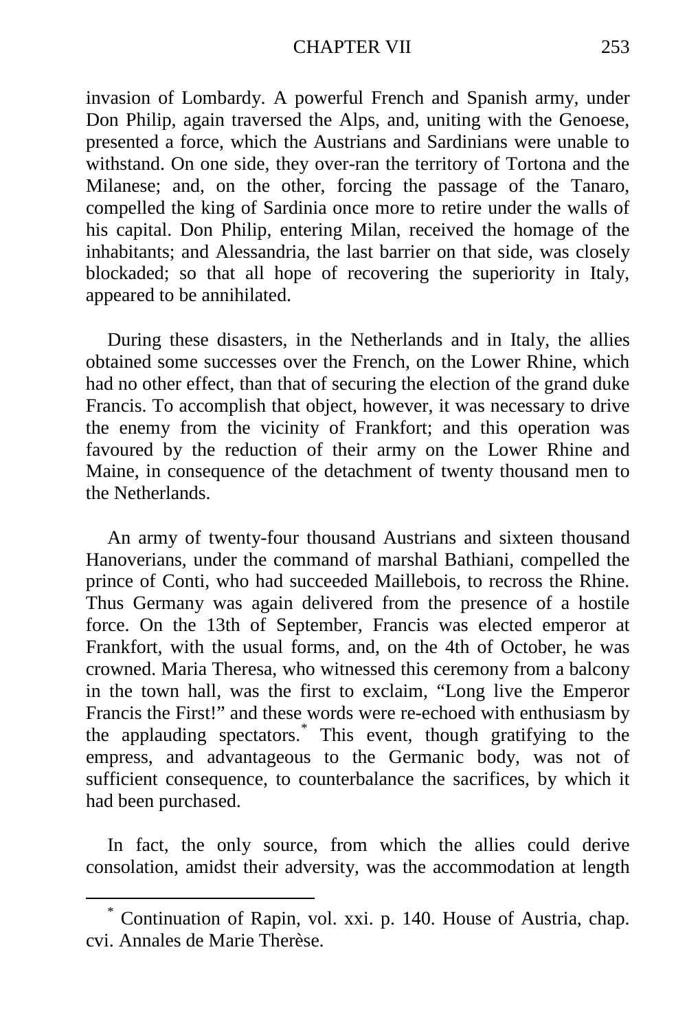invasion of Lombardy. A powerful French and Spanish army, under Don Philip, again traversed the Alps, and, uniting with the Genoese, presented a force, which the Austrians and Sardinians were unable to withstand. On one side, they over-ran the territory of Tortona and the Milanese; and, on the other, forcing the passage of the Tanaro, compelled the king of Sardinia once more to retire under the walls of his capital. Don Philip, entering Milan, received the homage of the inhabitants; and Alessandria, the last barrier on that side, was closely blockaded; so that all hope of recovering the superiority in Italy, appeared to be annihilated.

During these disasters, in the Netherlands and in Italy, the allies obtained some successes over the French, on the Lower Rhine, which had no other effect, than that of securing the election of the grand duke Francis. To accomplish that object, however, it was necessary to drive the enemy from the vicinity of Frankfort; and this operation was favoured by the reduction of their army on the Lower Rhine and Maine, in consequence of the detachment of twenty thousand men to the Netherlands.

An army of twenty-four thousand Austrians and sixteen thousand Hanoverians, under the command of marshal Bathiani, compelled the prince of Conti, who had succeeded Maillebois, to recross the Rhine. Thus Germany was again delivered from the presence of a hostile force. On the 13th of September, Francis was elected emperor at Frankfort, with the usual forms, and, on the 4th of October, he was crowned. Maria Theresa, who witnessed this ceremony from a balcony in the town hall, was the first to exclaim, “Long live the Emperor Francis the First!” and these words were re-echoed with enthusiasm by the applauding spectators.[*] This event, though gratifying to the empress, and advantageous to the Germanic body, was not of sufficient consequence, to counterbalance the sacrifices, by which it had been purchased.

In fact, the only source, from which the allies could derive consolation, amidst their adversity, was the accommodation at length

[*] Continuation of Rapin, vol. xxi. p. 140. House of Austria, chap. cvi. Annales de Marie Therèse.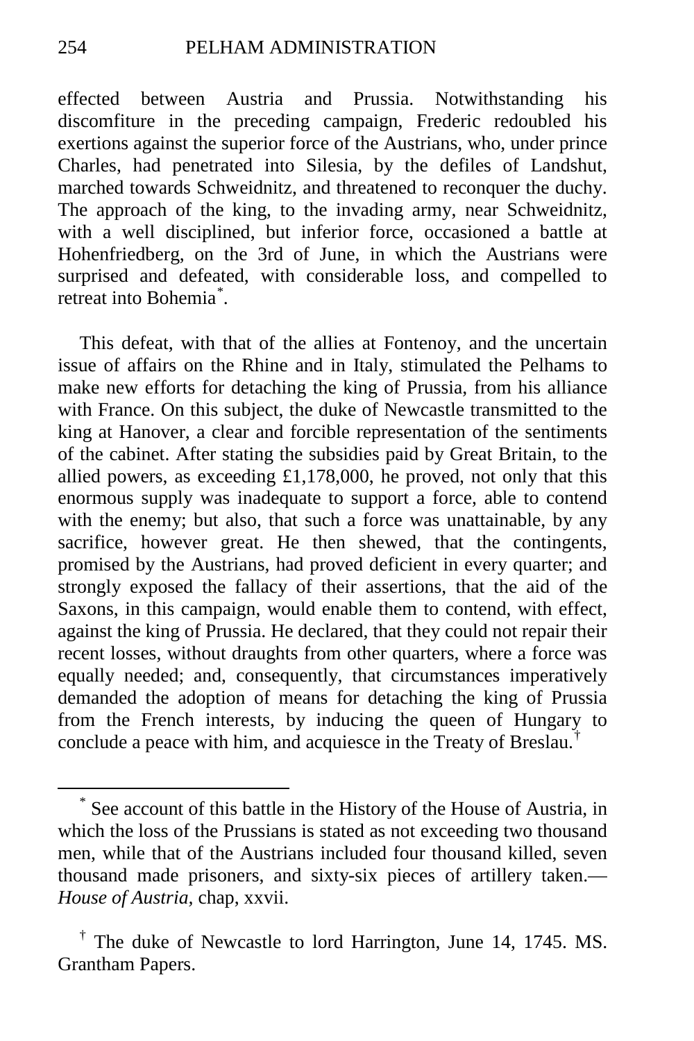effected between Austria and Prussia. Notwithstanding his discomfiture in the preceding campaign, Frederic redoubled his exertions against the superior force of the Austrians, who, under prince Charles, had penetrated into Silesia, by the defiles of Landshut, marched towards Schweidnitz, and threatened to reconquer the duchy. The approach of the king, to the invading army, near Schweidnitz, with a well disciplined, but inferior force, occasioned a battle at Hohenfriedberg, on the 3rd of June, in which the Austrians were surprised and defeated, with considerable loss, and compelled to retreat into Bohemia[*].

This defeat, with that of the allies at Fontenoy, and the uncertain issue of affairs on the Rhine and in Italy, stimulated the Pelhams to make new efforts for detaching the king of Prussia, from his alliance with France. On this subject, the duke of Newcastle transmitted to the king at Hanover, a clear and forcible representation of the sentiments of the cabinet. After stating the subsidies paid by Great Britain, to the allied powers, as exceeding £1,178,000, he proved, not only that this enormous supply was inadequate to support a force, able to contend with the enemy; but also, that such a force was unattainable, by any sacrifice, however great. He then shewed, that the contingents, promised by the Austrians, had proved deficient in every quarter; and strongly exposed the fallacy of their assertions, that the aid of the Saxons, in this campaign, would enable them to contend, with effect, against the king of Prussia. He declared, that they could not repair their recent losses, without draughts from other quarters, where a force was equally needed; and, consequently, that circumstances imperatively demanded the adoption of means for detaching the king of Prussia from the French interests, by inducing the queen of Hungary to conclude a peace with him, and acquiesce in the Treaty of Breslau.[†]

---

[*] See account of this battle in the History of the House of Austria, in which the loss of the Prussians is stated as not exceeding two thousand men, while that of the Austrians included four thousand killed, seven thousand made prisoners, and sixty-six pieces of artillery taken.—*House of Austria,* chap, xxvii.

[†] The duke of Newcastle to lord Harrington, June 14, 1745. MS. Grantham Papers.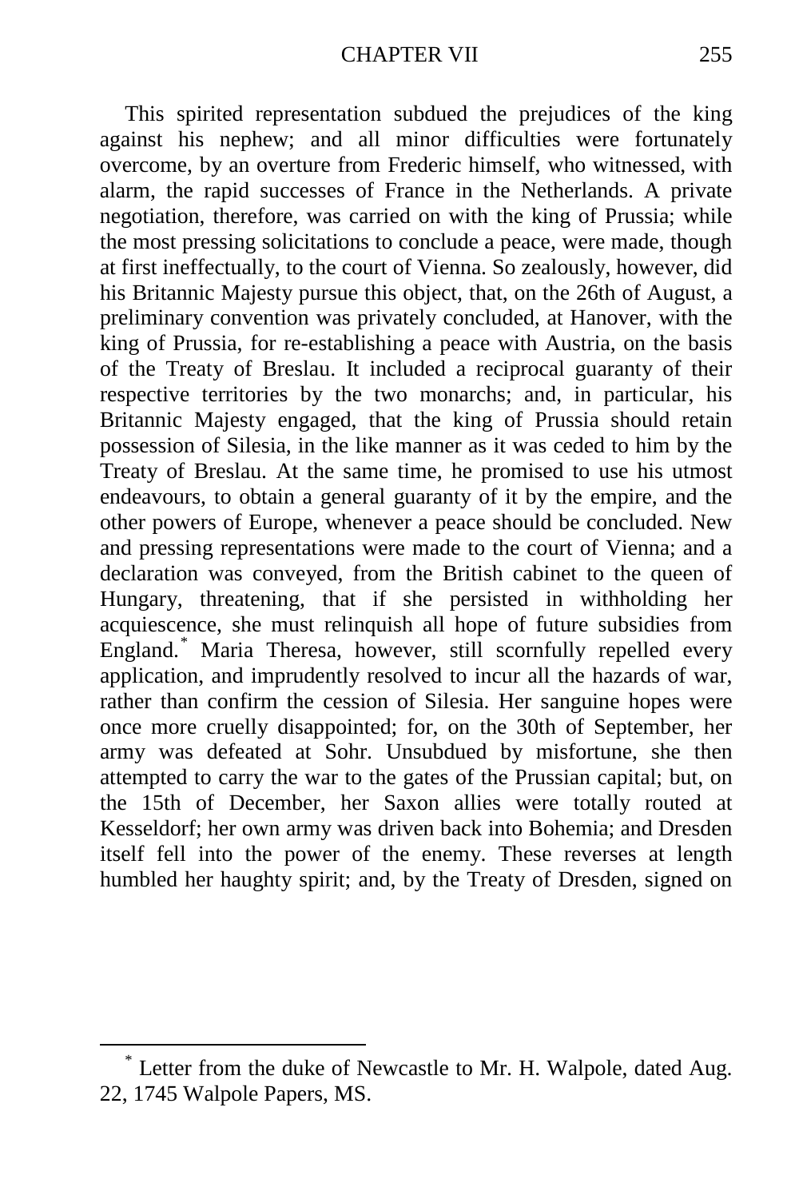This spirited representation subdued the prejudices of the king against his nephew; and all minor difficulties were fortunately overcome, by an overture from Frederic himself, who witnessed, with alarm, the rapid successes of France in the Netherlands. A private negotiation, therefore, was carried on with the king of Prussia; while the most pressing solicitations to conclude a peace, were made, though at first ineffectually, to the court of Vienna. So zealously, however, did his Britannic Majesty pursue this object, that, on the 26th of August, a preliminary convention was privately concluded, at Hanover, with the king of Prussia, for re-establishing a peace with Austria, on the basis of the Treaty of Breslau. It included a reciprocal guaranty of their respective territories by the two monarchs; and, in particular, his Britannic Majesty engaged, that the king of Prussia should retain possession of Silesia, in the like manner as it was ceded to him by the Treaty of Breslau. At the same time, he promised to use his utmost endeavours, to obtain a general guaranty of it by the empire, and the other powers of Europe, whenever a peace should be concluded. New and pressing representations were made to the court of Vienna; and a declaration was conveyed, from the British cabinet to the queen of Hungary, threatening, that if she persisted in withholding her acquiescence, she must relinquish all hope of future subsidies from England.* Maria Theresa, however, still scornfully repelled every application, and imprudently resolved to incur all the hazards of war, rather than confirm the cession of Silesia. Her sanguine hopes were once more cruelly disappointed; for, on the 30th of September, her army was defeated at Sohr. Unsubdued by misfortune, she then attempted to carry the war to the gates of the Prussian capital; but, on the 15th of December, her Saxon allies were totally routed at Kesseldorf; her own army was driven back into Bohemia; and Dresden itself fell into the power of the enemy. These reverses at length humbled her haughty spirit; and, by the Treaty of Dresden, signed on

---

\* Letter from the duke of Newcastle to Mr. H. Walpole, dated Aug. 22, 1745 Walpole Papers, MS.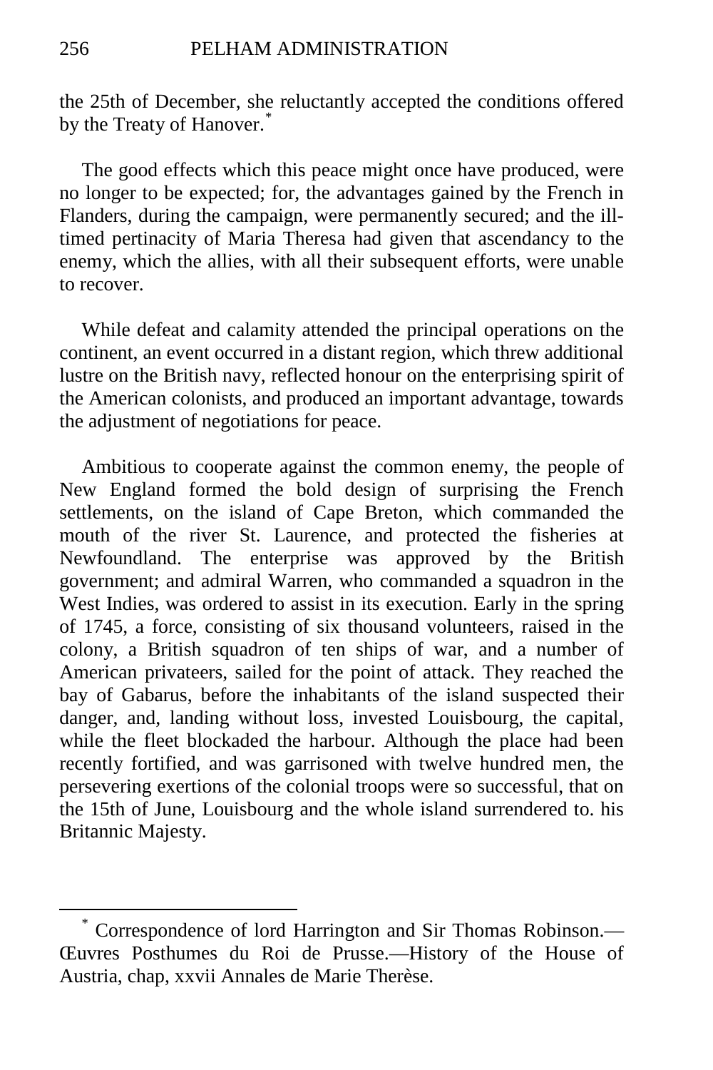the 25th of December, she reluctantly accepted the conditions offered by the Treaty of Hanover.[*]

The good effects which this peace might once have produced, were no longer to be expected; for, the advantages gained by the French in Flanders, during the campaign, were permanently secured; and the ill-timed pertinacity of Maria Theresa had given that ascendancy to the enemy, which the allies, with all their subsequent efforts, were unable to recover.

While defeat and calamity attended the principal operations on the continent, an event occurred in a distant region, which threw additional lustre on the British navy, reflected honour on the enterprising spirit of the American colonists, and produced an important advantage, towards the adjustment of negotiations for peace.

Ambitious to cooperate against the common enemy, the people of New England formed the bold design of surprising the French settlements, on the island of Cape Breton, which commanded the mouth of the river St. Laurence, and protected the fisheries at Newfoundland. The enterprise was approved by the British government; and admiral Warren, who commanded a squadron in the West Indies, was ordered to assist in its execution. Early in the spring of 1745, a force, consisting of six thousand volunteers, raised in the colony, a British squadron of ten ships of war, and a number of American privateers, sailed for the point of attack. They reached the bay of Gabarus, before the inhabitants of the island suspected their danger, and, landing without loss, invested Louisbourg, the capital, while the fleet blockaded the harbour. Although the place had been recently fortified, and was garrisoned with twelve hundred men, the persevering exertions of the colonial troops were so successful, that on the 15th of June, Louisbourg and the whole island surrendered to. his Britannic Majesty.

---

[*] Correspondence of lord Harrington and Sir Thomas Robinson.—Œuvres Posthumes du Roi de Prusse.—History of the House of Austria, chap, xxvii Annales de Marie Therèse.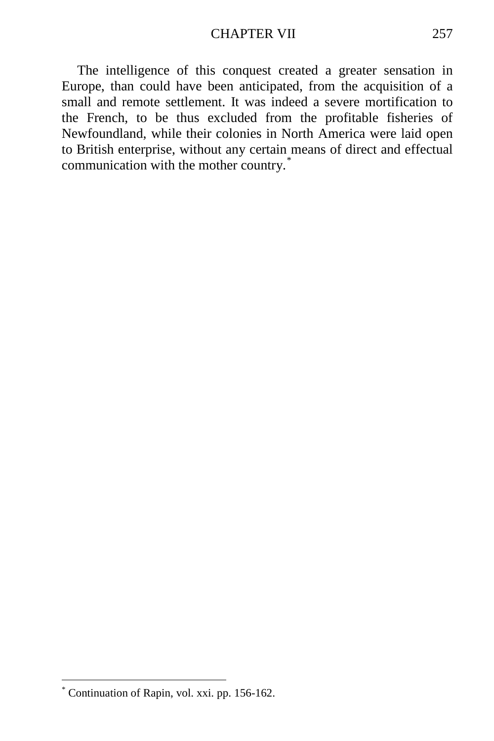The intelligence of this conquest created a greater sensation in Europe, than could have been anticipated, from the acquisition of a small and remote settlement. It was indeed a severe mortification to the French, to be thus excluded from the profitable fisheries of Newfoundland, while their colonies in North America were laid open to British enterprise, without any certain means of direct and effectual communication with the mother country.[*]

---

[*] Continuation of Rapin, vol. xxi. pp. 156-162.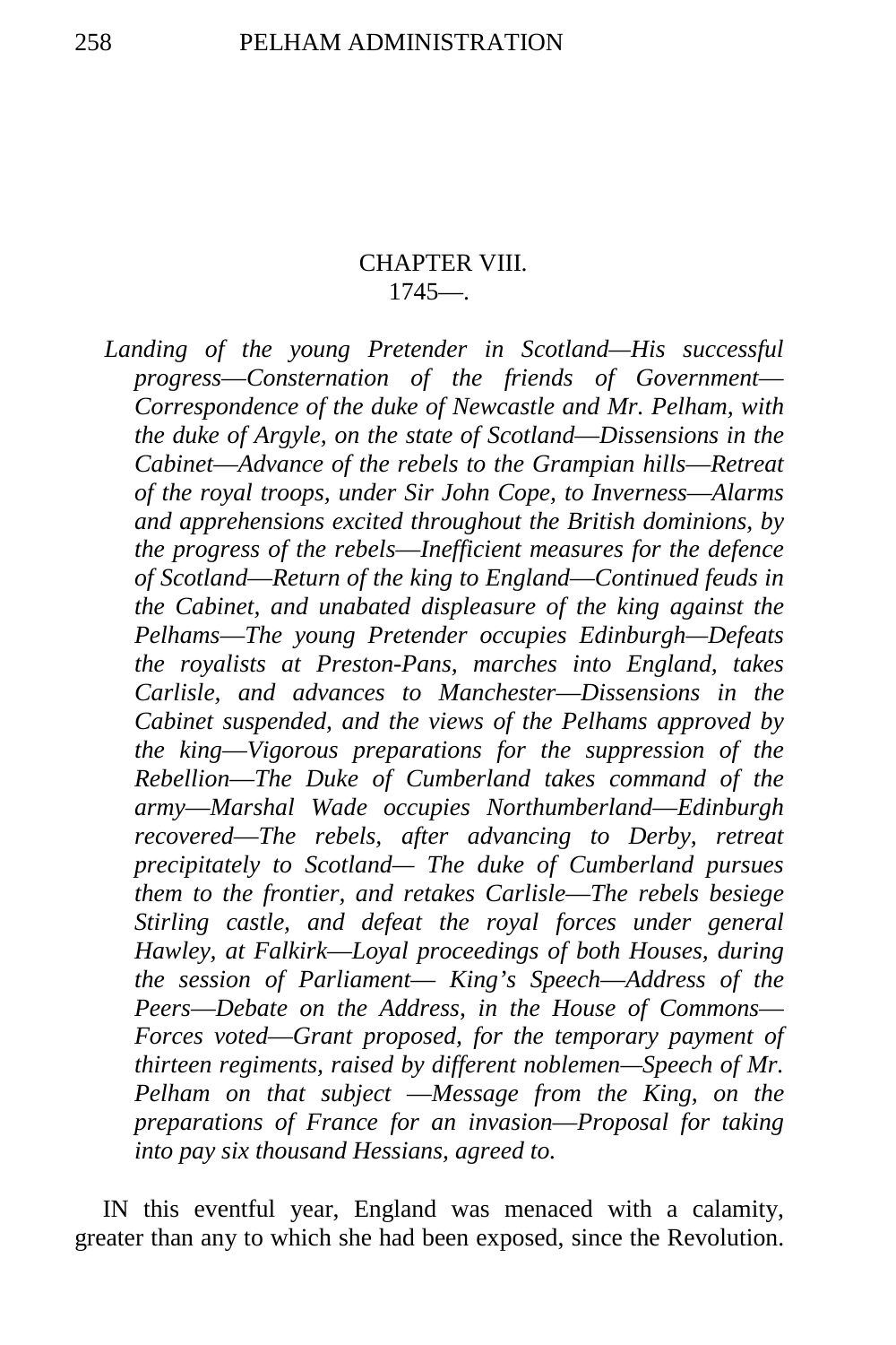## CHAPTER VIII.

1745—.

*Landing of the young Pretender in Scotland—His successful progress—Consternation of the friends of Government—Correspondence of the duke of Newcastle and Mr. Pelham, with the duke of Argyle, on the state of Scotland—Dissensions in the Cabinet—Advance of the rebels to the Grampian hills—Retreat of the royal troops, under Sir John Cope, to Inverness—Alarms and apprehensions excited throughout the British dominions, by the progress of the rebels—Inefficient measures for the defence of Scotland—Return of the king to England—Continued feuds in the Cabinet, and unabated displeasure of the king against the Pelhams—The young Pretender occupies Edinburgh—Defeats the royalists at Preston-Pans, marches into England, takes Carlisle, and advances to Manchester—Dissensions in the Cabinet suspended, and the views of the Pelhams approved by the king—Vigorous preparations for the suppression of the Rebellion—The Duke of Cumberland takes command of the army—Marshal Wade occupies Northumberland—Edinburgh recovered—The rebels, after advancing to Derby, retreat precipitately to Scotland— The duke of Cumberland pursues them to the frontier, and retakes Carlisle—The rebels besiege Stirling castle, and defeat the royal forces under general Hawley, at Falkirk—Loyal proceedings of both Houses, during the session of Parliament— King's Speech—Address of the Peers—Debate on the Address, in the House of Commons—Forces voted—Grant proposed, for the temporary payment of thirteen regiments, raised by different noblemen—Speech of Mr. Pelham on that subject —Message from the King, on the preparations of France for an invasion—Proposal for taking into pay six thousand Hessians, agreed to.*

IN this eventful year, England was menaced with a calamity, greater than any to which she had been exposed, since the Revolution.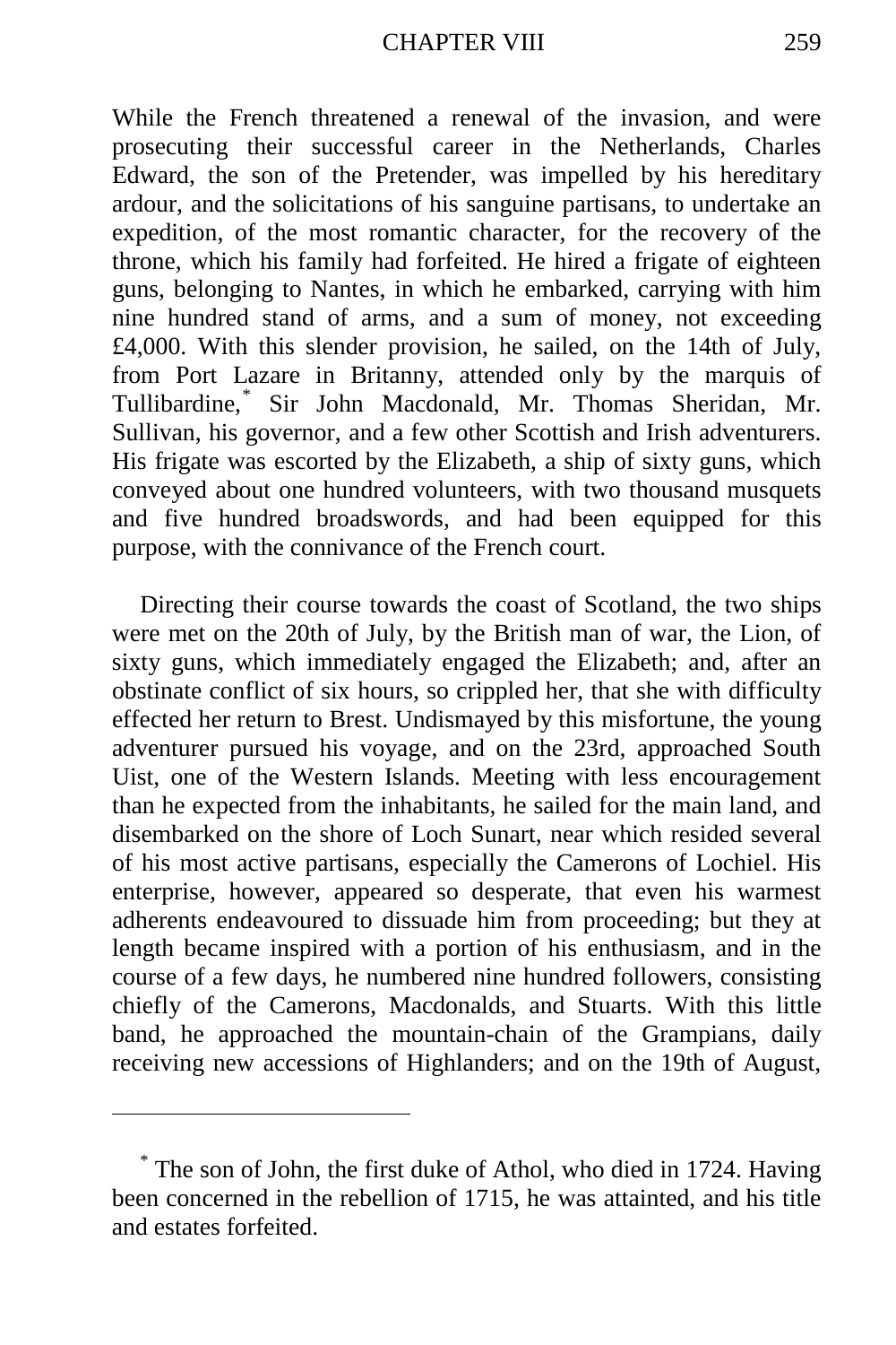While the French threatened a renewal of the invasion, and were prosecuting their successful career in the Netherlands, Charles Edward, the son of the Pretender, was impelled by his hereditary ardour, and the solicitations of his sanguine partisans, to undertake an expedition, of the most romantic character, for the recovery of the throne, which his family had forfeited. He hired a frigate of eighteen guns, belonging to Nantes, in which he embarked, carrying with him nine hundred stand of arms, and a sum of money, not exceeding £4,000. With this slender provision, he sailed, on the 14th of July, from Port Lazare in Britanny, attended only by the marquis of Tullibardine,[*] Sir John Macdonald, Mr. Thomas Sheridan, Mr. Sullivan, his governor, and a few other Scottish and Irish adventurers. His frigate was escorted by the Elizabeth, a ship of sixty guns, which conveyed about one hundred volunteers, with two thousand musquets and five hundred broadswords, and had been equipped for this purpose, with the connivance of the French court.

Directing their course towards the coast of Scotland, the two ships were met on the 20th of July, by the British man of war, the Lion, of sixty guns, which immediately engaged the Elizabeth; and, after an obstinate conflict of six hours, so crippled her, that she with difficulty effected her return to Brest. Undismayed by this misfortune, the young adventurer pursued his voyage, and on the 23rd, approached South Uist, one of the Western Islands. Meeting with less encouragement than he expected from the inhabitants, he sailed for the main land, and disembarked on the shore of Loch Sunart, near which resided several of his most active partisans, especially the Camerons of Lochiel. His enterprise, however, appeared so desperate, that even his warmest adherents endeavoured to dissuade him from proceeding; but they at length became inspired with a portion of his enthusiasm, and in the course of a few days, he numbered nine hundred followers, consisting chiefly of the Camerons, Macdonalds, and Stuarts. With this little band, he approached the mountain-chain of the Grampians, daily receiving new accessions of Highlanders; and on the 19th of August,

---

[*] The son of John, the first duke of Athol, who died in 1724. Having been concerned in the rebellion of 1715, he was attainted, and his title and estates forfeited.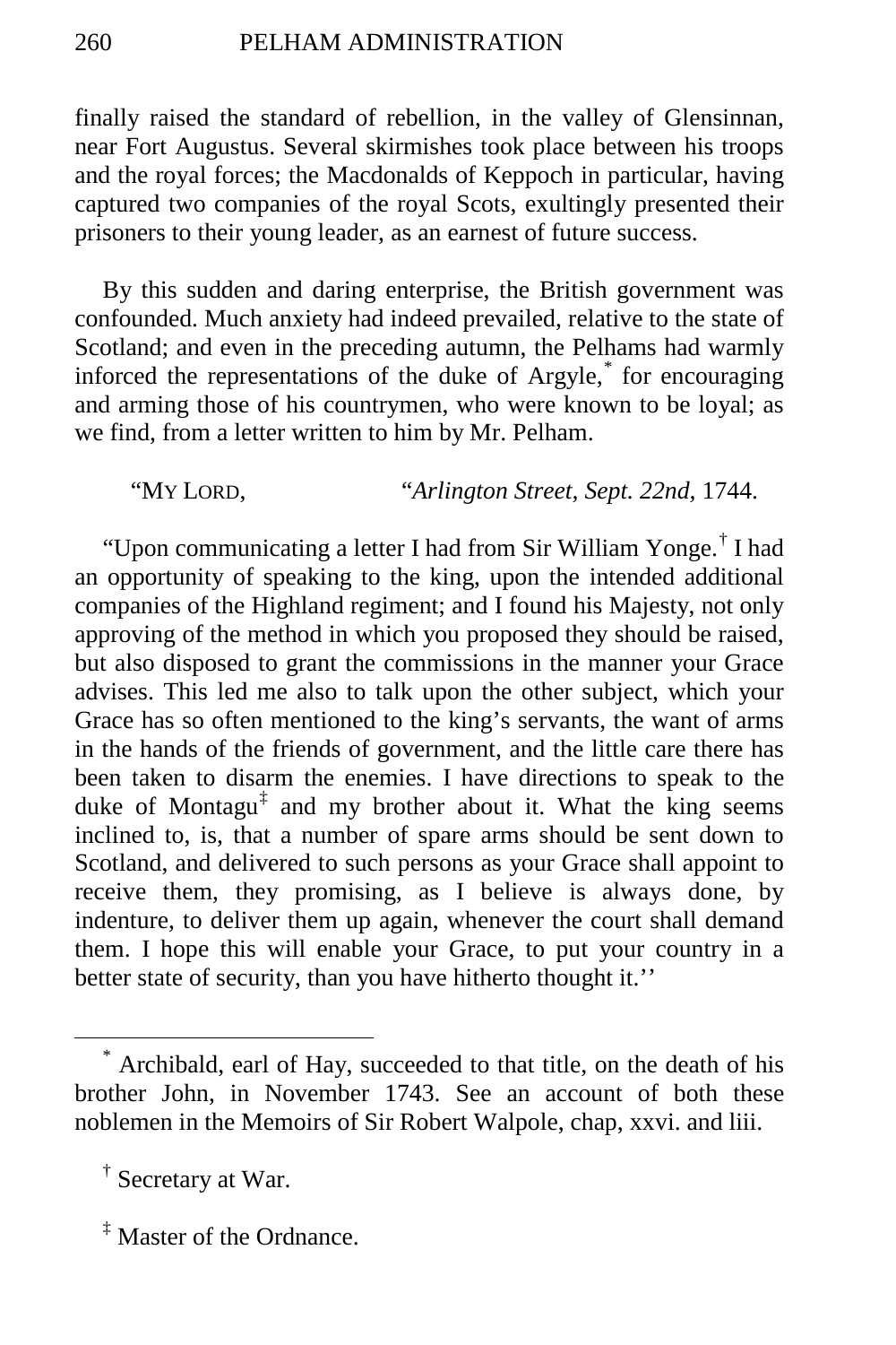finally raised the standard of rebellion, in the valley of Glensinnan, near Fort Augustus. Several skirmishes took place between his troops and the royal forces; the Macdonalds of Keppoch in particular, having captured two companies of the royal Scots, exultingly presented their prisoners to their young leader, as an earnest of future success.

By this sudden and daring enterprise, the British government was confounded. Much anxiety had indeed prevailed, relative to the state of Scotland; and even in the preceding autumn, the Pelhams had warmly inforced the representations of the duke of Argyle,[*] for encouraging and arming those of his countrymen, who were known to be loyal; as we find, from a letter written to him by Mr. Pelham.

"MY LORD, "*Arlington Street, Sept. 22nd*, 1744.

"Upon communicating a letter I had from Sir William Yonge.[†] I had an opportunity of speaking to the king, upon the intended additional companies of the Highland regiment; and I found his Majesty, not only approving of the method in which you proposed they should be raised, but also disposed to grant the commissions in the manner your Grace advises. This led me also to talk upon the other subject, which your Grace has so often mentioned to the king's servants, the want of arms in the hands of the friends of government, and the little care there has been taken to disarm the enemies. I have directions to speak to the duke of Montagu[‡] and my brother about it. What the king seems inclined to, is, that a number of spare arms should be sent down to Scotland, and delivered to such persons as your Grace shall appoint to receive them, they promising, as I believe is always done, by indenture, to deliver them up again, whenever the court shall demand them. I hope this will enable your Grace, to put your country in a better state of security, than you have hitherto thought it.''

---

[*] Archibald, earl of Hay, succeeded to that title, on the death of his brother John, in November 1743. See an account of both these noblemen in the Memoirs of Sir Robert Walpole, chap, xxvi. and liii.

[†] Secretary at War.

[‡] Master of the Ordnance.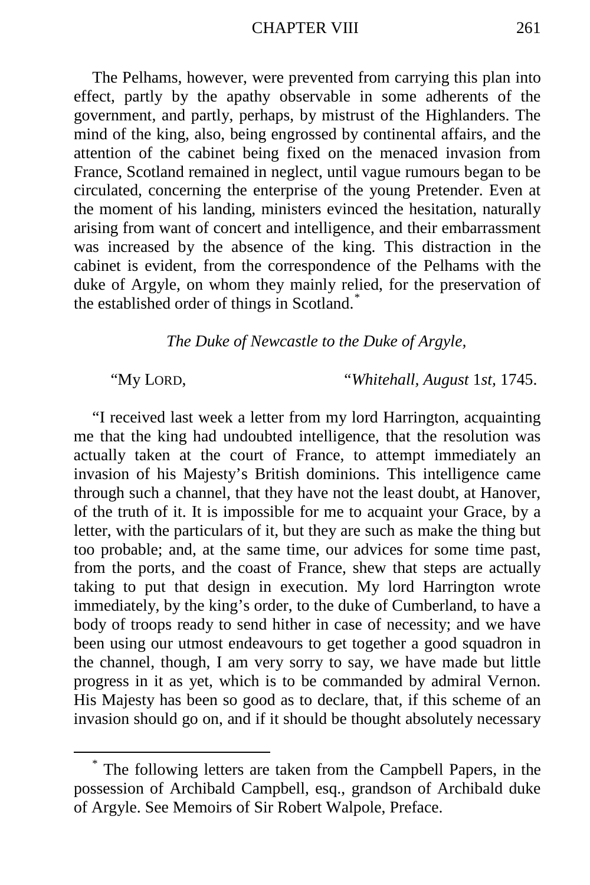The Pelhams, however, were prevented from carrying this plan into effect, partly by the apathy observable in some adherents of the government, and partly, perhaps, by mistrust of the Highlanders. The mind of the king, also, being engrossed by continental affairs, and the attention of the cabinet being fixed on the menaced invasion from France, Scotland remained in neglect, until vague rumours began to be circulated, concerning the enterprise of the young Pretender. Even at the moment of his landing, ministers evinced the hesitation, naturally arising from want of concert and intelligence, and their embarrassment was increased by the absence of the king. This distraction in the cabinet is evident, from the correspondence of the Pelhams with the duke of Argyle, on whom they mainly relied, for the preservation of the established order of things in Scotland.*

*The Duke of Newcastle to the Duke of Argyle,*

"My Lord, "*Whitehall, August* 1*st*, 1745.

"I received last week a letter from my lord Harrington, acquainting me that the king had undoubted intelligence, that the resolution was actually taken at the court of France, to attempt immediately an invasion of his Majesty's British dominions. This intelligence came through such a channel, that they have not the least doubt, at Hanover, of the truth of it. It is impossible for me to acquaint your Grace, by a letter, with the particulars of it, but they are such as make the thing but too probable; and, at the same time, our advices for some time past, from the ports, and the coast of France, shew that steps are actually taking to put that design in execution. My lord Harrington wrote immediately, by the king's order, to the duke of Cumberland, to have a body of troops ready to send hither in case of necessity; and we have been using our utmost endeavours to get together a good squadron in the channel, though, I am very sorry to say, we have made but little progress in it as yet, which is to be commanded by admiral Vernon. His Majesty has been so good as to declare, that, if this scheme of an invasion should go on, and if it should be thought absolutely necessary

* The following letters are taken from the Campbell Papers, in the possession of Archibald Campbell, esq., grandson of Archibald duke of Argyle. See Memoirs of Sir Robert Walpole, Preface.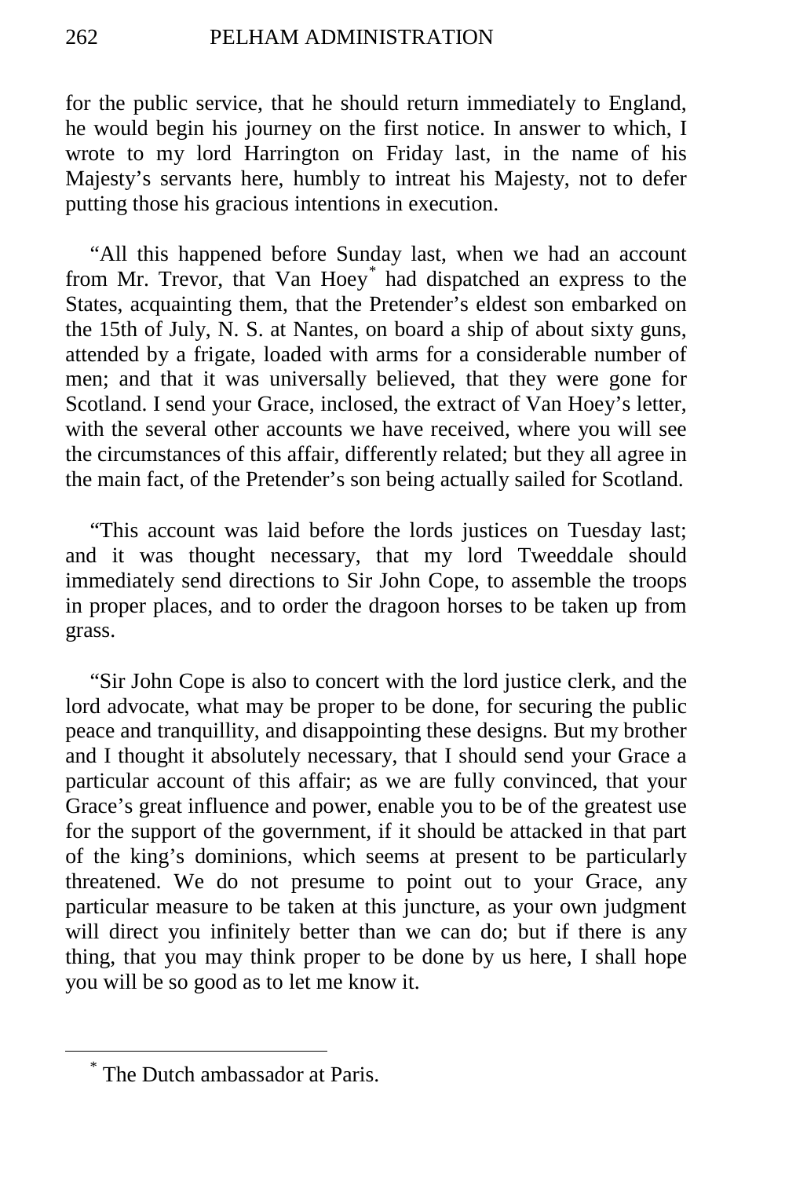for the public service, that he should return immediately to England, he would begin his journey on the first notice. In answer to which, I wrote to my lord Harrington on Friday last, in the name of his Majesty's servants here, humbly to intreat his Majesty, not to defer putting those his gracious intentions in execution.

"All this happened before Sunday last, when we had an account from Mr. Trevor, that Van Hoey* had dispatched an express to the States, acquainting them, that the Pretender's eldest son embarked on the 15th of July, N. S. at Nantes, on board a ship of about sixty guns, attended by a frigate, loaded with arms for a considerable number of men; and that it was universally believed, that they were gone for Scotland. I send your Grace, inclosed, the extract of Van Hoey's letter, with the several other accounts we have received, where you will see the circumstances of this affair, differently related; but they all agree in the main fact, of the Pretender's son being actually sailed for Scotland.

"This account was laid before the lords justices on Tuesday last; and it was thought necessary, that my lord Tweeddale should immediately send directions to Sir John Cope, to assemble the troops in proper places, and to order the dragoon horses to be taken up from grass.

"Sir John Cope is also to concert with the lord justice clerk, and the lord advocate, what may be proper to be done, for securing the public peace and tranquillity, and disappointing these designs. But my brother and I thought it absolutely necessary, that I should send your Grace a particular account of this affair; as we are fully convinced, that your Grace's great influence and power, enable you to be of the greatest use for the support of the government, if it should be attacked in that part of the king's dominions, which seems at present to be particularly threatened. We do not presume to point out to your Grace, any particular measure to be taken at this juncture, as your own judgment will direct you infinitely better than we can do; but if there is any thing, that you may think proper to be done by us here, I shall hope you will be so good as to let me know it.

---

* The Dutch ambassador at Paris.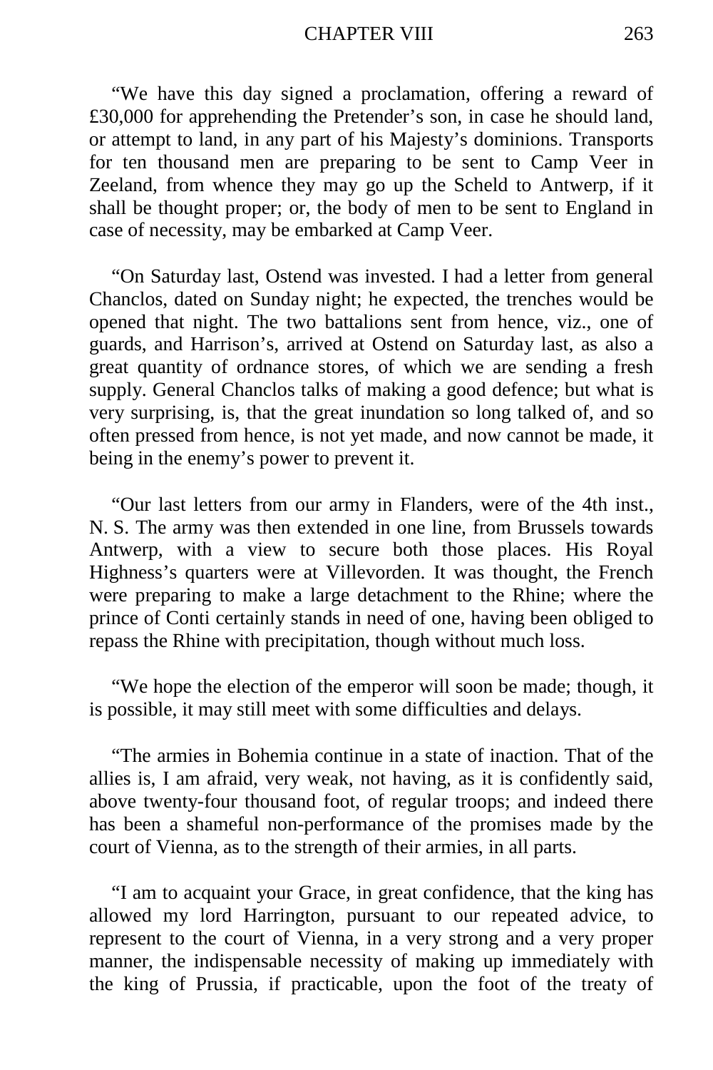"We have this day signed a proclamation, offering a reward of £30,000 for apprehending the Pretender's son, in case he should land, or attempt to land, in any part of his Majesty's dominions. Transports for ten thousand men are preparing to be sent to Camp Veer in Zeeland, from whence they may go up the Scheld to Antwerp, if it shall be thought proper; or, the body of men to be sent to England in case of necessity, may be embarked at Camp Veer.

"On Saturday last, Ostend was invested. I had a letter from general Chanclos, dated on Sunday night; he expected, the trenches would be opened that night. The two battalions sent from hence, viz., one of guards, and Harrison's, arrived at Ostend on Saturday last, as also a great quantity of ordnance stores, of which we are sending a fresh supply. General Chanclos talks of making a good defence; but what is very surprising, is, that the great inundation so long talked of, and so often pressed from hence, is not yet made, and now cannot be made, it being in the enemy's power to prevent it.

"Our last letters from our army in Flanders, were of the 4th inst., N. S. The army was then extended in one line, from Brussels towards Antwerp, with a view to secure both those places. His Royal Highness's quarters were at Villevorden. It was thought, the French were preparing to make a large detachment to the Rhine; where the prince of Conti certainly stands in need of one, having been obliged to repass the Rhine with precipitation, though without much loss.

"We hope the election of the emperor will soon be made; though, it is possible, it may still meet with some difficulties and delays.

"The armies in Bohemia continue in a state of inaction. That of the allies is, I am afraid, very weak, not having, as it is confidently said, above twenty-four thousand foot, of regular troops; and indeed there has been a shameful non-performance of the promises made by the court of Vienna, as to the strength of their armies, in all parts.

"I am to acquaint your Grace, in great confidence, that the king has allowed my lord Harrington, pursuant to our repeated advice, to represent to the court of Vienna, in a very strong and a very proper manner, the indispensable necessity of making up immediately with the king of Prussia, if practicable, upon the foot of the treaty of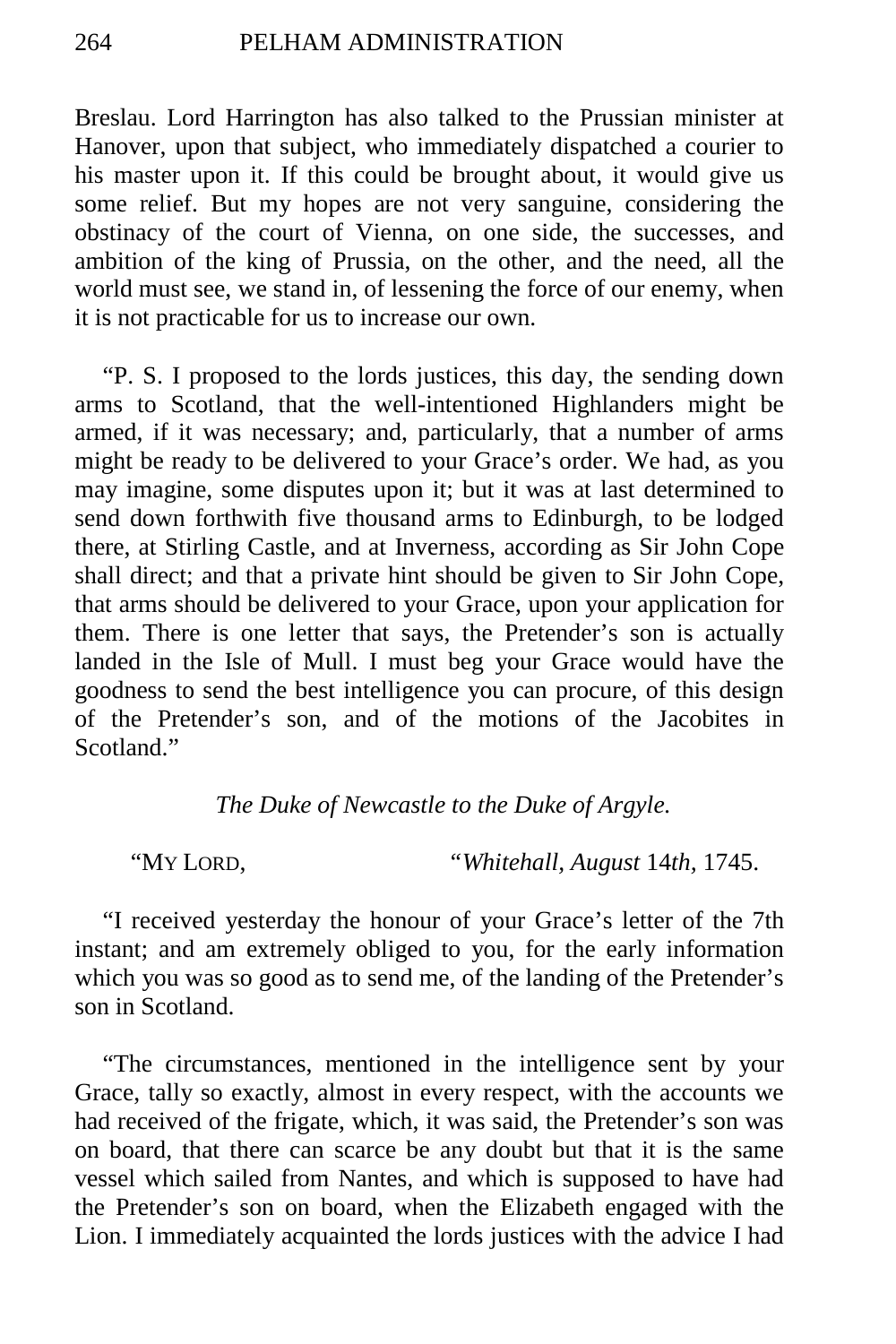Breslau. Lord Harrington has also talked to the Prussian minister at Hanover, upon that subject, who immediately dispatched a courier to his master upon it. If this could be brought about, it would give us some relief. But my hopes are not very sanguine, considering the obstinacy of the court of Vienna, on one side, the successes, and ambition of the king of Prussia, on the other, and the need, all the world must see, we stand in, of lessening the force of our enemy, when it is not practicable for us to increase our own.

"P. S. I proposed to the lords justices, this day, the sending down arms to Scotland, that the well-intentioned Highlanders might be armed, if it was necessary; and, particularly, that a number of arms might be ready to be delivered to your Grace's order. We had, as you may imagine, some disputes upon it; but it was at last determined to send down forthwith five thousand arms to Edinburgh, to be lodged there, at Stirling Castle, and at Inverness, according as Sir John Cope shall direct; and that a private hint should be given to Sir John Cope, that arms should be delivered to your Grace, upon your application for them. There is one letter that says, the Pretender's son is actually landed in the Isle of Mull. I must beg your Grace would have the goodness to send the best intelligence you can procure, of this design of the Pretender's son, and of the motions of the Jacobites in Scotland."

*The Duke of Newcastle to the Duke of Argyle.*

"My Lord, "*Whitehall, August* 14*th*, 1745.

"I received yesterday the honour of your Grace's letter of the 7th instant; and am extremely obliged to you, for the early information which you was so good as to send me, of the landing of the Pretender's son in Scotland.

"The circumstances, mentioned in the intelligence sent by your Grace, tally so exactly, almost in every respect, with the accounts we had received of the frigate, which, it was said, the Pretender's son was on board, that there can scarce be any doubt but that it is the same vessel which sailed from Nantes, and which is supposed to have had the Pretender's son on board, when the Elizabeth engaged with the Lion. I immediately acquainted the lords justices with the advice I had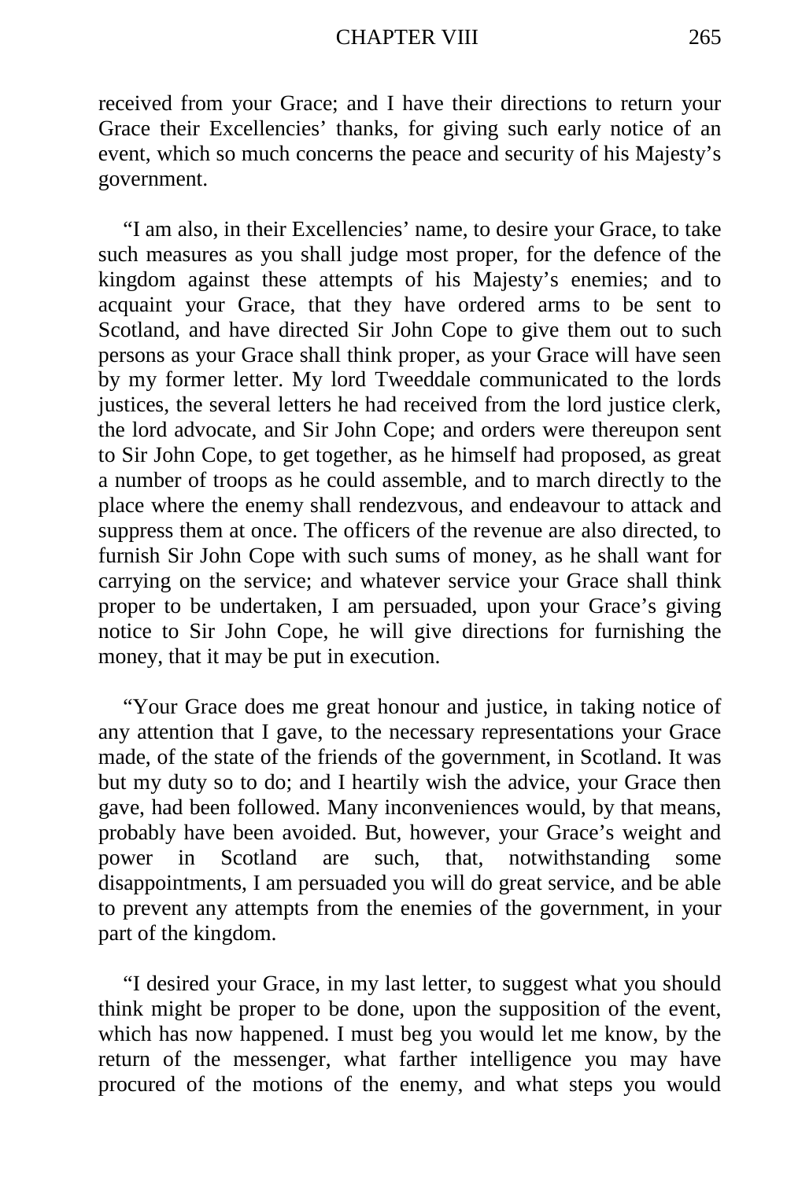received from your Grace; and I have their directions to return your Grace their Excellencies' thanks, for giving such early notice of an event, which so much concerns the peace and security of his Majesty's government.

"I am also, in their Excellencies' name, to desire your Grace, to take such measures as you shall judge most proper, for the defence of the kingdom against these attempts of his Majesty's enemies; and to acquaint your Grace, that they have ordered arms to be sent to Scotland, and have directed Sir John Cope to give them out to such persons as your Grace shall think proper, as your Grace will have seen by my former letter. My lord Tweeddale communicated to the lords justices, the several letters he had received from the lord justice clerk, the lord advocate, and Sir John Cope; and orders were thereupon sent to Sir John Cope, to get together, as he himself had proposed, as great a number of troops as he could assemble, and to march directly to the place where the enemy shall rendezvous, and endeavour to attack and suppress them at once. The officers of the revenue are also directed, to furnish Sir John Cope with such sums of money, as he shall want for carrying on the service; and whatever service your Grace shall think proper to be undertaken, I am persuaded, upon your Grace's giving notice to Sir John Cope, he will give directions for furnishing the money, that it may be put in execution.

"Your Grace does me great honour and justice, in taking notice of any attention that I gave, to the necessary representations your Grace made, of the state of the friends of the government, in Scotland. It was but my duty so to do; and I heartily wish the advice, your Grace then gave, had been followed. Many inconveniences would, by that means, probably have been avoided. But, however, your Grace's weight and power in Scotland are such, that, notwithstanding some disappointments, I am persuaded you will do great service, and be able to prevent any attempts from the enemies of the government, in your part of the kingdom.

"I desired your Grace, in my last letter, to suggest what you should think might be proper to be done, upon the supposition of the event, which has now happened. I must beg you would let me know, by the return of the messenger, what farther intelligence you may have procured of the motions of the enemy, and what steps you would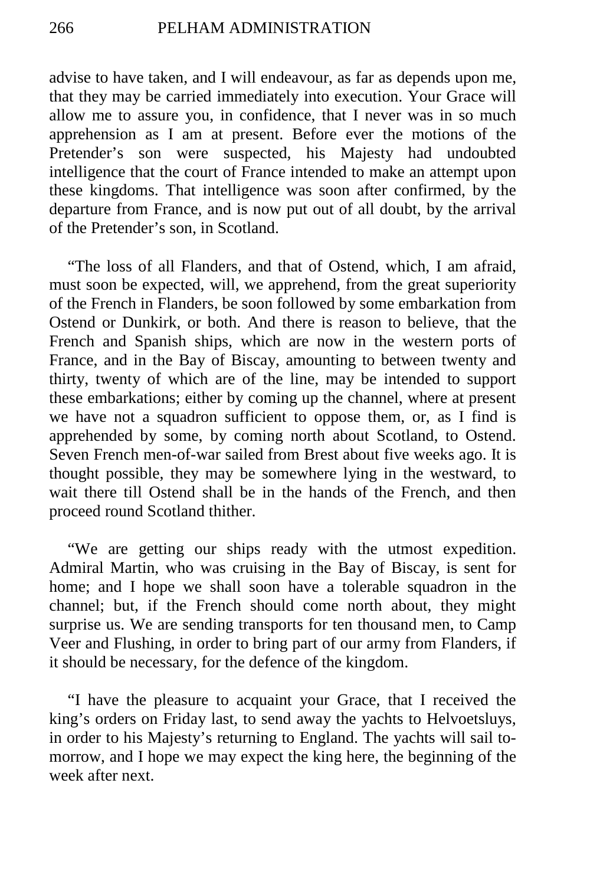advise to have taken, and I will endeavour, as far as depends upon me, that they may be carried immediately into execution. Your Grace will allow me to assure you, in confidence, that I never was in so much apprehension as I am at present. Before ever the motions of the Pretender's son were suspected, his Majesty had undoubted intelligence that the court of France intended to make an attempt upon these kingdoms. That intelligence was soon after confirmed, by the departure from France, and is now put out of all doubt, by the arrival of the Pretender's son, in Scotland.

"The loss of all Flanders, and that of Ostend, which, I am afraid, must soon be expected, will, we apprehend, from the great superiority of the French in Flanders, be soon followed by some embarkation from Ostend or Dunkirk, or both. And there is reason to believe, that the French and Spanish ships, which are now in the western ports of France, and in the Bay of Biscay, amounting to between twenty and thirty, twenty of which are of the line, may be intended to support these embarkations; either by coming up the channel, where at present we have not a squadron sufficient to oppose them, or, as I find is apprehended by some, by coming north about Scotland, to Ostend. Seven French men-of-war sailed from Brest about five weeks ago. It is thought possible, they may be somewhere lying in the westward, to wait there till Ostend shall be in the hands of the French, and then proceed round Scotland thither.

"We are getting our ships ready with the utmost expedition. Admiral Martin, who was cruising in the Bay of Biscay, is sent for home; and I hope we shall soon have a tolerable squadron in the channel; but, if the French should come north about, they might surprise us. We are sending transports for ten thousand men, to Camp Veer and Flushing, in order to bring part of our army from Flanders, if it should be necessary, for the defence of the kingdom.

"I have the pleasure to acquaint your Grace, that I received the king's orders on Friday last, to send away the yachts to Helvoetsluys, in order to his Majesty's returning to England. The yachts will sail to-morrow, and I hope we may expect the king here, the beginning of the week after next.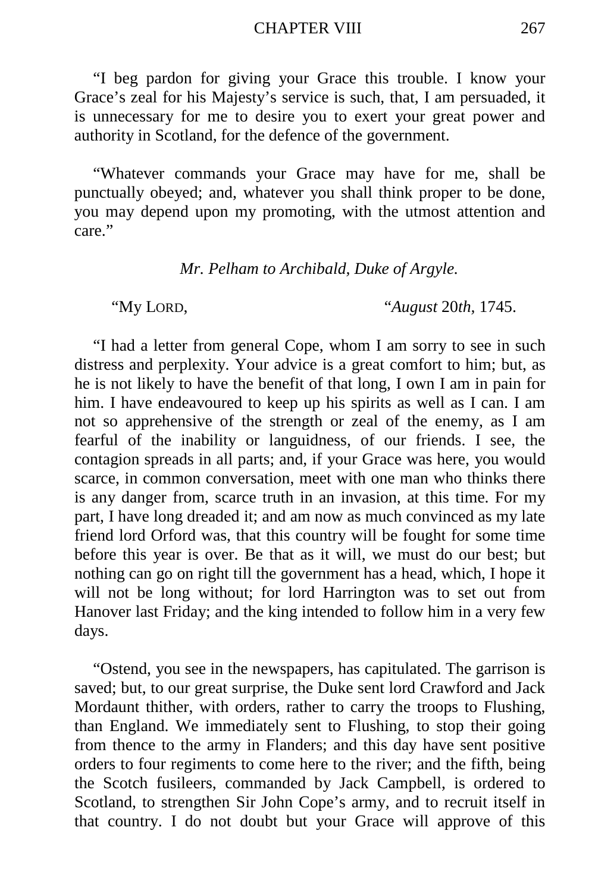"I beg pardon for giving your Grace this trouble. I know your Grace's zeal for his Majesty's service is such, that, I am persuaded, it is unnecessary for me to desire you to exert your great power and authority in Scotland, for the defence of the government.

"Whatever commands your Grace may have for me, shall be punctually obeyed; and, whatever you shall think proper to be done, you may depend upon my promoting, with the utmost attention and care."

*Mr. Pelham to Archibald, Duke of Argyle.*

"My Lord, "*August* 20*th*, 1745.

"I had a letter from general Cope, whom I am sorry to see in such distress and perplexity. Your advice is a great comfort to him; but, as he is not likely to have the benefit of that long, I own I am in pain for him. I have endeavoured to keep up his spirits as well as I can. I am not so apprehensive of the strength or zeal of the enemy, as I am fearful of the inability or languidness, of our friends. I see, the contagion spreads in all parts; and, if your Grace was here, you would scarce, in common conversation, meet with one man who thinks there is any danger from, scarce truth in an invasion, at this time. For my part, I have long dreaded it; and am now as much convinced as my late friend lord Orford was, that this country will be fought for some time before this year is over. Be that as it will, we must do our best; but nothing can go on right till the government has a head, which, I hope it will not be long without; for lord Harrington was to set out from Hanover last Friday; and the king intended to follow him in a very few days.

"Ostend, you see in the newspapers, has capitulated. The garrison is saved; but, to our great surprise, the Duke sent lord Crawford and Jack Mordaunt thither, with orders, rather to carry the troops to Flushing, than England. We immediately sent to Flushing, to stop their going from thence to the army in Flanders; and this day have sent positive orders to four regiments to come here to the river; and the fifth, being the Scotch fusileers, commanded by Jack Campbell, is ordered to Scotland, to strengthen Sir John Cope's army, and to recruit itself in that country. I do not doubt but your Grace will approve of this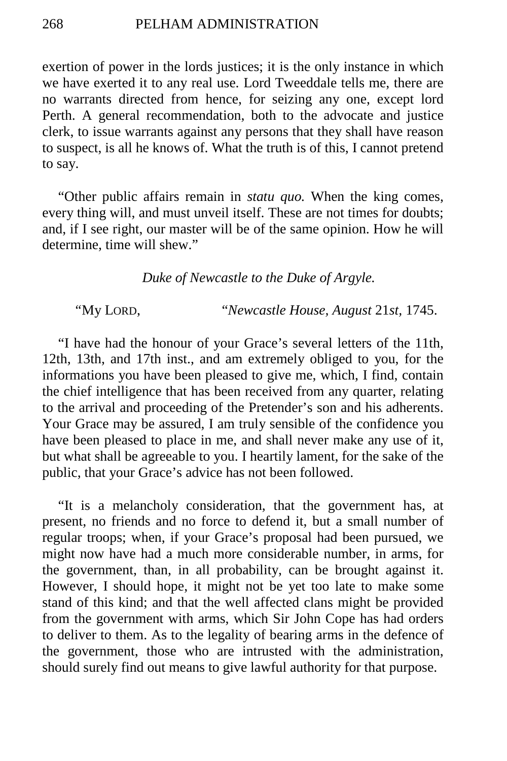exertion of power in the lords justices; it is the only instance in which we have exerted it to any real use. Lord Tweeddale tells me, there are no warrants directed from hence, for seizing any one, except lord Perth. A general recommendation, both to the advocate and justice clerk, to issue warrants against any persons that they shall have reason to suspect, is all he knows of. What the truth is of this, I cannot pretend to say.

"Other public affairs remain in *statu quo.* When the king comes, every thing will, and must unveil itself. These are not times for doubts; and, if I see right, our master will be of the same opinion. How he will determine, time will shew."

*Duke of Newcastle to the Duke of Argyle.*

"My Lord, "*Newcastle House, August* 21*st,* 1745.

"I have had the honour of your Grace's several letters of the 11th, 12th, 13th, and 17th inst., and am extremely obliged to you, for the informations you have been pleased to give me, which, I find, contain the chief intelligence that has been received from any quarter, relating to the arrival and proceeding of the Pretender's son and his adherents. Your Grace may be assured, I am truly sensible of the confidence you have been pleased to place in me, and shall never make any use of it, but what shall be agreeable to you. I heartily lament, for the sake of the public, that your Grace's advice has not been followed.

"It is a melancholy consideration, that the government has, at present, no friends and no force to defend it, but a small number of regular troops; when, if your Grace's proposal had been pursued, we might now have had a much more considerable number, in arms, for the government, than, in all probability, can be brought against it. However, I should hope, it might not be yet too late to make some stand of this kind; and that the well affected clans might be provided from the government with arms, which Sir John Cope has had orders to deliver to them. As to the legality of bearing arms in the defence of the government, those who are intrusted with the administration, should surely find out means to give lawful authority for that purpose.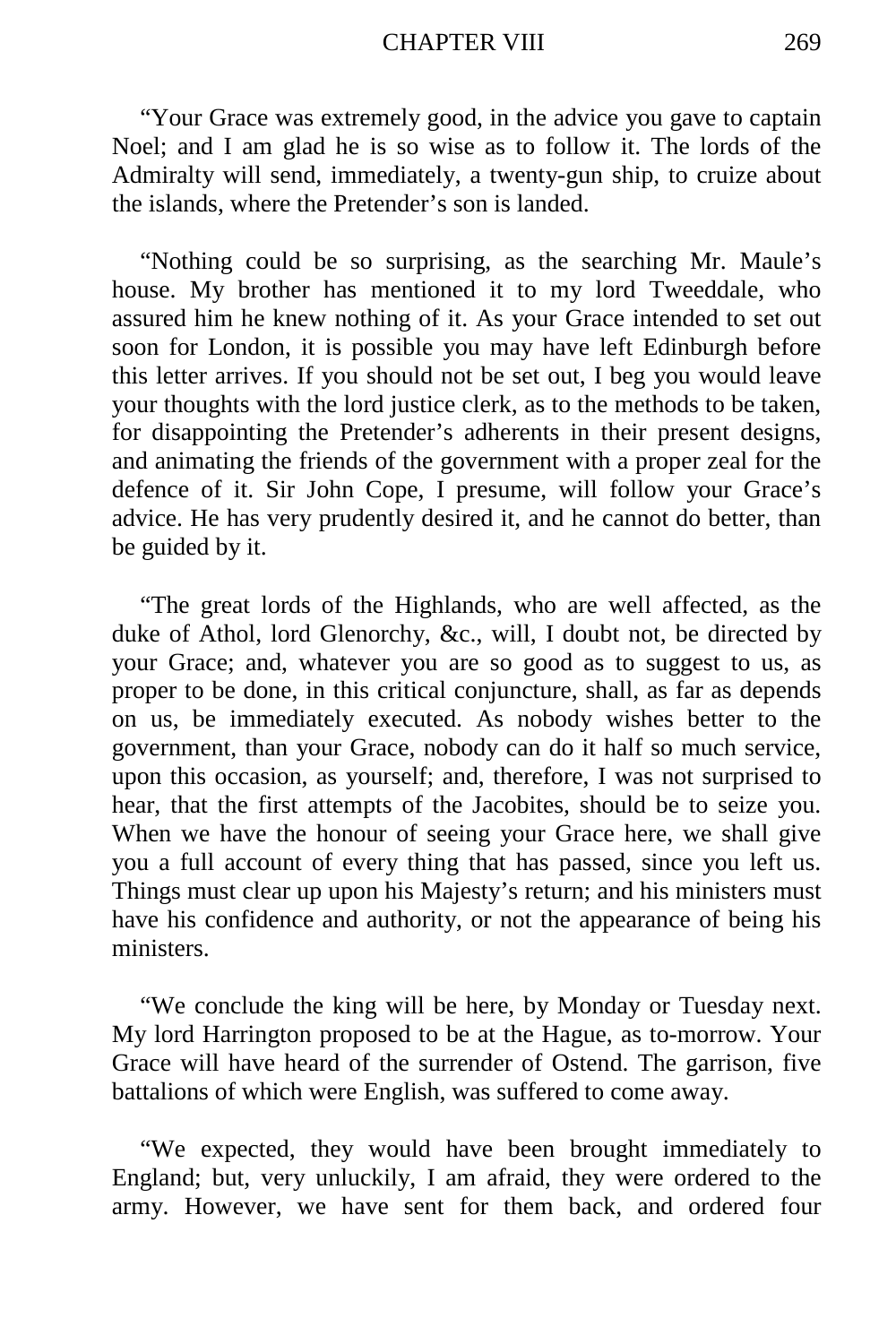“Your Grace was extremely good, in the advice you gave to captain Noel; and I am glad he is so wise as to follow it. The lords of the Admiralty will send, immediately, a twenty-gun ship, to cruize about the islands, where the Pretender’s son is landed.

“Nothing could be so surprising, as the searching Mr. Maule’s house. My brother has mentioned it to my lord Tweeddale, who assured him he knew nothing of it. As your Grace intended to set out soon for London, it is possible you may have left Edinburgh before this letter arrives. If you should not be set out, I beg you would leave your thoughts with the lord justice clerk, as to the methods to be taken, for disappointing the Pretender’s adherents in their present designs, and animating the friends of the government with a proper zeal for the defence of it. Sir John Cope, I presume, will follow your Grace’s advice. He has very prudently desired it, and he cannot do better, than be guided by it.

“The great lords of the Highlands, who are well affected, as the duke of Athol, lord Glenorchy, &c., will, I doubt not, be directed by your Grace; and, whatever you are so good as to suggest to us, as proper to be done, in this critical conjuncture, shall, as far as depends on us, be immediately executed. As nobody wishes better to the government, than your Grace, nobody can do it half so much service, upon this occasion, as yourself; and, therefore, I was not surprised to hear, that the first attempts of the Jacobites, should be to seize you. When we have the honour of seeing your Grace here, we shall give you a full account of every thing that has passed, since you left us. Things must clear up upon his Majesty’s return; and his ministers must have his confidence and authority, or not the appearance of being his ministers.

“We conclude the king will be here, by Monday or Tuesday next. My lord Harrington proposed to be at the Hague, as to-morrow. Your Grace will have heard of the surrender of Ostend. The garrison, five battalions of which were English, was suffered to come away.

“We expected, they would have been brought immediately to England; but, very unluckily, I am afraid, they were ordered to the army. However, we have sent for them back, and ordered four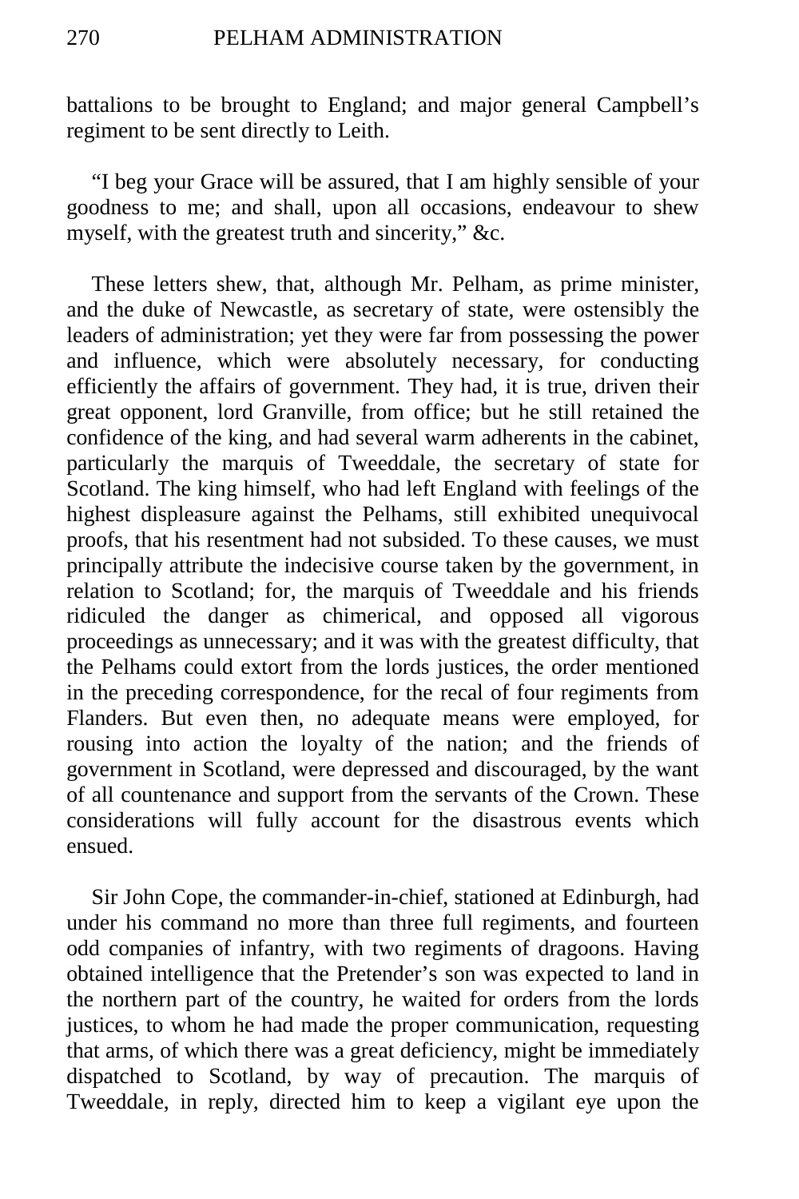battalions to be brought to England; and major general Campbell's regiment to be sent directly to Leith.

"I beg your Grace will be assured, that I am highly sensible of your goodness to me; and shall, upon all occasions, endeavour to shew myself, with the greatest truth and sincerity," &c.

These letters shew, that, although Mr. Pelham, as prime minister, and the duke of Newcastle, as secretary of state, were ostensibly the leaders of administration; yet they were far from possessing the power and influence, which were absolutely necessary, for conducting efficiently the affairs of government. They had, it is true, driven their great opponent, lord Granville, from office; but he still retained the confidence of the king, and had several warm adherents in the cabinet, particularly the marquis of Tweeddale, the secretary of state for Scotland. The king himself, who had left England with feelings of the highest displeasure against the Pelhams, still exhibited unequivocal proofs, that his resentment had not subsided. To these causes, we must principally attribute the indecisive course taken by the government, in relation to Scotland; for, the marquis of Tweeddale and his friends ridiculed the danger as chimerical, and opposed all vigorous proceedings as unnecessary; and it was with the greatest difficulty, that the Pelhams could extort from the lords justices, the order mentioned in the preceding correspondence, for the recal of four regiments from Flanders. But even then, no adequate means were employed, for rousing into action the loyalty of the nation; and the friends of government in Scotland, were depressed and discouraged, by the want of all countenance and support from the servants of the Crown. These considerations will fully account for the disastrous events which ensued.

Sir John Cope, the commander-in-chief, stationed at Edinburgh, had under his command no more than three full regiments, and fourteen odd companies of infantry, with two regiments of dragoons. Having obtained intelligence that the Pretender's son was expected to land in the northern part of the country, he waited for orders from the lords justices, to whom he had made the proper communication, requesting that arms, of which there was a great deficiency, might be immediately dispatched to Scotland, by way of precaution. The marquis of Tweeddale, in reply, directed him to keep a vigilant eye upon the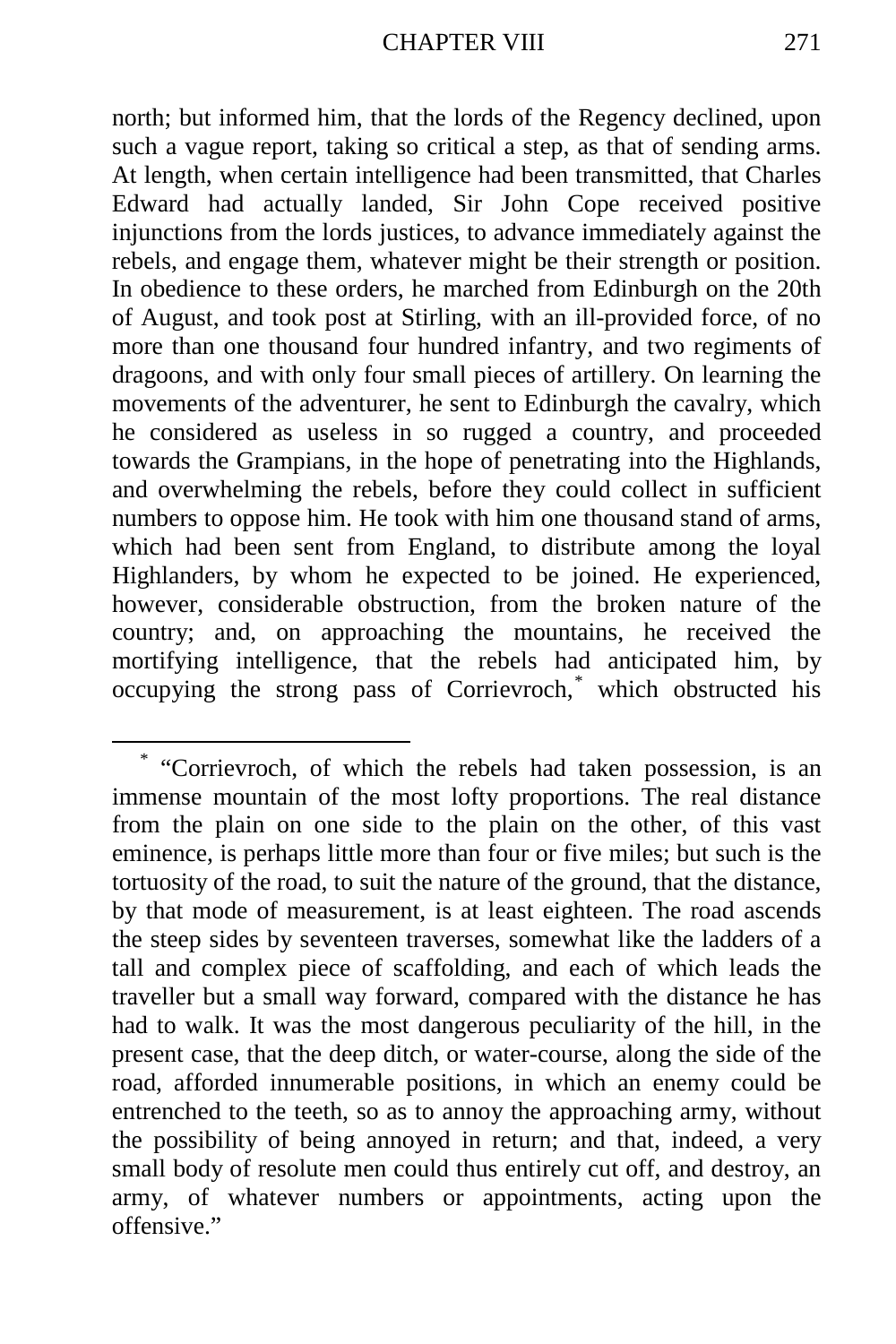north; but informed him, that the lords of the Regency declined, upon such a vague report, taking so critical a step, as that of sending arms. At length, when certain intelligence had been transmitted, that Charles Edward had actually landed, Sir John Cope received positive injunctions from the lords justices, to advance immediately against the rebels, and engage them, whatever might be their strength or position. In obedience to these orders, he marched from Edinburgh on the 20th of August, and took post at Stirling, with an ill-provided force, of no more than one thousand four hundred infantry, and two regiments of dragoons, and with only four small pieces of artillery. On learning the movements of the adventurer, he sent to Edinburgh the cavalry, which he considered as useless in so rugged a country, and proceeded towards the Grampians, in the hope of penetrating into the Highlands, and overwhelming the rebels, before they could collect in sufficient numbers to oppose him. He took with him one thousand stand of arms, which had been sent from England, to distribute among the loyal Highlanders, by whom he expected to be joined. He experienced, however, considerable obstruction, from the broken nature of the country; and, on approaching the mountains, he received the mortifying intelligence, that the rebels had anticipated him, by occupying the strong pass of Corrievroch,* which obstructed his

---

* "Corrievroch, of which the rebels had taken possession, is an immense mountain of the most lofty proportions. The real distance from the plain on one side to the plain on the other, of this vast eminence, is perhaps little more than four or five miles; but such is the tortuosity of the road, to suit the nature of the ground, that the distance, by that mode of measurement, is at least eighteen. The road ascends the steep sides by seventeen traverses, somewhat like the ladders of a tall and complex piece of scaffolding, and each of which leads the traveller but a small way forward, compared with the distance he has had to walk. It was the most dangerous peculiarity of the hill, in the present case, that the deep ditch, or water-course, along the side of the road, afforded innumerable positions, in which an enemy could be entrenched to the teeth, so as to annoy the approaching army, without the possibility of being annoyed in return; and that, indeed, a very small body of resolute men could thus entirely cut off, and destroy, an army, of whatever numbers or appointments, acting upon the offensive."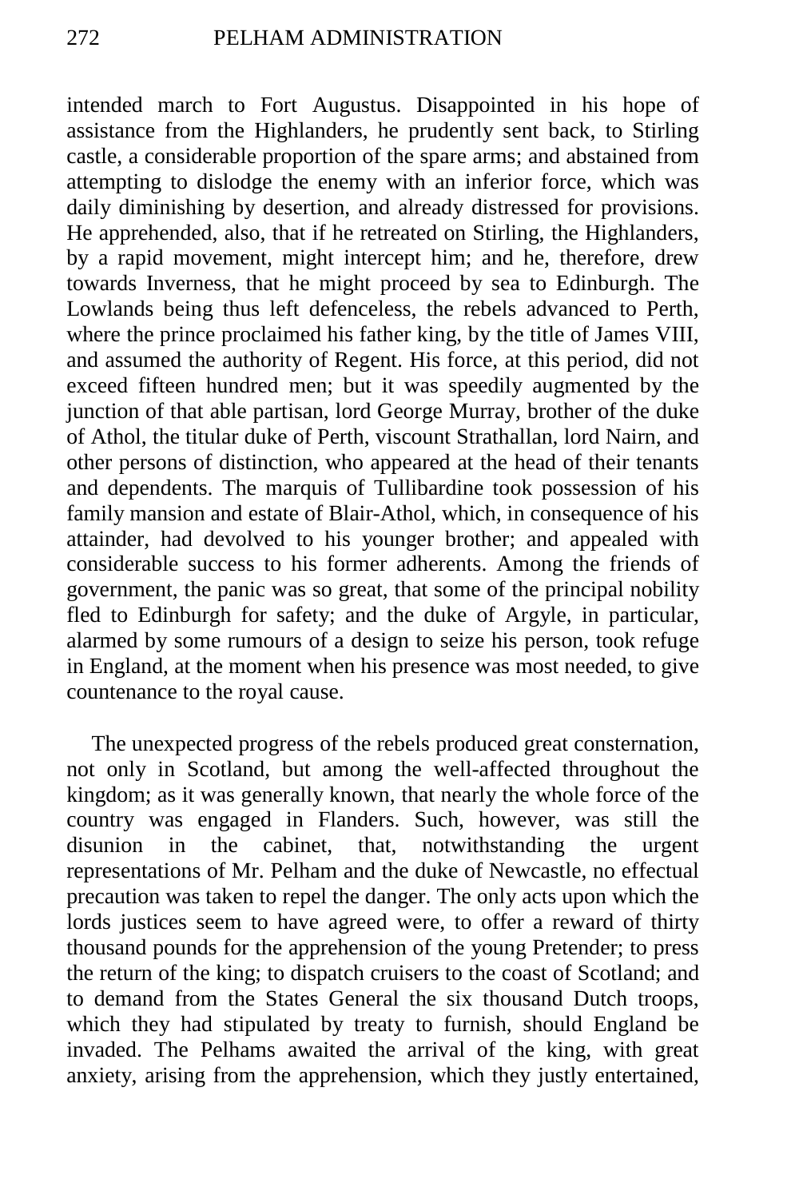intended march to Fort Augustus. Disappointed in his hope of assistance from the Highlanders, he prudently sent back, to Stirling castle, a considerable proportion of the spare arms; and abstained from attempting to dislodge the enemy with an inferior force, which was daily diminishing by desertion, and already distressed for provisions. He apprehended, also, that if he retreated on Stirling, the Highlanders, by a rapid movement, might intercept him; and he, therefore, drew towards Inverness, that he might proceed by sea to Edinburgh. The Lowlands being thus left defenceless, the rebels advanced to Perth, where the prince proclaimed his father king, by the title of James VIII, and assumed the authority of Regent. His force, at this period, did not exceed fifteen hundred men; but it was speedily augmented by the junction of that able partisan, lord George Murray, brother of the duke of Athol, the titular duke of Perth, viscount Strathallan, lord Nairn, and other persons of distinction, who appeared at the head of their tenants and dependents. The marquis of Tullibardine took possession of his family mansion and estate of Blair-Athol, which, in consequence of his attainder, had devolved to his younger brother; and appealed with considerable success to his former adherents. Among the friends of government, the panic was so great, that some of the principal nobility fled to Edinburgh for safety; and the duke of Argyle, in particular, alarmed by some rumours of a design to seize his person, took refuge in England, at the moment when his presence was most needed, to give countenance to the royal cause.

The unexpected progress of the rebels produced great consternation, not only in Scotland, but among the well-affected throughout the kingdom; as it was generally known, that nearly the whole force of the country was engaged in Flanders. Such, however, was still the disunion in the cabinet, that, notwithstanding the urgent representations of Mr. Pelham and the duke of Newcastle, no effectual precaution was taken to repel the danger. The only acts upon which the lords justices seem to have agreed were, to offer a reward of thirty thousand pounds for the apprehension of the young Pretender; to press the return of the king; to dispatch cruisers to the coast of Scotland; and to demand from the States General the six thousand Dutch troops, which they had stipulated by treaty to furnish, should England be invaded. The Pelhams awaited the arrival of the king, with great anxiety, arising from the apprehension, which they justly entertained,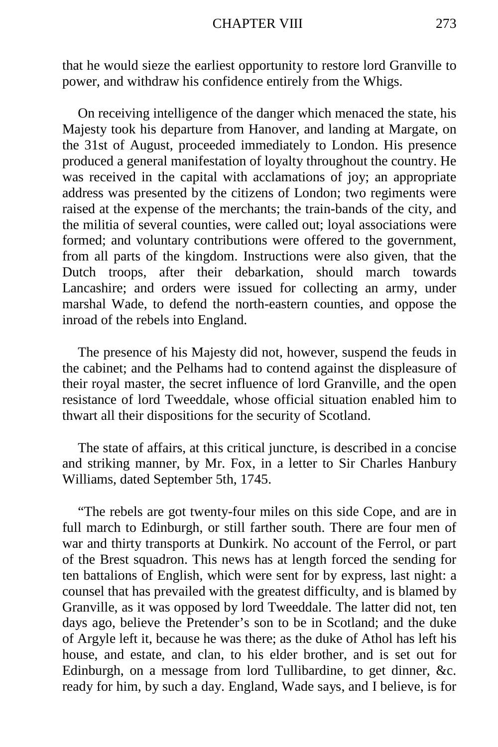that he would sieze the earliest opportunity to restore lord Granville to power, and withdraw his confidence entirely from the Whigs.

On receiving intelligence of the danger which menaced the state, his Majesty took his departure from Hanover, and landing at Margate, on the 31st of August, proceeded immediately to London. His presence produced a general manifestation of loyalty throughout the country. He was received in the capital with acclamations of joy; an appropriate address was presented by the citizens of London; two regiments were raised at the expense of the merchants; the train-bands of the city, and the militia of several counties, were called out; loyal associations were formed; and voluntary contributions were offered to the government, from all parts of the kingdom. Instructions were also given, that the Dutch troops, after their debarkation, should march towards Lancashire; and orders were issued for collecting an army, under marshal Wade, to defend the north-eastern counties, and oppose the inroad of the rebels into England.

The presence of his Majesty did not, however, suspend the feuds in the cabinet; and the Pelhams had to contend against the displeasure of their royal master, the secret influence of lord Granville, and the open resistance of lord Tweeddale, whose official situation enabled him to thwart all their dispositions for the security of Scotland.

The state of affairs, at this critical juncture, is described in a concise and striking manner, by Mr. Fox, in a letter to Sir Charles Hanbury Williams, dated September 5th, 1745.

"The rebels are got twenty-four miles on this side Cope, and are in full march to Edinburgh, or still farther south. There are four men of war and thirty transports at Dunkirk. No account of the Ferrol, or part of the Brest squadron. This news has at length forced the sending for ten battalions of English, which were sent for by express, last night: a counsel that has prevailed with the greatest difficulty, and is blamed by Granville, as it was opposed by lord Tweeddale. The latter did not, ten days ago, believe the Pretender's son to be in Scotland; and the duke of Argyle left it, because he was there; as the duke of Athol has left his house, and estate, and clan, to his elder brother, and is set out for Edinburgh, on a message from lord Tullibardine, to get dinner, &c. ready for him, by such a day. England, Wade says, and I believe, is for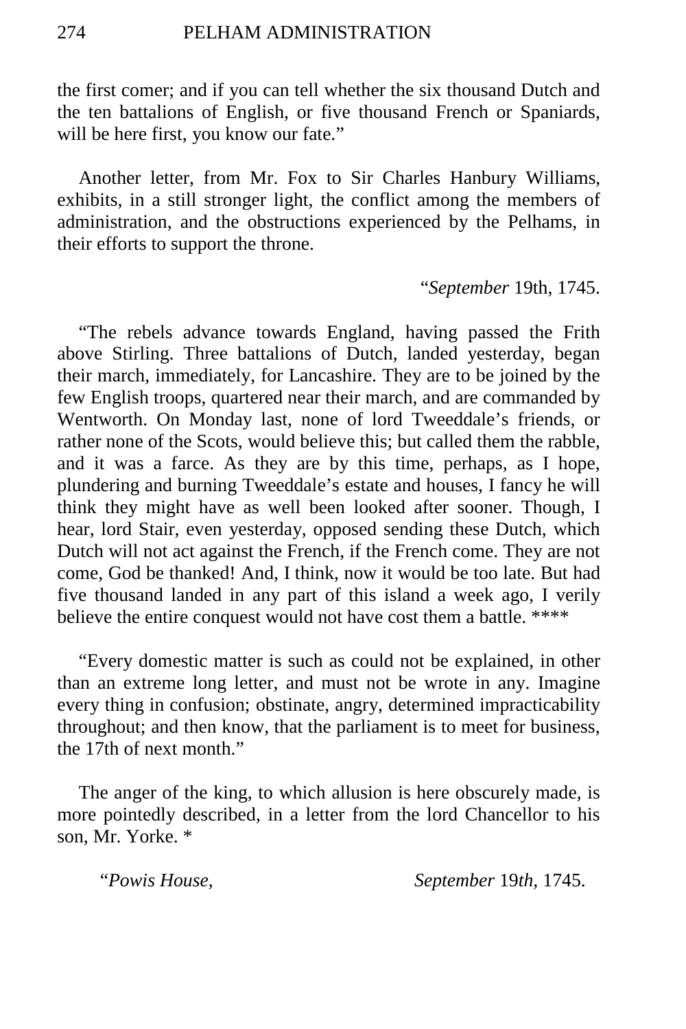the first comer; and if you can tell whether the six thousand Dutch and the ten battalions of English, or five thousand French or Spaniards, will be here first, you know our fate."

Another letter, from Mr. Fox to Sir Charles Hanbury Williams, exhibits, in a still stronger light, the conflict among the members of administration, and the obstructions experienced by the Pelhams, in their efforts to support the throne.

"*September* 19th, 1745.

"The rebels advance towards England, having passed the Frith above Stirling. Three battalions of Dutch, landed yesterday, began their march, immediately, for Lancashire. They are to be joined by the few English troops, quartered near their march, and are commanded by Wentworth. On Monday last, none of lord Tweeddale's friends, or rather none of the Scots, would believe this; but called them the rabble, and it was a farce. As they are by this time, perhaps, as I hope, plundering and burning Tweeddale's estate and houses, I fancy he will think they might have as well been looked after sooner. Though, I hear, lord Stair, even yesterday, opposed sending these Dutch, which Dutch will not act against the French, if the French come. They are not come, God be thanked! And, I think, now it would be too late. But had five thousand landed in any part of this island a week ago, I verily believe the entire conquest would not have cost them a battle. ****

"Every domestic matter is such as could not be explained, in other than an extreme long letter, and must not be wrote in any. Imagine every thing in confusion; obstinate, angry, determined impracticability throughout; and then know, that the parliament is to meet for business, the 17th of next month."

The anger of the king, to which allusion is here obscurely made, is more pointedly described, in a letter from the lord Chancellor to his son, Mr. Yorke. *

"*Powis House,* *September* 19*th*, 1745.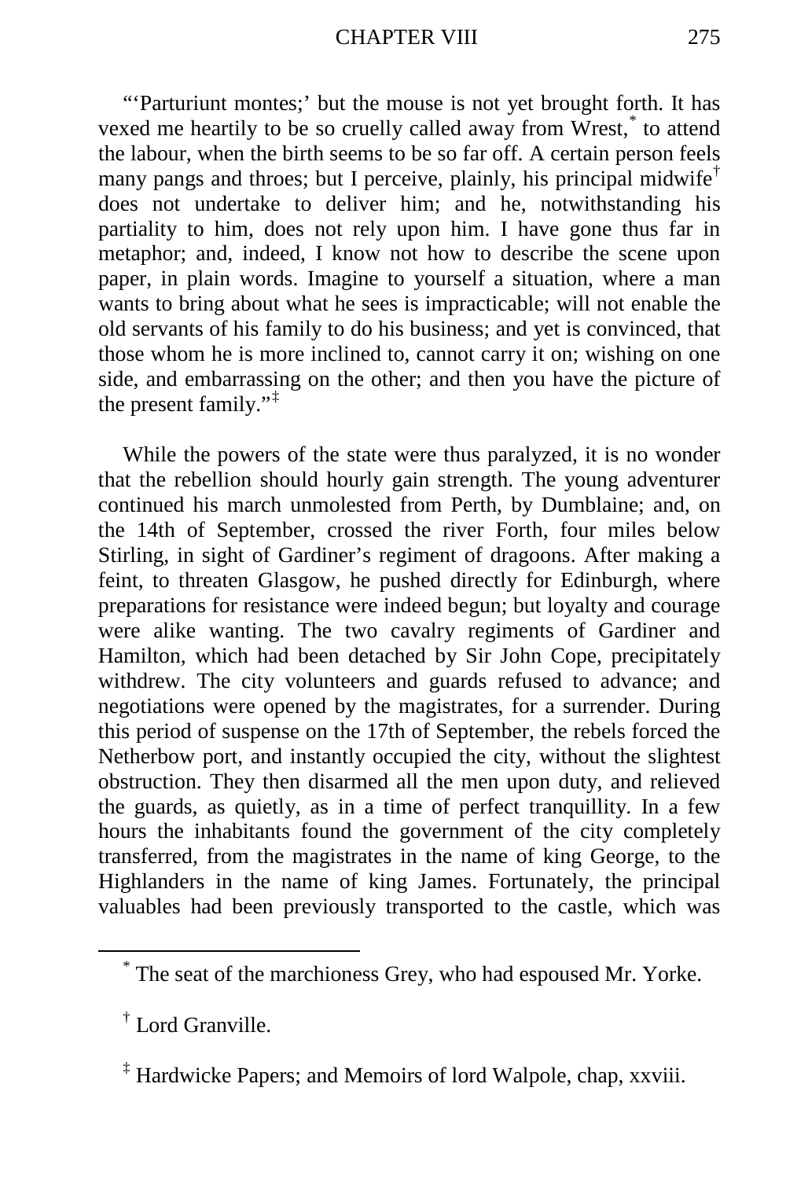"'Parturiunt montes;' but the mouse is not yet brought forth. It has vexed me heartily to be so cruelly called away from Wrest,[*] to attend the labour, when the birth seems to be so far off. A certain person feels many pangs and throes; but I perceive, plainly, his principal midwife[†] does not undertake to deliver him; and he, notwithstanding his partiality to him, does not rely upon him. I have gone thus far in metaphor; and, indeed, I know not how to describe the scene upon paper, in plain words. Imagine to yourself a situation, where a man wants to bring about what he sees is impracticable; will not enable the old servants of his family to do his business; and yet is convinced, that those whom he is more inclined to, cannot carry it on; wishing on one side, and embarrassing on the other; and then you have the picture of the present family."[‡]

While the powers of the state were thus paralyzed, it is no wonder that the rebellion should hourly gain strength. The young adventurer continued his march unmolested from Perth, by Dumblaine; and, on the 14th of September, crossed the river Forth, four miles below Stirling, in sight of Gardiner's regiment of dragoons. After making a feint, to threaten Glasgow, he pushed directly for Edinburgh, where preparations for resistance were indeed begun; but loyalty and courage were alike wanting. The two cavalry regiments of Gardiner and Hamilton, which had been detached by Sir John Cope, precipitately withdrew. The city volunteers and guards refused to advance; and negotiations were opened by the magistrates, for a surrender. During this period of suspense on the 17th of September, the rebels forced the Netherbow port, and instantly occupied the city, without the slightest obstruction. They then disarmed all the men upon duty, and relieved the guards, as quietly, as in a time of perfect tranquillity. In a few hours the inhabitants found the government of the city completely transferred, from the magistrates in the name of king George, to the Highlanders in the name of king James. Fortunately, the principal valuables had been previously transported to the castle, which was

[*] The seat of the marchioness Grey, who had espoused Mr. Yorke.

[†] Lord Granville.

[‡] Hardwicke Papers; and Memoirs of lord Walpole, chap, xxviii.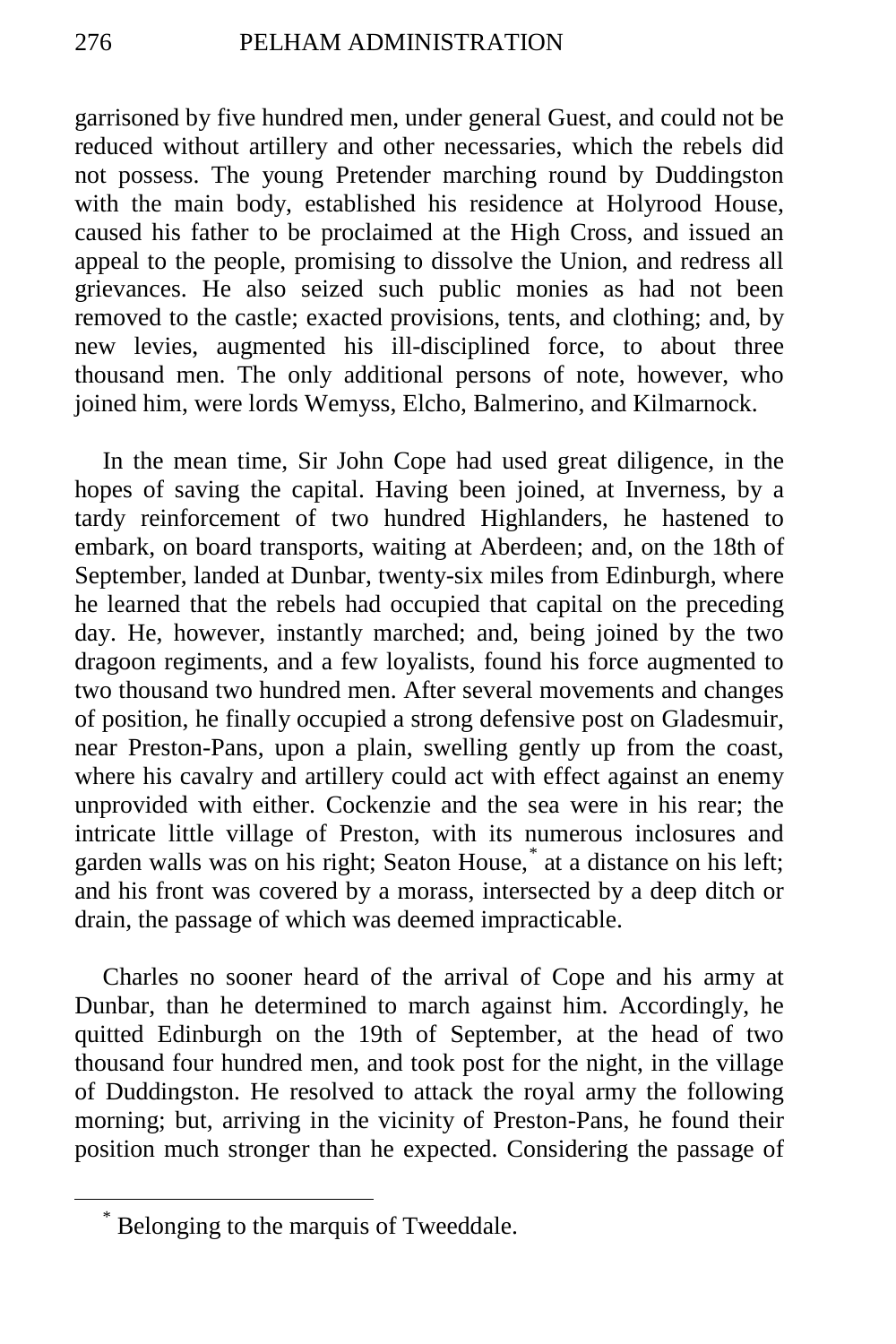garrisoned by five hundred men, under general Guest, and could not be reduced without artillery and other necessaries, which the rebels did not possess. The young Pretender marching round by Duddingston with the main body, established his residence at Holyrood House, caused his father to be proclaimed at the High Cross, and issued an appeal to the people, promising to dissolve the Union, and redress all grievances. He also seized such public monies as had not been removed to the castle; exacted provisions, tents, and clothing; and, by new levies, augmented his ill-disciplined force, to about three thousand men. The only additional persons of note, however, who joined him, were lords Wemyss, Elcho, Balmerino, and Kilmarnock.

In the mean time, Sir John Cope had used great diligence, in the hopes of saving the capital. Having been joined, at Inverness, by a tardy reinforcement of two hundred Highlanders, he hastened to embark, on board transports, waiting at Aberdeen; and, on the 18th of September, landed at Dunbar, twenty-six miles from Edinburgh, where he learned that the rebels had occupied that capital on the preceding day. He, however, instantly marched; and, being joined by the two dragoon regiments, and a few loyalists, found his force augmented to two thousand two hundred men. After several movements and changes of position, he finally occupied a strong defensive post on Gladesmuir, near Preston-Pans, upon a plain, swelling gently up from the coast, where his cavalry and artillery could act with effect against an enemy unprovided with either. Cockenzie and the sea were in his rear; the intricate little village of Preston, with its numerous inclosures and garden walls was on his right; Seaton House,* at a distance on his left; and his front was covered by a morass, intersected by a deep ditch or drain, the passage of which was deemed impracticable.

Charles no sooner heard of the arrival of Cope and his army at Dunbar, than he determined to march against him. Accordingly, he quitted Edinburgh on the 19th of September, at the head of two thousand four hundred men, and took post for the night, in the village of Duddingston. He resolved to attack the royal army the following morning; but, arriving in the vicinity of Preston-Pans, he found their position much stronger than he expected. Considering the passage of

---

* Belonging to the marquis of Tweeddale.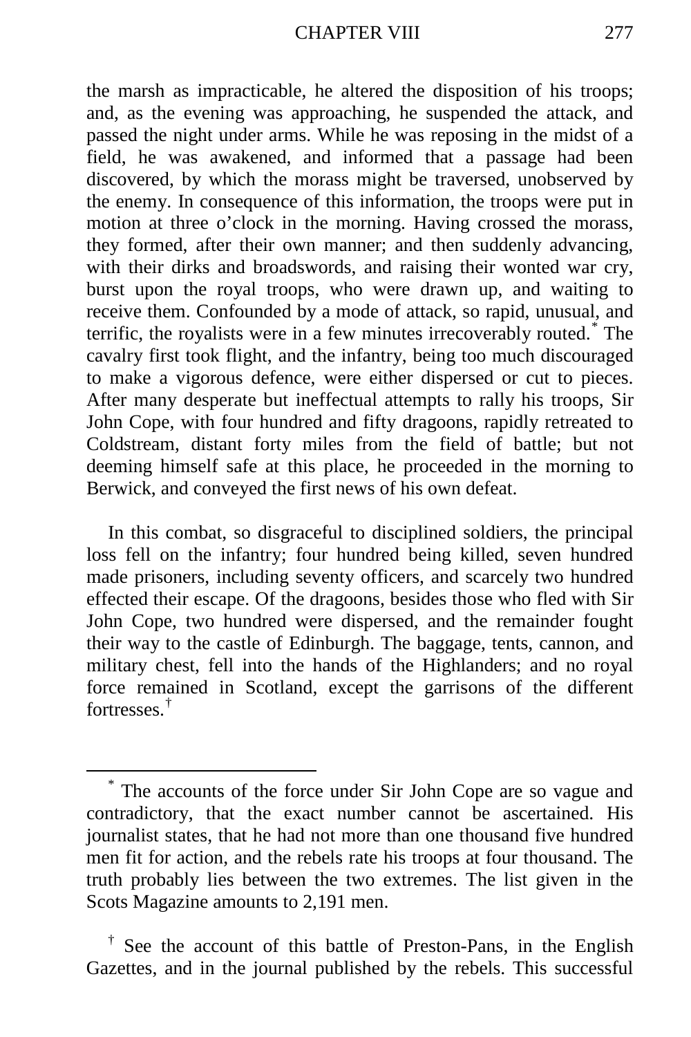the marsh as impracticable, he altered the disposition of his troops; and, as the evening was approaching, he suspended the attack, and passed the night under arms. While he was reposing in the midst of a field, he was awakened, and informed that a passage had been discovered, by which the morass might be traversed, unobserved by the enemy. In consequence of this information, the troops were put in motion at three o'clock in the morning. Having crossed the morass, they formed, after their own manner; and then suddenly advancing, with their dirks and broadswords, and raising their wonted war cry, burst upon the royal troops, who were drawn up, and waiting to receive them. Confounded by a mode of attack, so rapid, unusual, and terrific, the royalists were in a few minutes irrecoverably routed.[*] The cavalry first took flight, and the infantry, being too much discouraged to make a vigorous defence, were either dispersed or cut to pieces. After many desperate but ineffectual attempts to rally his troops, Sir John Cope, with four hundred and fifty dragoons, rapidly retreated to Coldstream, distant forty miles from the field of battle; but not deeming himself safe at this place, he proceeded in the morning to Berwick, and conveyed the first news of his own defeat.

In this combat, so disgraceful to disciplined soldiers, the principal loss fell on the infantry; four hundred being killed, seven hundred made prisoners, including seventy officers, and scarcely two hundred effected their escape. Of the dragoons, besides those who fled with Sir John Cope, two hundred were dispersed, and the remainder fought their way to the castle of Edinburgh. The baggage, tents, cannon, and military chest, fell into the hands of the Highlanders; and no royal force remained in Scotland, except the garrisons of the different fortresses.[†]

---

[*] The accounts of the force under Sir John Cope are so vague and contradictory, that the exact number cannot be ascertained. His journalist states, that he had not more than one thousand five hundred men fit for action, and the rebels rate his troops at four thousand. The truth probably lies between the two extremes. The list given in the Scots Magazine amounts to 2,191 men.

[†] See the account of this battle of Preston-Pans, in the English Gazettes, and in the journal published by the rebels. This successful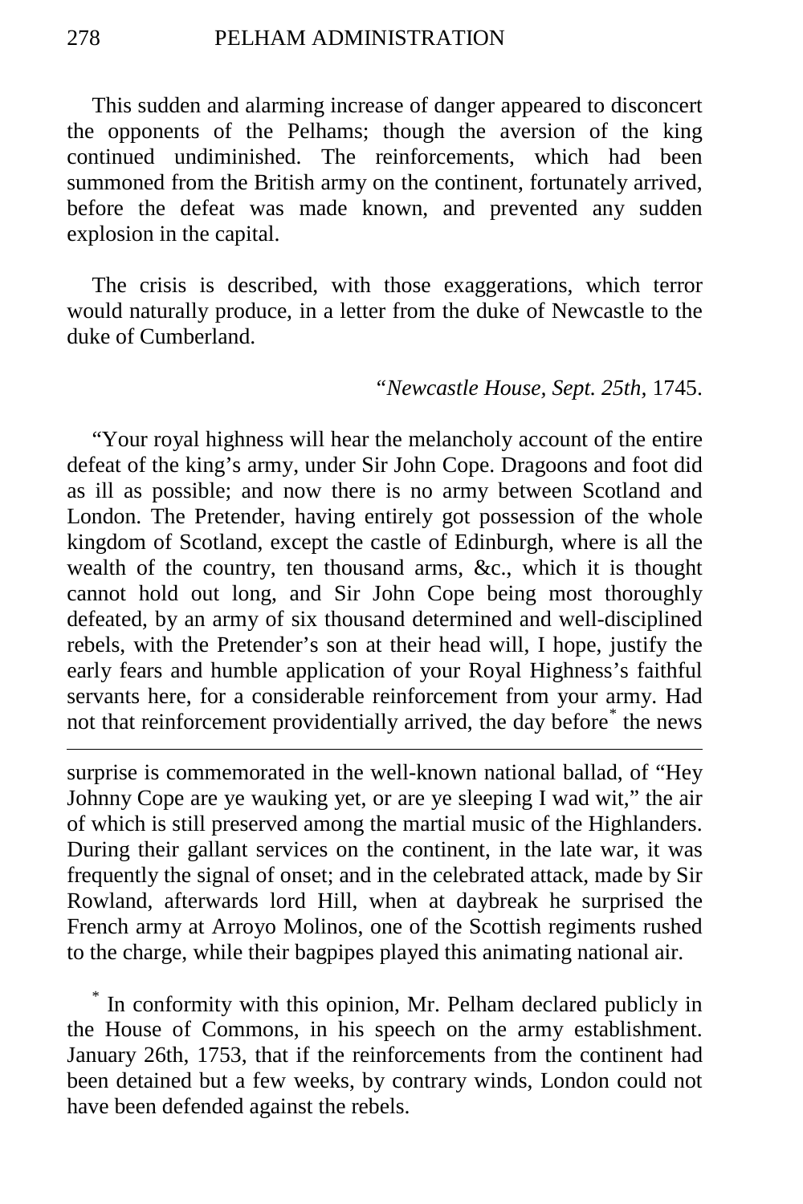This sudden and alarming increase of danger appeared to disconcert the opponents of the Pelhams; though the aversion of the king continued undiminished. The reinforcements, which had been summoned from the British army on the continent, fortunately arrived, before the defeat was made known, and prevented any sudden explosion in the capital.

The crisis is described, with those exaggerations, which terror would naturally produce, in a letter from the duke of Newcastle to the duke of Cumberland.

*"Newcastle House, Sept. 25th,* 1745.

"Your royal highness will hear the melancholy account of the entire defeat of the king's army, under Sir John Cope. Dragoons and foot did as ill as possible; and now there is no army between Scotland and London. The Pretender, having entirely got possession of the whole kingdom of Scotland, except the castle of Edinburgh, where is all the wealth of the country, ten thousand arms, &c., which it is thought cannot hold out long, and Sir John Cope being most thoroughly defeated, by an army of six thousand determined and well-disciplined rebels, with the Pretender's son at their head will, I hope, justify the early fears and humble application of your Royal Highness's faithful servants here, for a considerable reinforcement from your army. Had not that reinforcement providentially arrived, the day before[*] the news

---

surprise is commemorated in the well-known national ballad, of "Hey Johnny Cope are ye wauking yet, or are ye sleeping I wad wit," the air of which is still preserved among the martial music of the Highlanders. During their gallant services on the continent, in the late war, it was frequently the signal of onset; and in the celebrated attack, made by Sir Rowland, afterwards lord Hill, when at daybreak he surprised the French army at Arroyo Molinos, one of the Scottish regiments rushed to the charge, while their bagpipes played this animating national air.

[*] In conformity with this opinion, Mr. Pelham declared publicly in the House of Commons, in his speech on the army establishment. January 26th, 1753, that if the reinforcements from the continent had been detained but a few weeks, by contrary winds, London could not have been defended against the rebels.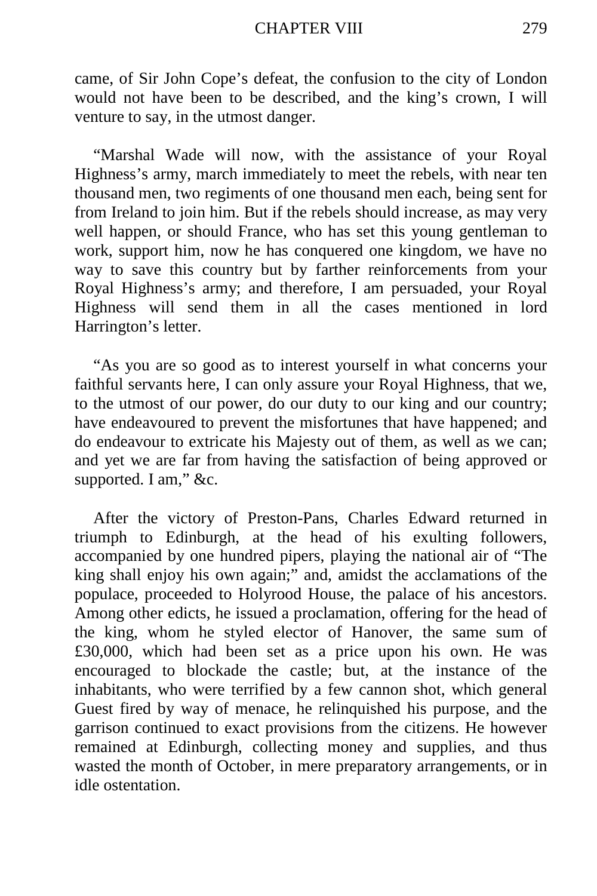came, of Sir John Cope's defeat, the confusion to the city of London would not have been to be described, and the king's crown, I will venture to say, in the utmost danger.

"Marshal Wade will now, with the assistance of your Royal Highness's army, march immediately to meet the rebels, with near ten thousand men, two regiments of one thousand men each, being sent for from Ireland to join him. But if the rebels should increase, as may very well happen, or should France, who has set this young gentleman to work, support him, now he has conquered one kingdom, we have no way to save this country but by farther reinforcements from your Royal Highness's army; and therefore, I am persuaded, your Royal Highness will send them in all the cases mentioned in lord Harrington's letter.

"As you are so good as to interest yourself in what concerns your faithful servants here, I can only assure your Royal Highness, that we, to the utmost of our power, do our duty to our king and our country; have endeavoured to prevent the misfortunes that have happened; and do endeavour to extricate his Majesty out of them, as well as we can; and yet we are far from having the satisfaction of being approved or supported. I am," &c.

After the victory of Preston-Pans, Charles Edward returned in triumph to Edinburgh, at the head of his exulting followers, accompanied by one hundred pipers, playing the national air of "The king shall enjoy his own again;" and, amidst the acclamations of the populace, proceeded to Holyrood House, the palace of his ancestors. Among other edicts, he issued a proclamation, offering for the head of the king, whom he styled elector of Hanover, the same sum of £30,000, which had been set as a price upon his own. He was encouraged to blockade the castle; but, at the instance of the inhabitants, who were terrified by a few cannon shot, which general Guest fired by way of menace, he relinquished his purpose, and the garrison continued to exact provisions from the citizens. He however remained at Edinburgh, collecting money and supplies, and thus wasted the month of October, in mere preparatory arrangements, or in idle ostentation.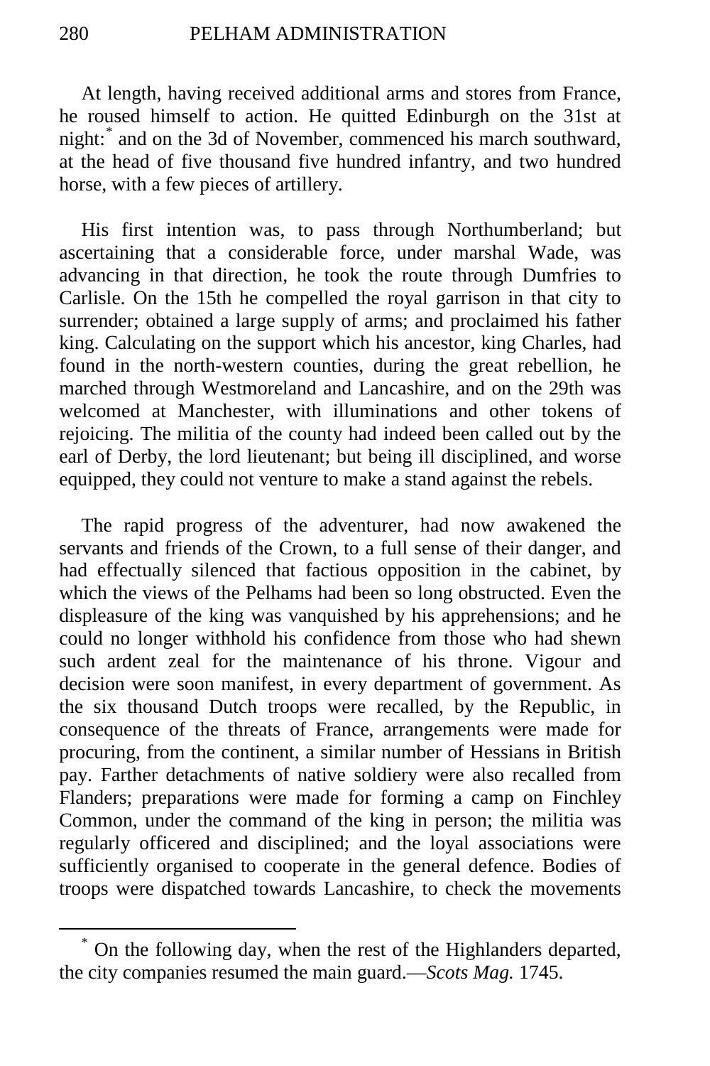At length, having received additional arms and stores from France, he roused himself to action. He quitted Edinburgh on the 31st at night:[*] and on the 3d of November, commenced his march southward, at the head of five thousand five hundred infantry, and two hundred horse, with a few pieces of artillery.

His first intention was, to pass through Northumberland; but ascertaining that a considerable force, under marshal Wade, was advancing in that direction, he took the route through Dumfries to Carlisle. On the 15th he compelled the royal garrison in that city to surrender; obtained a large supply of arms; and proclaimed his father king. Calculating on the support which his ancestor, king Charles, had found in the north-western counties, during the great rebellion, he marched through Westmoreland and Lancashire, and on the 29th was welcomed at Manchester, with illuminations and other tokens of rejoicing. The militia of the county had indeed been called out by the earl of Derby, the lord lieutenant; but being ill disciplined, and worse equipped, they could not venture to make a stand against the rebels.

The rapid progress of the adventurer, had now awakened the servants and friends of the Crown, to a full sense of their danger, and had effectually silenced that factious opposition in the cabinet, by which the views of the Pelhams had been so long obstructed. Even the displeasure of the king was vanquished by his apprehensions; and he could no longer withhold his confidence from those who had shewn such ardent zeal for the maintenance of his throne. Vigour and decision were soon manifest, in every department of government. As the six thousand Dutch troops were recalled, by the Republic, in consequence of the threats of France, arrangements were made for procuring, from the continent, a similar number of Hessians in British pay. Farther detachments of native soldiery were also recalled from Flanders; preparations were made for forming a camp on Finchley Common, under the command of the king in person; the militia was regularly officered and disciplined; and the loyal associations were sufficiently organised to cooperate in the general defence. Bodies of troops were dispatched towards Lancashire, to check the movements

---

[*] On the following day, when the rest of the Highlanders departed, the city companies resumed the main guard.—*Scots Mag.* 1745.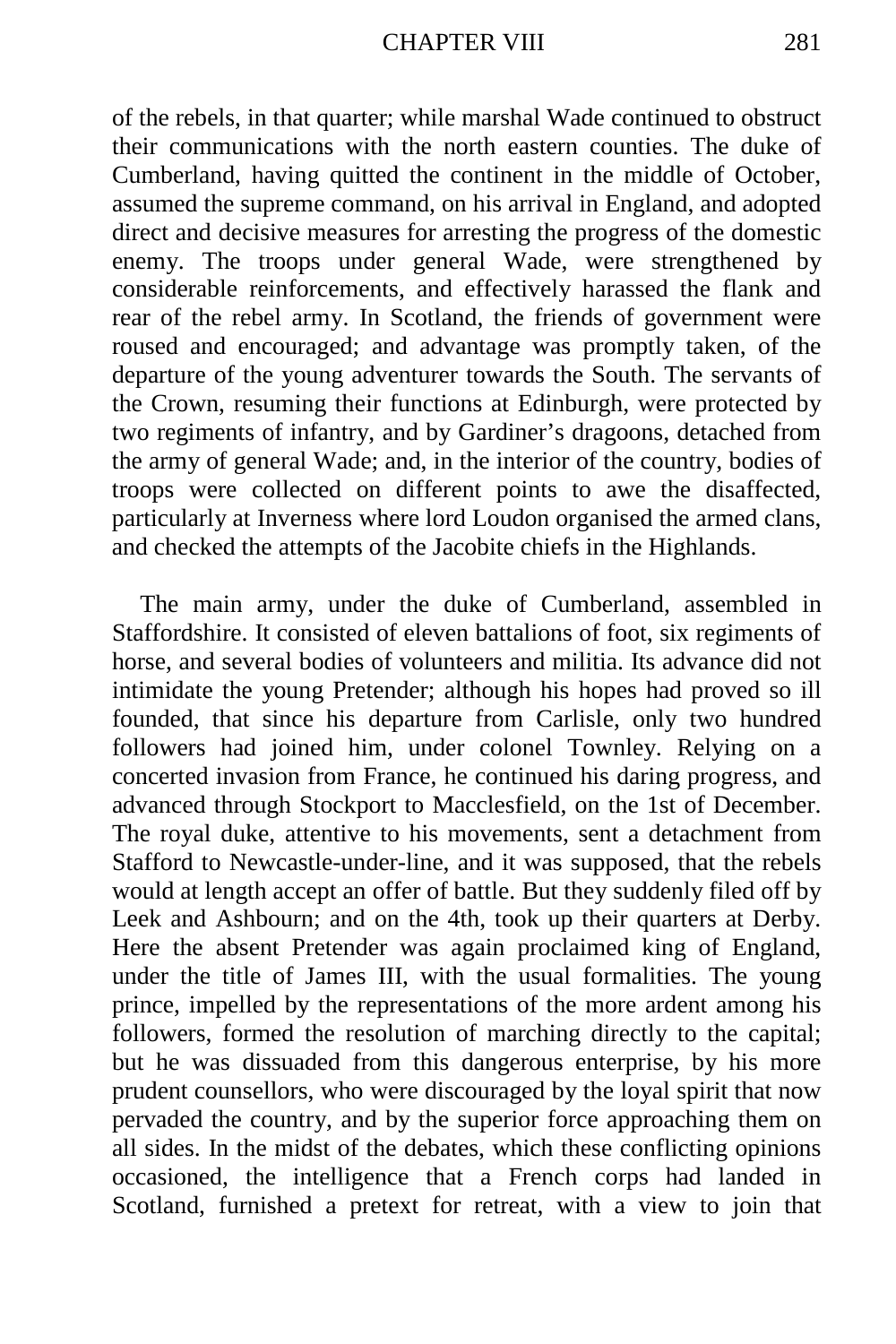of the rebels, in that quarter; while marshal Wade continued to obstruct their communications with the north eastern counties. The duke of Cumberland, having quitted the continent in the middle of October, assumed the supreme command, on his arrival in England, and adopted direct and decisive measures for arresting the progress of the domestic enemy. The troops under general Wade, were strengthened by considerable reinforcements, and effectively harassed the flank and rear of the rebel army. In Scotland, the friends of government were roused and encouraged; and advantage was promptly taken, of the departure of the young adventurer towards the South. The servants of the Crown, resuming their functions at Edinburgh, were protected by two regiments of infantry, and by Gardiner's dragoons, detached from the army of general Wade; and, in the interior of the country, bodies of troops were collected on different points to awe the disaffected, particularly at Inverness where lord Loudon organised the armed clans, and checked the attempts of the Jacobite chiefs in the Highlands.

The main army, under the duke of Cumberland, assembled in Staffordshire. It consisted of eleven battalions of foot, six regiments of horse, and several bodies of volunteers and militia. Its advance did not intimidate the young Pretender; although his hopes had proved so ill founded, that since his departure from Carlisle, only two hundred followers had joined him, under colonel Townley. Relying on a concerted invasion from France, he continued his daring progress, and advanced through Stockport to Macclesfield, on the 1st of December. The royal duke, attentive to his movements, sent a detachment from Stafford to Newcastle-under-line, and it was supposed, that the rebels would at length accept an offer of battle. But they suddenly filed off by Leek and Ashbourn; and on the 4th, took up their quarters at Derby. Here the absent Pretender was again proclaimed king of England, under the title of James III, with the usual formalities. The young prince, impelled by the representations of the more ardent among his followers, formed the resolution of marching directly to the capital; but he was dissuaded from this dangerous enterprise, by his more prudent counsellors, who were discouraged by the loyal spirit that now pervaded the country, and by the superior force approaching them on all sides. In the midst of the debates, which these conflicting opinions occasioned, the intelligence that a French corps had landed in Scotland, furnished a pretext for retreat, with a view to join that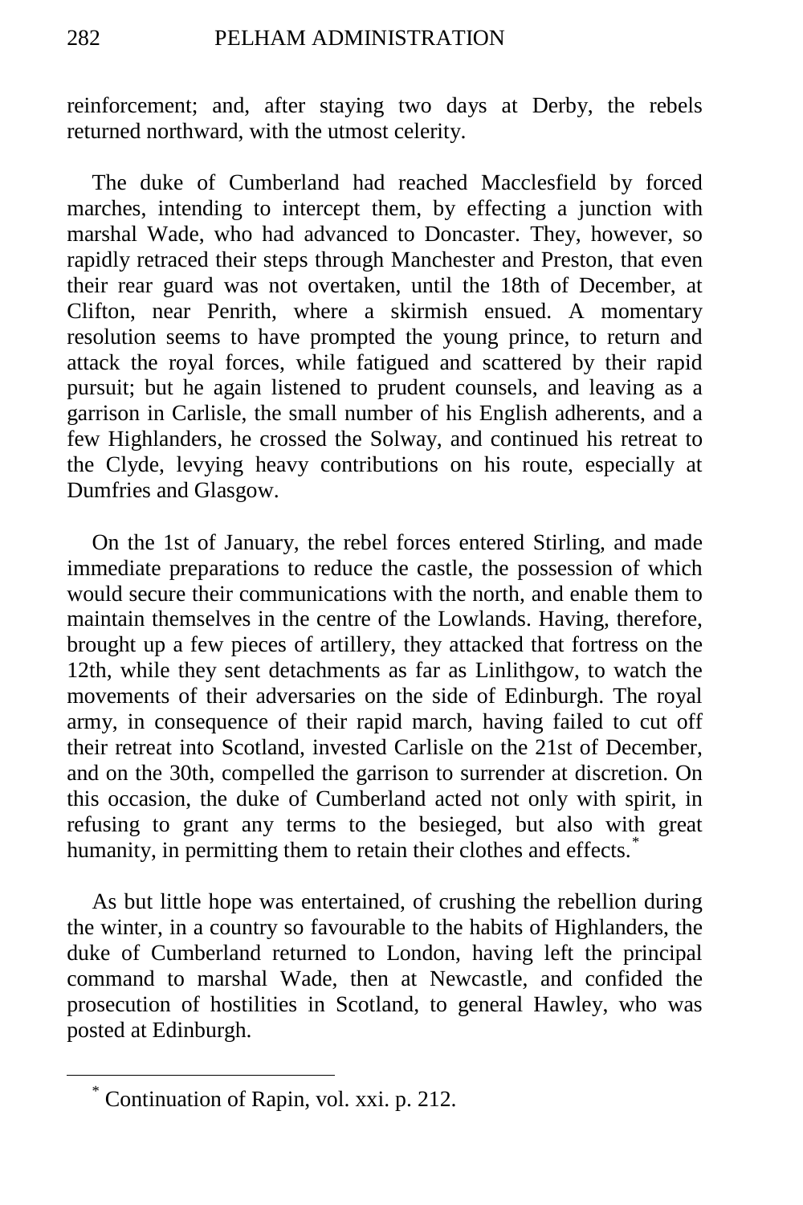reinforcement; and, after staying two days at Derby, the rebels returned northward, with the utmost celerity.

The duke of Cumberland had reached Macclesfield by forced marches, intending to intercept them, by effecting a junction with marshal Wade, who had advanced to Doncaster. They, however, so rapidly retraced their steps through Manchester and Preston, that even their rear guard was not overtaken, until the 18th of December, at Clifton, near Penrith, where a skirmish ensued. A momentary resolution seems to have prompted the young prince, to return and attack the royal forces, while fatigued and scattered by their rapid pursuit; but he again listened to prudent counsels, and leaving as a garrison in Carlisle, the small number of his English adherents, and a few Highlanders, he crossed the Solway, and continued his retreat to the Clyde, levying heavy contributions on his route, especially at Dumfries and Glasgow.

On the 1st of January, the rebel forces entered Stirling, and made immediate preparations to reduce the castle, the possession of which would secure their communications with the north, and enable them to maintain themselves in the centre of the Lowlands. Having, therefore, brought up a few pieces of artillery, they attacked that fortress on the 12th, while they sent detachments as far as Linlithgow, to watch the movements of their adversaries on the side of Edinburgh. The royal army, in consequence of their rapid march, having failed to cut off their retreat into Scotland, invested Carlisle on the 21st of December, and on the 30th, compelled the garrison to surrender at discretion. On this occasion, the duke of Cumberland acted not only with spirit, in refusing to grant any terms to the besieged, but also with great humanity, in permitting them to retain their clothes and effects.[*]

As but little hope was entertained, of crushing the rebellion during the winter, in a country so favourable to the habits of Highlanders, the duke of Cumberland returned to London, having left the principal command to marshal Wade, then at Newcastle, and confided the prosecution of hostilities in Scotland, to general Hawley, who was posted at Edinburgh.

---

[*] Continuation of Rapin, vol. xxi. p. 212.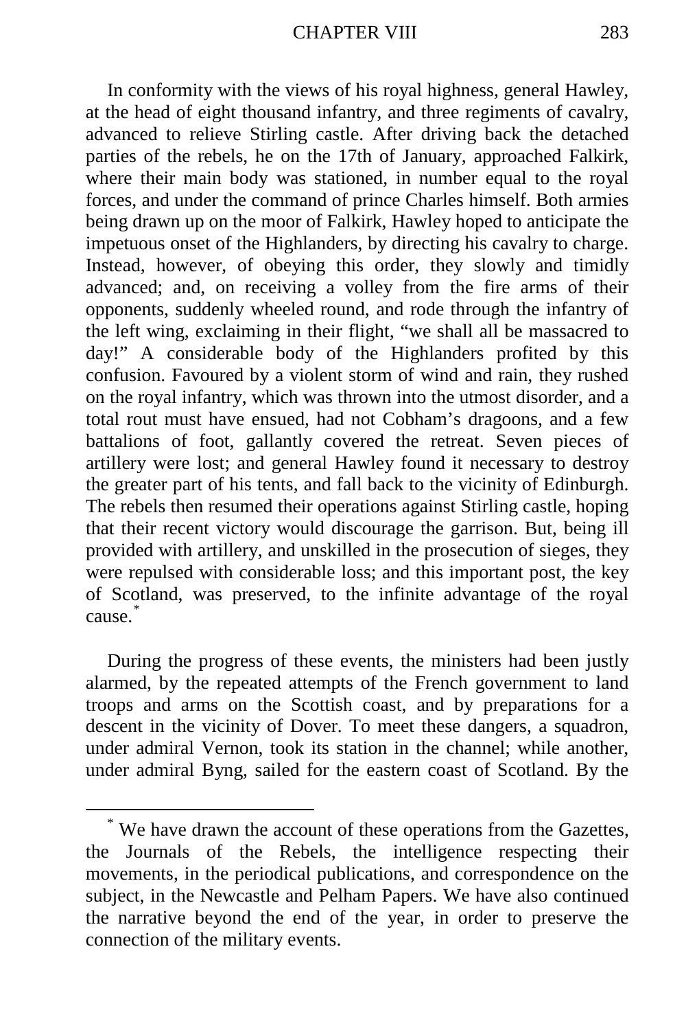In conformity with the views of his royal highness, general Hawley, at the head of eight thousand infantry, and three regiments of cavalry, advanced to relieve Stirling castle. After driving back the detached parties of the rebels, he on the 17th of January, approached Falkirk, where their main body was stationed, in number equal to the royal forces, and under the command of prince Charles himself. Both armies being drawn up on the moor of Falkirk, Hawley hoped to anticipate the impetuous onset of the Highlanders, by directing his cavalry to charge. Instead, however, of obeying this order, they slowly and timidly advanced; and, on receiving a volley from the fire arms of their opponents, suddenly wheeled round, and rode through the infantry of the left wing, exclaiming in their flight, "we shall all be massacred to day!" A considerable body of the Highlanders profited by this confusion. Favoured by a violent storm of wind and rain, they rushed on the royal infantry, which was thrown into the utmost disorder, and a total rout must have ensued, had not Cobham's dragoons, and a few battalions of foot, gallantly covered the retreat. Seven pieces of artillery were lost; and general Hawley found it necessary to destroy the greater part of his tents, and fall back to the vicinity of Edinburgh. The rebels then resumed their operations against Stirling castle, hoping that their recent victory would discourage the garrison. But, being ill provided with artillery, and unskilled in the prosecution of sieges, they were repulsed with considerable loss; and this important post, the key of Scotland, was preserved, to the infinite advantage of the royal cause.[*]

During the progress of these events, the ministers had been justly alarmed, by the repeated attempts of the French government to land troops and arms on the Scottish coast, and by preparations for a descent in the vicinity of Dover. To meet these dangers, a squadron, under admiral Vernon, took its station in the channel; while another, under admiral Byng, sailed for the eastern coast of Scotland. By the

---

[*] We have drawn the account of these operations from the Gazettes, the Journals of the Rebels, the intelligence respecting their movements, in the periodical publications, and correspondence on the subject, in the Newcastle and Pelham Papers. We have also continued the narrative beyond the end of the year, in order to preserve the connection of the military events.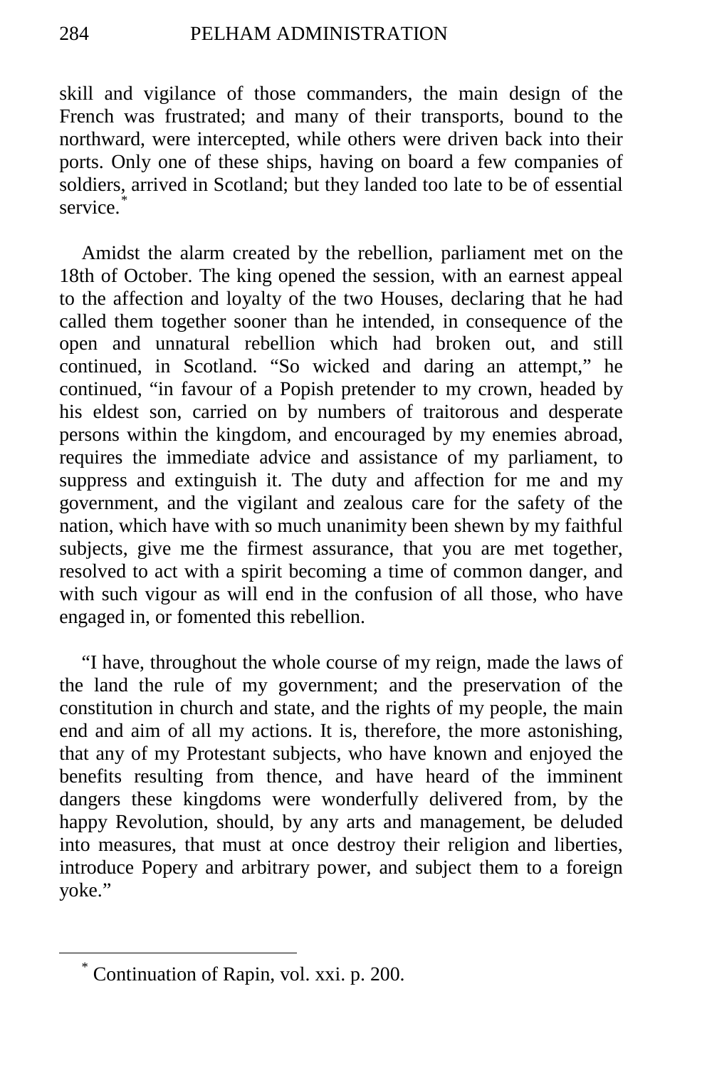skill and vigilance of those commanders, the main design of the French was frustrated; and many of their transports, bound to the northward, were intercepted, while others were driven back into their ports. Only one of these ships, having on board a few companies of soldiers, arrived in Scotland; but they landed too late to be of essential service.[*]

Amidst the alarm created by the rebellion, parliament met on the 18th of October. The king opened the session, with an earnest appeal to the affection and loyalty of the two Houses, declaring that he had called them together sooner than he intended, in consequence of the open and unnatural rebellion which had broken out, and still continued, in Scotland. "So wicked and daring an attempt," he continued, "in favour of a Popish pretender to my crown, headed by his eldest son, carried on by numbers of traitorous and desperate persons within the kingdom, and encouraged by my enemies abroad, requires the immediate advice and assistance of my parliament, to suppress and extinguish it. The duty and affection for me and my government, and the vigilant and zealous care for the safety of the nation, which have with so much unanimity been shewn by my faithful subjects, give me the firmest assurance, that you are met together, resolved to act with a spirit becoming a time of common danger, and with such vigour as will end in the confusion of all those, who have engaged in, or fomented this rebellion.

"I have, throughout the whole course of my reign, made the laws of the land the rule of my government; and the preservation of the constitution in church and state, and the rights of my people, the main end and aim of all my actions. It is, therefore, the more astonishing, that any of my Protestant subjects, who have known and enjoyed the benefits resulting from thence, and have heard of the imminent dangers these kingdoms were wonderfully delivered from, by the happy Revolution, should, by any arts and management, be deluded into measures, that must at once destroy their religion and liberties, introduce Popery and arbitrary power, and subject them to a foreign yoke."

---

[*] Continuation of Rapin, vol. xxi. p. 200.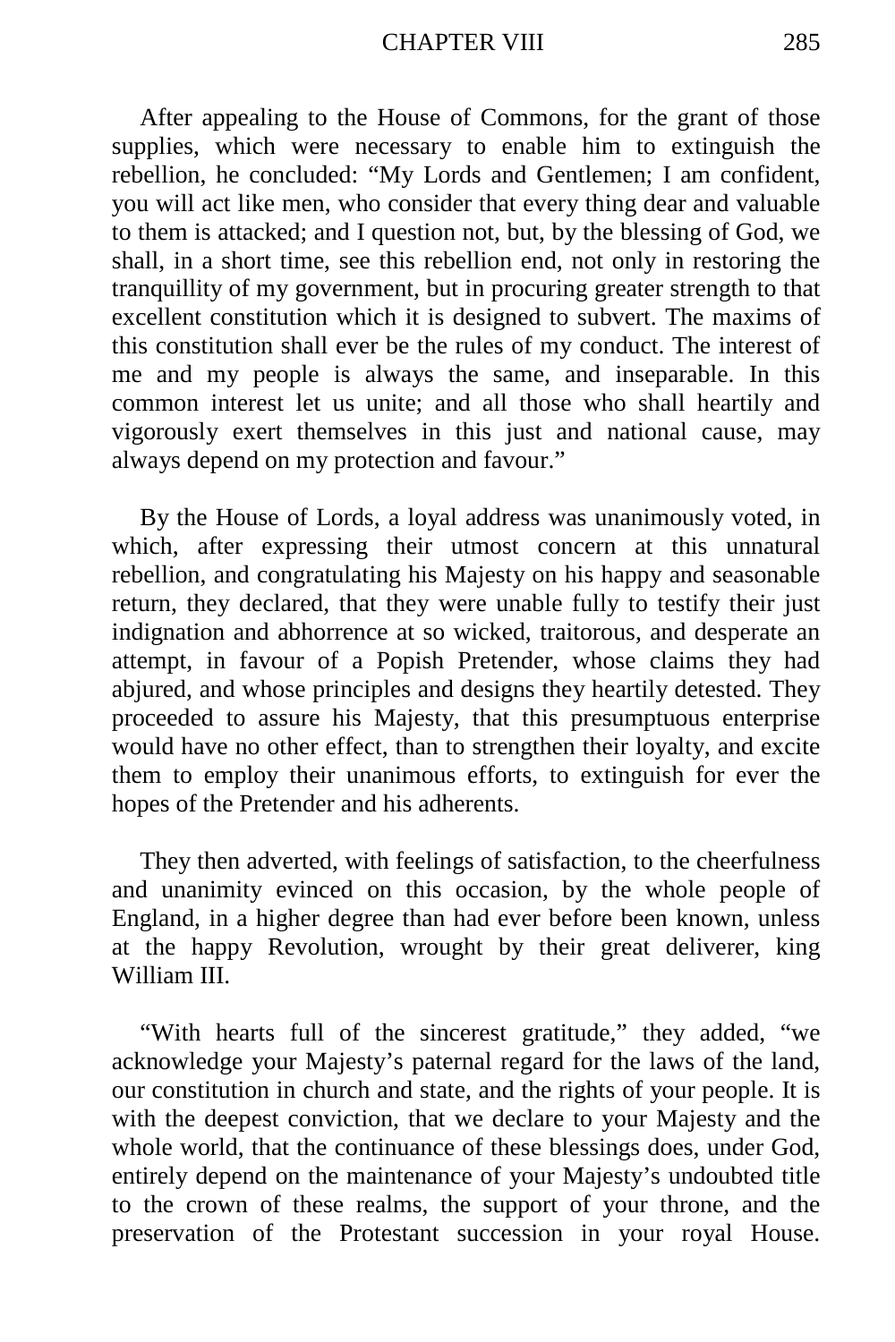After appealing to the House of Commons, for the grant of those supplies, which were necessary to enable him to extinguish the rebellion, he concluded: "My Lords and Gentlemen; I am confident, you will act like men, who consider that every thing dear and valuable to them is attacked; and I question not, but, by the blessing of God, we shall, in a short time, see this rebellion end, not only in restoring the tranquillity of my government, but in procuring greater strength to that excellent constitution which it is designed to subvert. The maxims of this constitution shall ever be the rules of my conduct. The interest of me and my people is always the same, and inseparable. In this common interest let us unite; and all those who shall heartily and vigorously exert themselves in this just and national cause, may always depend on my protection and favour."

By the House of Lords, a loyal address was unanimously voted, in which, after expressing their utmost concern at this unnatural rebellion, and congratulating his Majesty on his happy and seasonable return, they declared, that they were unable fully to testify their just indignation and abhorrence at so wicked, traitorous, and desperate an attempt, in favour of a Popish Pretender, whose claims they had abjured, and whose principles and designs they heartily detested. They proceeded to assure his Majesty, that this presumptuous enterprise would have no other effect, than to strengthen their loyalty, and excite them to employ their unanimous efforts, to extinguish for ever the hopes of the Pretender and his adherents.

They then adverted, with feelings of satisfaction, to the cheerfulness and unanimity evinced on this occasion, by the whole people of England, in a higher degree than had ever before been known, unless at the happy Revolution, wrought by their great deliverer, king William III.

"With hearts full of the sincerest gratitude," they added, "we acknowledge your Majesty's paternal regard for the laws of the land, our constitution in church and state, and the rights of your people. It is with the deepest conviction, that we declare to your Majesty and the whole world, that the continuance of these blessings does, under God, entirely depend on the maintenance of your Majesty's undoubted title to the crown of these realms, the support of your throne, and the preservation of the Protestant succession in your royal House.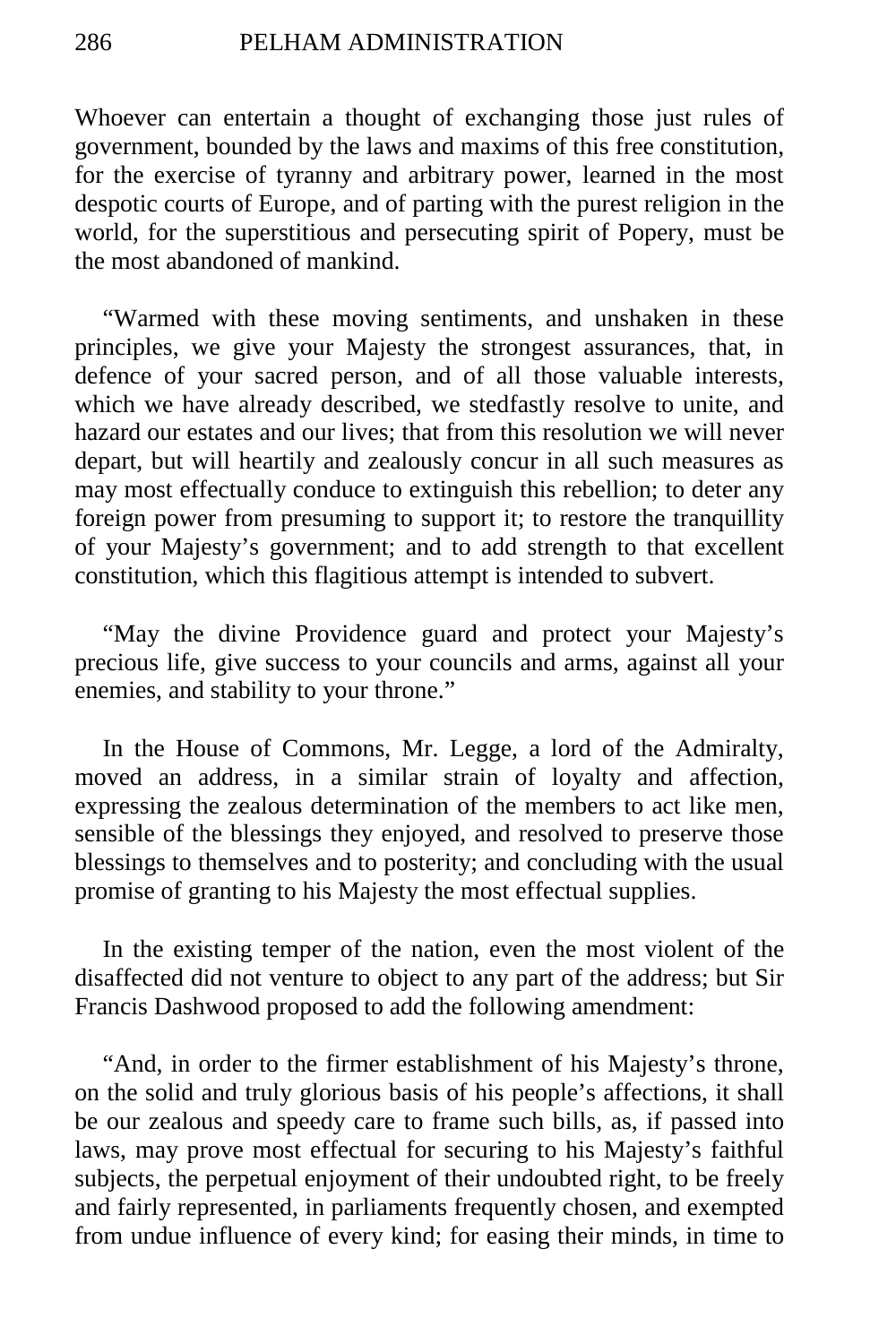Whoever can entertain a thought of exchanging those just rules of government, bounded by the laws and maxims of this free constitution, for the exercise of tyranny and arbitrary power, learned in the most despotic courts of Europe, and of parting with the purest religion in the world, for the superstitious and persecuting spirit of Popery, must be the most abandoned of mankind.

"Warmed with these moving sentiments, and unshaken in these principles, we give your Majesty the strongest assurances, that, in defence of your sacred person, and of all those valuable interests, which we have already described, we stedfastly resolve to unite, and hazard our estates and our lives; that from this resolution we will never depart, but will heartily and zealously concur in all such measures as may most effectually conduce to extinguish this rebellion; to deter any foreign power from presuming to support it; to restore the tranquillity of your Majesty's government; and to add strength to that excellent constitution, which this flagitious attempt is intended to subvert.

"May the divine Providence guard and protect your Majesty's precious life, give success to your councils and arms, against all your enemies, and stability to your throne."

In the House of Commons, Mr. Legge, a lord of the Admiralty, moved an address, in a similar strain of loyalty and affection, expressing the zealous determination of the members to act like men, sensible of the blessings they enjoyed, and resolved to preserve those blessings to themselves and to posterity; and concluding with the usual promise of granting to his Majesty the most effectual supplies.

In the existing temper of the nation, even the most violent of the disaffected did not venture to object to any part of the address; but Sir Francis Dashwood proposed to add the following amendment:

"And, in order to the firmer establishment of his Majesty's throne, on the solid and truly glorious basis of his people's affections, it shall be our zealous and speedy care to frame such bills, as, if passed into laws, may prove most effectual for securing to his Majesty's faithful subjects, the perpetual enjoyment of their undoubted right, to be freely and fairly represented, in parliaments frequently chosen, and exempted from undue influence of every kind; for easing their minds, in time to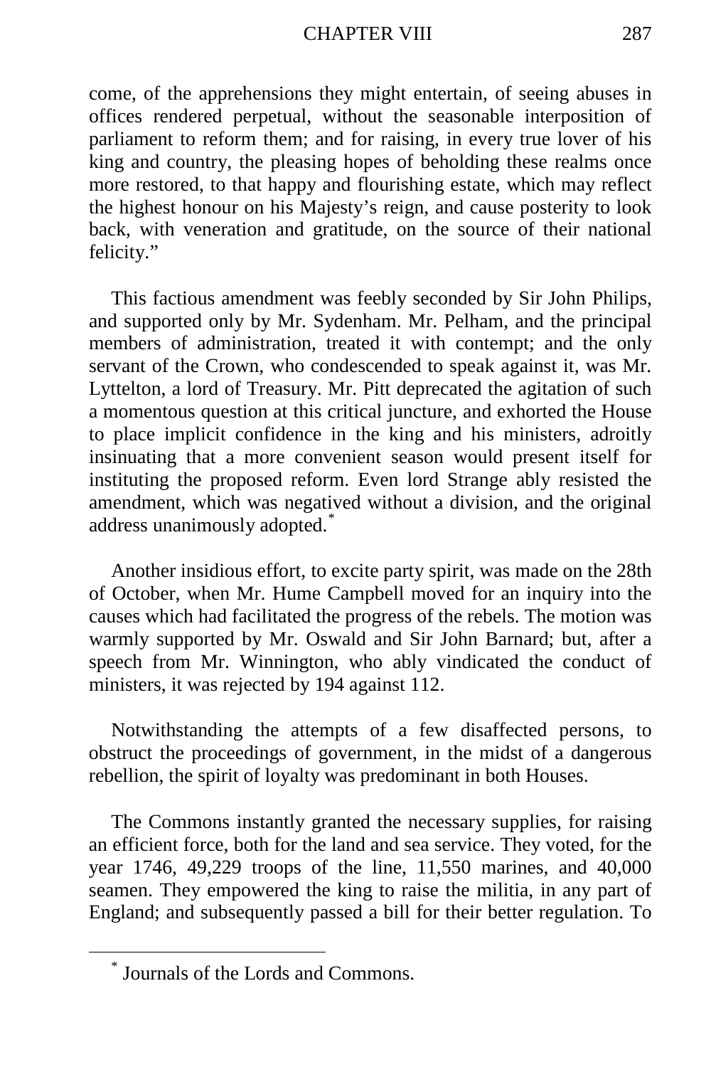come, of the apprehensions they might entertain, of seeing abuses in offices rendered perpetual, without the seasonable interposition of parliament to reform them; and for raising, in every true lover of his king and country, the pleasing hopes of beholding these realms once more restored, to that happy and flourishing estate, which may reflect the highest honour on his Majesty's reign, and cause posterity to look back, with veneration and gratitude, on the source of their national felicity."

This factious amendment was feebly seconded by Sir John Philips, and supported only by Mr. Sydenham. Mr. Pelham, and the principal members of administration, treated it with contempt; and the only servant of the Crown, who condescended to speak against it, was Mr. Lyttelton, a lord of Treasury. Mr. Pitt deprecated the agitation of such a momentous question at this critical juncture, and exhorted the House to place implicit confidence in the king and his ministers, adroitly insinuating that a more convenient season would present itself for instituting the proposed reform. Even lord Strange ably resisted the amendment, which was negatived without a division, and the original address unanimously adopted.*

Another insidious effort, to excite party spirit, was made on the 28th of October, when Mr. Hume Campbell moved for an inquiry into the causes which had facilitated the progress of the rebels. The motion was warmly supported by Mr. Oswald and Sir John Barnard; but, after a speech from Mr. Winnington, who ably vindicated the conduct of ministers, it was rejected by 194 against 112.

Notwithstanding the attempts of a few disaffected persons, to obstruct the proceedings of government, in the midst of a dangerous rebellion, the spirit of loyalty was predominant in both Houses.

The Commons instantly granted the necessary supplies, for raising an efficient force, both for the land and sea service. They voted, for the year 1746, 49,229 troops of the line, 11,550 marines, and 40,000 seamen. They empowered the king to raise the militia, in any part of England; and subsequently passed a bill for their better regulation. To

---

* Journals of the Lords and Commons.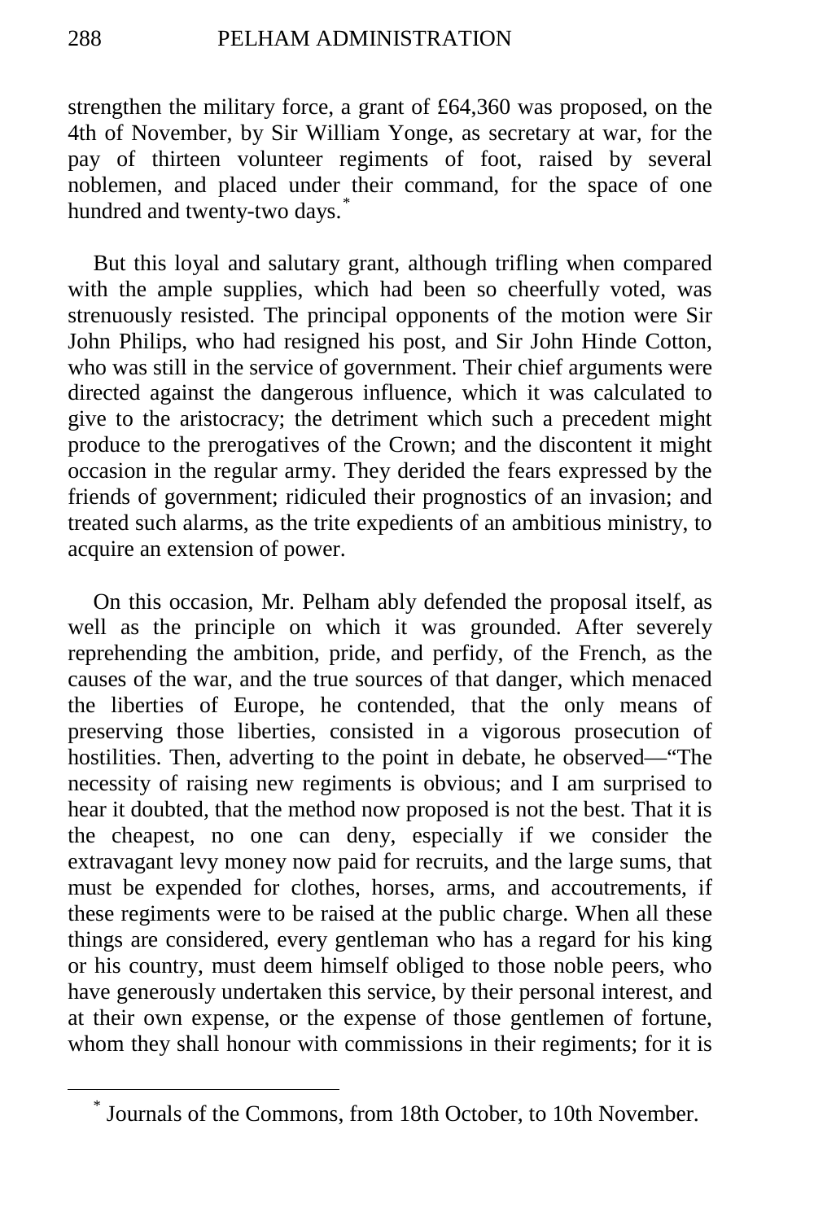strengthen the military force, a grant of £64,360 was proposed, on the 4th of November, by Sir William Yonge, as secretary at war, for the pay of thirteen volunteer regiments of foot, raised by several noblemen, and placed under their command, for the space of one hundred and twenty-two days.[*]

But this loyal and salutary grant, although trifling when compared with the ample supplies, which had been so cheerfully voted, was strenuously resisted. The principal opponents of the motion were Sir John Philips, who had resigned his post, and Sir John Hinde Cotton, who was still in the service of government. Their chief arguments were directed against the dangerous influence, which it was calculated to give to the aristocracy; the detriment which such a precedent might produce to the prerogatives of the Crown; and the discontent it might occasion in the regular army. They derided the fears expressed by the friends of government; ridiculed their prognostics of an invasion; and treated such alarms, as the trite expedients of an ambitious ministry, to acquire an extension of power.

On this occasion, Mr. Pelham ably defended the proposal itself, as well as the principle on which it was grounded. After severely reprehending the ambition, pride, and perfidy, of the French, as the causes of the war, and the true sources of that danger, which menaced the liberties of Europe, he contended, that the only means of preserving those liberties, consisted in a vigorous prosecution of hostilities. Then, adverting to the point in debate, he observed—"The necessity of raising new regiments is obvious; and I am surprised to hear it doubted, that the method now proposed is not the best. That it is the cheapest, no one can deny, especially if we consider the extravagant levy money now paid for recruits, and the large sums, that must be expended for clothes, horses, arms, and accoutrements, if these regiments were to be raised at the public charge. When all these things are considered, every gentleman who has a regard for his king or his country, must deem himself obliged to those noble peers, who have generously undertaken this service, by their personal interest, and at their own expense, or the expense of those gentlemen of fortune, whom they shall honour with commissions in their regiments; for it is

[*] Journals of the Commons, from 18th October, to 10th November.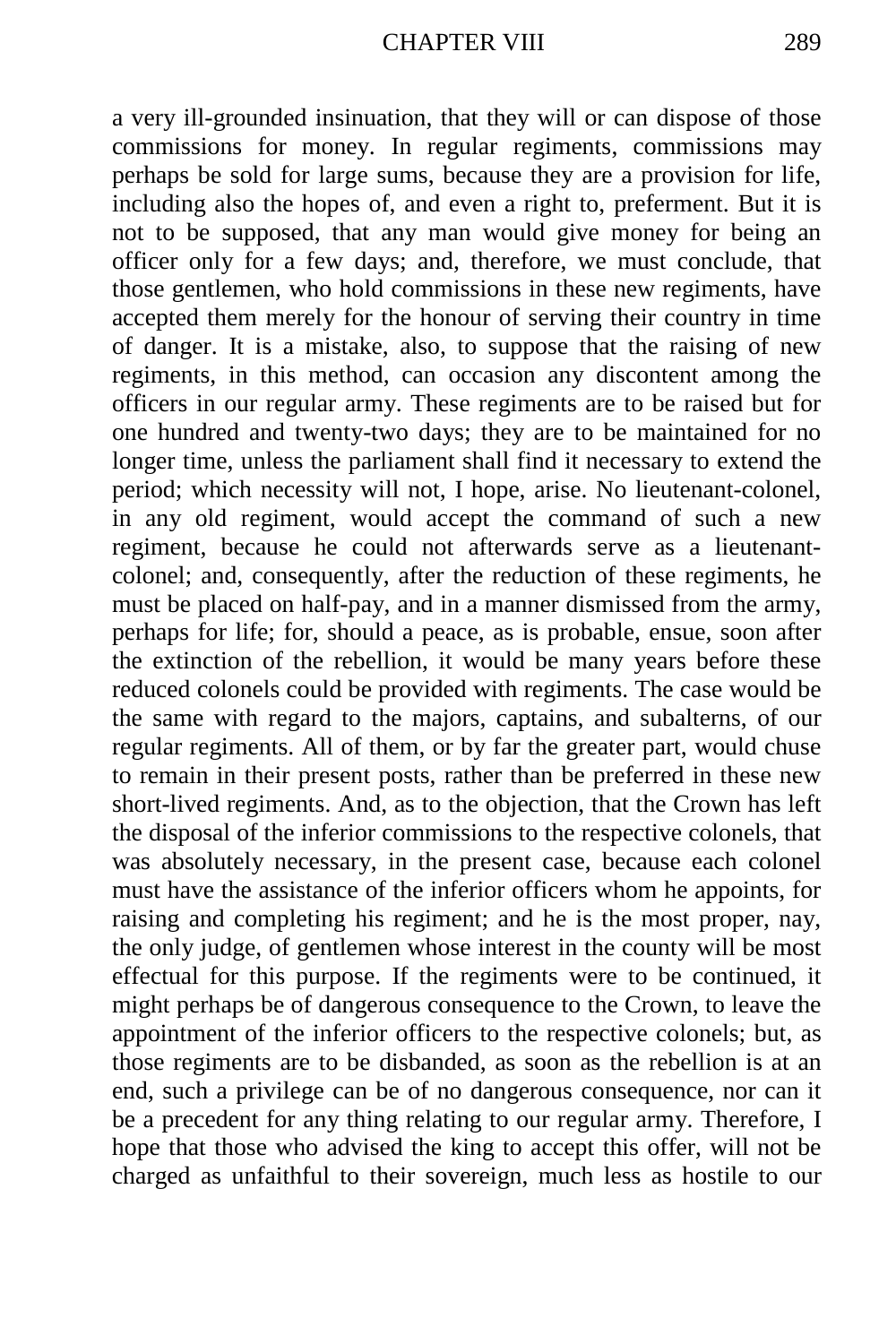a very ill-grounded insinuation, that they will or can dispose of those commissions for money. In regular regiments, commissions may perhaps be sold for large sums, because they are a provision for life, including also the hopes of, and even a right to, preferment. But it is not to be supposed, that any man would give money for being an officer only for a few days; and, therefore, we must conclude, that those gentlemen, who hold commissions in these new regiments, have accepted them merely for the honour of serving their country in time of danger. It is a mistake, also, to suppose that the raising of new regiments, in this method, can occasion any discontent among the officers in our regular army. These regiments are to be raised but for one hundred and twenty-two days; they are to be maintained for no longer time, unless the parliament shall find it necessary to extend the period; which necessity will not, I hope, arise. No lieutenant-colonel, in any old regiment, would accept the command of such a new regiment, because he could not afterwards serve as a lieutenant-colonel; and, consequently, after the reduction of these regiments, he must be placed on half-pay, and in a manner dismissed from the army, perhaps for life; for, should a peace, as is probable, ensue, soon after the extinction of the rebellion, it would be many years before these reduced colonels could be provided with regiments. The case would be the same with regard to the majors, captains, and subalterns, of our regular regiments. All of them, or by far the greater part, would chuse to remain in their present posts, rather than be preferred in these new short-lived regiments. And, as to the objection, that the Crown has left the disposal of the inferior commissions to the respective colonels, that was absolutely necessary, in the present case, because each colonel must have the assistance of the inferior officers whom he appoints, for raising and completing his regiment; and he is the most proper, nay, the only judge, of gentlemen whose interest in the county will be most effectual for this purpose. If the regiments were to be continued, it might perhaps be of dangerous consequence to the Crown, to leave the appointment of the inferior officers to the respective colonels; but, as those regiments are to be disbanded, as soon as the rebellion is at an end, such a privilege can be of no dangerous consequence, nor can it be a precedent for any thing relating to our regular army. Therefore, I hope that those who advised the king to accept this offer, will not be charged as unfaithful to their sovereign, much less as hostile to our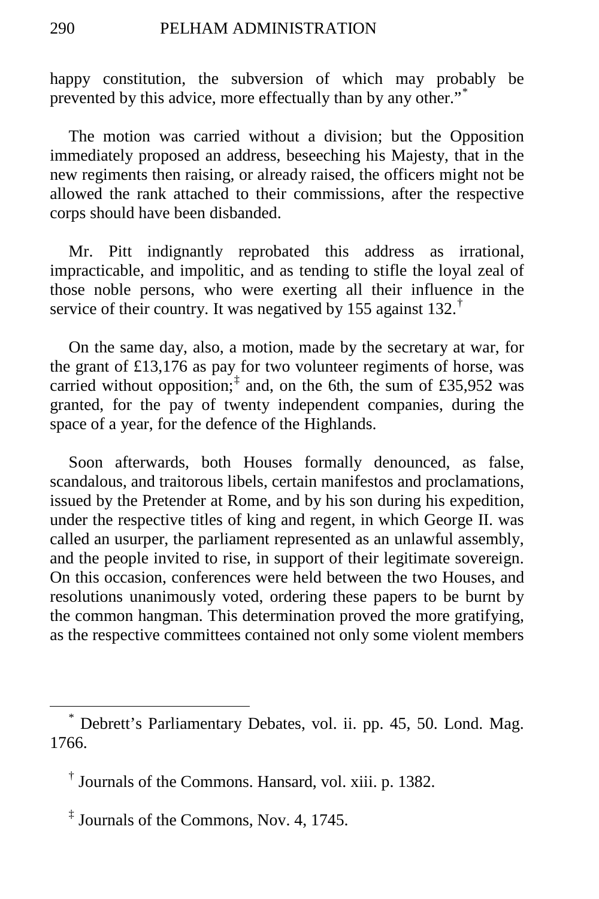happy constitution, the subversion of which may probably be prevented by this advice, more effectually than by any other."[*]

The motion was carried without a division; but the Opposition immediately proposed an address, beseeching his Majesty, that in the new regiments then raising, or already raised, the officers might not be allowed the rank attached to their commissions, after the respective corps should have been disbanded.

Mr. Pitt indignantly reprobated this address as irrational, impracticable, and impolitic, and as tending to stifle the loyal zeal of those noble persons, who were exerting all their influence in the service of their country. It was negatived by 155 against 132.[†]

On the same day, also, a motion, made by the secretary at war, for the grant of £13,176 as pay for two volunteer regiments of horse, was carried without opposition;[‡] and, on the 6th, the sum of £35,952 was granted, for the pay of twenty independent companies, during the space of a year, for the defence of the Highlands.

Soon afterwards, both Houses formally denounced, as false, scandalous, and traitorous libels, certain manifestos and proclamations, issued by the Pretender at Rome, and by his son during his expedition, under the respective titles of king and regent, in which George II. was called an usurper, the parliament represented as an unlawful assembly, and the people invited to rise, in support of their legitimate sovereign. On this occasion, conferences were held between the two Houses, and resolutions unanimously voted, ordering these papers to be burnt by the common hangman. This determination proved the more gratifying, as the respective committees contained not only some violent members

---

[*] Debrett's Parliamentary Debates, vol. ii. pp. 45, 50. Lond. Mag. 1766.

[†] Journals of the Commons. Hansard, vol. xiii. p. 1382.

[‡] Journals of the Commons, Nov. 4, 1745.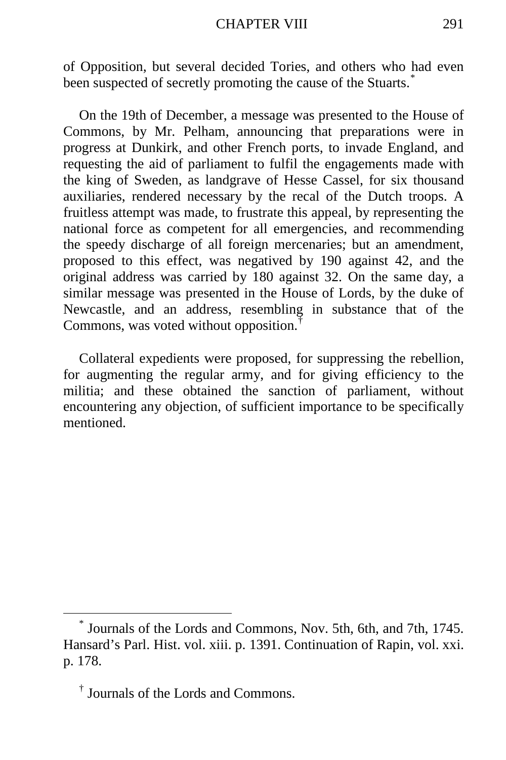of Opposition, but several decided Tories, and others who had even been suspected of secretly promoting the cause of the Stuarts.[*]

On the 19th of December, a message was presented to the House of Commons, by Mr. Pelham, announcing that preparations were in progress at Dunkirk, and other French ports, to invade England, and requesting the aid of parliament to fulfil the engagements made with the king of Sweden, as landgrave of Hesse Cassel, for six thousand auxiliaries, rendered necessary by the recal of the Dutch troops. A fruitless attempt was made, to frustrate this appeal, by representing the national force as competent for all emergencies, and recommending the speedy discharge of all foreign mercenaries; but an amendment, proposed to this effect, was negatived by 190 against 42, and the original address was carried by 180 against 32. On the same day, a similar message was presented in the House of Lords, by the duke of Newcastle, and an address, resembling in substance that of the Commons, was voted without opposition.[†]

Collateral expedients were proposed, for suppressing the rebellion, for augmenting the regular army, and for giving efficiency to the militia; and these obtained the sanction of parliament, without encountering any objection, of sufficient importance to be specifically mentioned.

---

[*] Journals of the Lords and Commons, Nov. 5th, 6th, and 7th, 1745. Hansard's Parl. Hist. vol. xiii. p. 1391. Continuation of Rapin, vol. xxi. p. 178.

[†] Journals of the Lords and Commons.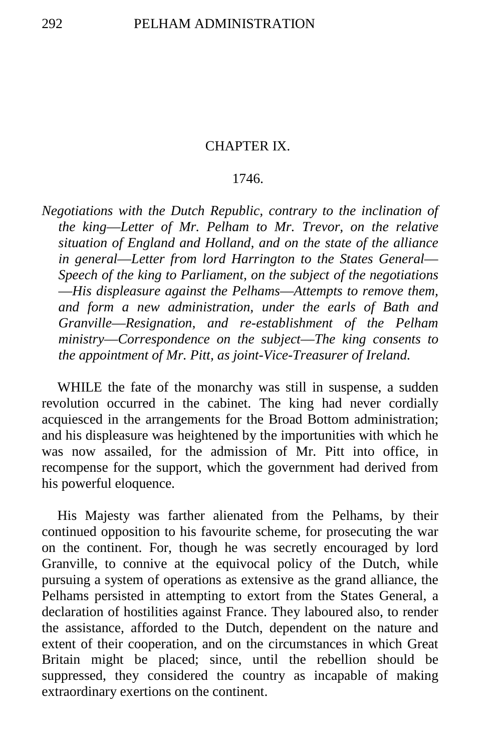## CHAPTER IX.

1746.

*Negotiations with the Dutch Republic, contrary to the inclination of the king—Letter of Mr. Pelham to Mr. Trevor, on the relative situation of England and Holland, and on the state of the alliance in general—Letter from lord Harrington to the States General—Speech of the king to Parliament, on the subject of the negotiations—His displeasure against the Pelhams—Attempts to remove them, and form a new administration, under the earls of Bath and Granville—Resignation, and re-establishment of the Pelham ministry—Correspondence on the subject—The king consents to the appointment of Mr. Pitt, as joint-Vice-Treasurer of Ireland.*

WHILE the fate of the monarchy was still in suspense, a sudden revolution occurred in the cabinet. The king had never cordially acquiesced in the arrangements for the Broad Bottom administration; and his displeasure was heightened by the importunities with which he was now assailed, for the admission of Mr. Pitt into office, in recompense for the support, which the government had derived from his powerful eloquence.

His Majesty was farther alienated from the Pelhams, by their continued opposition to his favourite scheme, for prosecuting the war on the continent. For, though he was secretly encouraged by lord Granville, to connive at the equivocal policy of the Dutch, while pursuing a system of operations as extensive as the grand alliance, the Pelhams persisted in attempting to extort from the States General, a declaration of hostilities against France. They laboured also, to render the assistance, afforded to the Dutch, dependent on the nature and extent of their cooperation, and on the circumstances in which Great Britain might be placed; since, until the rebellion should be suppressed, they considered the country as incapable of making extraordinary exertions on the continent.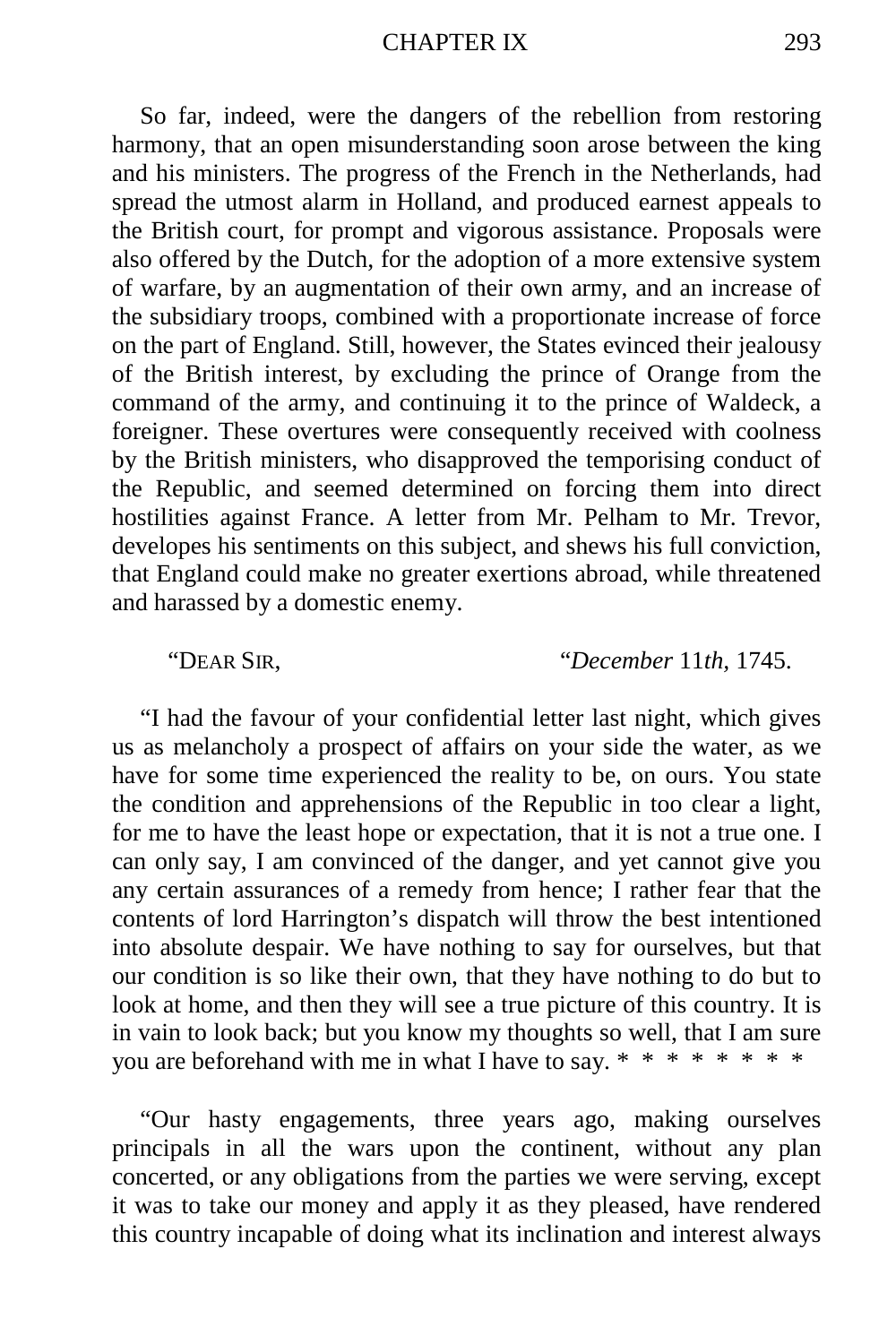So far, indeed, were the dangers of the rebellion from restoring harmony, that an open misunderstanding soon arose between the king and his ministers. The progress of the French in the Netherlands, had spread the utmost alarm in Holland, and produced earnest appeals to the British court, for prompt and vigorous assistance. Proposals were also offered by the Dutch, for the adoption of a more extensive system of warfare, by an augmentation of their own army, and an increase of the subsidiary troops, combined with a proportionate increase of force on the part of England. Still, however, the States evinced their jealousy of the British interest, by excluding the prince of Orange from the command of the army, and continuing it to the prince of Waldeck, a foreigner. These overtures were consequently received with coolness by the British ministers, who disapproved the temporising conduct of the Republic, and seemed determined on forcing them into direct hostilities against France. A letter from Mr. Pelham to Mr. Trevor, developes his sentiments on this subject, and shews his full conviction, that England could make no greater exertions abroad, while threatened and harassed by a domestic enemy.

"Dear Sir, "*December* 11*th*, 1745.

"I had the favour of your confidential letter last night, which gives us as melancholy a prospect of affairs on your side the water, as we have for some time experienced the reality to be, on ours. You state the condition and apprehensions of the Republic in too clear a light, for me to have the least hope or expectation, that it is not a true one. I can only say, I am convinced of the danger, and yet cannot give you any certain assurances of a remedy from hence; I rather fear that the contents of lord Harrington's dispatch will throw the best intentioned into absolute despair. We have nothing to say for ourselves, but that our condition is so like their own, that they have nothing to do but to look at home, and then they will see a true picture of this country. It is in vain to look back; but you know my thoughts so well, that I am sure you are beforehand with me in what I have to say. * * * * * * * *

"Our hasty engagements, three years ago, making ourselves principals in all the wars upon the continent, without any plan concerted, or any obligations from the parties we were serving, except it was to take our money and apply it as they pleased, have rendered this country incapable of doing what its inclination and interest always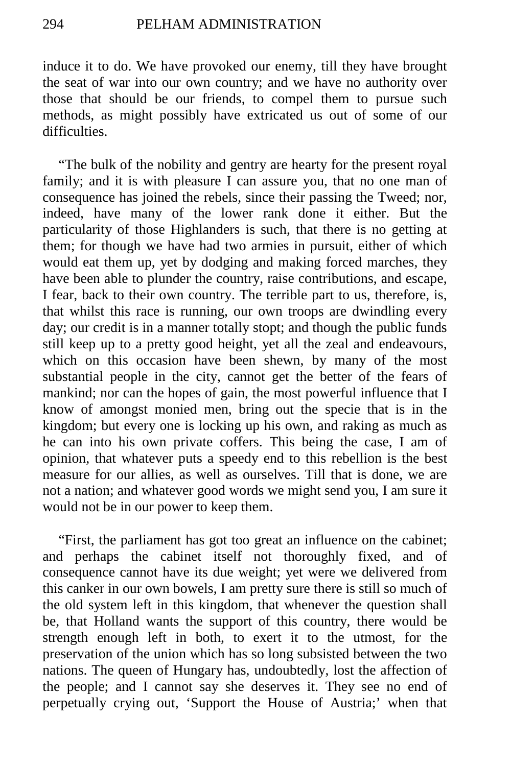induce it to do. We have provoked our enemy, till they have brought the seat of war into our own country; and we have no authority over those that should be our friends, to compel them to pursue such methods, as might possibly have extricated us out of some of our difficulties.

"The bulk of the nobility and gentry are hearty for the present royal family; and it is with pleasure I can assure you, that no one man of consequence has joined the rebels, since their passing the Tweed; nor, indeed, have many of the lower rank done it either. But the particularity of those Highlanders is such, that there is no getting at them; for though we have had two armies in pursuit, either of which would eat them up, yet by dodging and making forced marches, they have been able to plunder the country, raise contributions, and escape, I fear, back to their own country. The terrible part to us, therefore, is, that whilst this race is running, our own troops are dwindling every day; our credit is in a manner totally stopt; and though the public funds still keep up to a pretty good height, yet all the zeal and endeavours, which on this occasion have been shewn, by many of the most substantial people in the city, cannot get the better of the fears of mankind; nor can the hopes of gain, the most powerful influence that I know of amongst monied men, bring out the specie that is in the kingdom; but every one is locking up his own, and raking as much as he can into his own private coffers. This being the case, I am of opinion, that whatever puts a speedy end to this rebellion is the best measure for our allies, as well as ourselves. Till that is done, we are not a nation; and whatever good words we might send you, I am sure it would not be in our power to keep them.

"First, the parliament has got too great an influence on the cabinet; and perhaps the cabinet itself not thoroughly fixed, and of consequence cannot have its due weight; yet were we delivered from this canker in our own bowels, I am pretty sure there is still so much of the old system left in this kingdom, that whenever the question shall be, that Holland wants the support of this country, there would be strength enough left in both, to exert it to the utmost, for the preservation of the union which has so long subsisted between the two nations. The queen of Hungary has, undoubtedly, lost the affection of the people; and I cannot say she deserves it. They see no end of perpetually crying out, 'Support the House of Austria;' when that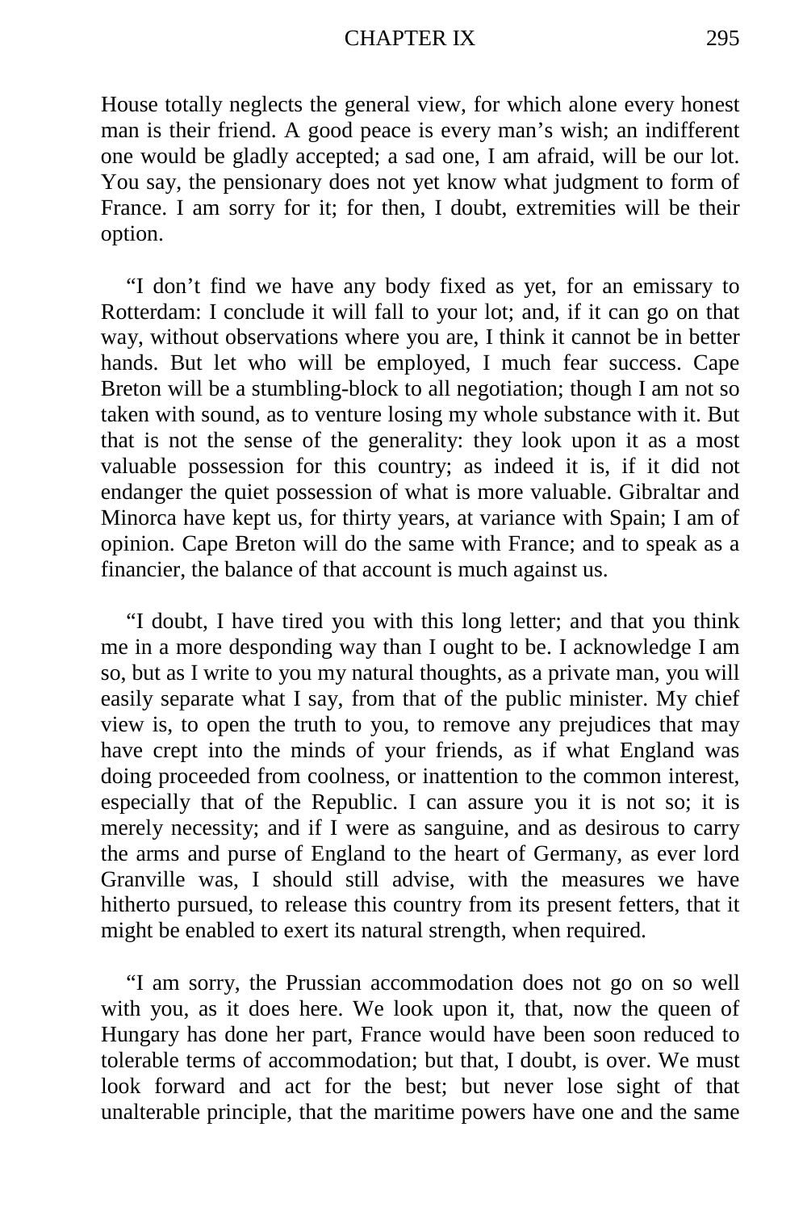House totally neglects the general view, for which alone every honest man is their friend. A good peace is every man's wish; an indifferent one would be gladly accepted; a sad one, I am afraid, will be our lot. You say, the pensionary does not yet know what judgment to form of France. I am sorry for it; for then, I doubt, extremities will be their option.

"I don't find we have any body fixed as yet, for an emissary to Rotterdam: I conclude it will fall to your lot; and, if it can go on that way, without observations where you are, I think it cannot be in better hands. But let who will be employed, I much fear success. Cape Breton will be a stumbling-block to all negotiation; though I am not so taken with sound, as to venture losing my whole substance with it. But that is not the sense of the generality: they look upon it as a most valuable possession for this country; as indeed it is, if it did not endanger the quiet possession of what is more valuable. Gibraltar and Minorca have kept us, for thirty years, at variance with Spain; I am of opinion. Cape Breton will do the same with France; and to speak as a financier, the balance of that account is much against us.

"I doubt, I have tired you with this long letter; and that you think me in a more desponding way than I ought to be. I acknowledge I am so, but as I write to you my natural thoughts, as a private man, you will easily separate what I say, from that of the public minister. My chief view is, to open the truth to you, to remove any prejudices that may have crept into the minds of your friends, as if what England was doing proceeded from coolness, or inattention to the common interest, especially that of the Republic. I can assure you it is not so; it is merely necessity; and if I were as sanguine, and as desirous to carry the arms and purse of England to the heart of Germany, as ever lord Granville was, I should still advise, with the measures we have hitherto pursued, to release this country from its present fetters, that it might be enabled to exert its natural strength, when required.

"I am sorry, the Prussian accommodation does not go on so well with you, as it does here. We look upon it, that, now the queen of Hungary has done her part, France would have been soon reduced to tolerable terms of accommodation; but that, I doubt, is over. We must look forward and act for the best; but never lose sight of that unalterable principle, that the maritime powers have one and the same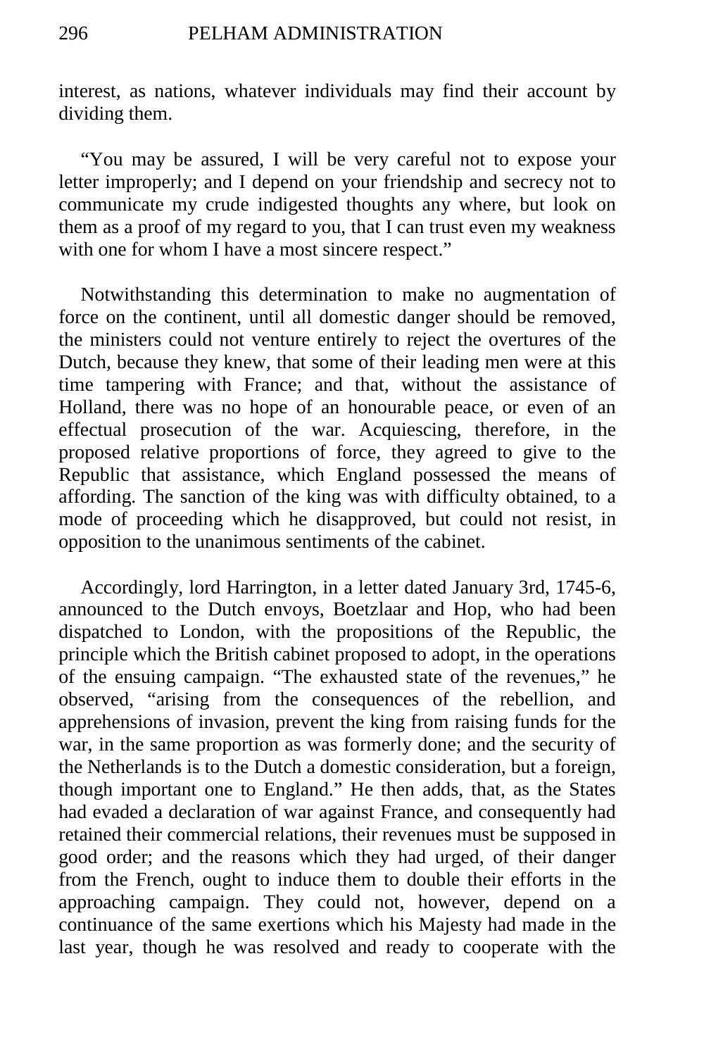interest, as nations, whatever individuals may find their account by dividing them.

"You may be assured, I will be very careful not to expose your letter improperly; and I depend on your friendship and secrecy not to communicate my crude indigested thoughts any where, but look on them as a proof of my regard to you, that I can trust even my weakness with one for whom I have a most sincere respect."

Notwithstanding this determination to make no augmentation of force on the continent, until all domestic danger should be removed, the ministers could not venture entirely to reject the overtures of the Dutch, because they knew, that some of their leading men were at this time tampering with France; and that, without the assistance of Holland, there was no hope of an honourable peace, or even of an effectual prosecution of the war. Acquiescing, therefore, in the proposed relative proportions of force, they agreed to give to the Republic that assistance, which England possessed the means of affording. The sanction of the king was with difficulty obtained, to a mode of proceeding which he disapproved, but could not resist, in opposition to the unanimous sentiments of the cabinet.

Accordingly, lord Harrington, in a letter dated January 3rd, 1745-6, announced to the Dutch envoys, Boetzlaar and Hop, who had been dispatched to London, with the propositions of the Republic, the principle which the British cabinet proposed to adopt, in the operations of the ensuing campaign. "The exhausted state of the revenues," he observed, "arising from the consequences of the rebellion, and apprehensions of invasion, prevent the king from raising funds for the war, in the same proportion as was formerly done; and the security of the Netherlands is to the Dutch a domestic consideration, but a foreign, though important one to England." He then adds, that, as the States had evaded a declaration of war against France, and consequently had retained their commercial relations, their revenues must be supposed in good order; and the reasons which they had urged, of their danger from the French, ought to induce them to double their efforts in the approaching campaign. They could not, however, depend on a continuance of the same exertions which his Majesty had made in the last year, though he was resolved and ready to cooperate with the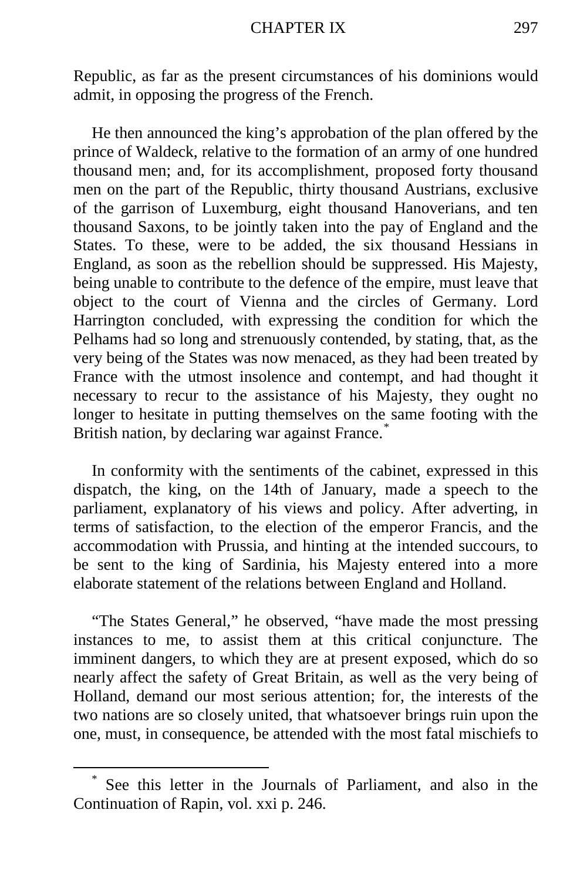Republic, as far as the present circumstances of his dominions would admit, in opposing the progress of the French.

He then announced the king's approbation of the plan offered by the prince of Waldeck, relative to the formation of an army of one hundred thousand men; and, for its accomplishment, proposed forty thousand men on the part of the Republic, thirty thousand Austrians, exclusive of the garrison of Luxemburg, eight thousand Hanoverians, and ten thousand Saxons, to be jointly taken into the pay of England and the States. To these, were to be added, the six thousand Hessians in England, as soon as the rebellion should be suppressed. His Majesty, being unable to contribute to the defence of the empire, must leave that object to the court of Vienna and the circles of Germany. Lord Harrington concluded, with expressing the condition for which the Pelhams had so long and strenuously contended, by stating, that, as the very being of the States was now menaced, as they had been treated by France with the utmost insolence and contempt, and had thought it necessary to recur to the assistance of his Majesty, they ought no longer to hesitate in putting themselves on the same footing with the British nation, by declaring war against France.[*]

In conformity with the sentiments of the cabinet, expressed in this dispatch, the king, on the 14th of January, made a speech to the parliament, explanatory of his views and policy. After adverting, in terms of satisfaction, to the election of the emperor Francis, and the accommodation with Prussia, and hinting at the intended succours, to be sent to the king of Sardinia, his Majesty entered into a more elaborate statement of the relations between England and Holland.

"The States General," he observed, "have made the most pressing instances to me, to assist them at this critical conjuncture. The imminent dangers, to which they are at present exposed, which do so nearly affect the safety of Great Britain, as well as the very being of Holland, demand our most serious attention; for, the interests of the two nations are so closely united, that whatsoever brings ruin upon the one, must, in consequence, be attended with the most fatal mischiefs to

---

[*] See this letter in the Journals of Parliament, and also in the Continuation of Rapin, vol. xxi p. 246.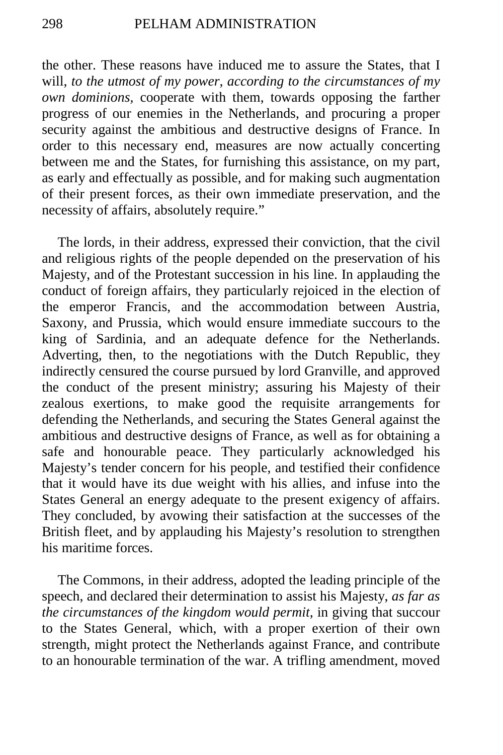the other. These reasons have induced me to assure the States, that I will, *to the utmost of my power, according to the circumstances of my own dominions,* cooperate with them, towards opposing the farther progress of our enemies in the Netherlands, and procuring a proper security against the ambitious and destructive designs of France. In order to this necessary end, measures are now actually concerting between me and the States, for furnishing this assistance, on my part, as early and effectually as possible, and for making such augmentation of their present forces, as their own immediate preservation, and the necessity of affairs, absolutely require."

The lords, in their address, expressed their conviction, that the civil and religious rights of the people depended on the preservation of his Majesty, and of the Protestant succession in his line. In applauding the conduct of foreign affairs, they particularly rejoiced in the election of the emperor Francis, and the accommodation between Austria, Saxony, and Prussia, which would ensure immediate succours to the king of Sardinia, and an adequate defence for the Netherlands. Adverting, then, to the negotiations with the Dutch Republic, they indirectly censured the course pursued by lord Granville, and approved the conduct of the present ministry; assuring his Majesty of their zealous exertions, to make good the requisite arrangements for defending the Netherlands, and securing the States General against the ambitious and destructive designs of France, as well as for obtaining a safe and honourable peace. They particularly acknowledged his Majesty's tender concern for his people, and testified their confidence that it would have its due weight with his allies, and infuse into the States General an energy adequate to the present exigency of affairs. They concluded, by avowing their satisfaction at the successes of the British fleet, and by applauding his Majesty's resolution to strengthen his maritime forces.

The Commons, in their address, adopted the leading principle of the speech, and declared their determination to assist his Majesty, *as far as the circumstances of the kingdom would permit,* in giving that succour to the States General, which, with a proper exertion of their own strength, might protect the Netherlands against France, and contribute to an honourable termination of the war. A trifling amendment, moved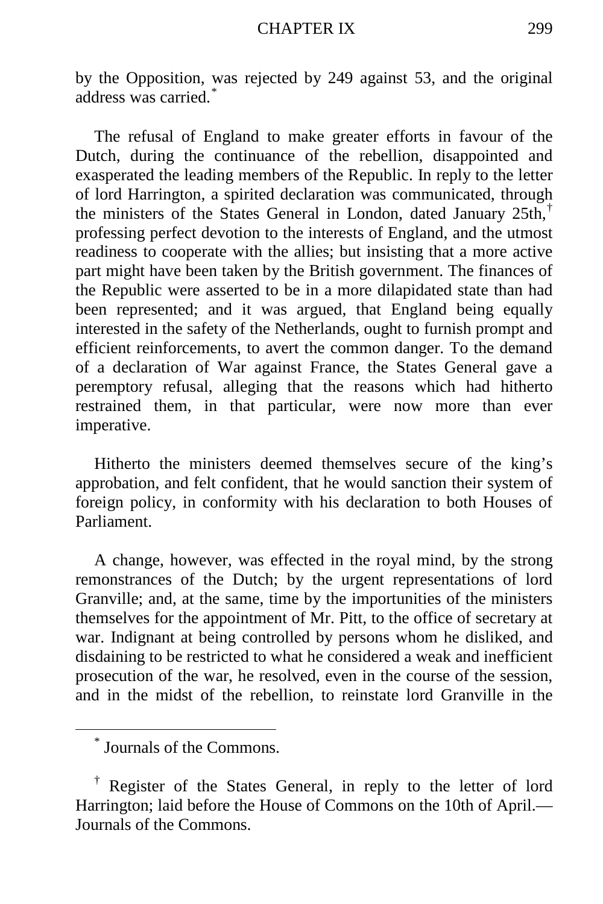by the Opposition, was rejected by 249 against 53, and the original address was carried.[*]

The refusal of England to make greater efforts in favour of the Dutch, during the continuance of the rebellion, disappointed and exasperated the leading members of the Republic. In reply to the letter of lord Harrington, a spirited declaration was communicated, through the ministers of the States General in London, dated January 25th,[†] professing perfect devotion to the interests of England, and the utmost readiness to cooperate with the allies; but insisting that a more active part might have been taken by the British government. The finances of the Republic were asserted to be in a more dilapidated state than had been represented; and it was argued, that England being equally interested in the safety of the Netherlands, ought to furnish prompt and efficient reinforcements, to avert the common danger. To the demand of a declaration of War against France, the States General gave a peremptory refusal, alleging that the reasons which had hitherto restrained them, in that particular, were now more than ever imperative.

Hitherto the ministers deemed themselves secure of the king's approbation, and felt confident, that he would sanction their system of foreign policy, in conformity with his declaration to both Houses of Parliament.

A change, however, was effected in the royal mind, by the strong remonstrances of the Dutch; by the urgent representations of lord Granville; and, at the same, time by the importunities of the ministers themselves for the appointment of Mr. Pitt, to the office of secretary at war. Indignant at being controlled by persons whom he disliked, and disdaining to be restricted to what he considered a weak and inefficient prosecution of the war, he resolved, even in the course of the session, and in the midst of the rebellion, to reinstate lord Granville in the

---

[*] Journals of the Commons.

[†] Register of the States General, in reply to the letter of lord Harrington; laid before the House of Commons on the 10th of April.—Journals of the Commons.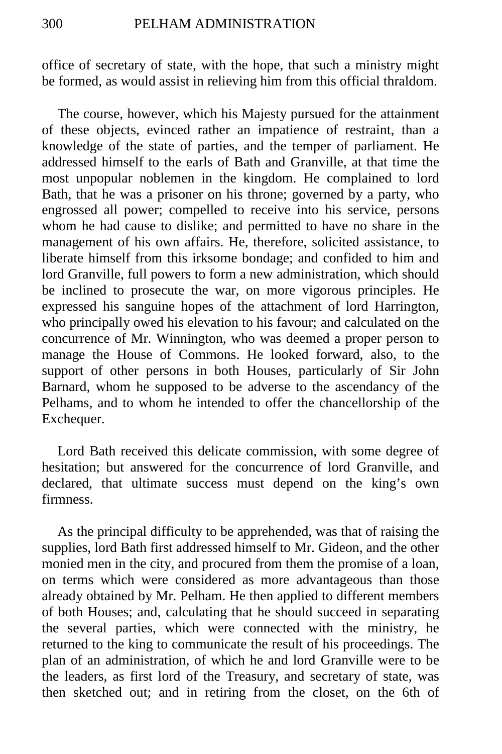office of secretary of state, with the hope, that such a ministry might be formed, as would assist in relieving him from this official thraldom.

The course, however, which his Majesty pursued for the attainment of these objects, evinced rather an impatience of restraint, than a knowledge of the state of parties, and the temper of parliament. He addressed himself to the earls of Bath and Granville, at that time the most unpopular noblemen in the kingdom. He complained to lord Bath, that he was a prisoner on his throne; governed by a party, who engrossed all power; compelled to receive into his service, persons whom he had cause to dislike; and permitted to have no share in the management of his own affairs. He, therefore, solicited assistance, to liberate himself from this irksome bondage; and confided to him and lord Granville, full powers to form a new administration, which should be inclined to prosecute the war, on more vigorous principles. He expressed his sanguine hopes of the attachment of lord Harrington, who principally owed his elevation to his favour; and calculated on the concurrence of Mr. Winnington, who was deemed a proper person to manage the House of Commons. He looked forward, also, to the support of other persons in both Houses, particularly of Sir John Barnard, whom he supposed to be adverse to the ascendancy of the Pelhams, and to whom he intended to offer the chancellorship of the Exchequer.

Lord Bath received this delicate commission, with some degree of hesitation; but answered for the concurrence of lord Granville, and declared, that ultimate success must depend on the king's own firmness.

As the principal difficulty to be apprehended, was that of raising the supplies, lord Bath first addressed himself to Mr. Gideon, and the other monied men in the city, and procured from them the promise of a loan, on terms which were considered as more advantageous than those already obtained by Mr. Pelham. He then applied to different members of both Houses; and, calculating that he should succeed in separating the several parties, which were connected with the ministry, he returned to the king to communicate the result of his proceedings. The plan of an administration, of which he and lord Granville were to be the leaders, as first lord of the Treasury, and secretary of state, was then sketched out; and in retiring from the closet, on the 6th of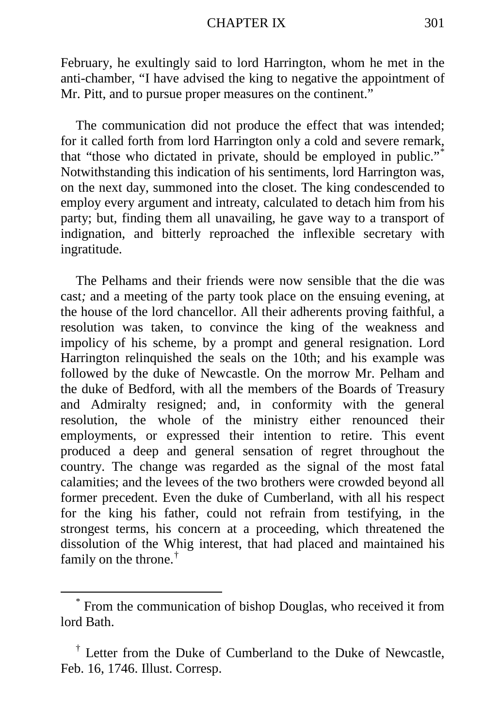February, he exultingly said to lord Harrington, whom he met in the anti-chamber, "I have advised the king to negative the appointment of Mr. Pitt, and to pursue proper measures on the continent."

The communication did not produce the effect that was intended; for it called forth from lord Harrington only a cold and severe remark, that "those who dictated in private, should be employed in public."[*] Notwithstanding this indication of his sentiments, lord Harrington was, on the next day, summoned into the closet. The king condescended to employ every argument and intreaty, calculated to detach him from his party; but, finding them all unavailing, he gave way to a transport of indignation, and bitterly reproached the inflexible secretary with ingratitude.

The Pelhams and their friends were now sensible that the die was cast; and a meeting of the party took place on the ensuing evening, at the house of the lord chancellor. All their adherents proving faithful, a resolution was taken, to convince the king of the weakness and impolicy of his scheme, by a prompt and general resignation. Lord Harrington relinquished the seals on the 10th; and his example was followed by the duke of Newcastle. On the morrow Mr. Pelham and the duke of Bedford, with all the members of the Boards of Treasury and Admiralty resigned; and, in conformity with the general resolution, the whole of the ministry either renounced their employments, or expressed their intention to retire. This event produced a deep and general sensation of regret throughout the country. The change was regarded as the signal of the most fatal calamities; and the levees of the two brothers were crowded beyond all former precedent. Even the duke of Cumberland, with all his respect for the king his father, could not refrain from testifying, in the strongest terms, his concern at a proceeding, which threatened the dissolution of the Whig interest, that had placed and maintained his family on the throne.[†]

---

[*] From the communication of bishop Douglas, who received it from lord Bath.

[†] Letter from the Duke of Cumberland to the Duke of Newcastle, Feb. 16, 1746. Illust. Corresp.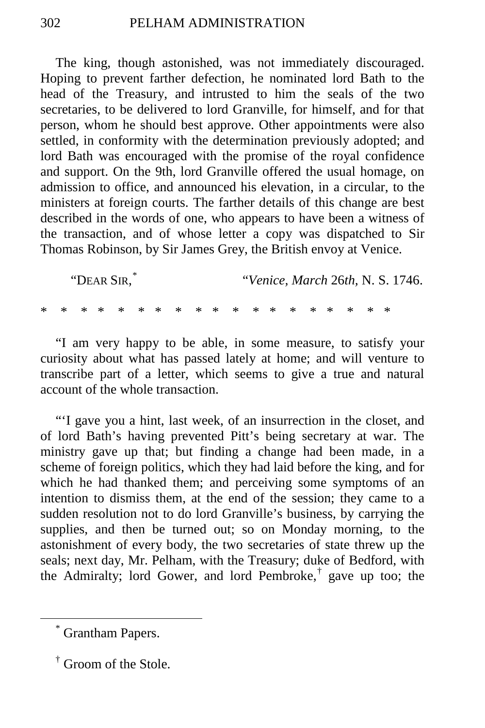The king, though astonished, was not immediately discouraged. Hoping to prevent farther defection, he nominated lord Bath to the head of the Treasury, and intrusted to him the seals of the two secretaries, to be delivered to lord Granville, for himself, and for that person, whom he should best approve. Other appointments were also settled, in conformity with the determination previously adopted; and lord Bath was encouraged with the promise of the royal confidence and support. On the 9th, lord Granville offered the usual homage, on admission to office, and announced his elevation, in a circular, to the ministers at foreign courts. The farther details of this change are best described in the words of one, who appears to have been a witness of the transaction, and of whose letter a copy was dispatched to Sir Thomas Robinson, by Sir James Grey, the British envoy at Venice.

"DEAR SIR,[*] "*Venice, March* 26*th,* N. S. 1746.

\* \* \* \* \* \* \* \* \* \* \* \* \* \* \* \* \* \* \* \* \*

"I am very happy to be able, in some measure, to satisfy your curiosity about what has passed lately at home; and will venture to transcribe part of a letter, which seems to give a true and natural account of the whole transaction.

"'I gave you a hint, last week, of an insurrection in the closet, and of lord Bath's having prevented Pitt's being secretary at war. The ministry gave up that; but finding a change had been made, in a scheme of foreign politics, which they had laid before the king, and for which he had thanked them; and perceiving some symptoms of an intention to dismiss them, at the end of the session; they came to a sudden resolution not to do lord Granville's business, by carrying the supplies, and then be turned out; so on Monday morning, to the astonishment of every body, the two secretaries of state threw up the seals; next day, Mr. Pelham, with the Treasury; duke of Bedford, with the Admiralty; lord Gower, and lord Pembroke,[†] gave up too; the

---

[*] Grantham Papers.

[†] Groom of the Stole.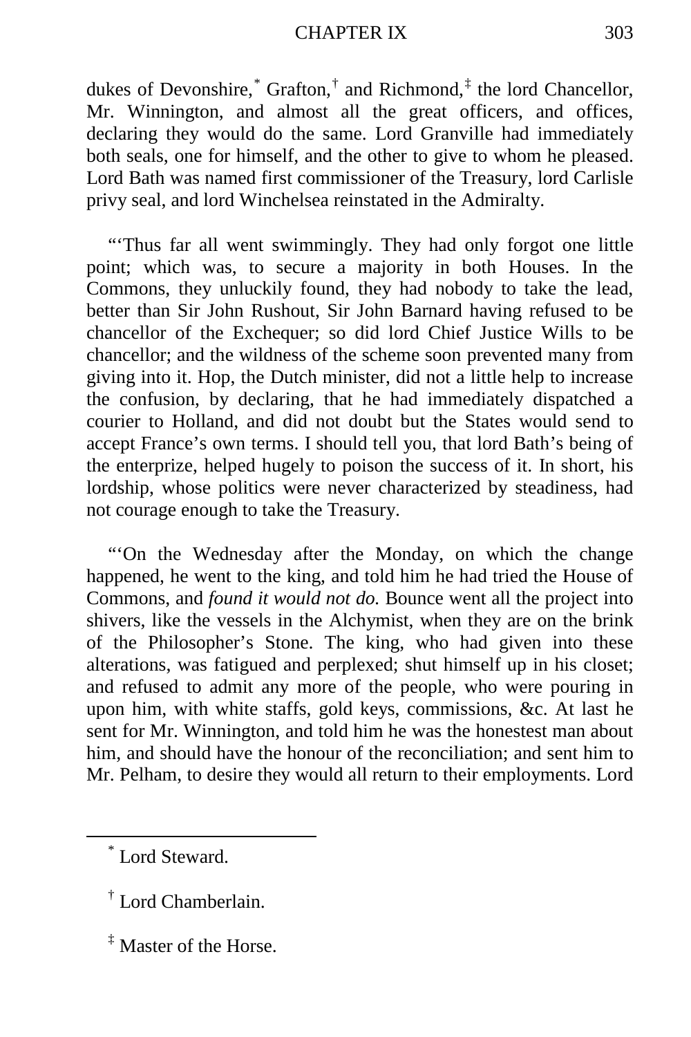dukes of Devonshire,[*] Grafton,[†] and Richmond,[‡] the lord Chancellor, Mr. Winnington, and almost all the great officers, and offices, declaring they would do the same. Lord Granville had immediately both seals, one for himself, and the other to give to whom he pleased. Lord Bath was named first commissioner of the Treasury, lord Carlisle privy seal, and lord Winchelsea reinstated in the Admiralty.

"'Thus far all went swimmingly. They had only forgot one little point; which was, to secure a majority in both Houses. In the Commons, they unluckily found, they had nobody to take the lead, better than Sir John Rushout, Sir John Barnard having refused to be chancellor of the Exchequer; so did lord Chief Justice Wills to be chancellor; and the wildness of the scheme soon prevented many from giving into it. Hop, the Dutch minister, did not a little help to increase the confusion, by declaring, that he had immediately dispatched a courier to Holland, and did not doubt but the States would send to accept France's own terms. I should tell you, that lord Bath's being of the enterprize, helped hugely to poison the success of it. In short, his lordship, whose politics were never characterized by steadiness, had not courage enough to take the Treasury.

"'On the Wednesday after the Monday, on which the change happened, he went to the king, and told him he had tried the House of Commons, and *found it would not do.* Bounce went all the project into shivers, like the vessels in the Alchymist, when they are on the brink of the Philosopher's Stone. The king, who had given into these alterations, was fatigued and perplexed; shut himself up in his closet; and refused to admit any more of the people, who were pouring in upon him, with white staffs, gold keys, commissions, &c. At last he sent for Mr. Winnington, and told him he was the honestest man about him, and should have the honour of the reconciliation; and sent him to Mr. Pelham, to desire they would all return to their employments. Lord

---

[*] Lord Steward.

[†] Lord Chamberlain.

[‡] Master of the Horse.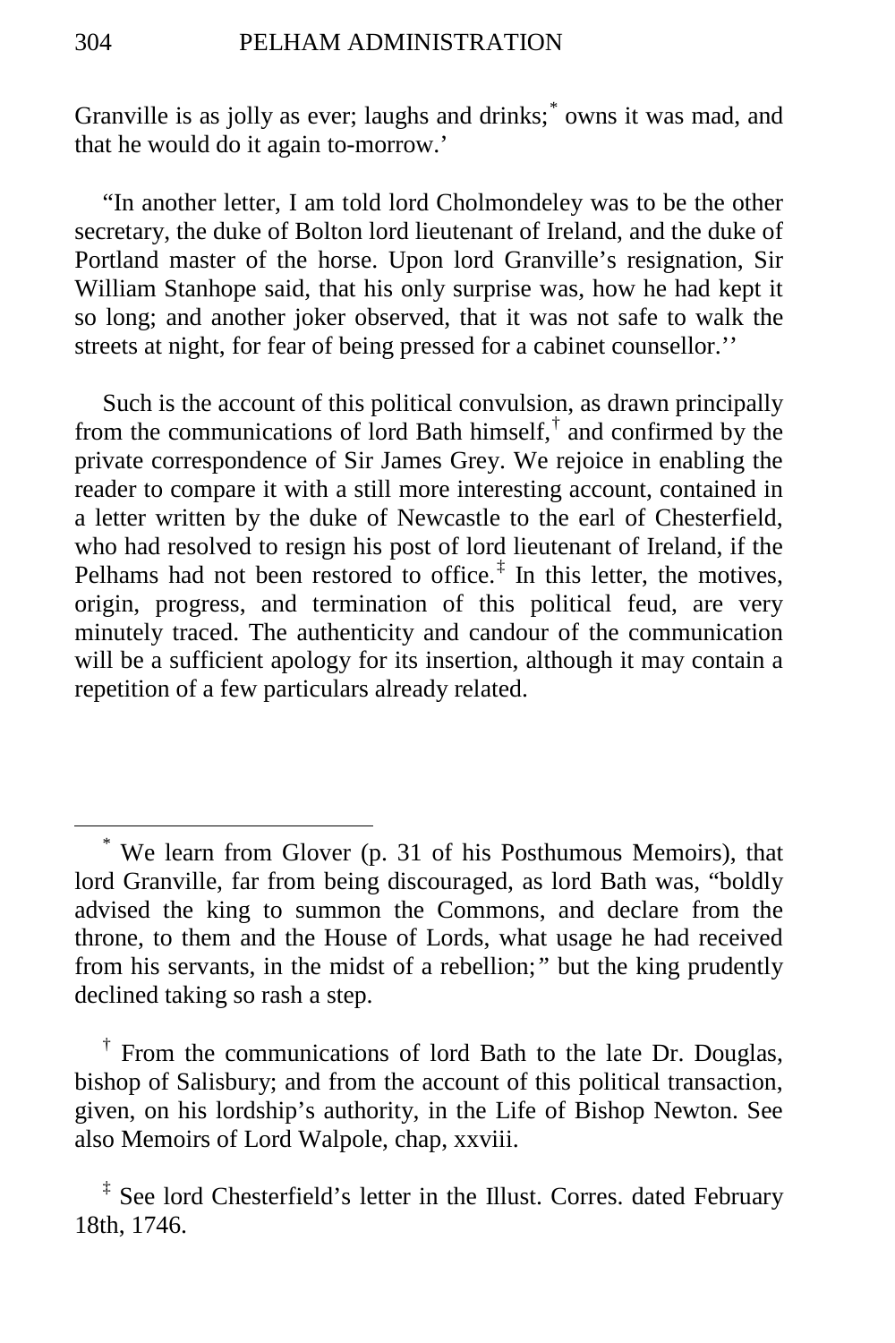Granville is as jolly as ever; laughs and drinks;[*] owns it was mad, and that he would do it again to-morrow.'

"In another letter, I am told lord Cholmondeley was to be the other secretary, the duke of Bolton lord lieutenant of Ireland, and the duke of Portland master of the horse. Upon lord Granville's resignation, Sir William Stanhope said, that his only surprise was, how he had kept it so long; and another joker observed, that it was not safe to walk the streets at night, for fear of being pressed for a cabinet counsellor.''

Such is the account of this political convulsion, as drawn principally from the communications of lord Bath himself,[†] and confirmed by the private correspondence of Sir James Grey. We rejoice in enabling the reader to compare it with a still more interesting account, contained in a letter written by the duke of Newcastle to the earl of Chesterfield, who had resolved to resign his post of lord lieutenant of Ireland, if the Pelhams had not been restored to office.[‡] In this letter, the motives, origin, progress, and termination of this political feud, are very minutely traced. The authenticity and candour of the communication will be a sufficient apology for its insertion, although it may contain a repetition of a few particulars already related.

---

[*] We learn from Glover (p. 31 of his Posthumous Memoirs), that lord Granville, far from being discouraged, as lord Bath was, "boldly advised the king to summon the Commons, and declare from the throne, to them and the House of Lords, what usage he had received from his servants, in the midst of a rebellion;" but the king prudently declined taking so rash a step.

[†] From the communications of lord Bath to the late Dr. Douglas, bishop of Salisbury; and from the account of this political transaction, given, on his lordship's authority, in the Life of Bishop Newton. See also Memoirs of Lord Walpole, chap, xxviii.

[‡] See lord Chesterfield's letter in the Illust. Corres. dated February 18th, 1746.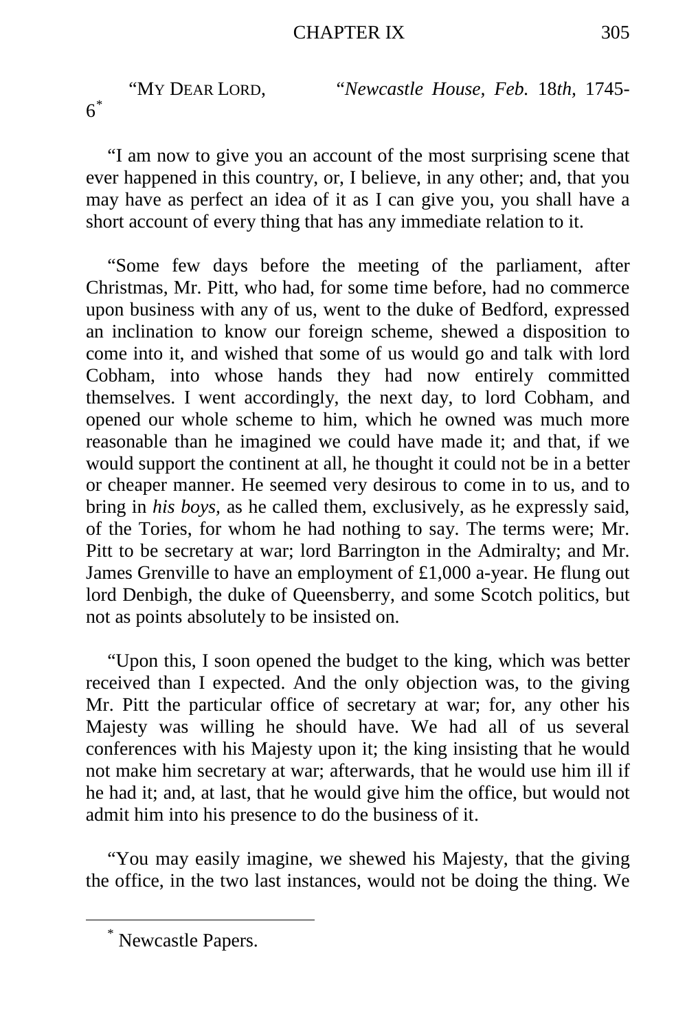"MY DEAR LORD, "*Newcastle House, Feb.* 18*th,* 1745-6[*]

"I am now to give you an account of the most surprising scene that ever happened in this country, or, I believe, in any other; and, that you may have as perfect an idea of it as I can give you, you shall have a short account of every thing that has any immediate relation to it.

"Some few days before the meeting of the parliament, after Christmas, Mr. Pitt, who had, for some time before, had no commerce upon business with any of us, went to the duke of Bedford, expressed an inclination to know our foreign scheme, shewed a disposition to come into it, and wished that some of us would go and talk with lord Cobham, into whose hands they had now entirely committed themselves. I went accordingly, the next day, to lord Cobham, and opened our whole scheme to him, which he owned was much more reasonable than he imagined we could have made it; and that, if we would support the continent at all, he thought it could not be in a better or cheaper manner. He seemed very desirous to come in to us, and to bring in *his boys,* as he called them, exclusively, as he expressly said, of the Tories, for whom he had nothing to say. The terms were; Mr. Pitt to be secretary at war; lord Barrington in the Admiralty; and Mr. James Grenville to have an employment of £1,000 a-year. He flung out lord Denbigh, the duke of Queensberry, and some Scotch politics, but not as points absolutely to be insisted on.

"Upon this, I soon opened the budget to the king, which was better received than I expected. And the only objection was, to the giving Mr. Pitt the particular office of secretary at war; for, any other his Majesty was willing he should have. We had all of us several conferences with his Majesty upon it; the king insisting that he would not make him secretary at war; afterwards, that he would use him ill if he had it; and, at last, that he would give him the office, but would not admit him into his presence to do the business of it.

"You may easily imagine, we shewed his Majesty, that the giving the office, in the two last instances, would not be doing the thing. We

[*] Newcastle Papers.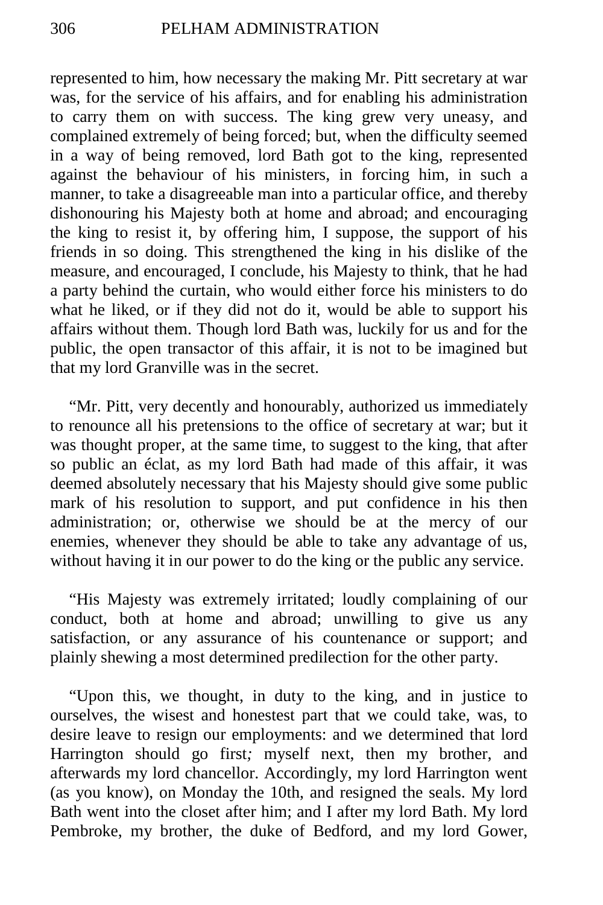represented to him, how necessary the making Mr. Pitt secretary at war was, for the service of his affairs, and for enabling his administration to carry them on with success. The king grew very uneasy, and complained extremely of being forced; but, when the difficulty seemed in a way of being removed, lord Bath got to the king, represented against the behaviour of his ministers, in forcing him, in such a manner, to take a disagreeable man into a particular office, and thereby dishonouring his Majesty both at home and abroad; and encouraging the king to resist it, by offering him, I suppose, the support of his friends in so doing. This strengthened the king in his dislike of the measure, and encouraged, I conclude, his Majesty to think, that he had a party behind the curtain, who would either force his ministers to do what he liked, or if they did not do it, would be able to support his affairs without them. Though lord Bath was, luckily for us and for the public, the open transactor of this affair, it is not to be imagined but that my lord Granville was in the secret.

"Mr. Pitt, very decently and honourably, authorized us immediately to renounce all his pretensions to the office of secretary at war; but it was thought proper, at the same time, to suggest to the king, that after so public an éclat, as my lord Bath had made of this affair, it was deemed absolutely necessary that his Majesty should give some public mark of his resolution to support, and put confidence in his then administration; or, otherwise we should be at the mercy of our enemies, whenever they should be able to take any advantage of us, without having it in our power to do the king or the public any service.

"His Majesty was extremely irritated; loudly complaining of our conduct, both at home and abroad; unwilling to give us any satisfaction, or any assurance of his countenance or support; and plainly shewing a most determined predilection for the other party.

"Upon this, we thought, in duty to the king, and in justice to ourselves, the wisest and honestest part that we could take, was, to desire leave to resign our employments: and we determined that lord Harrington should go first; myself next, then my brother, and afterwards my lord chancellor. Accordingly, my lord Harrington went (as you know), on Monday the 10th, and resigned the seals. My lord Bath went into the closet after him; and I after my lord Bath. My lord Pembroke, my brother, the duke of Bedford, and my lord Gower,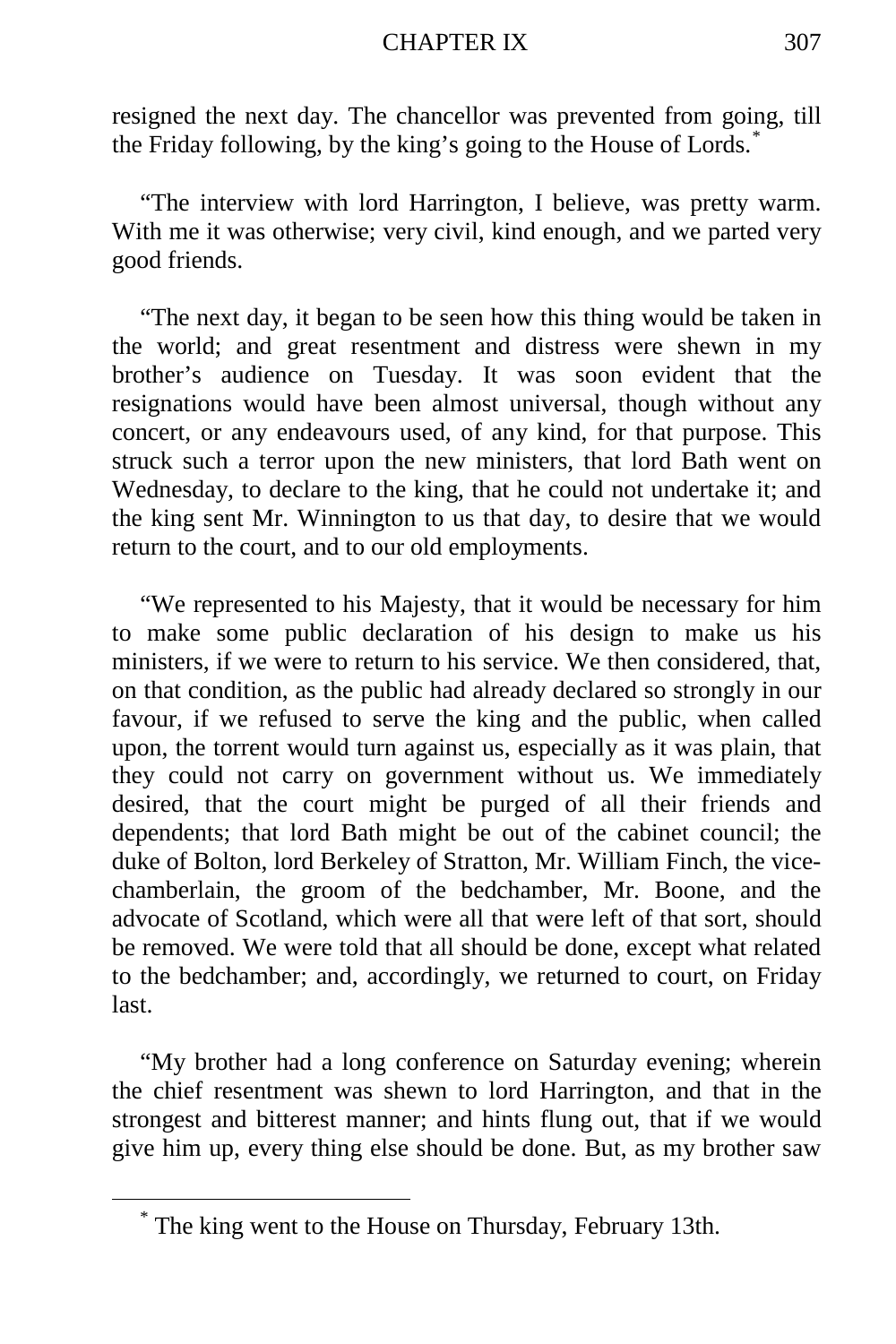resigned the next day. The chancellor was prevented from going, till the Friday following, by the king's going to the House of Lords.*

"The interview with lord Harrington, I believe, was pretty warm. With me it was otherwise; very civil, kind enough, and we parted very good friends.

"The next day, it began to be seen how this thing would be taken in the world; and great resentment and distress were shewn in my brother's audience on Tuesday. It was soon evident that the resignations would have been almost universal, though without any concert, or any endeavours used, of any kind, for that purpose. This struck such a terror upon the new ministers, that lord Bath went on Wednesday, to declare to the king, that he could not undertake it; and the king sent Mr. Winnington to us that day, to desire that we would return to the court, and to our old employments.

"We represented to his Majesty, that it would be necessary for him to make some public declaration of his design to make us his ministers, if we were to return to his service. We then considered, that, on that condition, as the public had already declared so strongly in our favour, if we refused to serve the king and the public, when called upon, the torrent would turn against us, especially as it was plain, that they could not carry on government without us. We immediately desired, that the court might be purged of all their friends and dependents; that lord Bath might be out of the cabinet council; the duke of Bolton, lord Berkeley of Stratton, Mr. William Finch, the vice-chamberlain, the groom of the bedchamber, Mr. Boone, and the advocate of Scotland, which were all that were left of that sort, should be removed. We were told that all should be done, except what related to the bedchamber; and, accordingly, we returned to court, on Friday last.

"My brother had a long conference on Saturday evening; wherein the chief resentment was shewn to lord Harrington, and that in the strongest and bitterest manner; and hints flung out, that if we would give him up, every thing else should be done. But, as my brother saw

* The king went to the House on Thursday, February 13th.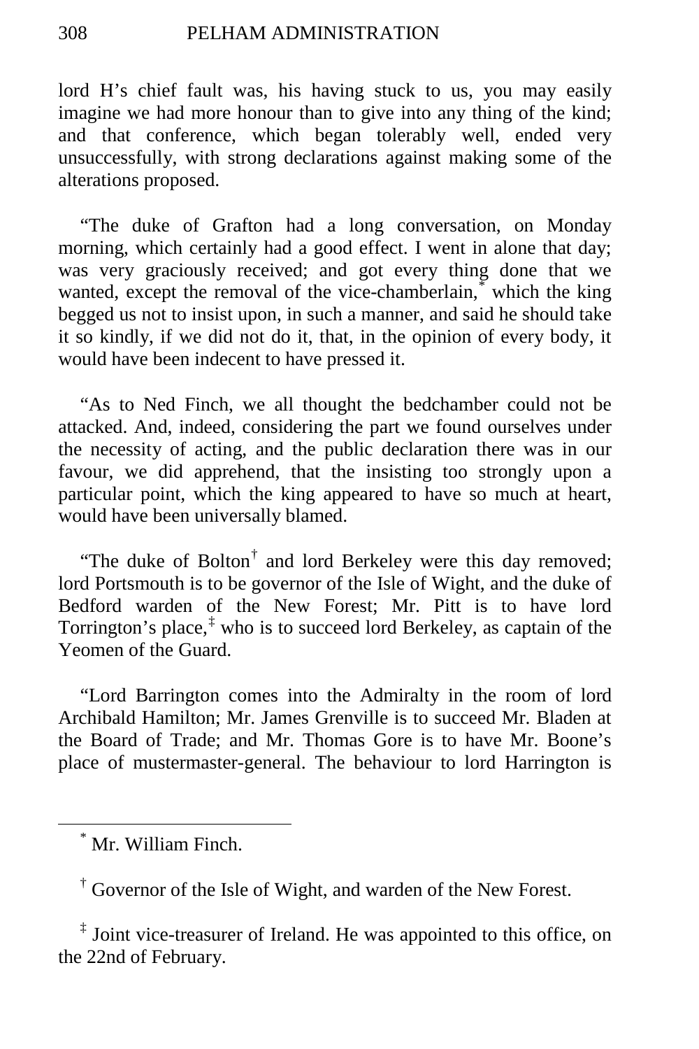lord H's chief fault was, his having stuck to us, you may easily imagine we had more honour than to give into any thing of the kind; and that conference, which began tolerably well, ended very unsuccessfully, with strong declarations against making some of the alterations proposed.

"The duke of Grafton had a long conversation, on Monday morning, which certainly had a good effect. I went in alone that day; was very graciously received; and got every thing done that we wanted, except the removal of the vice-chamberlain,[*] which the king begged us not to insist upon, in such a manner, and said he should take it so kindly, if we did not do it, that, in the opinion of every body, it would have been indecent to have pressed it.

"As to Ned Finch, we all thought the bedchamber could not be attacked. And, indeed, considering the part we found ourselves under the necessity of acting, and the public declaration there was in our favour, we did apprehend, that the insisting too strongly upon a particular point, which the king appeared to have so much at heart, would have been universally blamed.

"The duke of Bolton[†] and lord Berkeley were this day removed; lord Portsmouth is to be governor of the Isle of Wight, and the duke of Bedford warden of the New Forest; Mr. Pitt is to have lord Torrington's place,[‡] who is to succeed lord Berkeley, as captain of the Yeomen of the Guard.

"Lord Barrington comes into the Admiralty in the room of lord Archibald Hamilton; Mr. James Grenville is to succeed Mr. Bladen at the Board of Trade; and Mr. Thomas Gore is to have Mr. Boone's place of mustermaster-general. The behaviour to lord Harrington is

---

[*] Mr. William Finch.

[†] Governor of the Isle of Wight, and warden of the New Forest.

[‡] Joint vice-treasurer of Ireland. He was appointed to this office, on the 22nd of February.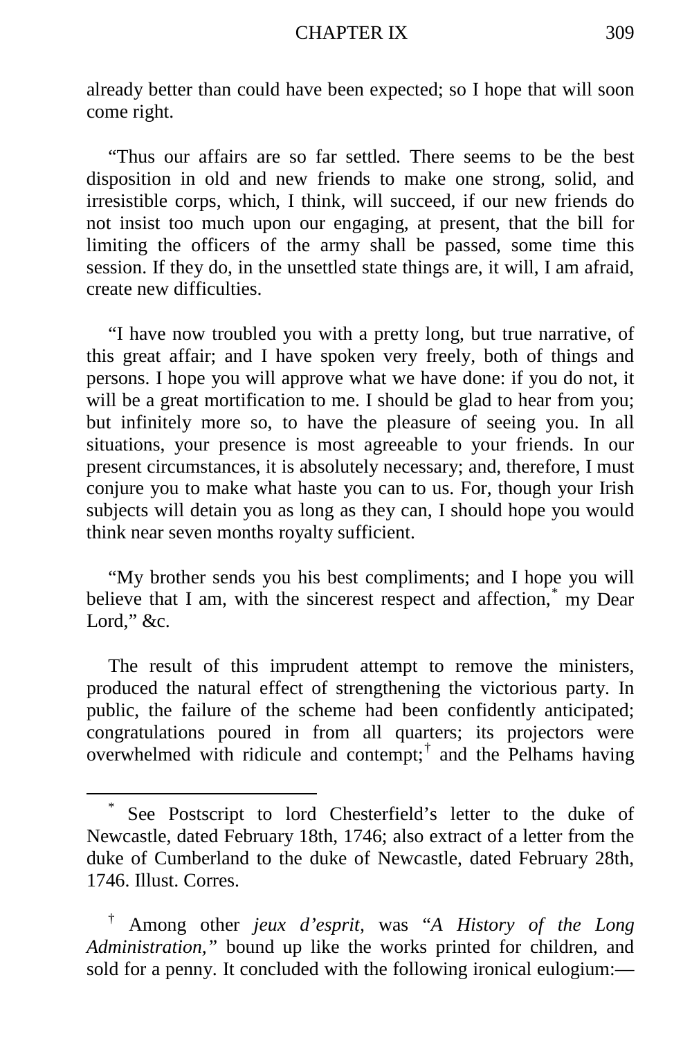already better than could have been expected; so I hope that will soon come right.

"Thus our affairs are so far settled. There seems to be the best disposition in old and new friends to make one strong, solid, and irresistible corps, which, I think, will succeed, if our new friends do not insist too much upon our engaging, at present, that the bill for limiting the officers of the army shall be passed, some time this session. If they do, in the unsettled state things are, it will, I am afraid, create new difficulties.

"I have now troubled you with a pretty long, but true narrative, of this great affair; and I have spoken very freely, both of things and persons. I hope you will approve what we have done: if you do not, it will be a great mortification to me. I should be glad to hear from you; but infinitely more so, to have the pleasure of seeing you. In all situations, your presence is most agreeable to your friends. In our present circumstances, it is absolutely necessary; and, therefore, I must conjure you to make what haste you can to us. For, though your Irish subjects will detain you as long as they can, I should hope you would think near seven months royalty sufficient.

"My brother sends you his best compliments; and I hope you will believe that I am, with the sincerest respect and affection,[*] my Dear Lord," &c.

The result of this imprudent attempt to remove the ministers, produced the natural effect of strengthening the victorious party. In public, the failure of the scheme had been confidently anticipated; congratulations poured in from all quarters; its projectors were overwhelmed with ridicule and contempt;[†] and the Pelhams having

---

[*] See Postscript to lord Chesterfield's letter to the duke of Newcastle, dated February 18th, 1746; also extract of a letter from the duke of Cumberland to the duke of Newcastle, dated February 28th, 1746. Illust. Corres.

[†] Among other *jeux d'esprit,* was "*A History of the Long Administration,*" bound up like the works printed for children, and sold for a penny. It concluded with the following ironical eulogium:—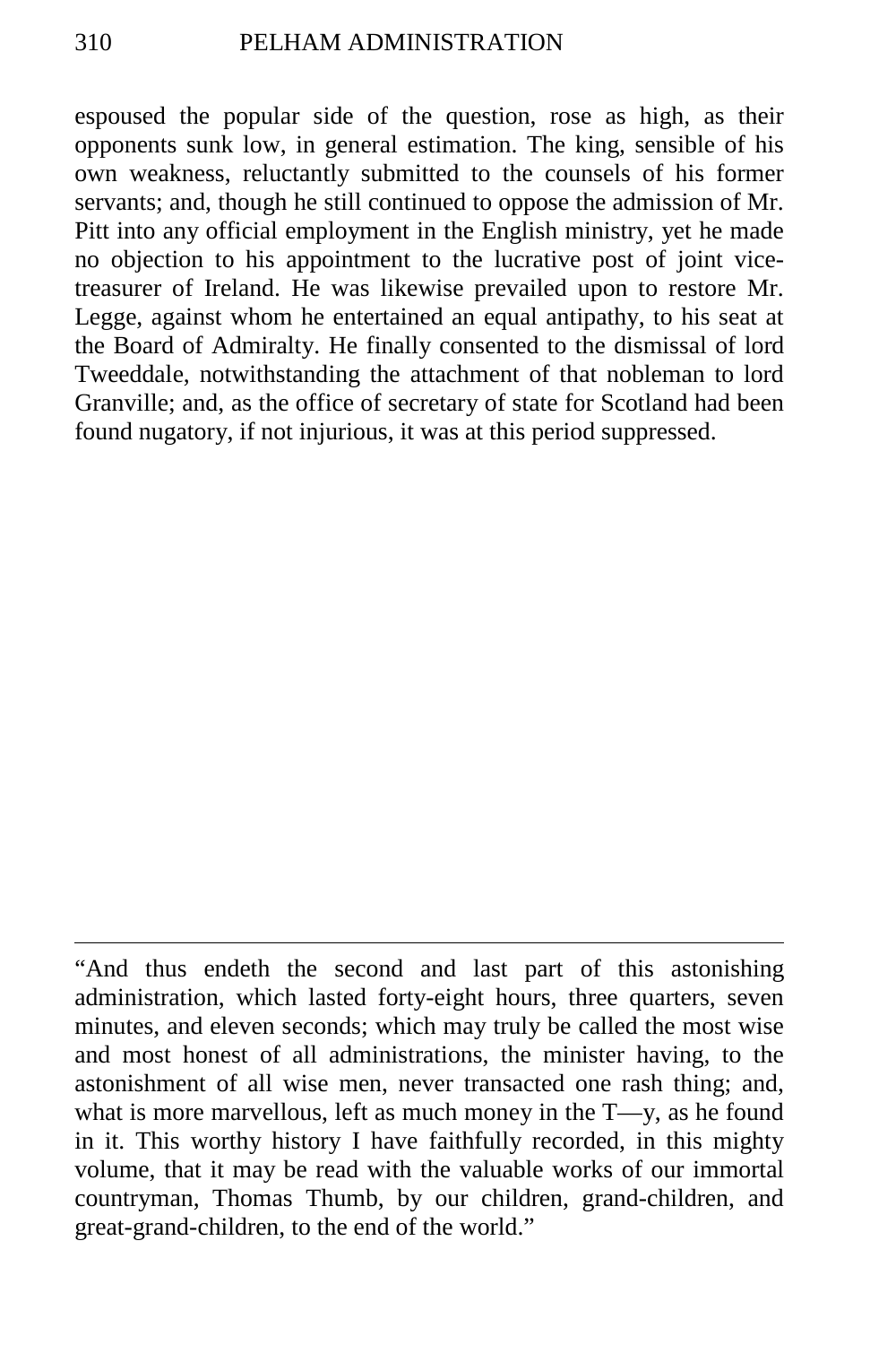espoused the popular side of the question, rose as high, as their opponents sunk low, in general estimation. The king, sensible of his own weakness, reluctantly submitted to the counsels of his former servants; and, though he still continued to oppose the admission of Mr. Pitt into any official employment in the English ministry, yet he made no objection to his appointment to the lucrative post of joint vice-treasurer of Ireland. He was likewise prevailed upon to restore Mr. Legge, against whom he entertained an equal antipathy, to his seat at the Board of Admiralty. He finally consented to the dismissal of lord Tweeddale, notwithstanding the attachment of that nobleman to lord Granville; and, as the office of secretary of state for Scotland had been found nugatory, if not injurious, it was at this period suppressed.

---

"And thus endeth the second and last part of this astonishing administration, which lasted forty-eight hours, three quarters, seven minutes, and eleven seconds; which may truly be called the most wise and most honest of all administrations, the minister having, to the astonishment of all wise men, never transacted one rash thing; and, what is more marvellous, left as much money in the T—y, as he found in it. This worthy history I have faithfully recorded, in this mighty volume, that it may be read with the valuable works of our immortal countryman, Thomas Thumb, by our children, grand-children, and great-grand-children, to the end of the world."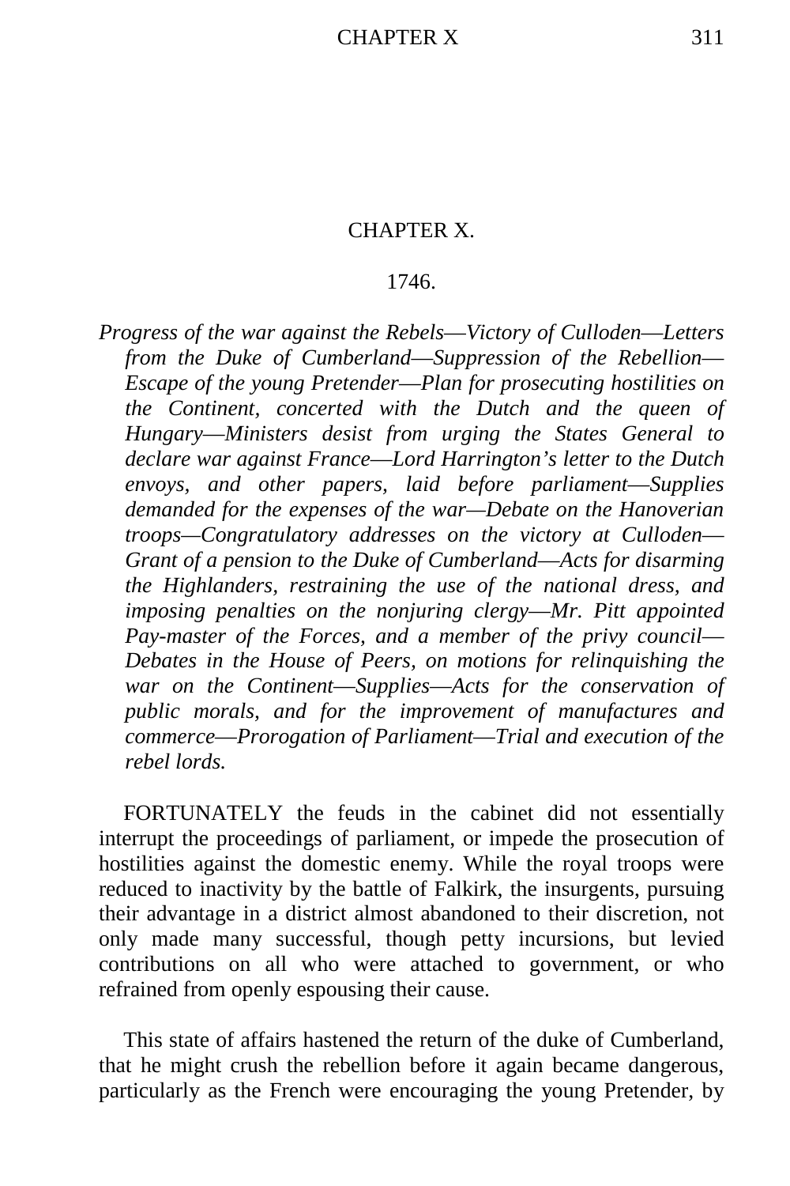# CHAPTER X.

## 1746.

*Progress of the war against the Rebels—Victory of Culloden—Letters from the Duke of Cumberland—Suppression of the Rebellion—Escape of the young Pretender—Plan for prosecuting hostilities on the Continent, concerted with the Dutch and the queen of Hungary—Ministers desist from urging the States General to declare war against France—Lord Harrington's letter to the Dutch envoys, and other papers, laid before parliament—Supplies demanded for the expenses of the war—Debate on the Hanoverian troops—Congratulatory addresses on the victory at Culloden—Grant of a pension to the Duke of Cumberland—Acts for disarming the Highlanders, restraining the use of the national dress, and imposing penalties on the nonjuring clergy—Mr. Pitt appointed Pay-master of the Forces, and a member of the privy council—Debates in the House of Peers, on motions for relinquishing the war on the Continent—Supplies—Acts for the conservation of public morals, and for the improvement of manufactures and commerce—Prorogation of Parliament—Trial and execution of the rebel lords.*

FORTUNATELY the feuds in the cabinet did not essentially interrupt the proceedings of parliament, or impede the prosecution of hostilities against the domestic enemy. While the royal troops were reduced to inactivity by the battle of Falkirk, the insurgents, pursuing their advantage in a district almost abandoned to their discretion, not only made many successful, though petty incursions, but levied contributions on all who were attached to government, or who refrained from openly espousing their cause.

This state of affairs hastened the return of the duke of Cumberland, that he might crush the rebellion before it again became dangerous, particularly as the French were encouraging the young Pretender, by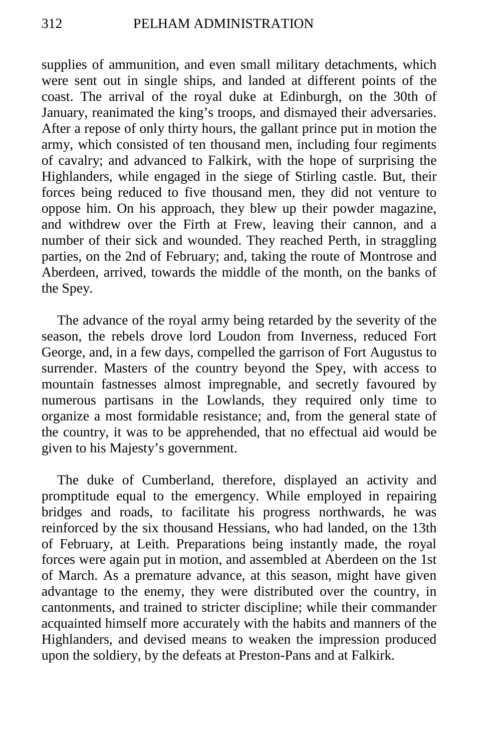supplies of ammunition, and even small military detachments, which were sent out in single ships, and landed at different points of the coast. The arrival of the royal duke at Edinburgh, on the 30th of January, reanimated the king's troops, and dismayed their adversaries. After a repose of only thirty hours, the gallant prince put in motion the army, which consisted of ten thousand men, including four regiments of cavalry; and advanced to Falkirk, with the hope of surprising the Highlanders, while engaged in the siege of Stirling castle. But, their forces being reduced to five thousand men, they did not venture to oppose him. On his approach, they blew up their powder magazine, and withdrew over the Firth at Frew, leaving their cannon, and a number of their sick and wounded. They reached Perth, in straggling parties, on the 2nd of February; and, taking the route of Montrose and Aberdeen, arrived, towards the middle of the month, on the banks of the Spey.

The advance of the royal army being retarded by the severity of the season, the rebels drove lord Loudon from Inverness, reduced Fort George, and, in a few days, compelled the garrison of Fort Augustus to surrender. Masters of the country beyond the Spey, with access to mountain fastnesses almost impregnable, and secretly favoured by numerous partisans in the Lowlands, they required only time to organize a most formidable resistance; and, from the general state of the country, it was to be apprehended, that no effectual aid would be given to his Majesty's government.

The duke of Cumberland, therefore, displayed an activity and promptitude equal to the emergency. While employed in repairing bridges and roads, to facilitate his progress northwards, he was reinforced by the six thousand Hessians, who had landed, on the 13th of February, at Leith. Preparations being instantly made, the royal forces were again put in motion, and assembled at Aberdeen on the 1st of March. As a premature advance, at this season, might have given advantage to the enemy, they were distributed over the country, in cantonments, and trained to stricter discipline; while their commander acquainted himself more accurately with the habits and manners of the Highlanders, and devised means to weaken the impression produced upon the soldiery, by the defeats at Preston-Pans and at Falkirk.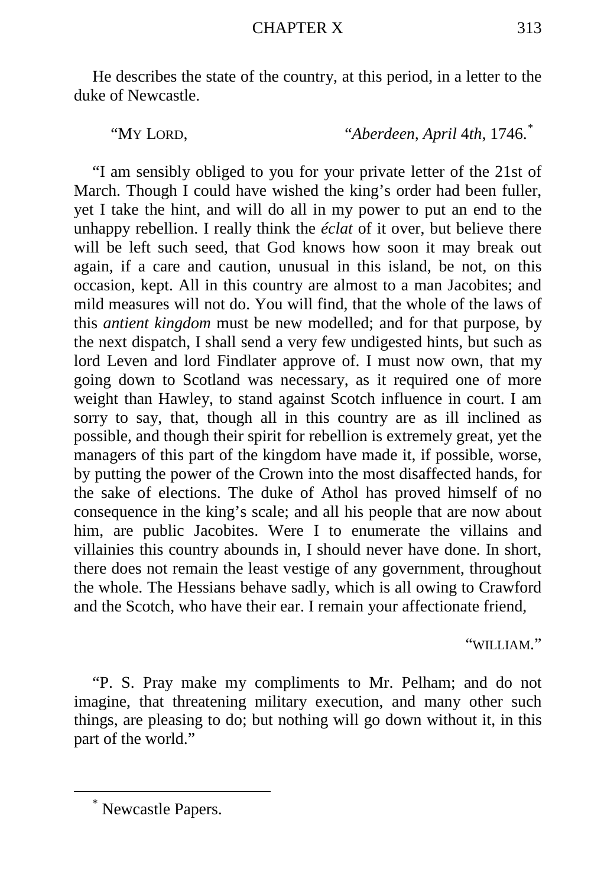He describes the state of the country, at this period, in a letter to the duke of Newcastle.

"MY LORD, "*Aberdeen, April* 4*th*, 1746.[*]

"I am sensibly obliged to you for your private letter of the 21st of March. Though I could have wished the king's order had been fuller, yet I take the hint, and will do all in my power to put an end to the unhappy rebellion. I really think the *éclat* of it over, but believe there will be left such seed, that God knows how soon it may break out again, if a care and caution, unusual in this island, be not, on this occasion, kept. All in this country are almost to a man Jacobites; and mild measures will not do. You will find, that the whole of the laws of this *antient kingdom* must be new modelled; and for that purpose, by the next dispatch, I shall send a very few undigested hints, but such as lord Leven and lord Findlater approve of. I must now own, that my going down to Scotland was necessary, as it required one of more weight than Hawley, to stand against Scotch influence in court. I am sorry to say, that, though all in this country are as ill inclined as possible, and though their spirit for rebellion is extremely great, yet the managers of this part of the kingdom have made it, if possible, worse, by putting the power of the Crown into the most disaffected hands, for the sake of elections. The duke of Athol has proved himself of no consequence in the king's scale; and all his people that are now about him, are public Jacobites. Were I to enumerate the villains and villainies this country abounds in, I should never have done. In short, there does not remain the least vestige of any government, throughout the whole. The Hessians behave sadly, which is all owing to Crawford and the Scotch, who have their ear. I remain your affectionate friend,

"WILLIAM."

"P. S. Pray make my compliments to Mr. Pelham; and do not imagine, that threatening military execution, and many other such things, are pleasing to do; but nothing will go down without it, in this part of the world."

---

[*] Newcastle Papers.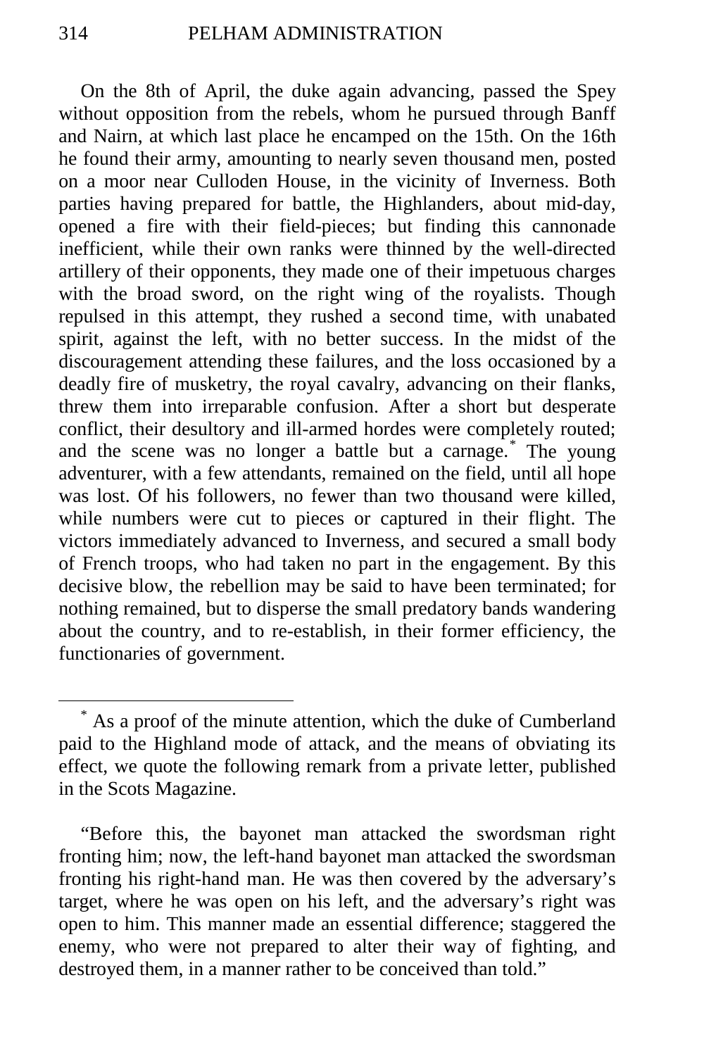On the 8th of April, the duke again advancing, passed the Spey without opposition from the rebels, whom he pursued through Banff and Nairn, at which last place he encamped on the 15th. On the 16th he found their army, amounting to nearly seven thousand men, posted on a moor near Culloden House, in the vicinity of Inverness. Both parties having prepared for battle, the Highlanders, about mid-day, opened a fire with their field-pieces; but finding this cannonade inefficient, while their own ranks were thinned by the well-directed artillery of their opponents, they made one of their impetuous charges with the broad sword, on the right wing of the royalists. Though repulsed in this attempt, they rushed a second time, with unabated spirit, against the left, with no better success. In the midst of the discouragement attending these failures, and the loss occasioned by a deadly fire of musketry, the royal cavalry, advancing on their flanks, threw them into irreparable confusion. After a short but desperate conflict, their desultory and ill-armed hordes were completely routed; and the scene was no longer a battle but a carnage.[*] The young adventurer, with a few attendants, remained on the field, until all hope was lost. Of his followers, no fewer than two thousand were killed, while numbers were cut to pieces or captured in their flight. The victors immediately advanced to Inverness, and secured a small body of French troops, who had taken no part in the engagement. By this decisive blow, the rebellion may be said to have been terminated; for nothing remained, but to disperse the small predatory bands wandering about the country, and to re-establish, in their former efficiency, the functionaries of government.

---

[*] As a proof of the minute attention, which the duke of Cumberland paid to the Highland mode of attack, and the means of obviating its effect, we quote the following remark from a private letter, published in the Scots Magazine.

"Before this, the bayonet man attacked the swordsman right fronting him; now, the left-hand bayonet man attacked the swordsman fronting his right-hand man. He was then covered by the adversary's target, where he was open on his left, and the adversary's right was open to him. This manner made an essential difference; staggered the enemy, who were not prepared to alter their way of fighting, and destroyed them, in a manner rather to be conceived than told."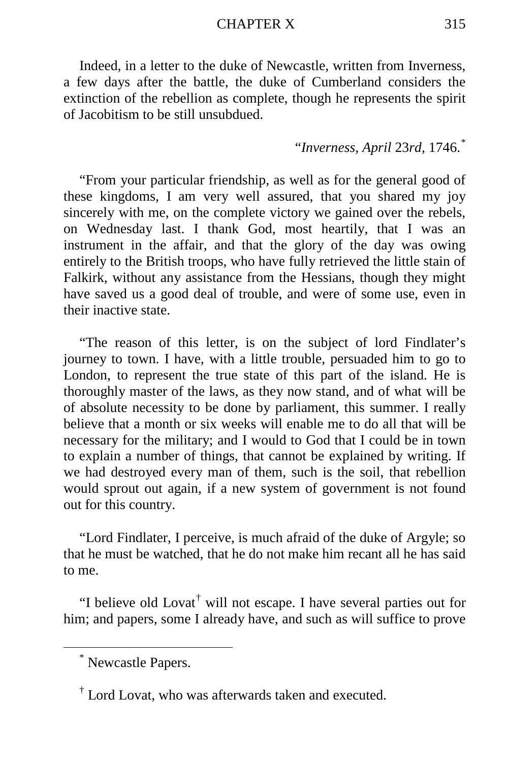Indeed, in a letter to the duke of Newcastle, written from Inverness, a few days after the battle, the duke of Cumberland considers the extinction of the rebellion as complete, though he represents the spirit of Jacobitism to be still unsubdued.

"*Inverness, April* 23*rd*, 1746.[*]

"From your particular friendship, as well as for the general good of these kingdoms, I am very well assured, that you shared my joy sincerely with me, on the complete victory we gained over the rebels, on Wednesday last. I thank God, most heartily, that I was an instrument in the affair, and that the glory of the day was owing entirely to the British troops, who have fully retrieved the little stain of Falkirk, without any assistance from the Hessians, though they might have saved us a good deal of trouble, and were of some use, even in their inactive state.

"The reason of this letter, is on the subject of lord Findlater's journey to town. I have, with a little trouble, persuaded him to go to London, to represent the true state of this part of the island. He is thoroughly master of the laws, as they now stand, and of what will be of absolute necessity to be done by parliament, this summer. I really believe that a month or six weeks will enable me to do all that will be necessary for the military; and I would to God that I could be in town to explain a number of things, that cannot be explained by writing. If we had destroyed every man of them, such is the soil, that rebellion would sprout out again, if a new system of government is not found out for this country.

"Lord Findlater, I perceive, is much afraid of the duke of Argyle; so that he must be watched, that he do not make him recant all he has said to me.

"I believe old Lovat[†] will not escape. I have several parties out for him; and papers, some I already have, and such as will suffice to prove

---

[*] Newcastle Papers.

[†] Lord Lovat, who was afterwards taken and executed.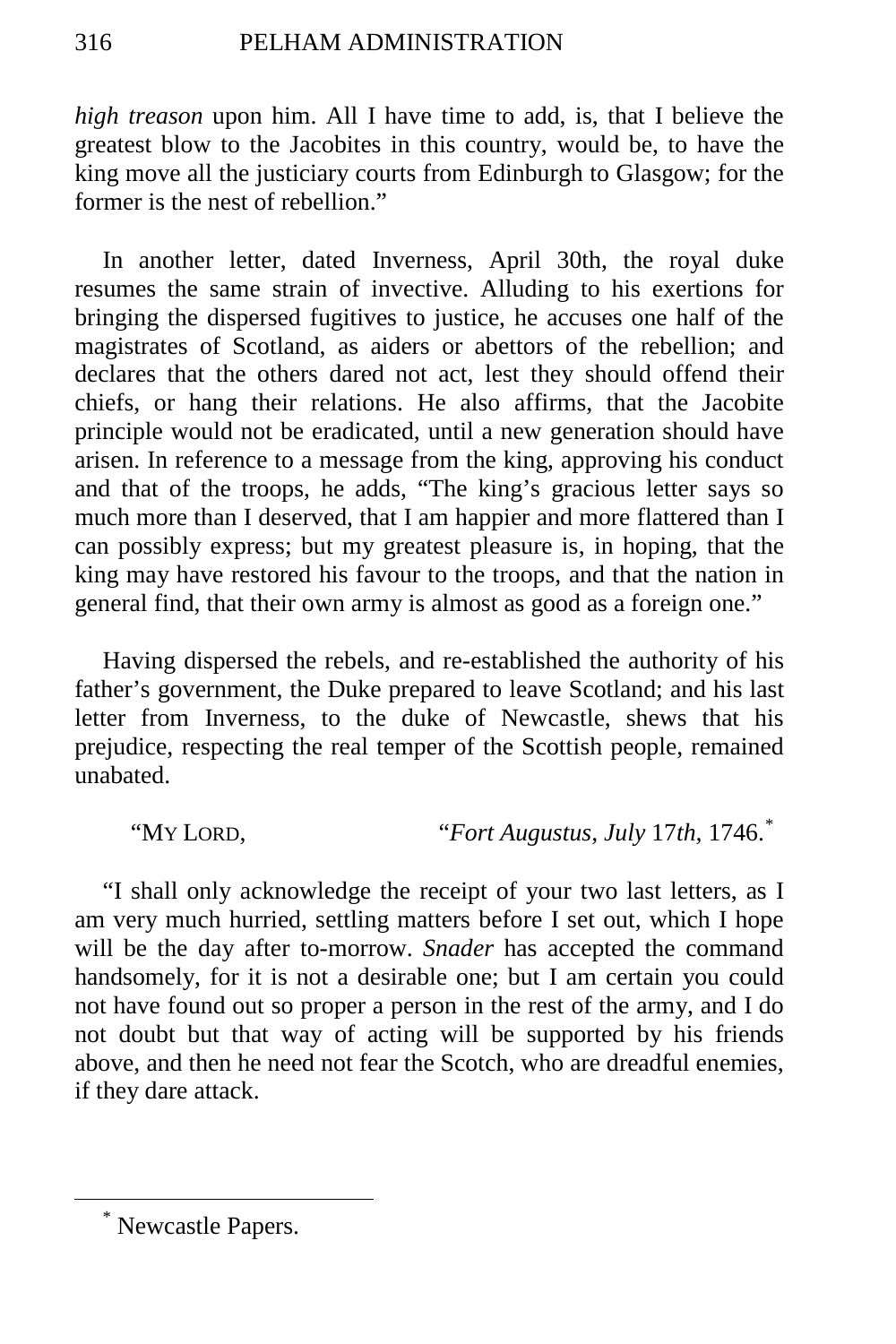*high treason* upon him. All I have time to add, is, that I believe the greatest blow to the Jacobites in this country, would be, to have the king move all the justiciary courts from Edinburgh to Glasgow; for the former is the nest of rebellion."

In another letter, dated Inverness, April 30th, the royal duke resumes the same strain of invective. Alluding to his exertions for bringing the dispersed fugitives to justice, he accuses one half of the magistrates of Scotland, as aiders or abettors of the rebellion; and declares that the others dared not act, lest they should offend their chiefs, or hang their relations. He also affirms, that the Jacobite principle would not be eradicated, until a new generation should have arisen. In reference to a message from the king, approving his conduct and that of the troops, he adds, "The king's gracious letter says so much more than I deserved, that I am happier and more flattered than I can possibly express; but my greatest pleasure is, in hoping, that the king may have restored his favour to the troops, and that the nation in general find, that their own army is almost as good as a foreign one."

Having dispersed the rebels, and re-established the authority of his father's government, the Duke prepared to leave Scotland; and his last letter from Inverness, to the duke of Newcastle, shews that his prejudice, respecting the real temper of the Scottish people, remained unabated.

"MY LORD, "*Fort Augustus, July* 17*th,* 1746.[*]

"I shall only acknowledge the receipt of your two last letters, as I am very much hurried, settling matters before I set out, which I hope will be the day after to-morrow. *Snader* has accepted the command handsomely, for it is not a desirable one; but I am certain you could not have found out so proper a person in the rest of the army, and I do not doubt but that way of acting will be supported by his friends above, and then he need not fear the Scotch, who are dreadful enemies, if they dare attack.

[*] Newcastle Papers.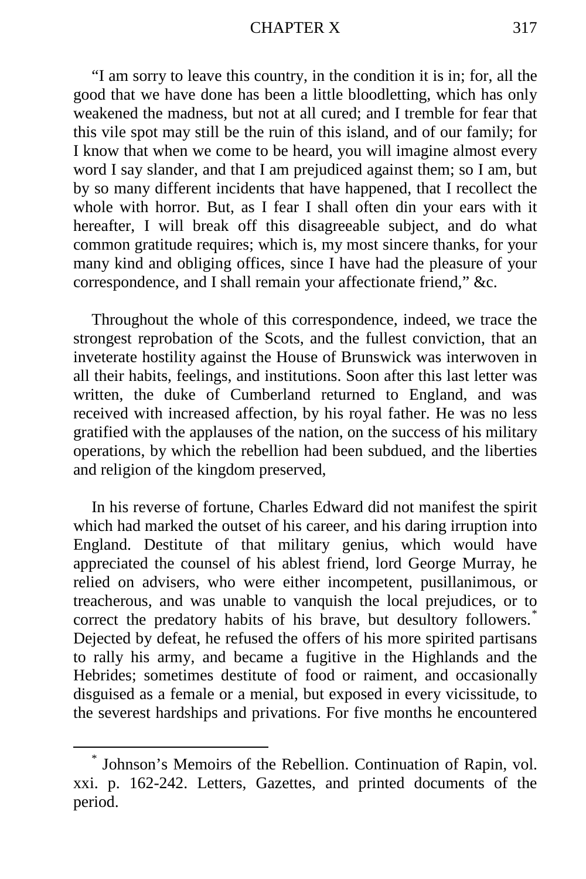"I am sorry to leave this country, in the condition it is in; for, all the good that we have done has been a little bloodletting, which has only weakened the madness, but not at all cured; and I tremble for fear that this vile spot may still be the ruin of this island, and of our family; for I know that when we come to be heard, you will imagine almost every word I say slander, and that I am prejudiced against them; so I am, but by so many different incidents that have happened, that I recollect the whole with horror. But, as I fear I shall often din your ears with it hereafter, I will break off this disagreeable subject, and do what common gratitude requires; which is, my most sincere thanks, for your many kind and obliging offices, since I have had the pleasure of your correspondence, and I shall remain your affectionate friend," &c.

Throughout the whole of this correspondence, indeed, we trace the strongest reprobation of the Scots, and the fullest conviction, that an inveterate hostility against the House of Brunswick was interwoven in all their habits, feelings, and institutions. Soon after this last letter was written, the duke of Cumberland returned to England, and was received with increased affection, by his royal father. He was no less gratified with the applauses of the nation, on the success of his military operations, by which the rebellion had been subdued, and the liberties and religion of the kingdom preserved,

In his reverse of fortune, Charles Edward did not manifest the spirit which had marked the outset of his career, and his daring irruption into England. Destitute of that military genius, which would have appreciated the counsel of his ablest friend, lord George Murray, he relied on advisers, who were either incompetent, pusillanimous, or treacherous, and was unable to vanquish the local prejudices, or to correct the predatory habits of his brave, but desultory followers.[*] Dejected by defeat, he refused the offers of his more spirited partisans to rally his army, and became a fugitive in the Highlands and the Hebrides; sometimes destitute of food or raiment, and occasionally disguised as a female or a menial, but exposed in every vicissitude, to the severest hardships and privations. For five months he encountered

[*] Johnson's Memoirs of the Rebellion. Continuation of Rapin, vol. xxi. p. 162-242. Letters, Gazettes, and printed documents of the period.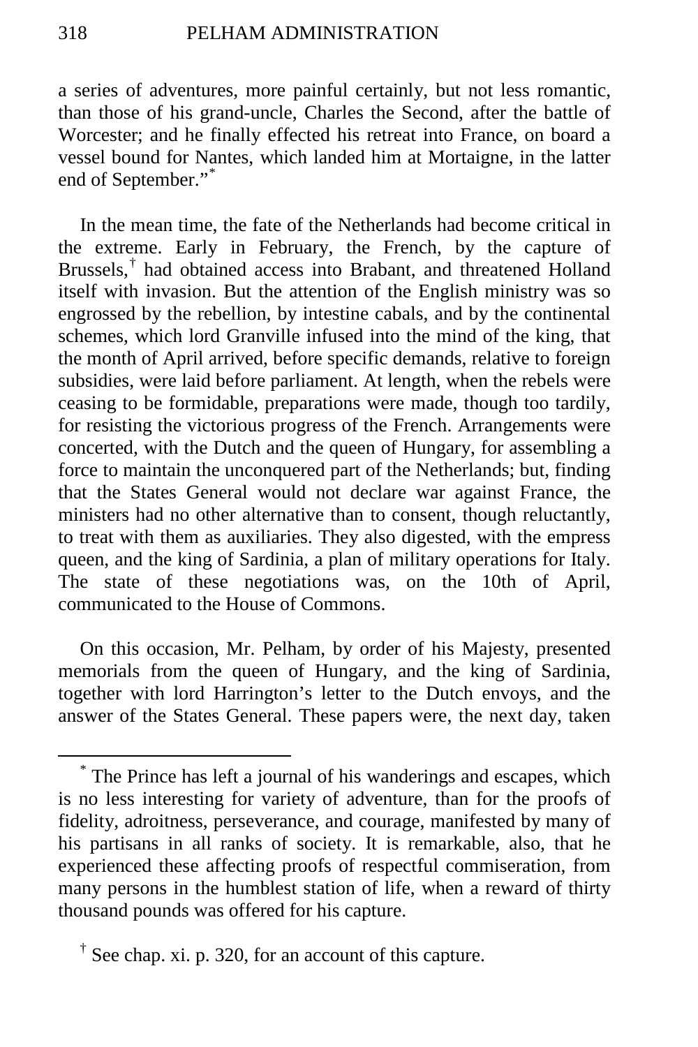a series of adventures, more painful certainly, but not less romantic, than those of his grand-uncle, Charles the Second, after the battle of Worcester; and he finally effected his retreat into France, on board a vessel bound for Nantes, which landed him at Mortaigne, in the latter end of September."[*]

In the mean time, the fate of the Netherlands had become critical in the extreme. Early in February, the French, by the capture of Brussels,[†] had obtained access into Brabant, and threatened Holland itself with invasion. But the attention of the English ministry was so engrossed by the rebellion, by intestine cabals, and by the continental schemes, which lord Granville infused into the mind of the king, that the month of April arrived, before specific demands, relative to foreign subsidies, were laid before parliament. At length, when the rebels were ceasing to be formidable, preparations were made, though too tardily, for resisting the victorious progress of the French. Arrangements were concerted, with the Dutch and the queen of Hungary, for assembling a force to maintain the unconquered part of the Netherlands; but, finding that the States General would not declare war against France, the ministers had no other alternative than to consent, though reluctantly, to treat with them as auxiliaries. They also digested, with the empress queen, and the king of Sardinia, a plan of military operations for Italy. The state of these negotiations was, on the 10th of April, communicated to the House of Commons.

On this occasion, Mr. Pelham, by order of his Majesty, presented memorials from the queen of Hungary, and the king of Sardinia, together with lord Harrington's letter to the Dutch envoys, and the answer of the States General. These papers were, the next day, taken

---

[*] The Prince has left a journal of his wanderings and escapes, which is no less interesting for variety of adventure, than for the proofs of fidelity, adroitness, perseverance, and courage, manifested by many of his partisans in all ranks of society. It is remarkable, also, that he experienced these affecting proofs of respectful commiseration, from many persons in the humblest station of life, when a reward of thirty thousand pounds was offered for his capture.

[†] See chap. xi. p. 320, for an account of this capture.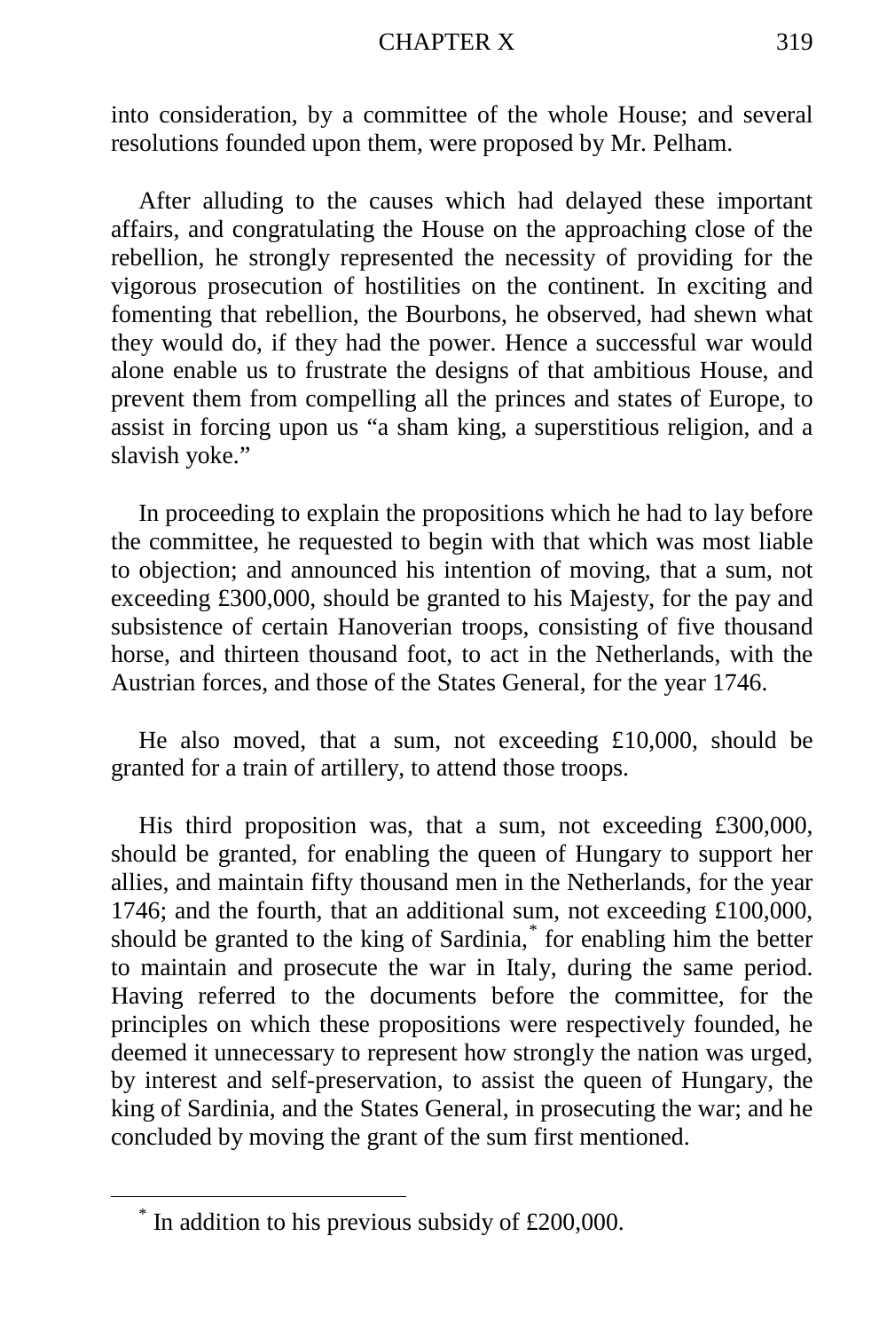into consideration, by a committee of the whole House; and several resolutions founded upon them, were proposed by Mr. Pelham.

After alluding to the causes which had delayed these important affairs, and congratulating the House on the approaching close of the rebellion, he strongly represented the necessity of providing for the vigorous prosecution of hostilities on the continent. In exciting and fomenting that rebellion, the Bourbons, he observed, had shewn what they would do, if they had the power. Hence a successful war would alone enable us to frustrate the designs of that ambitious House, and prevent them from compelling all the princes and states of Europe, to assist in forcing upon us "a sham king, a superstitious religion, and a slavish yoke."

In proceeding to explain the propositions which he had to lay before the committee, he requested to begin with that which was most liable to objection; and announced his intention of moving, that a sum, not exceeding £300,000, should be granted to his Majesty, for the pay and subsistence of certain Hanoverian troops, consisting of five thousand horse, and thirteen thousand foot, to act in the Netherlands, with the Austrian forces, and those of the States General, for the year 1746.

He also moved, that a sum, not exceeding £10,000, should be granted for a train of artillery, to attend those troops.

His third proposition was, that a sum, not exceeding £300,000, should be granted, for enabling the queen of Hungary to support her allies, and maintain fifty thousand men in the Netherlands, for the year 1746; and the fourth, that an additional sum, not exceeding £100,000, should be granted to the king of Sardinia,[*] for enabling him the better to maintain and prosecute the war in Italy, during the same period. Having referred to the documents before the committee, for the principles on which these propositions were respectively founded, he deemed it unnecessary to represent how strongly the nation was urged, by interest and self-preservation, to assist the queen of Hungary, the king of Sardinia, and the States General, in prosecuting the war; and he concluded by moving the grant of the sum first mentioned.

---

[*] In addition to his previous subsidy of £200,000.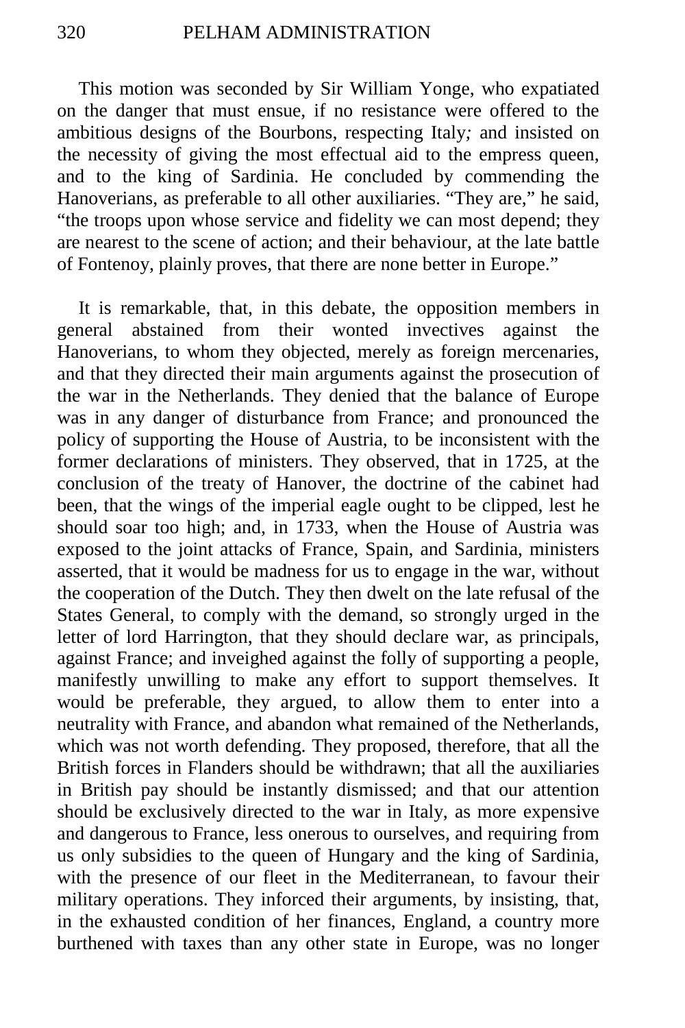This motion was seconded by Sir William Yonge, who expatiated on the danger that must ensue, if no resistance were offered to the ambitious designs of the Bourbons, respecting Italy*;* and insisted on the necessity of giving the most effectual aid to the empress queen, and to the king of Sardinia. He concluded by commending the Hanoverians, as preferable to all other auxiliaries. “They are,” he said, “the troops upon whose service and fidelity we can most depend; they are nearest to the scene of action; and their behaviour, at the late battle of Fontenoy, plainly proves, that there are none better in Europe.”

It is remarkable, that, in this debate, the opposition members in general abstained from their wonted invectives against the Hanoverians, to whom they objected, merely as foreign mercenaries, and that they directed their main arguments against the prosecution of the war in the Netherlands. They denied that the balance of Europe was in any danger of disturbance from France; and pronounced the policy of supporting the House of Austria, to be inconsistent with the former declarations of ministers. They observed, that in 1725, at the conclusion of the treaty of Hanover, the doctrine of the cabinet had been, that the wings of the imperial eagle ought to be clipped, lest he should soar too high; and, in 1733, when the House of Austria was exposed to the joint attacks of France, Spain, and Sardinia, ministers asserted, that it would be madness for us to engage in the war, without the cooperation of the Dutch. They then dwelt on the late refusal of the States General, to comply with the demand, so strongly urged in the letter of lord Harrington, that they should declare war, as principals, against France; and inveighed against the folly of supporting a people, manifestly unwilling to make any effort to support themselves. It would be preferable, they argued, to allow them to enter into a neutrality with France, and abandon what remained of the Netherlands, which was not worth defending. They proposed, therefore, that all the British forces in Flanders should be withdrawn; that all the auxiliaries in British pay should be instantly dismissed; and that our attention should be exclusively directed to the war in Italy, as more expensive and dangerous to France, less onerous to ourselves, and requiring from us only subsidies to the queen of Hungary and the king of Sardinia, with the presence of our fleet in the Mediterranean, to favour their military operations. They inforced their arguments, by insisting, that, in the exhausted condition of her finances, England, a country more burthened with taxes than any other state in Europe, was no longer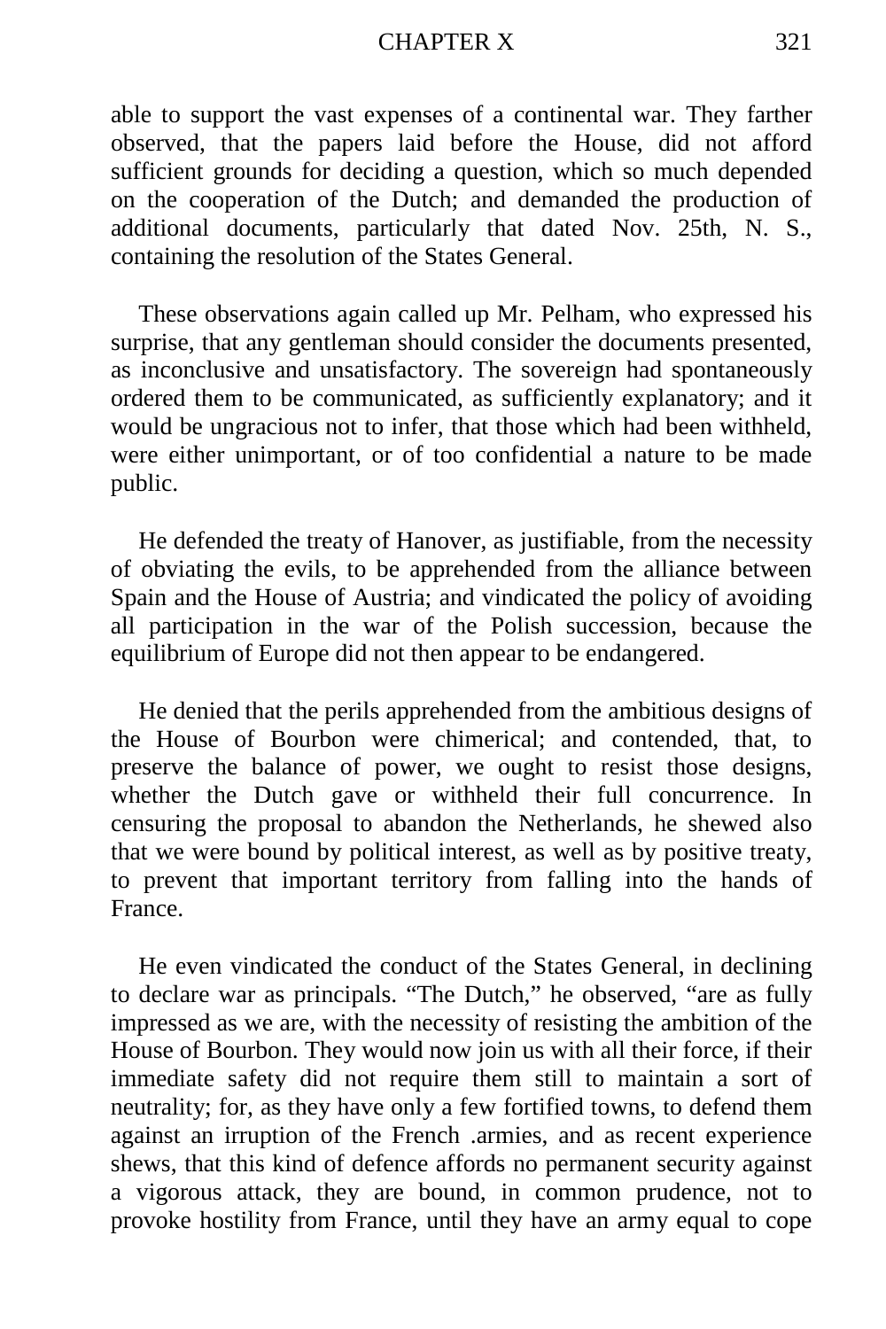able to support the vast expenses of a continental war. They farther observed, that the papers laid before the House, did not afford sufficient grounds for deciding a question, which so much depended on the cooperation of the Dutch; and demanded the production of additional documents, particularly that dated Nov. 25th, N. S., containing the resolution of the States General.

These observations again called up Mr. Pelham, who expressed his surprise, that any gentleman should consider the documents presented, as inconclusive and unsatisfactory. The sovereign had spontaneously ordered them to be communicated, as sufficiently explanatory; and it would be ungracious not to infer, that those which had been withheld, were either unimportant, or of too confidential a nature to be made public.

He defended the treaty of Hanover, as justifiable, from the necessity of obviating the evils, to be apprehended from the alliance between Spain and the House of Austria; and vindicated the policy of avoiding all participation in the war of the Polish succession, because the equilibrium of Europe did not then appear to be endangered.

He denied that the perils apprehended from the ambitious designs of the House of Bourbon were chimerical; and contended, that, to preserve the balance of power, we ought to resist those designs, whether the Dutch gave or withheld their full concurrence. In censuring the proposal to abandon the Netherlands, he shewed also that we were bound by political interest, as well as by positive treaty, to prevent that important territory from falling into the hands of France.

He even vindicated the conduct of the States General, in declining to declare war as principals. “The Dutch,” he observed, “are as fully impressed as we are, with the necessity of resisting the ambition of the House of Bourbon. They would now join us with all their force, if their immediate safety did not require them still to maintain a sort of neutrality; for, as they have only a few fortified towns, to defend them against an irruption of the French .armies, and as recent experience shews, that this kind of defence affords no permanent security against a vigorous attack, they are bound, in common prudence, not to provoke hostility from France, until they have an army equal to cope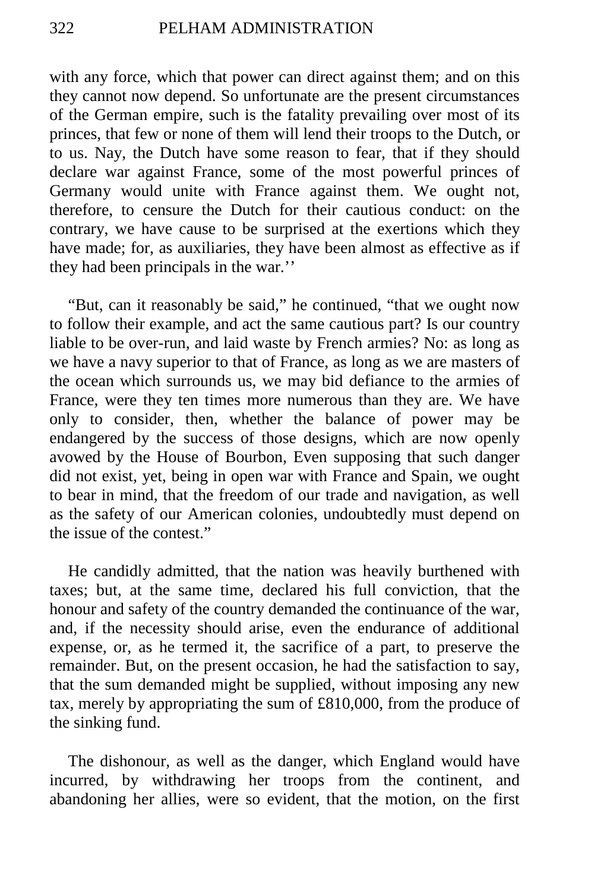with any force, which that power can direct against them; and on this they cannot now depend. So unfortunate are the present circumstances of the German empire, such is the fatality prevailing over most of its princes, that few or none of them will lend their troops to the Dutch, or to us. Nay, the Dutch have some reason to fear, that if they should declare war against France, some of the most powerful princes of Germany would unite with France against them. We ought not, therefore, to censure the Dutch for their cautious conduct: on the contrary, we have cause to be surprised at the exertions which they have made; for, as auxiliaries, they have been almost as effective as if they had been principals in the war.''

"But, can it reasonably be said," he continued, "that we ought now to follow their example, and act the same cautious part? Is our country liable to be over-run, and laid waste by French armies? No: as long as we have a navy superior to that of France, as long as we are masters of the ocean which surrounds us, we may bid defiance to the armies of France, were they ten times more numerous than they are. We have only to consider, then, whether the balance of power may be endangered by the success of those designs, which are now openly avowed by the House of Bourbon, Even supposing that such danger did not exist, yet, being in open war with France and Spain, we ought to bear in mind, that the freedom of our trade and navigation, as well as the safety of our American colonies, undoubtedly must depend on the issue of the contest."

He candidly admitted, that the nation was heavily burthened with taxes; but, at the same time, declared his full conviction, that the honour and safety of the country demanded the continuance of the war, and, if the necessity should arise, even the endurance of additional expense, or, as he termed it, the sacrifice of a part, to preserve the remainder. But, on the present occasion, he had the satisfaction to say, that the sum demanded might be supplied, without imposing any new tax, merely by appropriating the sum of £810,000, from the produce of the sinking fund.

The dishonour, as well as the danger, which England would have incurred, by withdrawing her troops from the continent, and abandoning her allies, were so evident, that the motion, on the first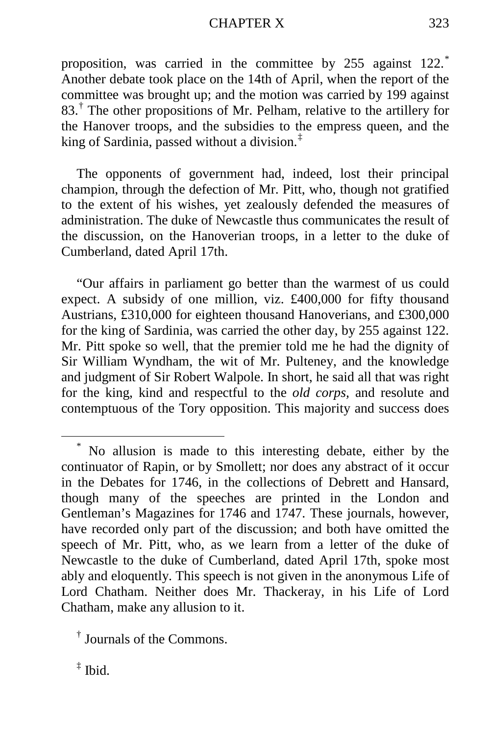proposition, was carried in the committee by 255 against 122.[*] Another debate took place on the 14th of April, when the report of the committee was brought up; and the motion was carried by 199 against 83.[†] The other propositions of Mr. Pelham, relative to the artillery for the Hanover troops, and the subsidies to the empress queen, and the king of Sardinia, passed without a division.[‡]

The opponents of government had, indeed, lost their principal champion, through the defection of Mr. Pitt, who, though not gratified to the extent of his wishes, yet zealously defended the measures of administration. The duke of Newcastle thus communicates the result of the discussion, on the Hanoverian troops, in a letter to the duke of Cumberland, dated April 17th.

"Our affairs in parliament go better than the warmest of us could expect. A subsidy of one million, viz. £400,000 for fifty thousand Austrians, £310,000 for eighteen thousand Hanoverians, and £300,000 for the king of Sardinia, was carried the other day, by 255 against 122. Mr. Pitt spoke so well, that the premier told me he had the dignity of Sir William Wyndham, the wit of Mr. Pulteney, and the knowledge and judgment of Sir Robert Walpole. In short, he said all that was right for the king, kind and respectful to the *old corps*, and resolute and contemptuous of the Tory opposition. This majority and success does

---

[*] No allusion is made to this interesting debate, either by the continuator of Rapin, or by Smollett; nor does any abstract of it occur in the Debates for 1746, in the collections of Debrett and Hansard, though many of the speeches are printed in the London and Gentleman's Magazines for 1746 and 1747. These journals, however, have recorded only part of the discussion; and both have omitted the speech of Mr. Pitt, who, as we learn from a letter of the duke of Newcastle to the duke of Cumberland, dated April 17th, spoke most ably and eloquently. This speech is not given in the anonymous Life of Lord Chatham. Neither does Mr. Thackeray, in his Life of Lord Chatham, make any allusion to it.

[†] Journals of the Commons.

[‡] Ibid.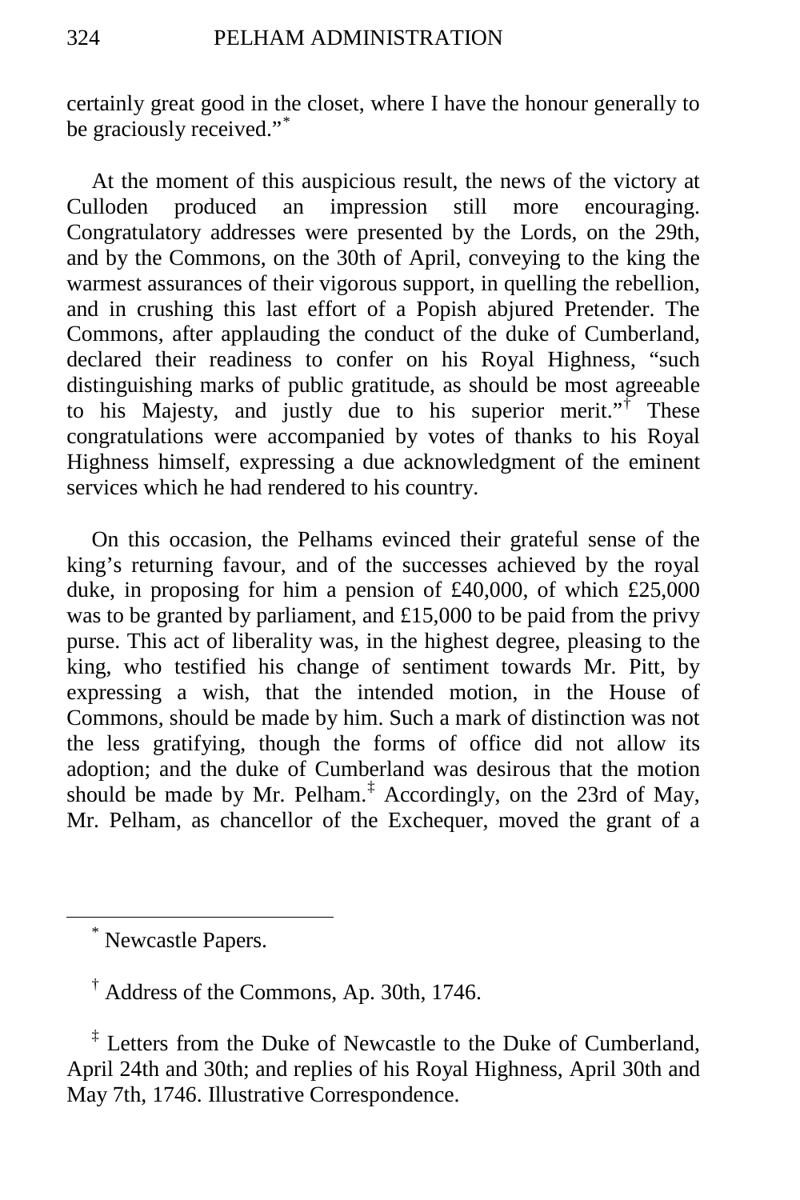certainly great good in the closet, where I have the honour generally to be graciously received."[*]

At the moment of this auspicious result, the news of the victory at Culloden produced an impression still more encouraging. Congratulatory addresses were presented by the Lords, on the 29th, and by the Commons, on the 30th of April, conveying to the king the warmest assurances of their vigorous support, in quelling the rebellion, and in crushing this last effort of a Popish abjured Pretender. The Commons, after applauding the conduct of the duke of Cumberland, declared their readiness to confer on his Royal Highness, "such distinguishing marks of public gratitude, as should be most agreeable to his Majesty, and justly due to his superior merit."[†] These congratulations were accompanied by votes of thanks to his Royal Highness himself, expressing a due acknowledgment of the eminent services which he had rendered to his country.

On this occasion, the Pelhams evinced their grateful sense of the king's returning favour, and of the successes achieved by the royal duke, in proposing for him a pension of £40,000, of which £25,000 was to be granted by parliament, and £15,000 to be paid from the privy purse. This act of liberality was, in the highest degree, pleasing to the king, who testified his change of sentiment towards Mr. Pitt, by expressing a wish, that the intended motion, in the House of Commons, should be made by him. Such a mark of distinction was not the less gratifying, though the forms of office did not allow its adoption; and the duke of Cumberland was desirous that the motion should be made by Mr. Pelham.[‡] Accordingly, on the 23rd of May, Mr. Pelham, as chancellor of the Exchequer, moved the grant of a

---

[*] Newcastle Papers.

[†] Address of the Commons, Ap. 30th, 1746.

[‡] Letters from the Duke of Newcastle to the Duke of Cumberland, April 24th and 30th; and replies of his Royal Highness, April 30th and May 7th, 1746. Illustrative Correspondence.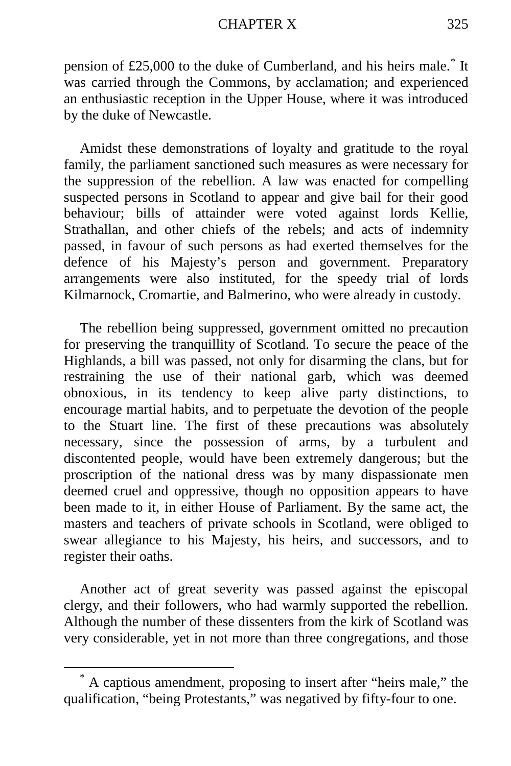pension of £25,000 to the duke of Cumberland, and his heirs male.[*] It was carried through the Commons, by acclamation; and experienced an enthusiastic reception in the Upper House, where it was introduced by the duke of Newcastle.

Amidst these demonstrations of loyalty and gratitude to the royal family, the parliament sanctioned such measures as were necessary for the suppression of the rebellion. A law was enacted for compelling suspected persons in Scotland to appear and give bail for their good behaviour; bills of attainder were voted against lords Kellie, Strathallan, and other chiefs of the rebels; and acts of indemnity passed, in favour of such persons as had exerted themselves for the defence of his Majesty's person and government. Preparatory arrangements were also instituted, for the speedy trial of lords Kilmarnock, Cromartie, and Balmerino, who were already in custody.

The rebellion being suppressed, government omitted no precaution for preserving the tranquillity of Scotland. To secure the peace of the Highlands, a bill was passed, not only for disarming the clans, but for restraining the use of their national garb, which was deemed obnoxious, in its tendency to keep alive party distinctions, to encourage martial habits, and to perpetuate the devotion of the people to the Stuart line. The first of these precautions was absolutely necessary, since the possession of arms, by a turbulent and discontented people, would have been extremely dangerous; but the proscription of the national dress was by many dispassionate men deemed cruel and oppressive, though no opposition appears to have been made to it, in either House of Parliament. By the same act, the masters and teachers of private schools in Scotland, were obliged to swear allegiance to his Majesty, his heirs, and successors, and to register their oaths.

Another act of great severity was passed against the episcopal clergy, and their followers, who had warmly supported the rebellion. Although the number of these dissenters from the kirk of Scotland was very considerable, yet in not more than three congregations, and those

---

[*] A captious amendment, proposing to insert after "heirs male," the qualification, "being Protestants," was negatived by fifty-four to one.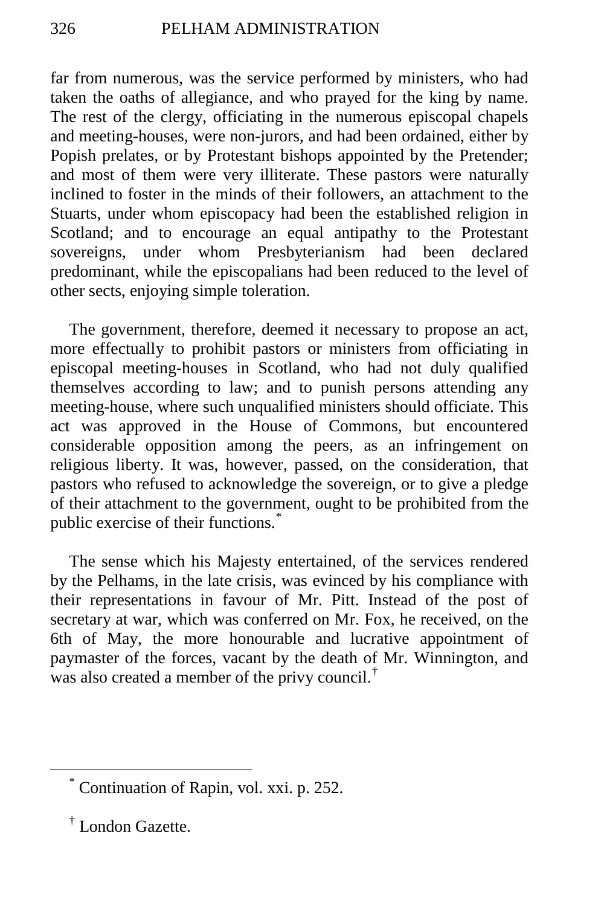far from numerous, was the service performed by ministers, who had taken the oaths of allegiance, and who prayed for the king by name. The rest of the clergy, officiating in the numerous episcopal chapels and meeting-houses, were non-jurors, and had been ordained, either by Popish prelates, or by Protestant bishops appointed by the Pretender; and most of them were very illiterate. These pastors were naturally inclined to foster in the minds of their followers, an attachment to the Stuarts, under whom episcopacy had been the established religion in Scotland; and to encourage an equal antipathy to the Protestant sovereigns, under whom Presbyterianism had been declared predominant, while the episcopalians had been reduced to the level of other sects, enjoying simple toleration.

The government, therefore, deemed it necessary to propose an act, more effectually to prohibit pastors or ministers from officiating in episcopal meeting-houses in Scotland, who had not duly qualified themselves according to law; and to punish persons attending any meeting-house, where such unqualified ministers should officiate. This act was approved in the House of Commons, but encountered considerable opposition among the peers, as an infringement on religious liberty. It was, however, passed, on the consideration, that pastors who refused to acknowledge the sovereign, or to give a pledge of their attachment to the government, ought to be prohibited from the public exercise of their functions.[*]

The sense which his Majesty entertained, of the services rendered by the Pelhams, in the late crisis, was evinced by his compliance with their representations in favour of Mr. Pitt. Instead of the post of secretary at war, which was conferred on Mr. Fox, he received, on the 6th of May, the more honourable and lucrative appointment of paymaster of the forces, vacant by the death of Mr. Winnington, and was also created a member of the privy council.[†]

---

[*] Continuation of Rapin, vol. xxi. p. 252.

[†] London Gazette.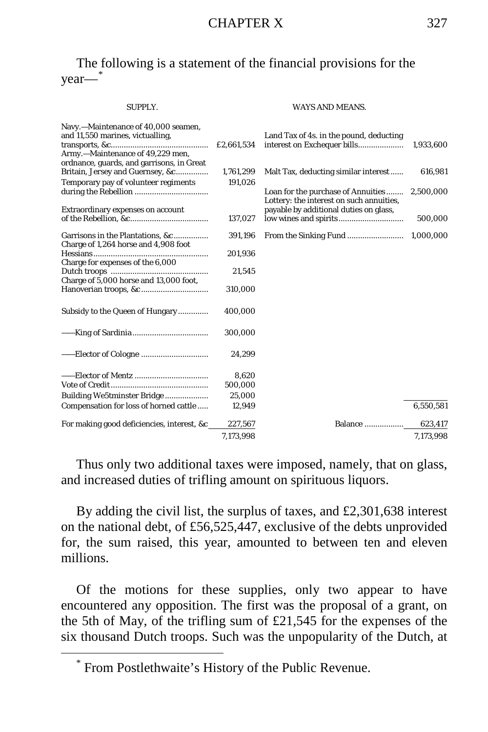The following is a statement of the financial provisions for the year—[*]

| SUPPLY. | | WAYS AND MEANS. | |
|---|---|---|---|
| Navy.—Maintenance of 40,000 seamen, and 11,550 marines, victualling, transports, &c. | £2,661,534 | Land Tax of 4s. in the pound, deducting interest on Exchequer bills | 1,933,600 |
| Army.—Maintenance of 49,229 men, ordnance, guards, and garrisons, in Great Britain, Jersey and Guernsey, &c. | 1,761,299 | Malt Tax, deducting similar interest | 616,981 |
| Temporary pay of volunteer regiments during the Rebellion | 191,026 | Loan for the purchase of Annuities | 2,500,000 |
| Extraordinary expenses on account of the Rebellion, &c. | 137,027 | Lottery: the interest on such annuities, payable by additional duties on glass, low wines and spirits | 500,000 |
| Garrisons in the Plantations, &c. | 391,196 | From the Sinking Fund | 1,000,000 |
| Charge of 1,264 horse and 4,908 foot Hessians | 201,936 | | |
| Charge for expenses of the 6,000 Dutch troops | 21,545 | | |
| Charge of 5,000 horse and 13,000 foot, Hanoverian troops, &c. | 310,000 | | |
| Subsidy to the Queen of Hungary | 400,000 | | |
| ——King of Sardinia | 300,000 | | |
| ——Elector of Cologne | 24,299 | | |
| ——Elector of Mentz | 8,620 | | |
| Vote of Credit | 500,000 | | |
| Building We5tminster Bridge | 25,000 | | |
| Compensation for loss of horned cattle | 12,949 | | 6,550,581 |
| For making good deficiencies, interest, &c | 227,567 | Balance | 623,417 |
| | 7,173,998 | | 7,173,998 |

Thus only two additional taxes were imposed, namely, that on glass, and increased duties of trifling amount on spirituous liquors.

By adding the civil list, the surplus of taxes, and £2,301,638 interest on the national debt, of £56,525,447, exclusive of the debts unprovided for, the sum raised, this year, amounted to between ten and eleven millions.

Of the motions for these supplies, only two appear to have encountered any opposition. The first was the proposal of a grant, on the 5th of May, of the trifling sum of £21,545 for the expenses of the six thousand Dutch troops. Such was the unpopularity of the Dutch, at

[*] From Postlethwaite's History of the Public Revenue.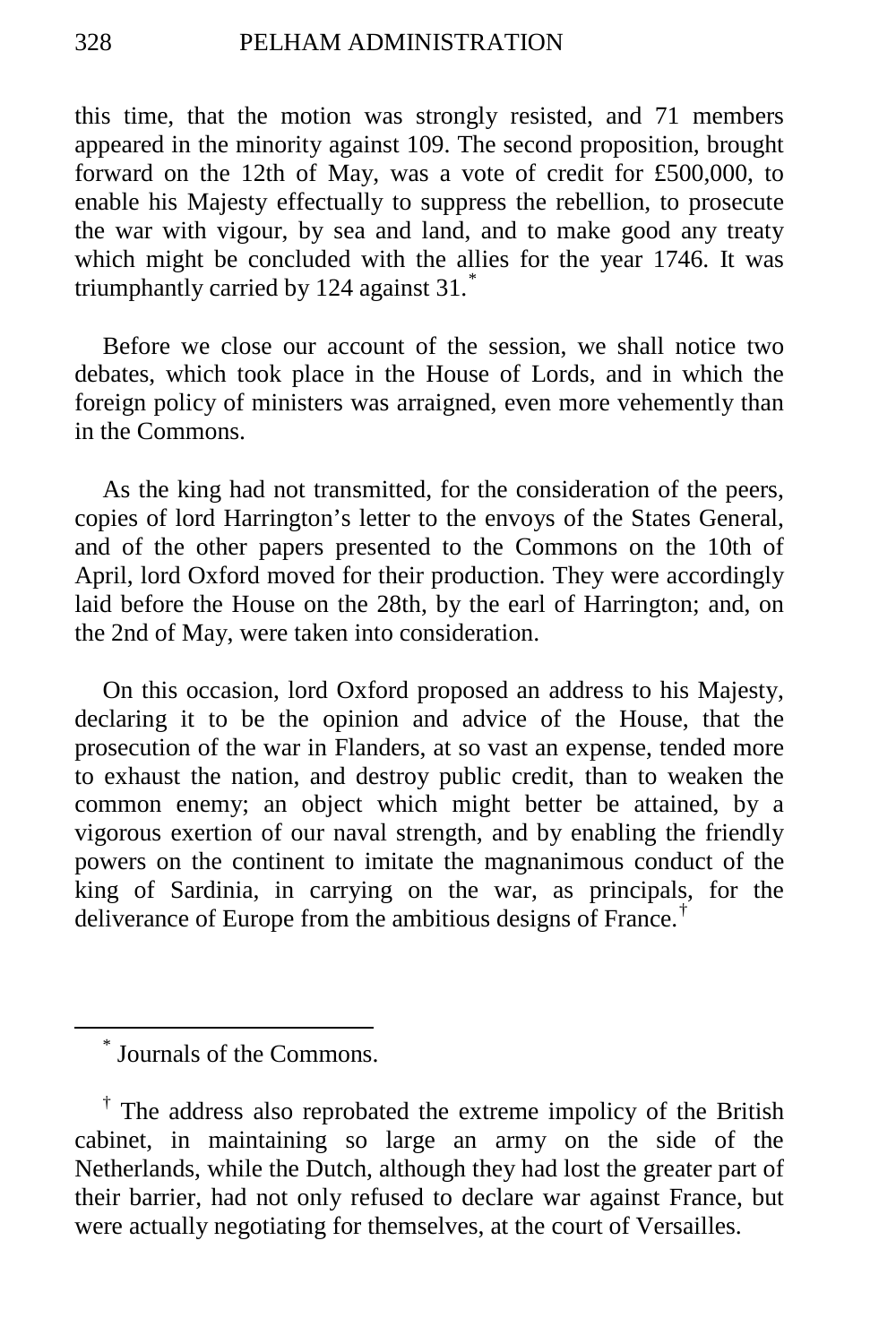this time, that the motion was strongly resisted, and 71 members appeared in the minority against 109. The second proposition, brought forward on the 12th of May, was a vote of credit for £500,000, to enable his Majesty effectually to suppress the rebellion, to prosecute the war with vigour, by sea and land, and to make good any treaty which might be concluded with the allies for the year 1746. It was triumphantly carried by 124 against 31.[*]

Before we close our account of the session, we shall notice two debates, which took place in the House of Lords, and in which the foreign policy of ministers was arraigned, even more vehemently than in the Commons.

As the king had not transmitted, for the consideration of the peers, copies of lord Harrington's letter to the envoys of the States General, and of the other papers presented to the Commons on the 10th of April, lord Oxford moved for their production. They were accordingly laid before the House on the 28th, by the earl of Harrington; and, on the 2nd of May, were taken into consideration.

On this occasion, lord Oxford proposed an address to his Majesty, declaring it to be the opinion and advice of the House, that the prosecution of the war in Flanders, at so vast an expense, tended more to exhaust the nation, and destroy public credit, than to weaken the common enemy; an object which might better be attained, by a vigorous exertion of our naval strength, and by enabling the friendly powers on the continent to imitate the magnanimous conduct of the king of Sardinia, in carrying on the war, as principals, for the deliverance of Europe from the ambitious designs of France.[†]

---

[*] Journals of the Commons.

[†] The address also reprobated the extreme impolicy of the British cabinet, in maintaining so large an army on the side of the Netherlands, while the Dutch, although they had lost the greater part of their barrier, had not only refused to declare war against France, but were actually negotiating for themselves, at the court of Versailles.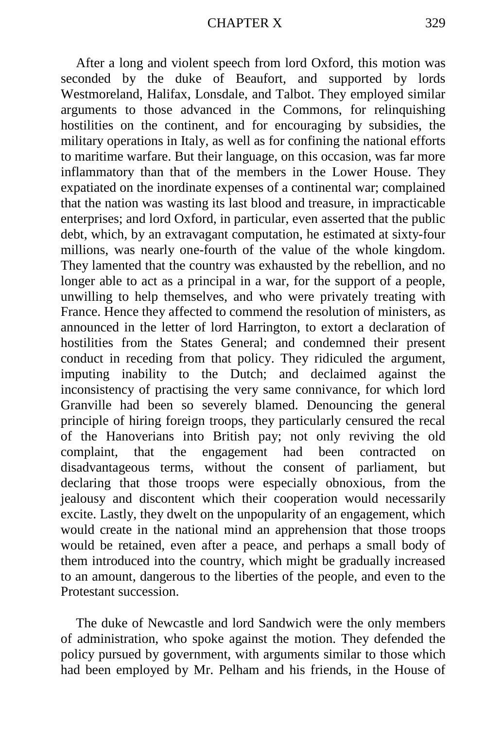After a long and violent speech from lord Oxford, this motion was seconded by the duke of Beaufort, and supported by lords Westmoreland, Halifax, Lonsdale, and Talbot. They employed similar arguments to those advanced in the Commons, for relinquishing hostilities on the continent, and for encouraging by subsidies, the military operations in Italy, as well as for confining the national efforts to maritime warfare. But their language, on this occasion, was far more inflammatory than that of the members in the Lower House. They expatiated on the inordinate expenses of a continental war; complained that the nation was wasting its last blood and treasure, in impracticable enterprises; and lord Oxford, in particular, even asserted that the public debt, which, by an extravagant computation, he estimated at sixty-four millions, was nearly one-fourth of the value of the whole kingdom. They lamented that the country was exhausted by the rebellion, and no longer able to act as a principal in a war, for the support of a people, unwilling to help themselves, and who were privately treating with France. Hence they affected to commend the resolution of ministers, as announced in the letter of lord Harrington, to extort a declaration of hostilities from the States General; and condemned their present conduct in receding from that policy. They ridiculed the argument, imputing inability to the Dutch; and declaimed against the inconsistency of practising the very same connivance, for which lord Granville had been so severely blamed. Denouncing the general principle of hiring foreign troops, they particularly censured the recal of the Hanoverians into British pay; not only reviving the old complaint, that the engagement had been contracted on disadvantageous terms, without the consent of parliament, but declaring that those troops were especially obnoxious, from the jealousy and discontent which their cooperation would necessarily excite. Lastly, they dwelt on the unpopularity of an engagement, which would create in the national mind an apprehension that those troops would be retained, even after a peace, and perhaps a small body of them introduced into the country, which might be gradually increased to an amount, dangerous to the liberties of the people, and even to the Protestant succession.

The duke of Newcastle and lord Sandwich were the only members of administration, who spoke against the motion. They defended the policy pursued by government, with arguments similar to those which had been employed by Mr. Pelham and his friends, in the House of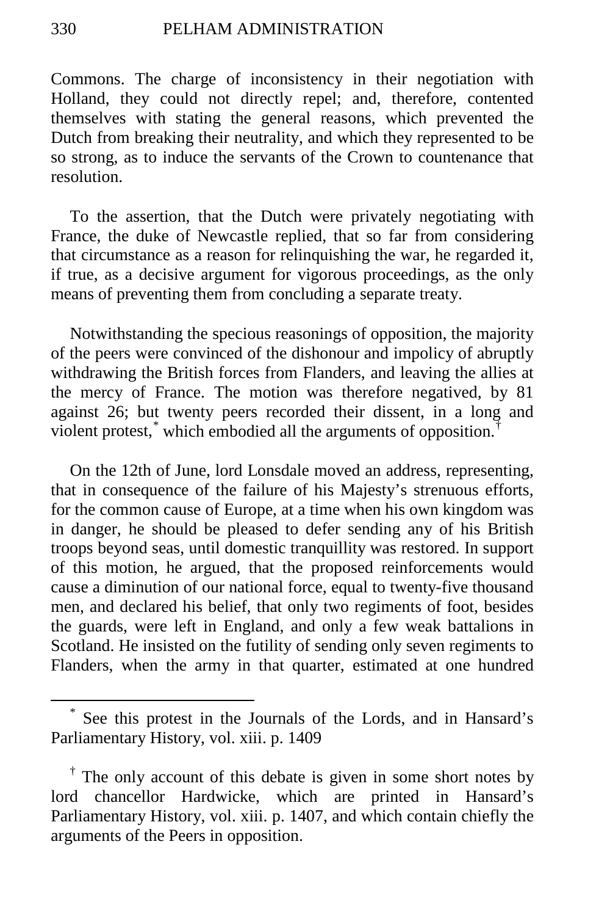Commons. The charge of inconsistency in their negotiation with Holland, they could not directly repel; and, therefore, contented themselves with stating the general reasons, which prevented the Dutch from breaking their neutrality, and which they represented to be so strong, as to induce the servants of the Crown to countenance that resolution.

To the assertion, that the Dutch were privately negotiating with France, the duke of Newcastle replied, that so far from considering that circumstance as a reason for relinquishing the war, he regarded it, if true, as a decisive argument for vigorous proceedings, as the only means of preventing them from concluding a separate treaty.

Notwithstanding the specious reasonings of opposition, the majority of the peers were convinced of the dishonour and impolicy of abruptly withdrawing the British forces from Flanders, and leaving the allies at the mercy of France. The motion was therefore negatived, by 81 against 26; but twenty peers recorded their dissent, in a long and violent protest,[*] which embodied all the arguments of opposition.[†]

On the 12th of June, lord Lonsdale moved an address, representing, that in consequence of the failure of his Majesty's strenuous efforts, for the common cause of Europe, at a time when his own kingdom was in danger, he should be pleased to defer sending any of his British troops beyond seas, until domestic tranquillity was restored. In support of this motion, he argued, that the proposed reinforcements would cause a diminution of our national force, equal to twenty-five thousand men, and declared his belief, that only two regiments of foot, besides the guards, were left in England, and only a few weak battalions in Scotland. He insisted on the futility of sending only seven regiments to Flanders, when the army in that quarter, estimated at one hundred

---

[*] See this protest in the Journals of the Lords, and in Hansard's Parliamentary History, vol. xiii. p. 1409

[†] The only account of this debate is given in some short notes by lord chancellor Hardwicke, which are printed in Hansard's Parliamentary History, vol. xiii. p. 1407, and which contain chiefly the arguments of the Peers in opposition.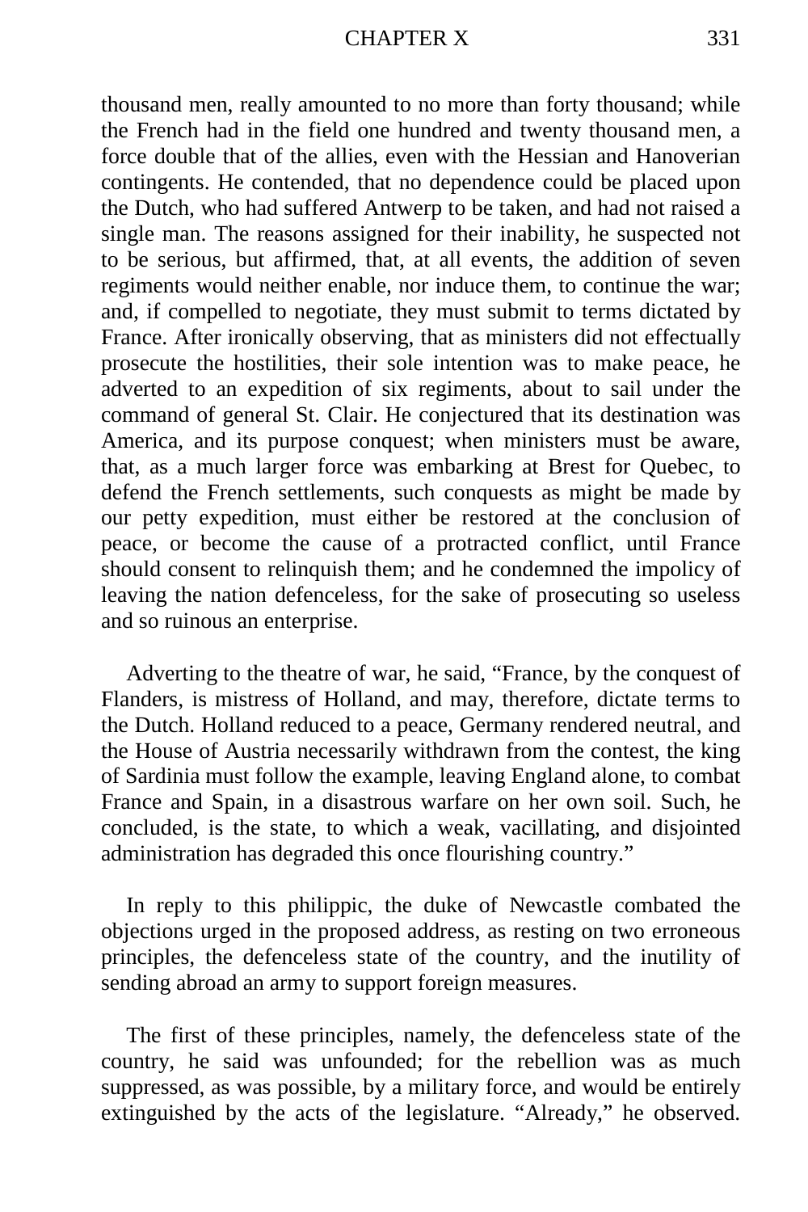thousand men, really amounted to no more than forty thousand; while the French had in the field one hundred and twenty thousand men, a force double that of the allies, even with the Hessian and Hanoverian contingents. He contended, that no dependence could be placed upon the Dutch, who had suffered Antwerp to be taken, and had not raised a single man. The reasons assigned for their inability, he suspected not to be serious, but affirmed, that, at all events, the addition of seven regiments would neither enable, nor induce them, to continue the war; and, if compelled to negotiate, they must submit to terms dictated by France. After ironically observing, that as ministers did not effectually prosecute the hostilities, their sole intention was to make peace, he adverted to an expedition of six regiments, about to sail under the command of general St. Clair. He conjectured that its destination was America, and its purpose conquest; when ministers must be aware, that, as a much larger force was embarking at Brest for Quebec, to defend the French settlements, such conquests as might be made by our petty expedition, must either be restored at the conclusion of peace, or become the cause of a protracted conflict, until France should consent to relinquish them; and he condemned the impolicy of leaving the nation defenceless, for the sake of prosecuting so useless and so ruinous an enterprise.

Adverting to the theatre of war, he said, "France, by the conquest of Flanders, is mistress of Holland, and may, therefore, dictate terms to the Dutch. Holland reduced to a peace, Germany rendered neutral, and the House of Austria necessarily withdrawn from the contest, the king of Sardinia must follow the example, leaving England alone, to combat France and Spain, in a disastrous warfare on her own soil. Such, he concluded, is the state, to which a weak, vacillating, and disjointed administration has degraded this once flourishing country."

In reply to this philippic, the duke of Newcastle combated the objections urged in the proposed address, as resting on two erroneous principles, the defenceless state of the country, and the inutility of sending abroad an army to support foreign measures.

The first of these principles, namely, the defenceless state of the country, he said was unfounded; for the rebellion was as much suppressed, as was possible, by a military force, and would be entirely extinguished by the acts of the legislature. "Already," he observed.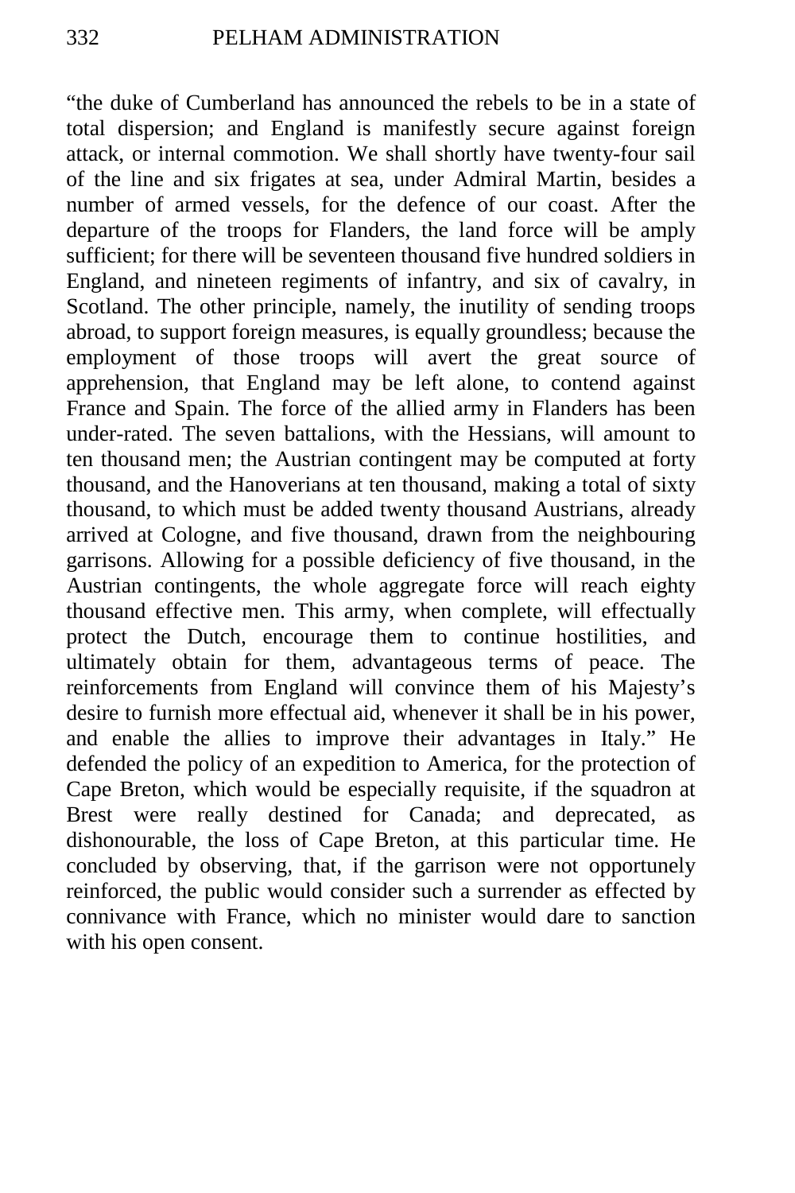“the duke of Cumberland has announced the rebels to be in a state of total dispersion; and England is manifestly secure against foreign attack, or internal commotion. We shall shortly have twenty-four sail of the line and six frigates at sea, under Admiral Martin, besides a number of armed vessels, for the defence of our coast. After the departure of the troops for Flanders, the land force will be amply sufficient; for there will be seventeen thousand five hundred soldiers in England, and nineteen regiments of infantry, and six of cavalry, in Scotland. The other principle, namely, the inutility of sending troops abroad, to support foreign measures, is equally groundless; because the employment of those troops will avert the great source of apprehension, that England may be left alone, to contend against France and Spain. The force of the allied army in Flanders has been under-rated. The seven battalions, with the Hessians, will amount to ten thousand men; the Austrian contingent may be computed at forty thousand, and the Hanoverians at ten thousand, making a total of sixty thousand, to which must be added twenty thousand Austrians, already arrived at Cologne, and five thousand, drawn from the neighbouring garrisons. Allowing for a possible deficiency of five thousand, in the Austrian contingents, the whole aggregate force will reach eighty thousand effective men. This army, when complete, will effectually protect the Dutch, encourage them to continue hostilities, and ultimately obtain for them, advantageous terms of peace. The reinforcements from England will convince them of his Majesty’s desire to furnish more effectual aid, whenever it shall be in his power, and enable the allies to improve their advantages in Italy.” He defended the policy of an expedition to America, for the protection of Cape Breton, which would be especially requisite, if the squadron at Brest were really destined for Canada; and deprecated, as dishonourable, the loss of Cape Breton, at this particular time. He concluded by observing, that, if the garrison were not opportunely reinforced, the public would consider such a surrender as effected by connivance with France, which no minister would dare to sanction with his open consent.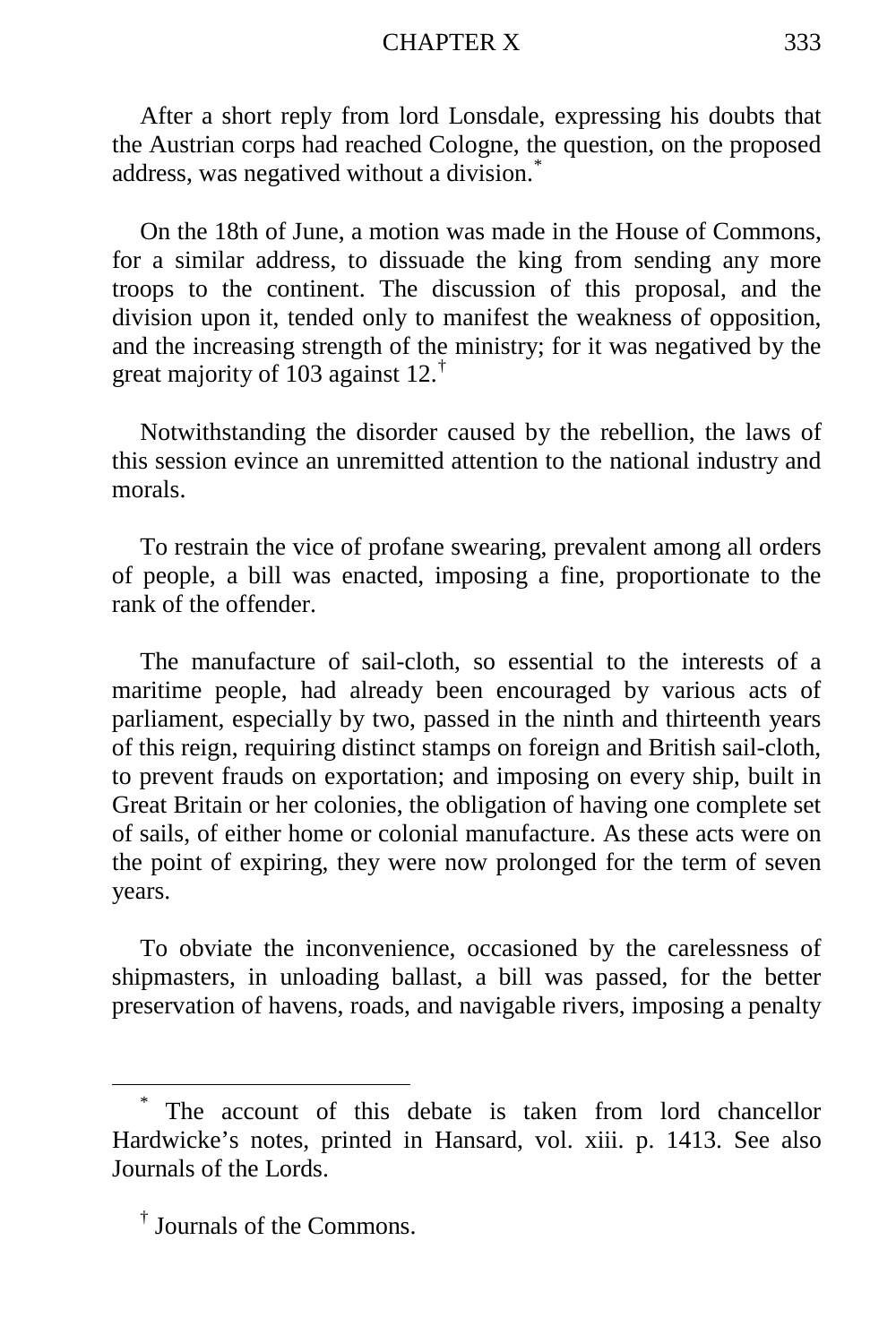After a short reply from lord Lonsdale, expressing his doubts that the Austrian corps had reached Cologne, the question, on the proposed address, was negatived without a division.[*]

On the 18th of June, a motion was made in the House of Commons, for a similar address, to dissuade the king from sending any more troops to the continent. The discussion of this proposal, and the division upon it, tended only to manifest the weakness of opposition, and the increasing strength of the ministry; for it was negatived by the great majority of 103 against 12.[†]

Notwithstanding the disorder caused by the rebellion, the laws of this session evince an unremitted attention to the national industry and morals.

To restrain the vice of profane swearing, prevalent among all orders of people, a bill was enacted, imposing a fine, proportionate to the rank of the offender.

The manufacture of sail-cloth, so essential to the interests of a maritime people, had already been encouraged by various acts of parliament, especially by two, passed in the ninth and thirteenth years of this reign, requiring distinct stamps on foreign and British sail-cloth, to prevent frauds on exportation; and imposing on every ship, built in Great Britain or her colonies, the obligation of having one complete set of sails, of either home or colonial manufacture. As these acts were on the point of expiring, they were now prolonged for the term of seven years.

To obviate the inconvenience, occasioned by the carelessness of shipmasters, in unloading ballast, a bill was passed, for the better preservation of havens, roads, and navigable rivers, imposing a penalty

---

[*] The account of this debate is taken from lord chancellor Hardwicke's notes, printed in Hansard, vol. xiii. p. 1413. See also Journals of the Lords.

[†] Journals of the Commons.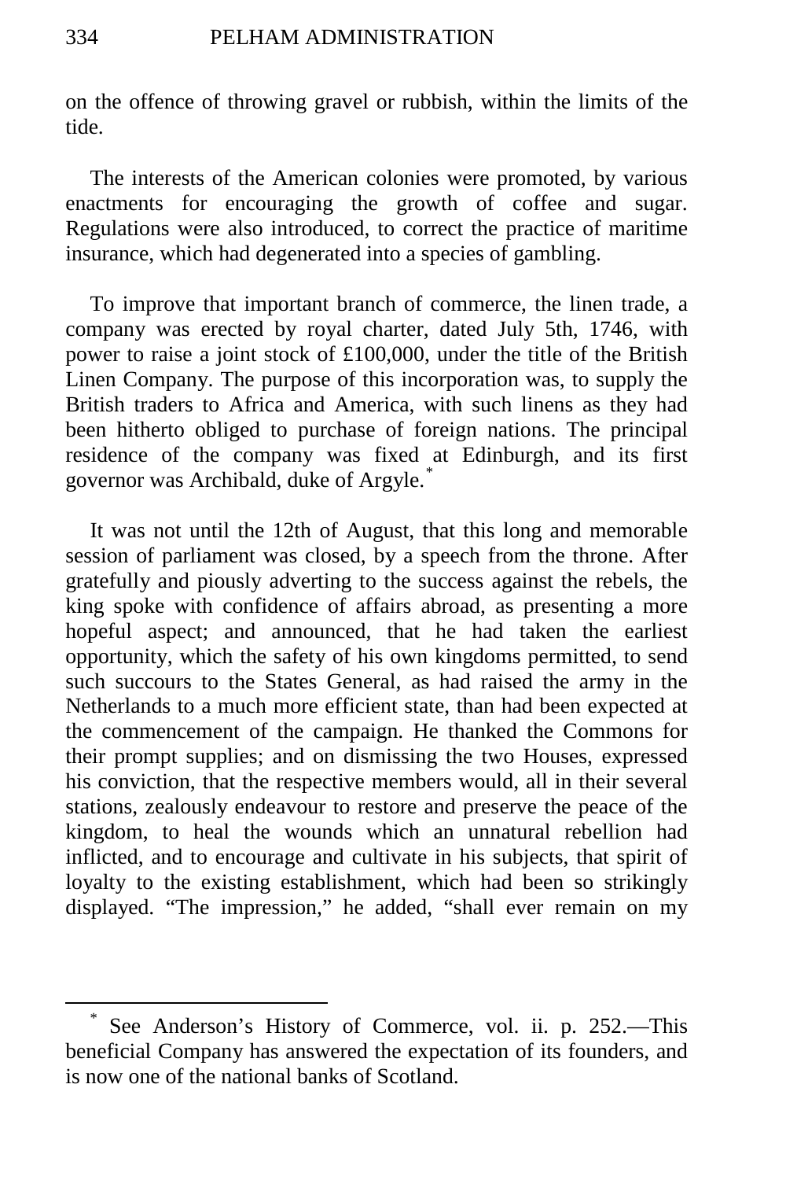on the offence of throwing gravel or rubbish, within the limits of the tide.

The interests of the American colonies were promoted, by various enactments for encouraging the growth of coffee and sugar. Regulations were also introduced, to correct the practice of maritime insurance, which had degenerated into a species of gambling.

To improve that important branch of commerce, the linen trade, a company was erected by royal charter, dated July 5th, 1746, with power to raise a joint stock of £100,000, under the title of the British Linen Company. The purpose of this incorporation was, to supply the British traders to Africa and America, with such linens as they had been hitherto obliged to purchase of foreign nations. The principal residence of the company was fixed at Edinburgh, and its first governor was Archibald, duke of Argyle.[*]

It was not until the 12th of August, that this long and memorable session of parliament was closed, by a speech from the throne. After gratefully and piously adverting to the success against the rebels, the king spoke with confidence of affairs abroad, as presenting a more hopeful aspect; and announced, that he had taken the earliest opportunity, which the safety of his own kingdoms permitted, to send such succours to the States General, as had raised the army in the Netherlands to a much more efficient state, than had been expected at the commencement of the campaign. He thanked the Commons for their prompt supplies; and on dismissing the two Houses, expressed his conviction, that the respective members would, all in their several stations, zealously endeavour to restore and preserve the peace of the kingdom, to heal the wounds which an unnatural rebellion had inflicted, and to encourage and cultivate in his subjects, that spirit of loyalty to the existing establishment, which had been so strikingly displayed. "The impression," he added, "shall ever remain on my

---

[*] See Anderson's History of Commerce, vol. ii. p. 252.—This beneficial Company has answered the expectation of its founders, and is now one of the national banks of Scotland.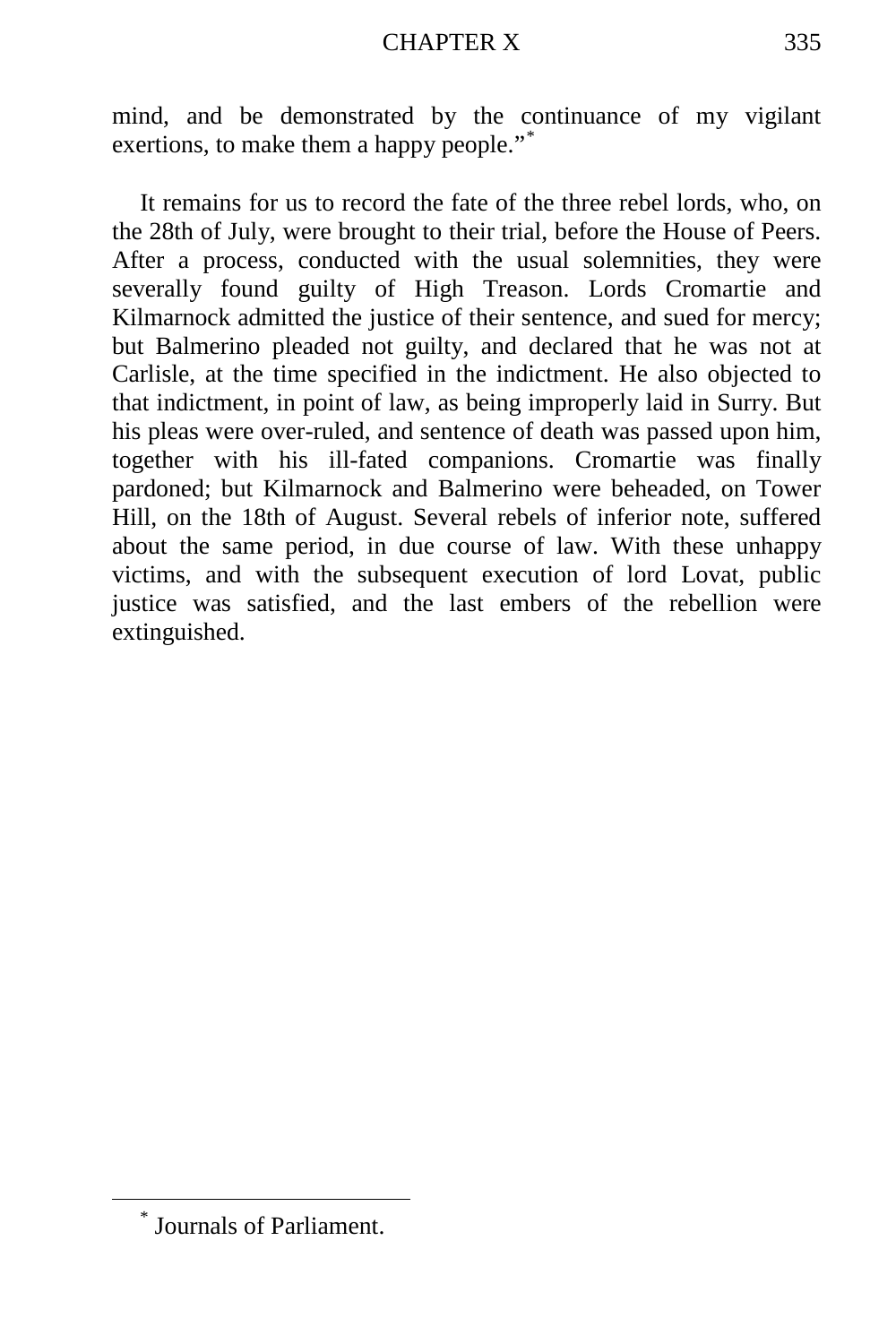mind, and be demonstrated by the continuance of my vigilant exertions, to make them a happy people."[*]

It remains for us to record the fate of the three rebel lords, who, on the 28th of July, were brought to their trial, before the House of Peers. After a process, conducted with the usual solemnities, they were severally found guilty of High Treason. Lords Cromartie and Kilmarnock admitted the justice of their sentence, and sued for mercy; but Balmerino pleaded not guilty, and declared that he was not at Carlisle, at the time specified in the indictment. He also objected to that indictment, in point of law, as being improperly laid in Surry. But his pleas were over-ruled, and sentence of death was passed upon him, together with his ill-fated companions. Cromartie was finally pardoned; but Kilmarnock and Balmerino were beheaded, on Tower Hill, on the 18th of August. Several rebels of inferior note, suffered about the same period, in due course of law. With these unhappy victims, and with the subsequent execution of lord Lovat, public justice was satisfied, and the last embers of the rebellion were extinguished.

---

[*] Journals of Parliament.